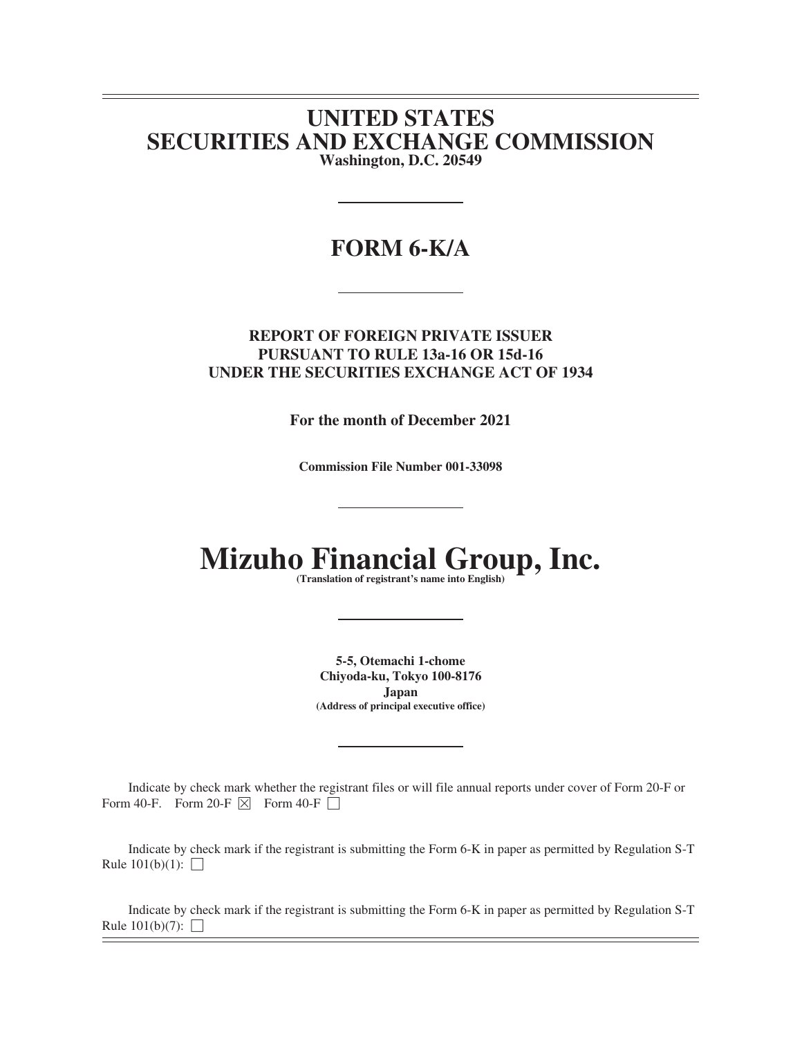# UNITED STATES
# SECURITIES AND EXCHANGE COMMISSION

**Washington, D.C. 20549**

---

## FORM 6-K/A

---

**REPORT OF FOREIGN PRIVATE ISSUER**
**PURSUANT TO RULE 13a-16 OR 15d-16**
**UNDER THE SECURITIES EXCHANGE ACT OF 1934**

**For the month of December 2021**

**Commission File Number 001-33098**

---

# Mizuho Financial Group, Inc.

**(Translation of registrant's name into English)**

---

**5-5, Otemachi 1-chome**
**Chiyoda-ku, Tokyo 100-8176**
**Japan**
**(Address of principal executive office)**

---

Indicate by check mark whether the registrant files or will file annual reports under cover of Form 20-F or Form 40-F. Form 20-F ☒ Form 40-F ☐

Indicate by check mark if the registrant is submitting the Form 6-K in paper as permitted by Regulation S-T Rule 101(b)(1): ☐

Indicate by check mark if the registrant is submitting the Form 6-K in paper as permitted by Regulation S-T Rule 101(b)(7): ☐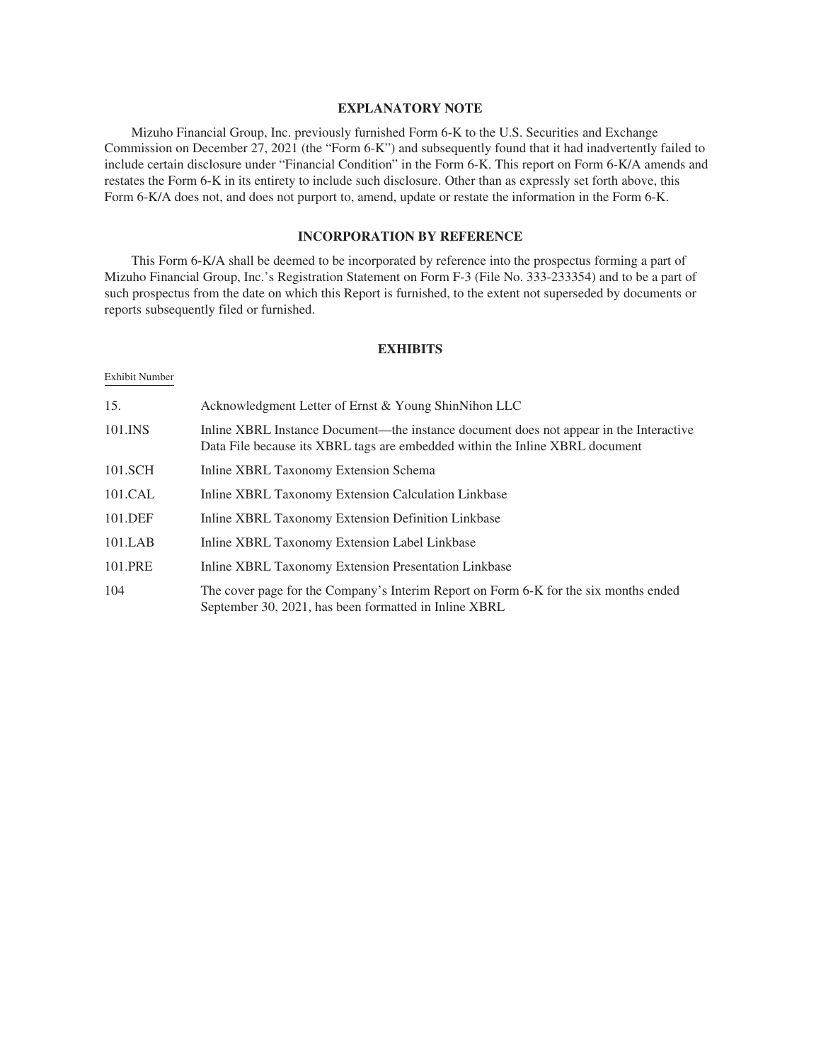## EXPLANATORY NOTE

Mizuho Financial Group, Inc. previously furnished Form 6-K to the U.S. Securities and Exchange Commission on December 27, 2021 (the "Form 6-K") and subsequently found that it had inadvertently failed to include certain disclosure under "Financial Condition" in the Form 6-K. This report on Form 6-K/A amends and restates the Form 6-K in its entirety to include such disclosure. Other than as expressly set forth above, this Form 6-K/A does not, and does not purport to, amend, update or restate the information in the Form 6-K.

## INCORPORATION BY REFERENCE

This Form 6-K/A shall be deemed to be incorporated by reference into the prospectus forming a part of Mizuho Financial Group, Inc.'s Registration Statement on Form F-3 (File No. 333-233354) and to be a part of such prospectus from the date on which this Report is furnished, to the extent not superseded by documents or reports subsequently filed or furnished.

## EXHIBITS

| Exhibit Number | |
|---|---|
| 15. | Acknowledgment Letter of Ernst & Young ShinNihon LLC |
| 101.INS | Inline XBRL Instance Document—the instance document does not appear in the Interactive Data File because its XBRL tags are embedded within the Inline XBRL document |
| 101.SCH | Inline XBRL Taxonomy Extension Schema |
| 101.CAL | Inline XBRL Taxonomy Extension Calculation Linkbase |
| 101.DEF | Inline XBRL Taxonomy Extension Definition Linkbase |
| 101.LAB | Inline XBRL Taxonomy Extension Label Linkbase |
| 101.PRE | Inline XBRL Taxonomy Extension Presentation Linkbase |
| 104 | The cover page for the Company's Interim Report on Form 6-K for the six months ended September 30, 2021, has been formatted in Inline XBRL |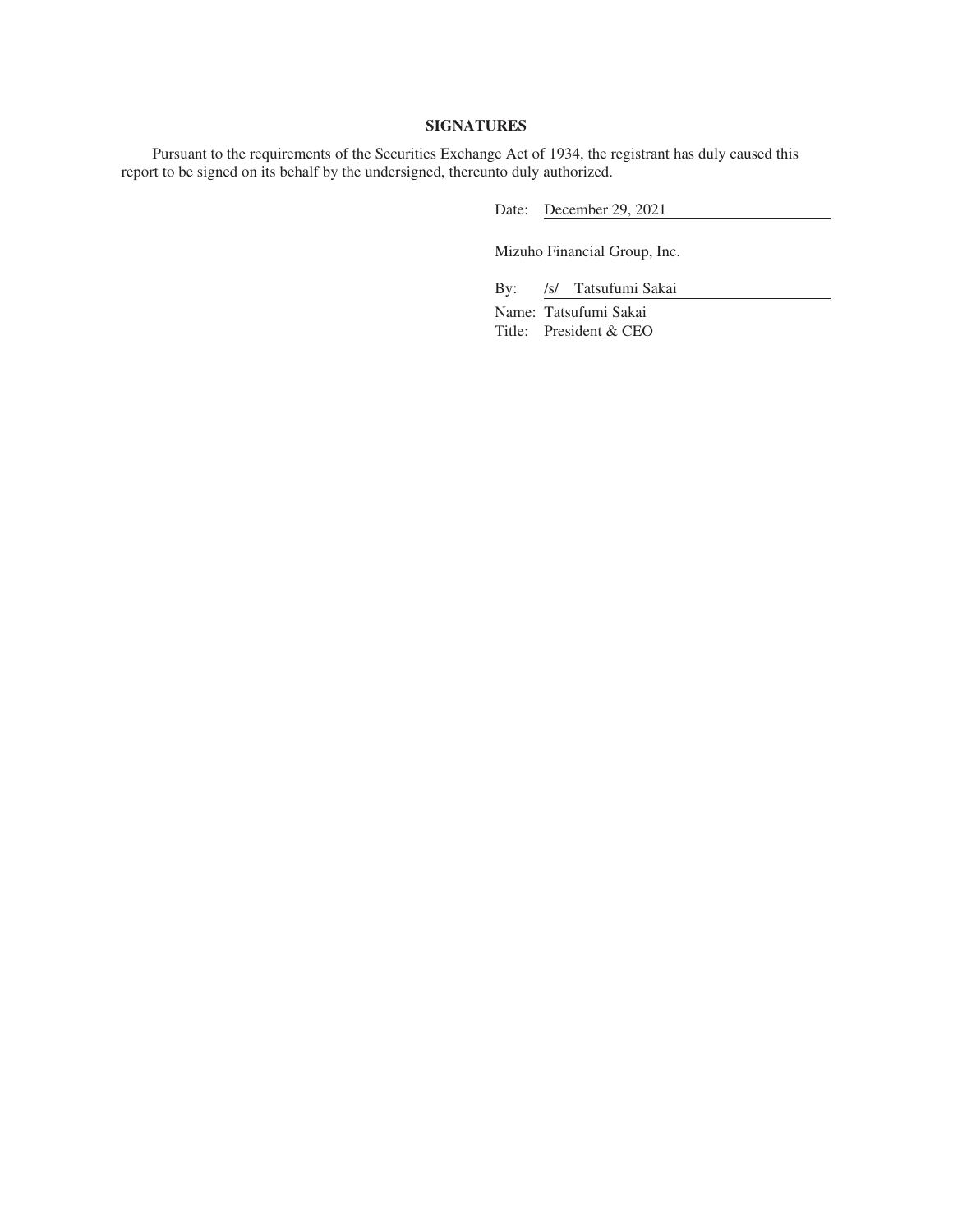## SIGNATURES

Pursuant to the requirements of the Securities Exchange Act of 1934, the registrant has duly caused this report to be signed on its behalf by the undersigned, thereunto duly authorized.

Date: December 29, 2021

Mizuho Financial Group, Inc.

By: /s/ Tatsufumi Sakai

Name: Tatsufumi Sakai

Title: President & CEO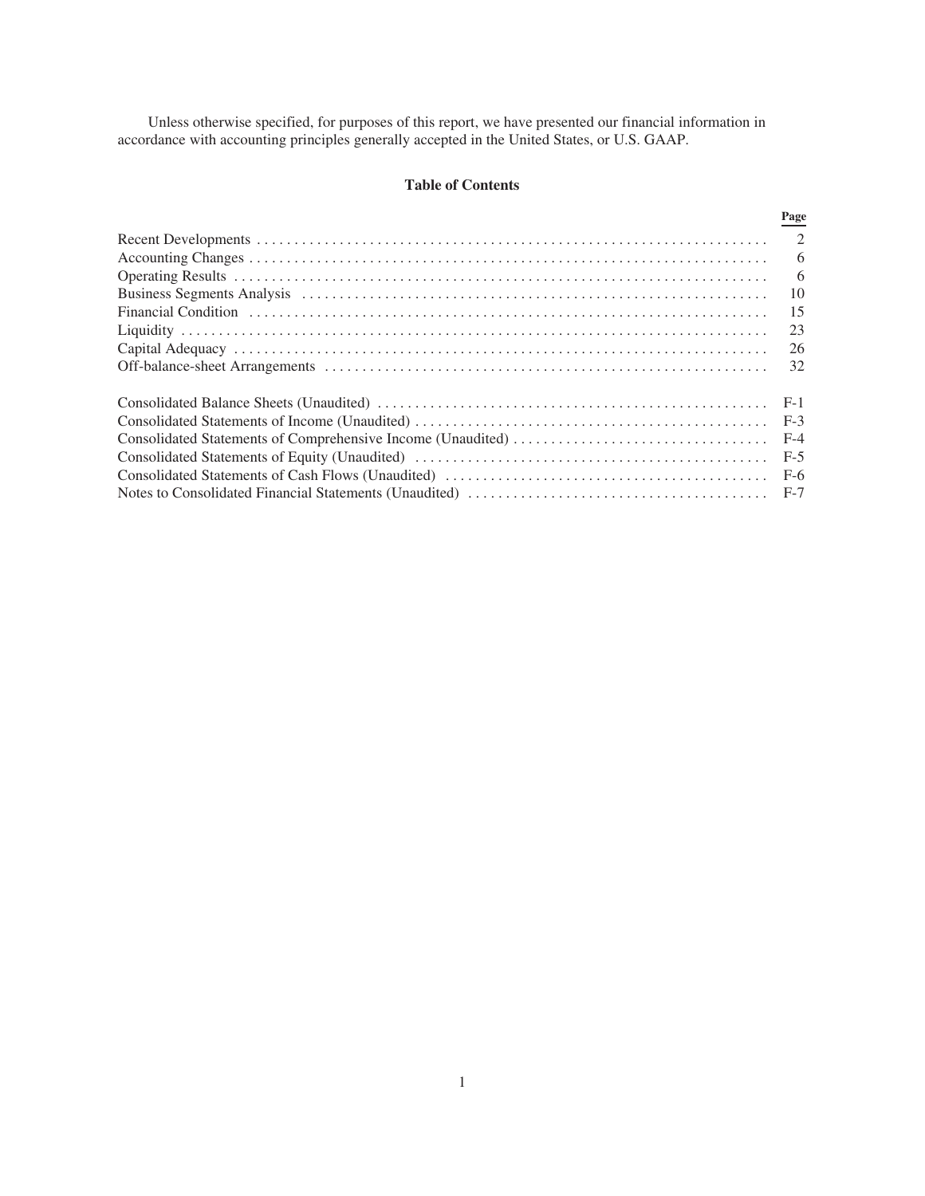Unless otherwise specified, for purposes of this report, we have presented our financial information in accordance with accounting principles generally accepted in the United States, or U.S. GAAP.

## Table of Contents

| | Page |
|---|---|
| Recent Developments | 2 |
| Accounting Changes | 6 |
| Operating Results | 6 |
| Business Segments Analysis | 10 |
| Financial Condition | 15 |
| Liquidity | 23 |
| Capital Adequacy | 26 |
| Off-balance-sheet Arrangements | 32 |
| Consolidated Balance Sheets (Unaudited) | F-1 |
| Consolidated Statements of Income (Unaudited) | F-3 |
| Consolidated Statements of Comprehensive Income (Unaudited) | F-4 |
| Consolidated Statements of Equity (Unaudited) | F-5 |
| Consolidated Statements of Cash Flows (Unaudited) | F-6 |
| Notes to Consolidated Financial Statements (Unaudited) | F-7 |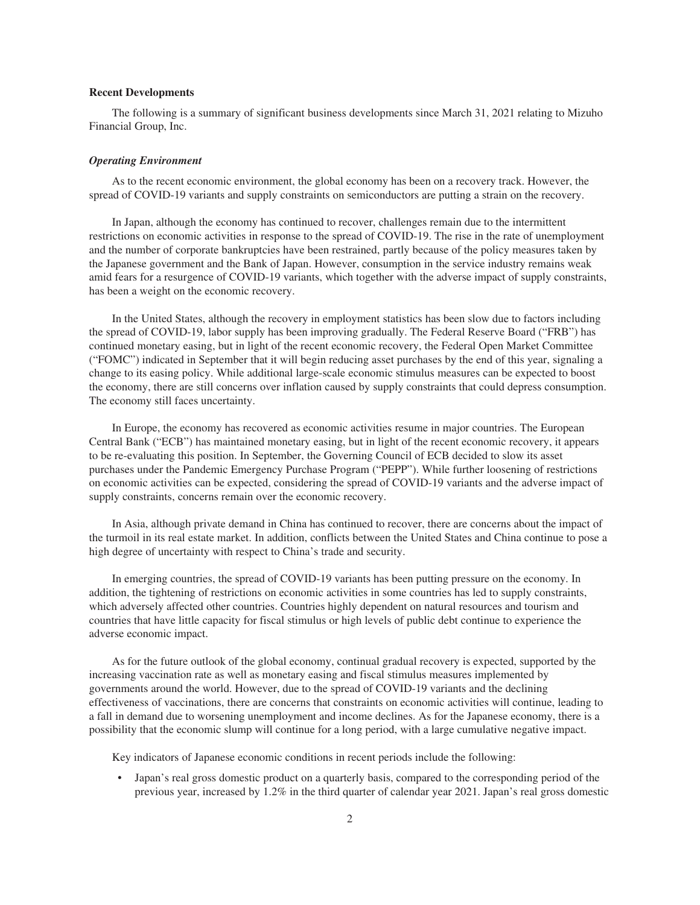**Recent Developments**

The following is a summary of significant business developments since March 31, 2021 relating to Mizuho Financial Group, Inc.

***Operating Environment***

As to the recent economic environment, the global economy has been on a recovery track. However, the spread of COVID-19 variants and supply constraints on semiconductors are putting a strain on the recovery.

In Japan, although the economy has continued to recover, challenges remain due to the intermittent restrictions on economic activities in response to the spread of COVID-19. The rise in the rate of unemployment and the number of corporate bankruptcies have been restrained, partly because of the policy measures taken by the Japanese government and the Bank of Japan. However, consumption in the service industry remains weak amid fears for a resurgence of COVID-19 variants, which together with the adverse impact of supply constraints, has been a weight on the economic recovery.

In the United States, although the recovery in employment statistics has been slow due to factors including the spread of COVID-19, labor supply has been improving gradually. The Federal Reserve Board ("FRB") has continued monetary easing, but in light of the recent economic recovery, the Federal Open Market Committee ("FOMC") indicated in September that it will begin reducing asset purchases by the end of this year, signaling a change to its easing policy. While additional large-scale economic stimulus measures can be expected to boost the economy, there are still concerns over inflation caused by supply constraints that could depress consumption. The economy still faces uncertainty.

In Europe, the economy has recovered as economic activities resume in major countries. The European Central Bank ("ECB") has maintained monetary easing, but in light of the recent economic recovery, it appears to be re-evaluating this position. In September, the Governing Council of ECB decided to slow its asset purchases under the Pandemic Emergency Purchase Program ("PEPP"). While further loosening of restrictions on economic activities can be expected, considering the spread of COVID-19 variants and the adverse impact of supply constraints, concerns remain over the economic recovery.

In Asia, although private demand in China has continued to recover, there are concerns about the impact of the turmoil in its real estate market. In addition, conflicts between the United States and China continue to pose a high degree of uncertainty with respect to China's trade and security.

In emerging countries, the spread of COVID-19 variants has been putting pressure on the economy. In addition, the tightening of restrictions on economic activities in some countries has led to supply constraints, which adversely affected other countries. Countries highly dependent on natural resources and tourism and countries that have little capacity for fiscal stimulus or high levels of public debt continue to experience the adverse economic impact.

As for the future outlook of the global economy, continual gradual recovery is expected, supported by the increasing vaccination rate as well as monetary easing and fiscal stimulus measures implemented by governments around the world. However, due to the spread of COVID-19 variants and the declining effectiveness of vaccinations, there are concerns that constraints on economic activities will continue, leading to a fall in demand due to worsening unemployment and income declines. As for the Japanese economy, there is a possibility that the economic slump will continue for a long period, with a large cumulative negative impact.

Key indicators of Japanese economic conditions in recent periods include the following:

- Japan's real gross domestic product on a quarterly basis, compared to the corresponding period of the previous year, increased by 1.2% in the third quarter of calendar year 2021. Japan's real gross domestic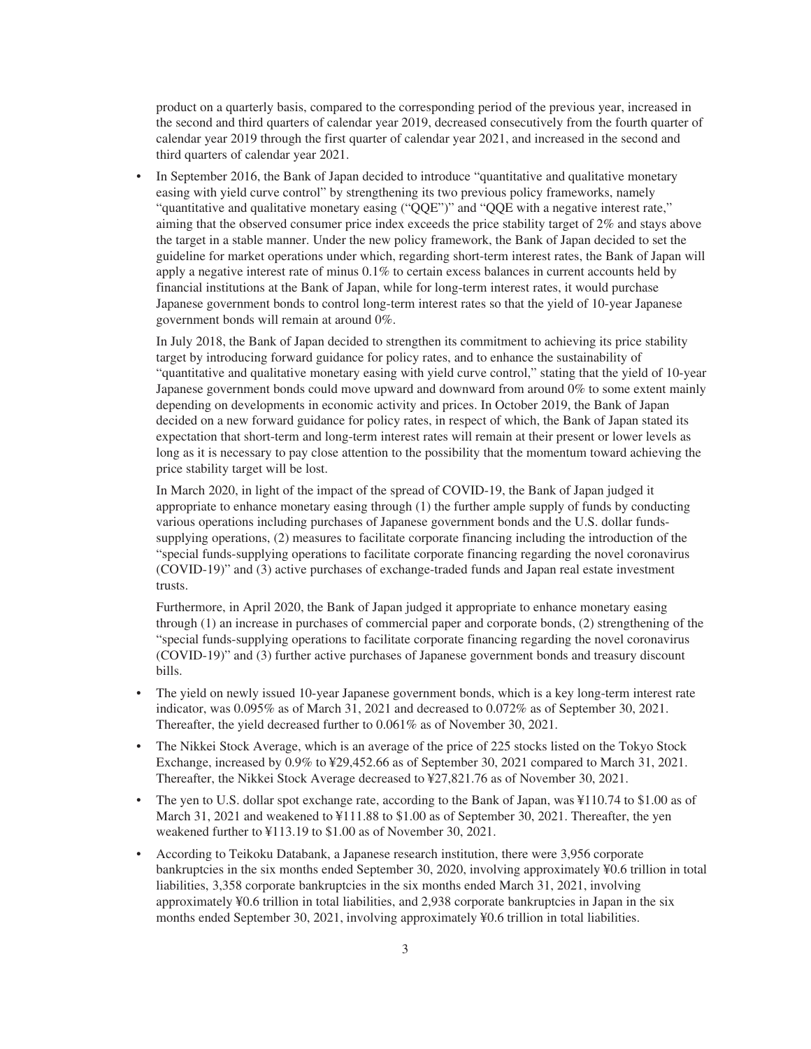product on a quarterly basis, compared to the corresponding period of the previous year, increased in the second and third quarters of calendar year 2019, decreased consecutively from the fourth quarter of calendar year 2019 through the first quarter of calendar year 2021, and increased in the second and third quarters of calendar year 2021.

- In September 2016, the Bank of Japan decided to introduce "quantitative and qualitative monetary easing with yield curve control" by strengthening its two previous policy frameworks, namely "quantitative and qualitative monetary easing ("QQE")" and "QQE with a negative interest rate," aiming that the observed consumer price index exceeds the price stability target of 2% and stays above the target in a stable manner. Under the new policy framework, the Bank of Japan decided to set the guideline for market operations under which, regarding short-term interest rates, the Bank of Japan will apply a negative interest rate of minus 0.1% to certain excess balances in current accounts held by financial institutions at the Bank of Japan, while for long-term interest rates, it would purchase Japanese government bonds to control long-term interest rates so that the yield of 10-year Japanese government bonds will remain at around 0%.

  In July 2018, the Bank of Japan decided to strengthen its commitment to achieving its price stability target by introducing forward guidance for policy rates, and to enhance the sustainability of "quantitative and qualitative monetary easing with yield curve control," stating that the yield of 10-year Japanese government bonds could move upward and downward from around 0% to some extent mainly depending on developments in economic activity and prices. In October 2019, the Bank of Japan decided on a new forward guidance for policy rates, in respect of which, the Bank of Japan stated its expectation that short-term and long-term interest rates will remain at their present or lower levels as long as it is necessary to pay close attention to the possibility that the momentum toward achieving the price stability target will be lost.

  In March 2020, in light of the impact of the spread of COVID-19, the Bank of Japan judged it appropriate to enhance monetary easing through (1) the further ample supply of funds by conducting various operations including purchases of Japanese government bonds and the U.S. dollar funds-supplying operations, (2) measures to facilitate corporate financing including the introduction of the "special funds-supplying operations to facilitate corporate financing regarding the novel coronavirus (COVID-19)" and (3) active purchases of exchange-traded funds and Japan real estate investment trusts.

  Furthermore, in April 2020, the Bank of Japan judged it appropriate to enhance monetary easing through (1) an increase in purchases of commercial paper and corporate bonds, (2) strengthening of the "special funds-supplying operations to facilitate corporate financing regarding the novel coronavirus (COVID-19)" and (3) further active purchases of Japanese government bonds and treasury discount bills.

- The yield on newly issued 10-year Japanese government bonds, which is a key long-term interest rate indicator, was 0.095% as of March 31, 2021 and decreased to 0.072% as of September 30, 2021. Thereafter, the yield decreased further to 0.061% as of November 30, 2021.

- The Nikkei Stock Average, which is an average of the price of 225 stocks listed on the Tokyo Stock Exchange, increased by 0.9% to ¥29,452.66 as of September 30, 2021 compared to March 31, 2021. Thereafter, the Nikkei Stock Average decreased to ¥27,821.76 as of November 30, 2021.

- The yen to U.S. dollar spot exchange rate, according to the Bank of Japan, was ¥110.74 to $1.00 as of March 31, 2021 and weakened to ¥111.88 to $1.00 as of September 30, 2021. Thereafter, the yen weakened further to ¥113.19 to $1.00 as of November 30, 2021.

- According to Teikoku Databank, a Japanese research institution, there were 3,956 corporate bankruptcies in the six months ended September 30, 2020, involving approximately ¥0.6 trillion in total liabilities, 3,358 corporate bankruptcies in the six months ended March 31, 2021, involving approximately ¥0.6 trillion in total liabilities, and 2,938 corporate bankruptcies in Japan in the six months ended September 30, 2021, involving approximately ¥0.6 trillion in total liabilities.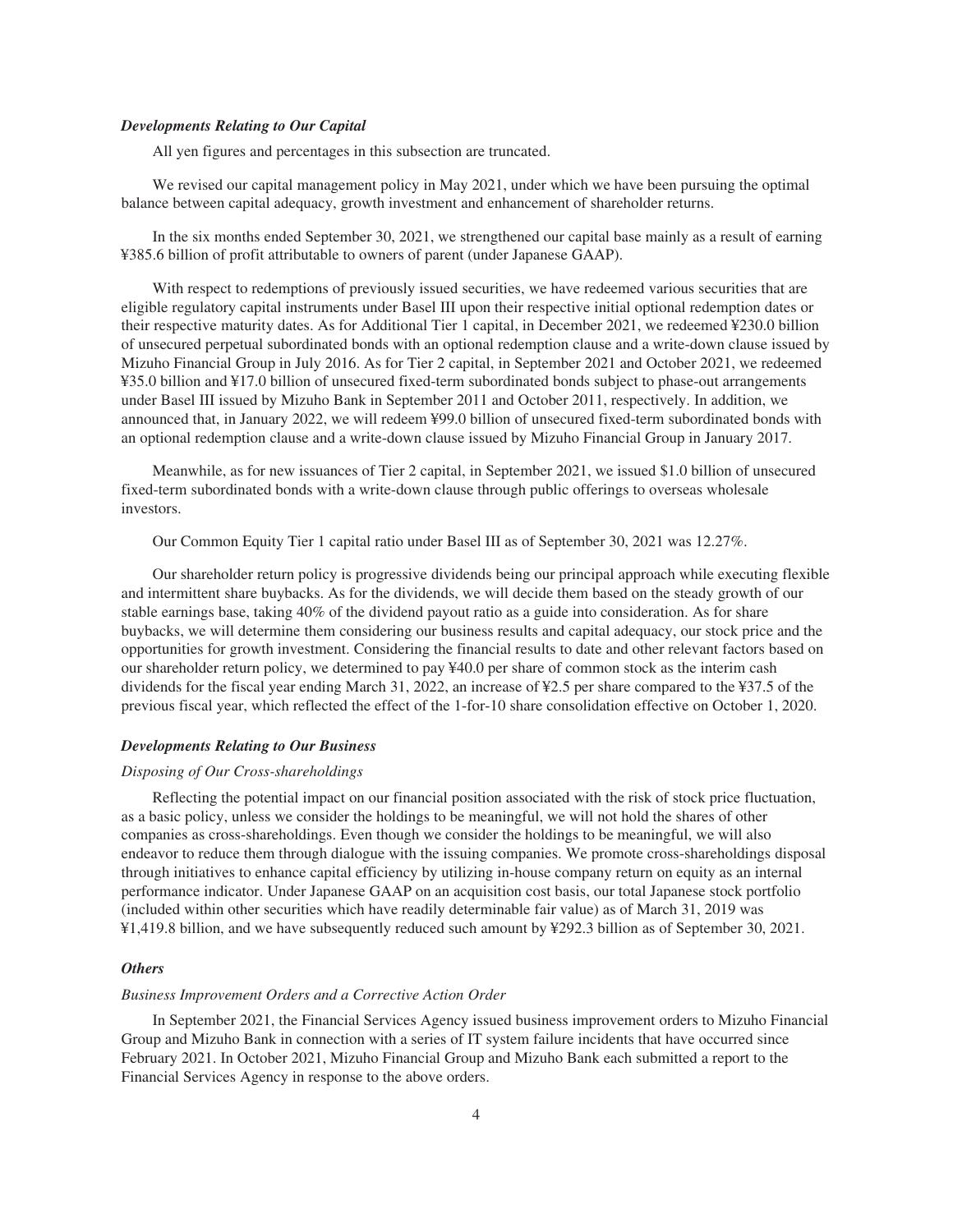### *Developments Relating to Our Capital*

All yen figures and percentages in this subsection are truncated.

We revised our capital management policy in May 2021, under which we have been pursuing the optimal balance between capital adequacy, growth investment and enhancement of shareholder returns.

In the six months ended September 30, 2021, we strengthened our capital base mainly as a result of earning ¥385.6 billion of profit attributable to owners of parent (under Japanese GAAP).

With respect to redemptions of previously issued securities, we have redeemed various securities that are eligible regulatory capital instruments under Basel III upon their respective initial optional redemption dates or their respective maturity dates. As for Additional Tier 1 capital, in December 2021, we redeemed ¥230.0 billion of unsecured perpetual subordinated bonds with an optional redemption clause and a write-down clause issued by Mizuho Financial Group in July 2016. As for Tier 2 capital, in September 2021 and October 2021, we redeemed ¥35.0 billion and ¥17.0 billion of unsecured fixed-term subordinated bonds subject to phase-out arrangements under Basel III issued by Mizuho Bank in September 2011 and October 2011, respectively. In addition, we announced that, in January 2022, we will redeem ¥99.0 billion of unsecured fixed-term subordinated bonds with an optional redemption clause and a write-down clause issued by Mizuho Financial Group in January 2017.

Meanwhile, as for new issuances of Tier 2 capital, in September 2021, we issued $1.0 billion of unsecured fixed-term subordinated bonds with a write-down clause through public offerings to overseas wholesale investors.

Our Common Equity Tier 1 capital ratio under Basel III as of September 30, 2021 was 12.27%.

Our shareholder return policy is progressive dividends being our principal approach while executing flexible and intermittent share buybacks. As for the dividends, we will decide them based on the steady growth of our stable earnings base, taking 40% of the dividend payout ratio as a guide into consideration. As for share buybacks, we will determine them considering our business results and capital adequacy, our stock price and the opportunities for growth investment. Considering the financial results to date and other relevant factors based on our shareholder return policy, we determined to pay ¥40.0 per share of common stock as the interim cash dividends for the fiscal year ending March 31, 2022, an increase of ¥2.5 per share compared to the ¥37.5 of the previous fiscal year, which reflected the effect of the 1-for-10 share consolidation effective on October 1, 2020.

### *Developments Relating to Our Business*

#### *Disposing of Our Cross-shareholdings*

Reflecting the potential impact on our financial position associated with the risk of stock price fluctuation, as a basic policy, unless we consider the holdings to be meaningful, we will not hold the shares of other companies as cross-shareholdings. Even though we consider the holdings to be meaningful, we will also endeavor to reduce them through dialogue with the issuing companies. We promote cross-shareholdings disposal through initiatives to enhance capital efficiency by utilizing in-house company return on equity as an internal performance indicator. Under Japanese GAAP on an acquisition cost basis, our total Japanese stock portfolio (included within other securities which have readily determinable fair value) as of March 31, 2019 was ¥1,419.8 billion, and we have subsequently reduced such amount by ¥292.3 billion as of September 30, 2021.

### *Others*

#### *Business Improvement Orders and a Corrective Action Order*

In September 2021, the Financial Services Agency issued business improvement orders to Mizuho Financial Group and Mizuho Bank in connection with a series of IT system failure incidents that have occurred since February 2021. In October 2021, Mizuho Financial Group and Mizuho Bank each submitted a report to the Financial Services Agency in response to the above orders.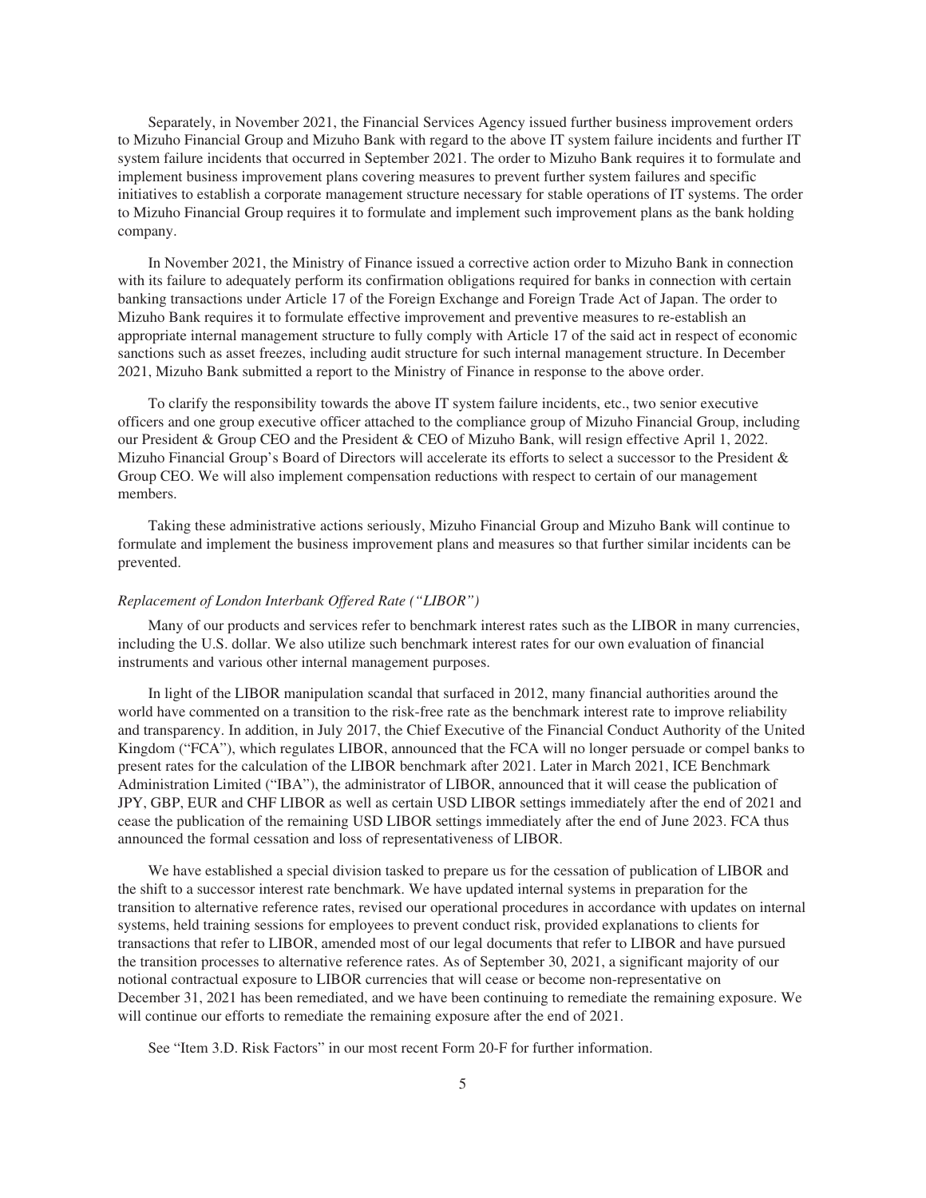Separately, in November 2021, the Financial Services Agency issued further business improvement orders to Mizuho Financial Group and Mizuho Bank with regard to the above IT system failure incidents and further IT system failure incidents that occurred in September 2021. The order to Mizuho Bank requires it to formulate and implement business improvement plans covering measures to prevent further system failures and specific initiatives to establish a corporate management structure necessary for stable operations of IT systems. The order to Mizuho Financial Group requires it to formulate and implement such improvement plans as the bank holding company.

In November 2021, the Ministry of Finance issued a corrective action order to Mizuho Bank in connection with its failure to adequately perform its confirmation obligations required for banks in connection with certain banking transactions under Article 17 of the Foreign Exchange and Foreign Trade Act of Japan. The order to Mizuho Bank requires it to formulate effective improvement and preventive measures to re-establish an appropriate internal management structure to fully comply with Article 17 of the said act in respect of economic sanctions such as asset freezes, including audit structure for such internal management structure. In December 2021, Mizuho Bank submitted a report to the Ministry of Finance in response to the above order.

To clarify the responsibility towards the above IT system failure incidents, etc., two senior executive officers and one group executive officer attached to the compliance group of Mizuho Financial Group, including our President & Group CEO and the President & CEO of Mizuho Bank, will resign effective April 1, 2022. Mizuho Financial Group's Board of Directors will accelerate its efforts to select a successor to the President & Group CEO. We will also implement compensation reductions with respect to certain of our management members.

Taking these administrative actions seriously, Mizuho Financial Group and Mizuho Bank will continue to formulate and implement the business improvement plans and measures so that further similar incidents can be prevented.

*Replacement of London Interbank Offered Rate ("LIBOR")*

Many of our products and services refer to benchmark interest rates such as the LIBOR in many currencies, including the U.S. dollar. We also utilize such benchmark interest rates for our own evaluation of financial instruments and various other internal management purposes.

In light of the LIBOR manipulation scandal that surfaced in 2012, many financial authorities around the world have commented on a transition to the risk-free rate as the benchmark interest rate to improve reliability and transparency. In addition, in July 2017, the Chief Executive of the Financial Conduct Authority of the United Kingdom ("FCA"), which regulates LIBOR, announced that the FCA will no longer persuade or compel banks to present rates for the calculation of the LIBOR benchmark after 2021. Later in March 2021, ICE Benchmark Administration Limited ("IBA"), the administrator of LIBOR, announced that it will cease the publication of JPY, GBP, EUR and CHF LIBOR as well as certain USD LIBOR settings immediately after the end of 2021 and cease the publication of the remaining USD LIBOR settings immediately after the end of June 2023. FCA thus announced the formal cessation and loss of representativeness of LIBOR.

We have established a special division tasked to prepare us for the cessation of publication of LIBOR and the shift to a successor interest rate benchmark. We have updated internal systems in preparation for the transition to alternative reference rates, revised our operational procedures in accordance with updates on internal systems, held training sessions for employees to prevent conduct risk, provided explanations to clients for transactions that refer to LIBOR, amended most of our legal documents that refer to LIBOR and have pursued the transition processes to alternative reference rates. As of September 30, 2021, a significant majority of our notional contractual exposure to LIBOR currencies that will cease or become non-representative on December 31, 2021 has been remediated, and we have been continuing to remediate the remaining exposure. We will continue our efforts to remediate the remaining exposure after the end of 2021.

See "Item 3.D. Risk Factors" in our most recent Form 20-F for further information.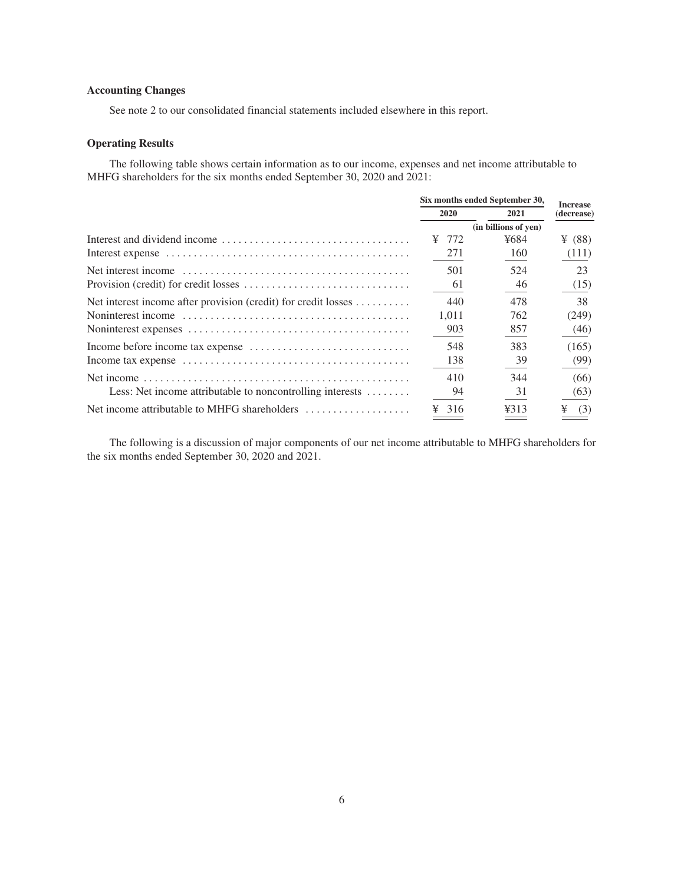### Accounting Changes

See note 2 to our consolidated financial statements included elsewhere in this report.

### Operating Results

The following table shows certain information as to our income, expenses and net income attributable to MHFG shareholders for the six months ended September 30, 2020 and 2021:

| | Six months ended September 30, | | Increase (decrease) |
|---|---|---|---|
| | 2020 | 2021 | |
| | (in billions of yen) | | |
| Interest and dividend income | ¥ 772 | ¥684 | ¥ (88) |
| Interest expense | 271 | 160 | (111) |
| Net interest income | 501 | 524 | 23 |
| Provision (credit) for credit losses | 61 | 46 | (15) |
| Net interest income after provision (credit) for credit losses | 440 | 478 | 38 |
| Noninterest income | 1,011 | 762 | (249) |
| Noninterest expenses | 903 | 857 | (46) |
| Income before income tax expense | 548 | 383 | (165) |
| Income tax expense | 138 | 39 | (99) |
| Net income | 410 | 344 | (66) |
| Less: Net income attributable to noncontrolling interests | 94 | 31 | (63) |
| Net income attributable to MHFG shareholders | ¥ 316 | ¥313 | ¥ (3) |

The following is a discussion of major components of our net income attributable to MHFG shareholders for the six months ended September 30, 2020 and 2021.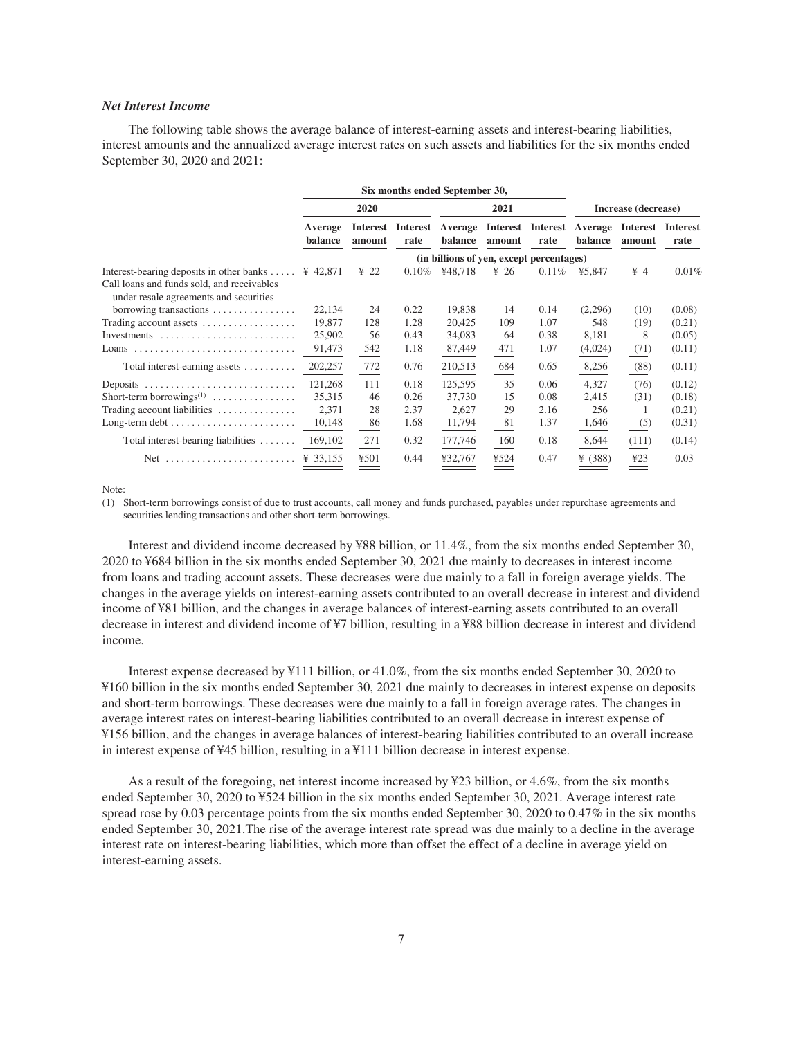### *Net Interest Income*

The following table shows the average balance of interest-earning assets and interest-bearing liabilities, interest amounts and the annualized average interest rates on such assets and liabilities for the six months ended September 30, 2020 and 2021:

| | Six months ended September 30, | | | | | | Increase (decrease) | | |
|---|---|---|---|---|---|---|---|---|---|
| | 2020 | | | 2021 | | | | | |
| | Average balance | Interest amount | Interest rate | Average balance | Interest amount | Interest rate | Average balance | Interest amount | Interest rate |
| | (in billions of yen, except percentages) | | | | | | | | |
| Interest-bearing deposits in other banks | ¥ 42,871 | ¥ 22 | 0.10% | ¥48,718 | ¥ 26 | 0.11% | ¥5,847 | ¥ 4 | 0.01% |
| Call loans and funds sold, and receivables under resale agreements and securities borrowing transactions | 22,134 | 24 | 0.22 | 19,838 | 14 | 0.14 | (2,296) | (10) | (0.08) |
| Trading account assets | 19,877 | 128 | 1.28 | 20,425 | 109 | 1.07 | 548 | (19) | (0.21) |
| Investments | 25,902 | 56 | 0.43 | 34,083 | 64 | 0.38 | 8,181 | 8 | (0.05) |
| Loans | 91,473 | 542 | 1.18 | 87,449 | 471 | 1.07 | (4,024) | (71) | (0.11) |
| Total interest-earning assets | 202,257 | 772 | 0.76 | 210,513 | 684 | 0.65 | 8,256 | (88) | (0.11) |
| Deposits | 121,268 | 111 | 0.18 | 125,595 | 35 | 0.06 | 4,327 | (76) | (0.12) |
| Short-term borrowings[(1)] | 35,315 | 46 | 0.26 | 37,730 | 15 | 0.08 | 2,415 | (31) | (0.18) |
| Trading account liabilities | 2,371 | 28 | 2.37 | 2,627 | 29 | 2.16 | 256 | 1 | (0.21) |
| Long-term debt | 10,148 | 86 | 1.68 | 11,794 | 81 | 1.37 | 1,646 | (5) | (0.31) |
| Total interest-bearing liabilities | 169,102 | 271 | 0.32 | 177,746 | 160 | 0.18 | 8,644 | (111) | (0.14) |
| Net | ¥ 33,155 | ¥501 | 0.44 | ¥32,767 | ¥524 | 0.47 | ¥ (388) | ¥23 | 0.03 |

Note:

(1) Short-term borrowings consist of due to trust accounts, call money and funds purchased, payables under repurchase agreements and securities lending transactions and other short-term borrowings.

Interest and dividend income decreased by ¥88 billion, or 11.4%, from the six months ended September 30, 2020 to ¥684 billion in the six months ended September 30, 2021 due mainly to decreases in interest income from loans and trading account assets. These decreases were due mainly to a fall in foreign average yields. The changes in the average yields on interest-earning assets contributed to an overall decrease in interest and dividend income of ¥81 billion, and the changes in average balances of interest-earning assets contributed to an overall decrease in interest and dividend income of ¥7 billion, resulting in a ¥88 billion decrease in interest and dividend income.

Interest expense decreased by ¥111 billion, or 41.0%, from the six months ended September 30, 2020 to ¥160 billion in the six months ended September 30, 2021 due mainly to decreases in interest expense on deposits and short-term borrowings. These decreases were due mainly to a fall in foreign average rates. The changes in average interest rates on interest-bearing liabilities contributed to an overall decrease in interest expense of ¥156 billion, and the changes in average balances of interest-bearing liabilities contributed to an overall increase in interest expense of ¥45 billion, resulting in a ¥111 billion decrease in interest expense.

As a result of the foregoing, net interest income increased by ¥23 billion, or 4.6%, from the six months ended September 30, 2020 to ¥524 billion in the six months ended September 30, 2021. Average interest rate spread rose by 0.03 percentage points from the six months ended September 30, 2020 to 0.47% in the six months ended September 30, 2021.The rise of the average interest rate spread was due mainly to a decline in the average interest rate on interest-bearing liabilities, which more than offset the effect of a decline in average yield on interest-earning assets.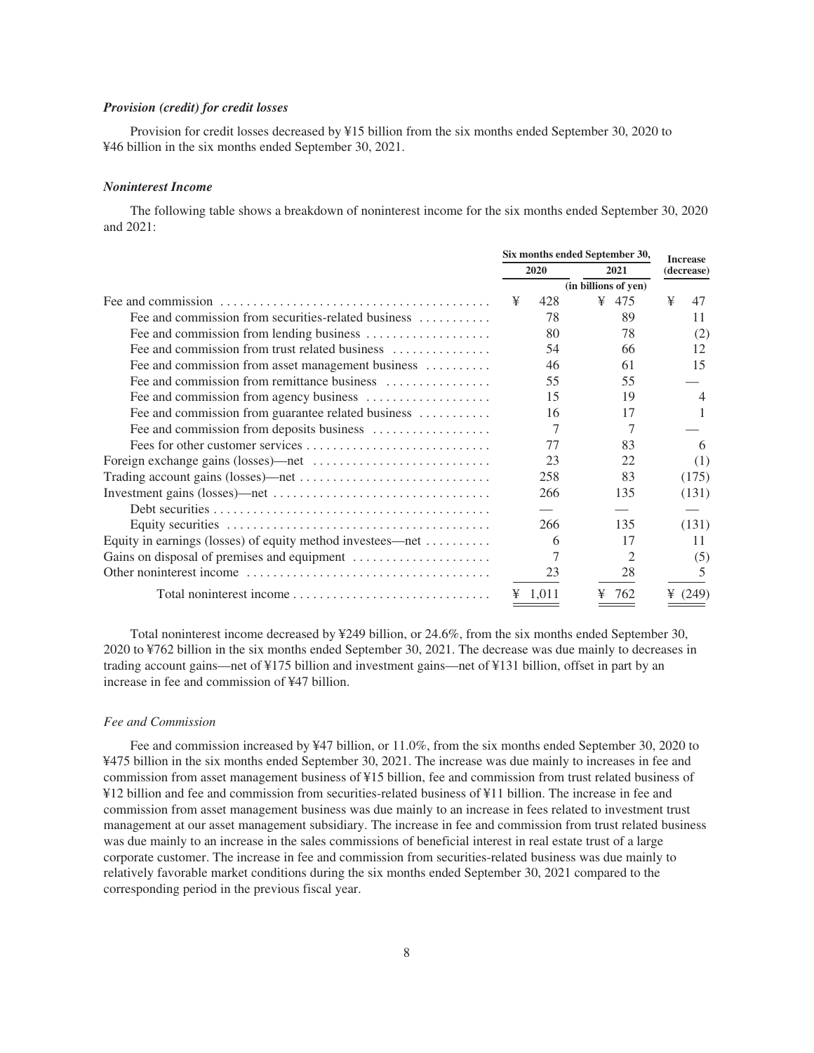***Provision (credit) for credit losses***

Provision for credit losses decreased by ¥15 billion from the six months ended September 30, 2020 to ¥46 billion in the six months ended September 30, 2021.

***Noninterest Income***

The following table shows a breakdown of noninterest income for the six months ended September 30, 2020 and 2021:

| | Six months ended September 30, | | Increase (decrease) |
|---|---|---|---|
| | 2020 | 2021 | |
| | (in billions of yen) | | |
| Fee and commission | ¥ 428 | ¥ 475 | ¥ 47 |
| Fee and commission from securities-related business | 78 | 89 | 11 |
| Fee and commission from lending business | 80 | 78 | (2) |
| Fee and commission from trust related business | 54 | 66 | 12 |
| Fee and commission from asset management business | 46 | 61 | 15 |
| Fee and commission from remittance business | 55 | 55 | — |
| Fee and commission from agency business | 15 | 19 | 4 |
| Fee and commission from guarantee related business | 16 | 17 | 1 |
| Fee and commission from deposits business | 7 | 7 | — |
| Fees for other customer services | 77 | 83 | 6 |
| Foreign exchange gains (losses)—net | 23 | 22 | (1) |
| Trading account gains (losses)—net | 258 | 83 | (175) |
| Investment gains (losses)—net | 266 | 135 | (131) |
| Debt securities | — | — | — |
| Equity securities | 266 | 135 | (131) |
| Equity in earnings (losses) of equity method investees—net | 6 | 17 | 11 |
| Gains on disposal of premises and equipment | 7 | 2 | (5) |
| Other noninterest income | 23 | 28 | 5 |
| Total noninterest income | ¥ 1,011 | ¥ 762 | ¥ (249) |

Total noninterest income decreased by ¥249 billion, or 24.6%, from the six months ended September 30, 2020 to ¥762 billion in the six months ended September 30, 2021. The decrease was due mainly to decreases in trading account gains—net of ¥175 billion and investment gains—net of ¥131 billion, offset in part by an increase in fee and commission of ¥47 billion.

*Fee and Commission*

Fee and commission increased by ¥47 billion, or 11.0%, from the six months ended September 30, 2020 to ¥475 billion in the six months ended September 30, 2021. The increase was due mainly to increases in fee and commission from asset management business of ¥15 billion, fee and commission from trust related business of ¥12 billion and fee and commission from securities-related business of ¥11 billion. The increase in fee and commission from asset management business was due mainly to an increase in fees related to investment trust management at our asset management subsidiary. The increase in fee and commission from trust related business was due mainly to an increase in the sales commissions of beneficial interest in real estate trust of a large corporate customer. The increase in fee and commission from securities-related business was due mainly to relatively favorable market conditions during the six months ended September 30, 2021 compared to the corresponding period in the previous fiscal year.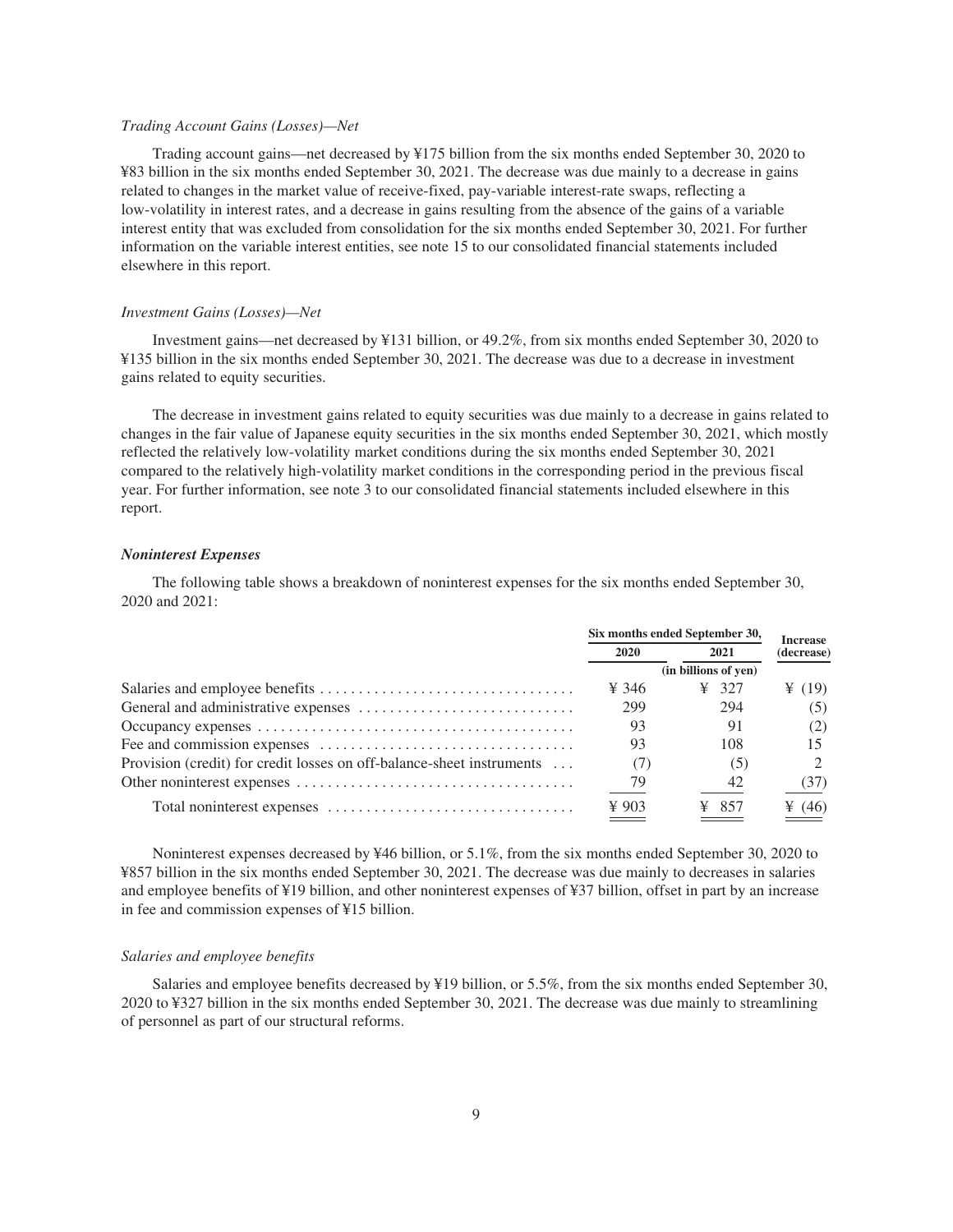*Trading Account Gains (Losses)—Net*

Trading account gains—net decreased by ¥175 billion from the six months ended September 30, 2020 to ¥83 billion in the six months ended September 30, 2021. The decrease was due mainly to a decrease in gains related to changes in the market value of receive-fixed, pay-variable interest-rate swaps, reflecting a low-volatility in interest rates, and a decrease in gains resulting from the absence of the gains of a variable interest entity that was excluded from consolidation for the six months ended September 30, 2021. For further information on the variable interest entities, see note 15 to our consolidated financial statements included elsewhere in this report.

*Investment Gains (Losses)—Net*

Investment gains—net decreased by ¥131 billion, or 49.2%, from six months ended September 30, 2020 to ¥135 billion in the six months ended September 30, 2021. The decrease was due to a decrease in investment gains related to equity securities.

The decrease in investment gains related to equity securities was due mainly to a decrease in gains related to changes in the fair value of Japanese equity securities in the six months ended September 30, 2021, which mostly reflected the relatively low-volatility market conditions during the six months ended September 30, 2021 compared to the relatively high-volatility market conditions in the corresponding period in the previous fiscal year. For further information, see note 3 to our consolidated financial statements included elsewhere in this report.

***Noninterest Expenses***

The following table shows a breakdown of noninterest expenses for the six months ended September 30, 2020 and 2021:

| | Six months ended September 30, | | Increase (decrease) |
|---|---|---|---|
| | 2020 | 2021 | |
| | (in billions of yen) | | |
| Salaries and employee benefits | ¥ 346 | ¥ 327 | ¥ (19) |
| General and administrative expenses | 299 | 294 | (5) |
| Occupancy expenses | 93 | 91 | (2) |
| Fee and commission expenses | 93 | 108 | 15 |
| Provision (credit) for credit losses on off-balance-sheet instruments | (7) | (5) | 2 |
| Other noninterest expenses | 79 | 42 | (37) |
| Total noninterest expenses | ¥ 903 | ¥ 857 | ¥ (46) |

Noninterest expenses decreased by ¥46 billion, or 5.1%, from the six months ended September 30, 2020 to ¥857 billion in the six months ended September 30, 2021. The decrease was due mainly to decreases in salaries and employee benefits of ¥19 billion, and other noninterest expenses of ¥37 billion, offset in part by an increase in fee and commission expenses of ¥15 billion.

*Salaries and employee benefits*

Salaries and employee benefits decreased by ¥19 billion, or 5.5%, from the six months ended September 30, 2020 to ¥327 billion in the six months ended September 30, 2021. The decrease was due mainly to streamlining of personnel as part of our structural reforms.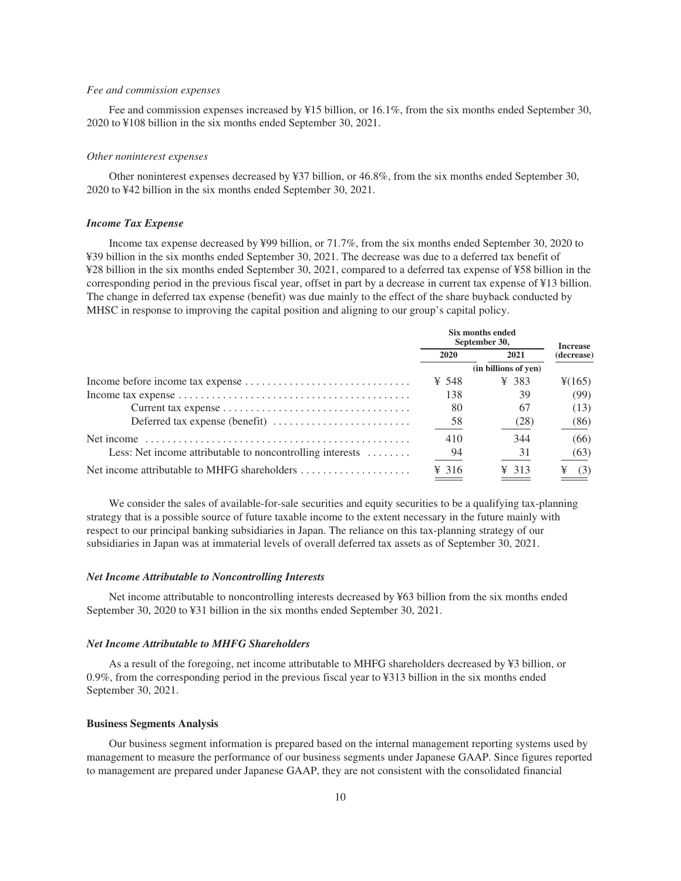*Fee and commission expenses*

Fee and commission expenses increased by ¥15 billion, or 16.1%, from the six months ended September 30, 2020 to ¥108 billion in the six months ended September 30, 2021.

*Other noninterest expenses*

Other noninterest expenses decreased by ¥37 billion, or 46.8%, from the six months ended September 30, 2020 to ¥42 billion in the six months ended September 30, 2021.

***Income Tax Expense***

Income tax expense decreased by ¥99 billion, or 71.7%, from the six months ended September 30, 2020 to ¥39 billion in the six months ended September 30, 2021. The decrease was due to a deferred tax benefit of ¥28 billion in the six months ended September 30, 2021, compared to a deferred tax expense of ¥58 billion in the corresponding period in the previous fiscal year, offset in part by a decrease in current tax expense of ¥13 billion. The change in deferred tax expense (benefit) was due mainly to the effect of the share buyback conducted by MHSC in response to improving the capital position and aligning to our group's capital policy.

| | Six months ended September 30, | | Increase (decrease) |
|---|---|---|---|
| | 2020 | 2021 | |
| | (in billions of yen) | | |
| Income before income tax expense | ¥ 548 | ¥ 383 | ¥(165) |
| Income tax expense | 138 | 39 | (99) |
| Current tax expense | 80 | 67 | (13) |
| Deferred tax expense (benefit) | 58 | (28) | (86) |
| Net income | 410 | 344 | (66) |
| Less: Net income attributable to noncontrolling interests | 94 | 31 | (63) |
| Net income attributable to MHFG shareholders | ¥ 316 | ¥ 313 | ¥ (3) |

We consider the sales of available-for-sale securities and equity securities to be a qualifying tax-planning strategy that is a possible source of future taxable income to the extent necessary in the future mainly with respect to our principal banking subsidiaries in Japan. The reliance on this tax-planning strategy of our subsidiaries in Japan was at immaterial levels of overall deferred tax assets as of September 30, 2021.

***Net Income Attributable to Noncontrolling Interests***

Net income attributable to noncontrolling interests decreased by ¥63 billion from the six months ended September 30, 2020 to ¥31 billion in the six months ended September 30, 2021.

***Net Income Attributable to MHFG Shareholders***

As a result of the foregoing, net income attributable to MHFG shareholders decreased by ¥3 billion, or 0.9%, from the corresponding period in the previous fiscal year to ¥313 billion in the six months ended September 30, 2021.

**Business Segments Analysis**

Our business segment information is prepared based on the internal management reporting systems used by management to measure the performance of our business segments under Japanese GAAP. Since figures reported to management are prepared under Japanese GAAP, they are not consistent with the consolidated financial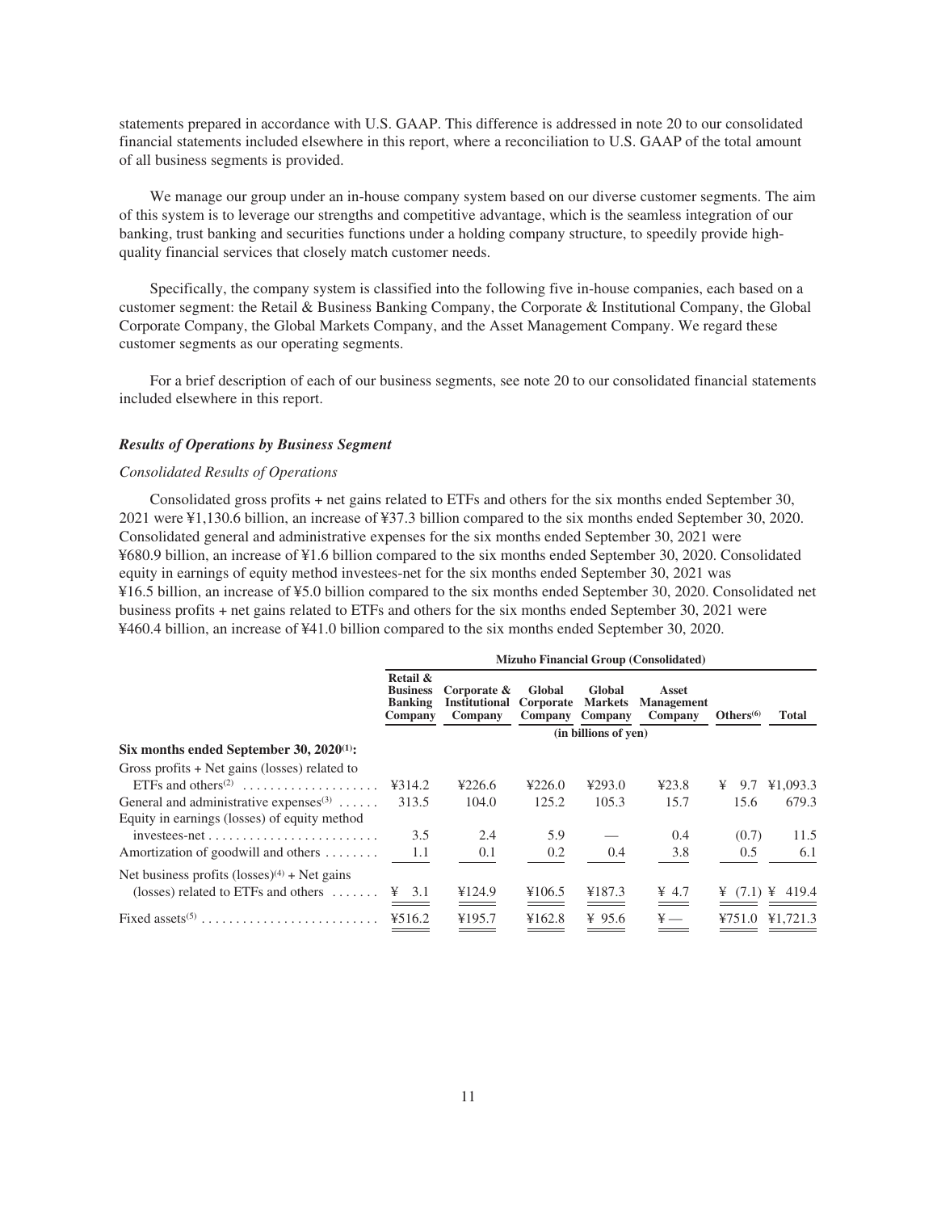statements prepared in accordance with U.S. GAAP. This difference is addressed in note 20 to our consolidated financial statements included elsewhere in this report, where a reconciliation to U.S. GAAP of the total amount of all business segments is provided.

We manage our group under an in-house company system based on our diverse customer segments. The aim of this system is to leverage our strengths and competitive advantage, which is the seamless integration of our banking, trust banking and securities functions under a holding company structure, to speedily provide high-quality financial services that closely match customer needs.

Specifically, the company system is classified into the following five in-house companies, each based on a customer segment: the Retail & Business Banking Company, the Corporate & Institutional Company, the Global Corporate Company, the Global Markets Company, and the Asset Management Company. We regard these customer segments as our operating segments.

For a brief description of each of our business segments, see note 20 to our consolidated financial statements included elsewhere in this report.

### *Results of Operations by Business Segment*

*Consolidated Results of Operations*

Consolidated gross profits + net gains related to ETFs and others for the six months ended September 30, 2021 were ¥1,130.6 billion, an increase of ¥37.3 billion compared to the six months ended September 30, 2020. Consolidated general and administrative expenses for the six months ended September 30, 2021 were ¥680.9 billion, an increase of ¥1.6 billion compared to the six months ended September 30, 2020. Consolidated equity in earnings of equity method investees-net for the six months ended September 30, 2021 was ¥16.5 billion, an increase of ¥5.0 billion compared to the six months ended September 30, 2020. Consolidated net business profits + net gains related to ETFs and others for the six months ended September 30, 2021 were ¥460.4 billion, an increase of ¥41.0 billion compared to the six months ended September 30, 2020.

| | Mizuho Financial Group (Consolidated) | | | | | | |
|---|---|---|---|---|---|---|---|
| | Retail & Business Banking Company | Corporate & Institutional Company | Global Corporate Company | Global Markets Company | Asset Management Company | Others[(6)] | Total |
| | (in billions of yen) | | | | | | |
| **Six months ended September 30, 2020[(1)]:** | | | | | | | |
| Gross profits + Net gains (losses) related to ETFs and others[(2)] | ¥314.2 | ¥226.6 | ¥226.0 | ¥293.0 | ¥23.8 | ¥ 9.7 | ¥1,093.3 |
| General and administrative expenses[(3)] | 313.5 | 104.0 | 125.2 | 105.3 | 15.7 | 15.6 | 679.3 |
| Equity in earnings (losses) of equity method investees-net | 3.5 | 2.4 | 5.9 | — | 0.4 | (0.7) | 11.5 |
| Amortization of goodwill and others | 1.1 | 0.1 | 0.2 | 0.4 | 3.8 | 0.5 | 6.1 |
| Net business profits (losses)[(4)] + Net gains (losses) related to ETFs and others | ¥ 3.1 | ¥124.9 | ¥106.5 | ¥187.3 | ¥ 4.7 | ¥ (7.1) | ¥ 419.4 |
| Fixed assets[(5)] | ¥516.2 | ¥195.7 | ¥162.8 | ¥ 95.6 | ¥ — | ¥751.0 | ¥1,721.3 |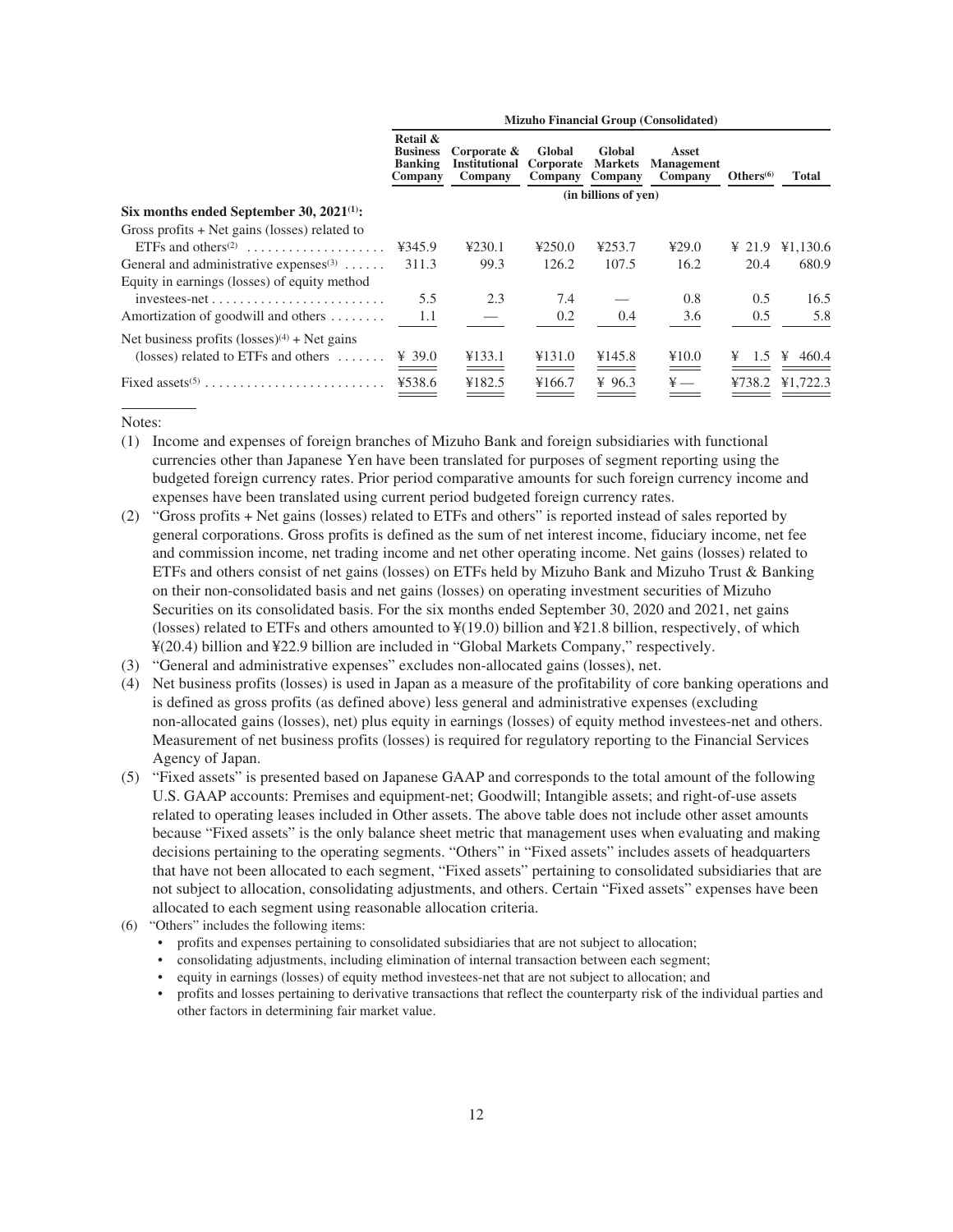| | Mizuho Financial Group (Consolidated) | | | | | | |
|---|---|---|---|---|---|---|---|
| | Retail & Business Banking Company | Corporate & Institutional Company | Global Corporate Company | Global Markets Company | Asset Management Company | Others[(6)] | Total |
| | (in billions of yen) | | | | | | |
| **Six months ended September 30, 2021[(1)]:** | | | | | | | |
| Gross profits + Net gains (losses) related to ETFs and others[(2)] | ¥345.9 | ¥230.1 | ¥250.0 | ¥253.7 | ¥29.0 | ¥ 21.9 | ¥1,130.6 |
| General and administrative expenses[(3)] | 311.3 | 99.3 | 126.2 | 107.5 | 16.2 | 20.4 | 680.9 |
| Equity in earnings (losses) of equity method investees-net | 5.5 | 2.3 | 7.4 | — | 0.8 | 0.5 | 16.5 |
| Amortization of goodwill and others | 1.1 | — | 0.2 | 0.4 | 3.6 | 0.5 | 5.8 |
| Net business profits (losses)[(4)] + Net gains (losses) related to ETFs and others | ¥ 39.0 | ¥133.1 | ¥131.0 | ¥145.8 | ¥10.0 | ¥ 1.5 | ¥ 460.4 |
| Fixed assets[(5)] | ¥538.6 | ¥182.5 | ¥166.7 | ¥ 96.3 | ¥— | ¥738.2 | ¥1,722.3 |

Notes:

(1) Income and expenses of foreign branches of Mizuho Bank and foreign subsidiaries with functional currencies other than Japanese Yen have been translated for purposes of segment reporting using the budgeted foreign currency rates. Prior period comparative amounts for such foreign currency income and expenses have been translated using current period budgeted foreign currency rates.

(2) "Gross profits + Net gains (losses) related to ETFs and others" is reported instead of sales reported by general corporations. Gross profits is defined as the sum of net interest income, fiduciary income, net fee and commission income, net trading income and net other operating income. Net gains (losses) related to ETFs and others consist of net gains (losses) on ETFs held by Mizuho Bank and Mizuho Trust & Banking on their non-consolidated basis and net gains (losses) on operating investment securities of Mizuho Securities on its consolidated basis. For the six months ended September 30, 2020 and 2021, net gains (losses) related to ETFs and others amounted to ¥(19.0) billion and ¥21.8 billion, respectively, of which ¥(20.4) billion and ¥22.9 billion are included in "Global Markets Company," respectively.

(3) "General and administrative expenses" excludes non-allocated gains (losses), net.

(4) Net business profits (losses) is used in Japan as a measure of the profitability of core banking operations and is defined as gross profits (as defined above) less general and administrative expenses (excluding non-allocated gains (losses), net) plus equity in earnings (losses) of equity method investees-net and others. Measurement of net business profits (losses) is required for regulatory reporting to the Financial Services Agency of Japan.

(5) "Fixed assets" is presented based on Japanese GAAP and corresponds to the total amount of the following U.S. GAAP accounts: Premises and equipment-net; Goodwill; Intangible assets; and right-of-use assets related to operating leases included in Other assets. The above table does not include other asset amounts because "Fixed assets" is the only balance sheet metric that management uses when evaluating and making decisions pertaining to the operating segments. "Others" in "Fixed assets" includes assets of headquarters that have not been allocated to each segment, "Fixed assets" pertaining to consolidated subsidiaries that are not subject to allocation, consolidating adjustments, and others. Certain "Fixed assets" expenses have been allocated to each segment using reasonable allocation criteria.

(6) "Others" includes the following items:
- profits and expenses pertaining to consolidated subsidiaries that are not subject to allocation;
- consolidating adjustments, including elimination of internal transaction between each segment;
- equity in earnings (losses) of equity method investees-net that are not subject to allocation; and
- profits and losses pertaining to derivative transactions that reflect the counterparty risk of the individual parties and other factors in determining fair market value.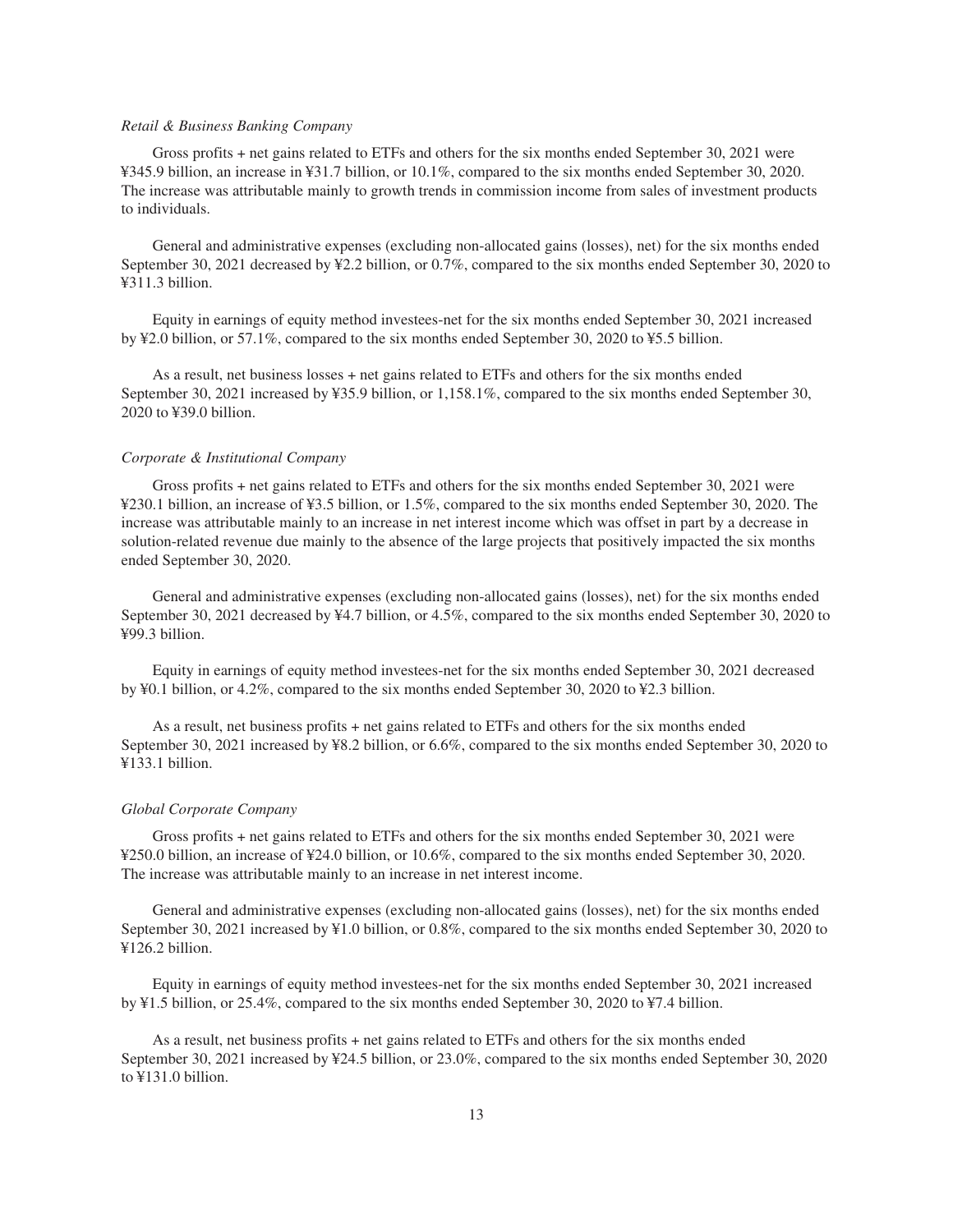*Retail & Business Banking Company*

Gross profits + net gains related to ETFs and others for the six months ended September 30, 2021 were ¥345.9 billion, an increase in ¥31.7 billion, or 10.1%, compared to the six months ended September 30, 2020. The increase was attributable mainly to growth trends in commission income from sales of investment products to individuals.

General and administrative expenses (excluding non-allocated gains (losses), net) for the six months ended September 30, 2021 decreased by ¥2.2 billion, or 0.7%, compared to the six months ended September 30, 2020 to ¥311.3 billion.

Equity in earnings of equity method investees-net for the six months ended September 30, 2021 increased by ¥2.0 billion, or 57.1%, compared to the six months ended September 30, 2020 to ¥5.5 billion.

As a result, net business losses + net gains related to ETFs and others for the six months ended September 30, 2021 increased by ¥35.9 billion, or 1,158.1%, compared to the six months ended September 30, 2020 to ¥39.0 billion.

*Corporate & Institutional Company*

Gross profits + net gains related to ETFs and others for the six months ended September 30, 2021 were ¥230.1 billion, an increase of ¥3.5 billion, or 1.5%, compared to the six months ended September 30, 2020. The increase was attributable mainly to an increase in net interest income which was offset in part by a decrease in solution-related revenue due mainly to the absence of the large projects that positively impacted the six months ended September 30, 2020.

General and administrative expenses (excluding non-allocated gains (losses), net) for the six months ended September 30, 2021 decreased by ¥4.7 billion, or 4.5%, compared to the six months ended September 30, 2020 to ¥99.3 billion.

Equity in earnings of equity method investees-net for the six months ended September 30, 2021 decreased by ¥0.1 billion, or 4.2%, compared to the six months ended September 30, 2020 to ¥2.3 billion.

As a result, net business profits + net gains related to ETFs and others for the six months ended September 30, 2021 increased by ¥8.2 billion, or 6.6%, compared to the six months ended September 30, 2020 to ¥133.1 billion.

*Global Corporate Company*

Gross profits + net gains related to ETFs and others for the six months ended September 30, 2021 were ¥250.0 billion, an increase of ¥24.0 billion, or 10.6%, compared to the six months ended September 30, 2020. The increase was attributable mainly to an increase in net interest income.

General and administrative expenses (excluding non-allocated gains (losses), net) for the six months ended September 30, 2021 increased by ¥1.0 billion, or 0.8%, compared to the six months ended September 30, 2020 to ¥126.2 billion.

Equity in earnings of equity method investees-net for the six months ended September 30, 2021 increased by ¥1.5 billion, or 25.4%, compared to the six months ended September 30, 2020 to ¥7.4 billion.

As a result, net business profits + net gains related to ETFs and others for the six months ended September 30, 2021 increased by ¥24.5 billion, or 23.0%, compared to the six months ended September 30, 2020 to ¥131.0 billion.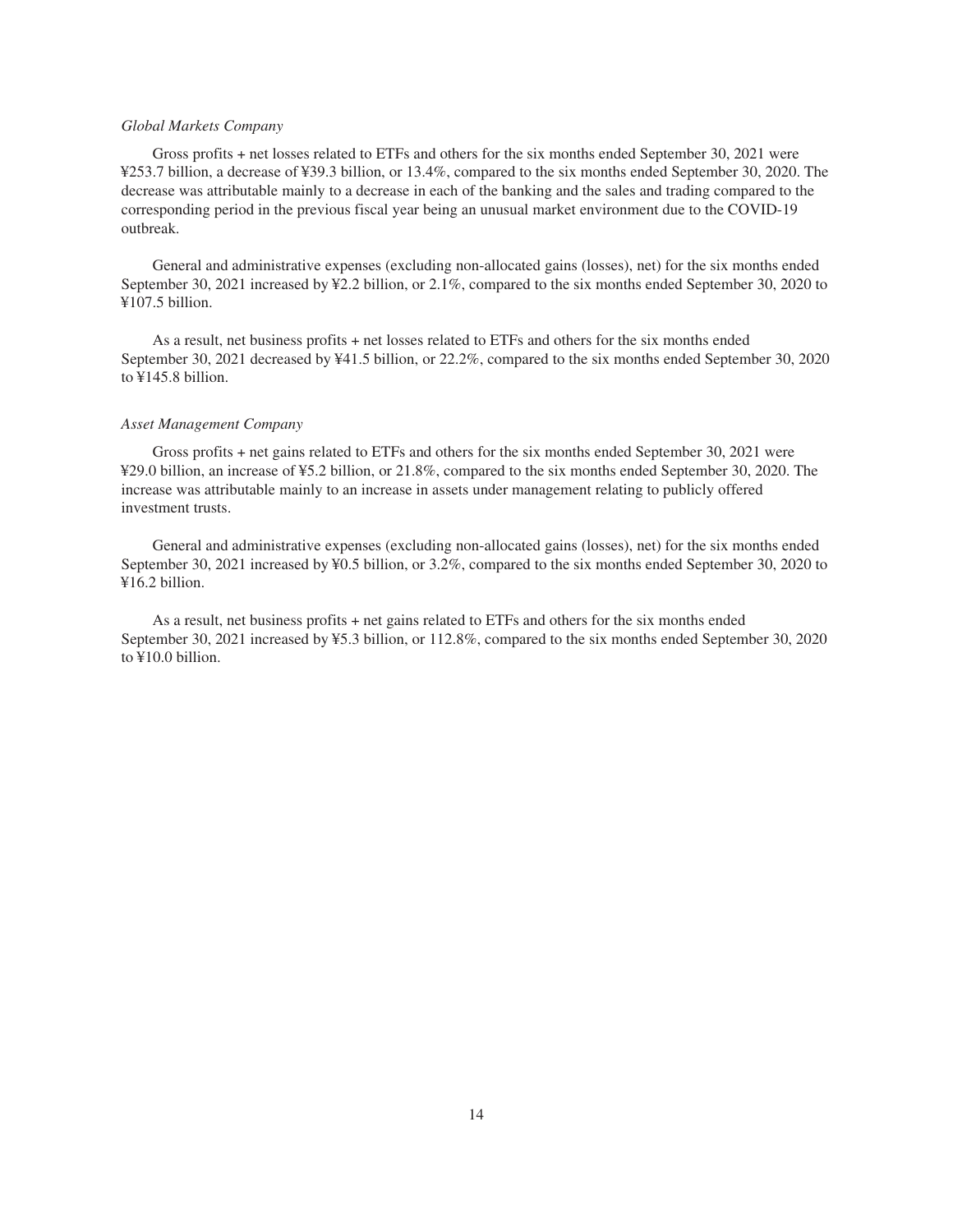*Global Markets Company*

Gross profits + net losses related to ETFs and others for the six months ended September 30, 2021 were ¥253.7 billion, a decrease of ¥39.3 billion, or 13.4%, compared to the six months ended September 30, 2020. The decrease was attributable mainly to a decrease in each of the banking and the sales and trading compared to the corresponding period in the previous fiscal year being an unusual market environment due to the COVID-19 outbreak.

General and administrative expenses (excluding non-allocated gains (losses), net) for the six months ended September 30, 2021 increased by ¥2.2 billion, or 2.1%, compared to the six months ended September 30, 2020 to ¥107.5 billion.

As a result, net business profits + net losses related to ETFs and others for the six months ended September 30, 2021 decreased by ¥41.5 billion, or 22.2%, compared to the six months ended September 30, 2020 to ¥145.8 billion.

*Asset Management Company*

Gross profits + net gains related to ETFs and others for the six months ended September 30, 2021 were ¥29.0 billion, an increase of ¥5.2 billion, or 21.8%, compared to the six months ended September 30, 2020. The increase was attributable mainly to an increase in assets under management relating to publicly offered investment trusts.

General and administrative expenses (excluding non-allocated gains (losses), net) for the six months ended September 30, 2021 increased by ¥0.5 billion, or 3.2%, compared to the six months ended September 30, 2020 to ¥16.2 billion.

As a result, net business profits + net gains related to ETFs and others for the six months ended September 30, 2021 increased by ¥5.3 billion, or 112.8%, compared to the six months ended September 30, 2020 to ¥10.0 billion.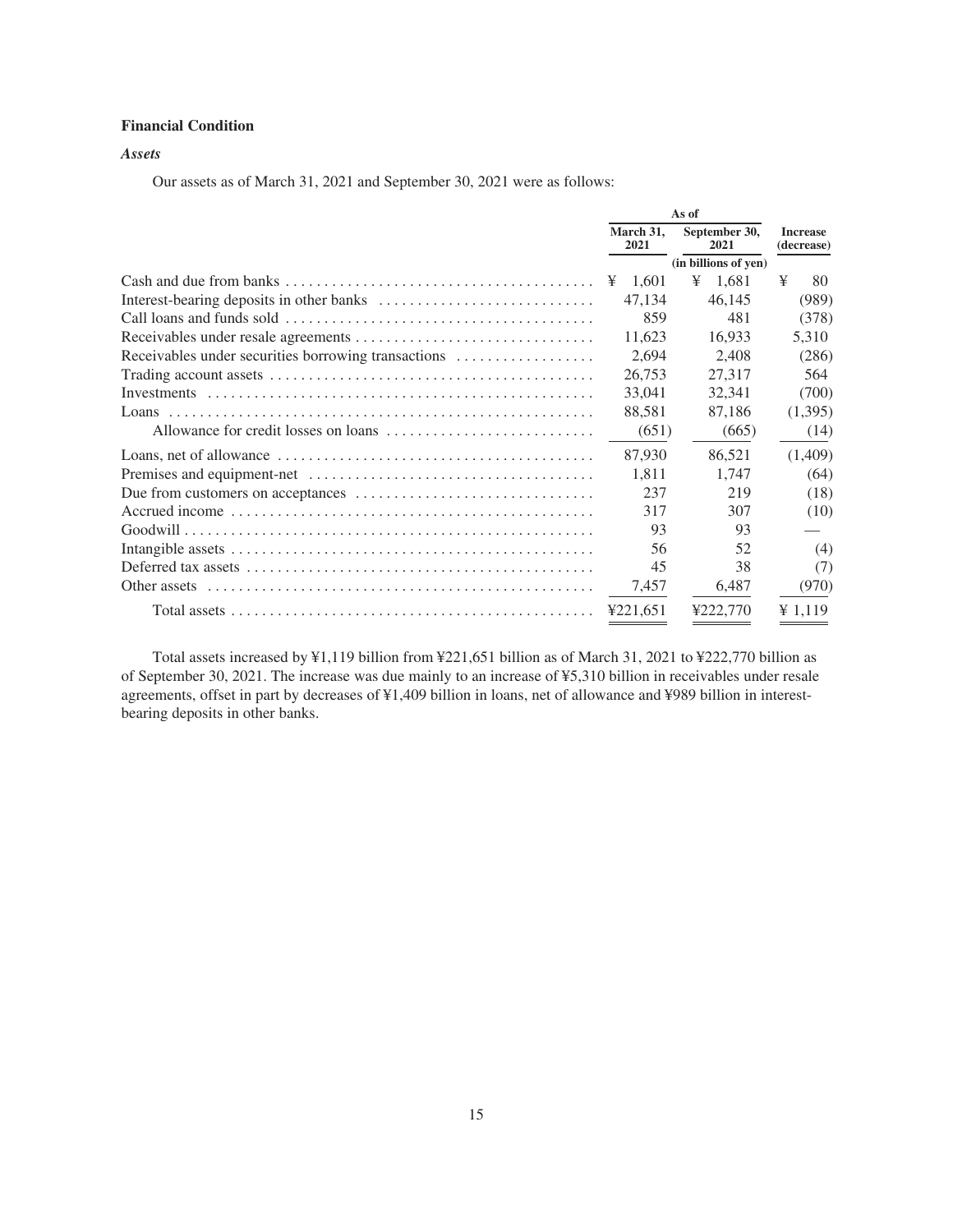**Financial Condition**

***Assets***

Our assets as of March 31, 2021 and September 30, 2021 were as follows:

| | As of | | |
|---|---|---|---|
| | March 31, 2021 | September 30, 2021 | Increase (decrease) |
| | (in billions of yen) | | |
| Cash and due from banks | ¥ 1,601 | ¥ 1,681 | ¥ 80 |
| Interest-bearing deposits in other banks | 47,134 | 46,145 | (989) |
| Call loans and funds sold | 859 | 481 | (378) |
| Receivables under resale agreements | 11,623 | 16,933 | 5,310 |
| Receivables under securities borrowing transactions | 2,694 | 2,408 | (286) |
| Trading account assets | 26,753 | 27,317 | 564 |
| Investments | 33,041 | 32,341 | (700) |
| Loans | 88,581 | 87,186 | (1,395) |
| Allowance for credit losses on loans | (651) | (665) | (14) |
| Loans, net of allowance | 87,930 | 86,521 | (1,409) |
| Premises and equipment-net | 1,811 | 1,747 | (64) |
| Due from customers on acceptances | 237 | 219 | (18) |
| Accrued income | 317 | 307 | (10) |
| Goodwill | 93 | 93 | — |
| Intangible assets | 56 | 52 | (4) |
| Deferred tax assets | 45 | 38 | (7) |
| Other assets | 7,457 | 6,487 | (970) |
| Total assets | ¥221,651 | ¥222,770 | ¥ 1,119 |

Total assets increased by ¥1,119 billion from ¥221,651 billion as of March 31, 2021 to ¥222,770 billion as of September 30, 2021. The increase was due mainly to an increase of ¥5,310 billion in receivables under resale agreements, offset in part by decreases of ¥1,409 billion in loans, net of allowance and ¥989 billion in interest-bearing deposits in other banks.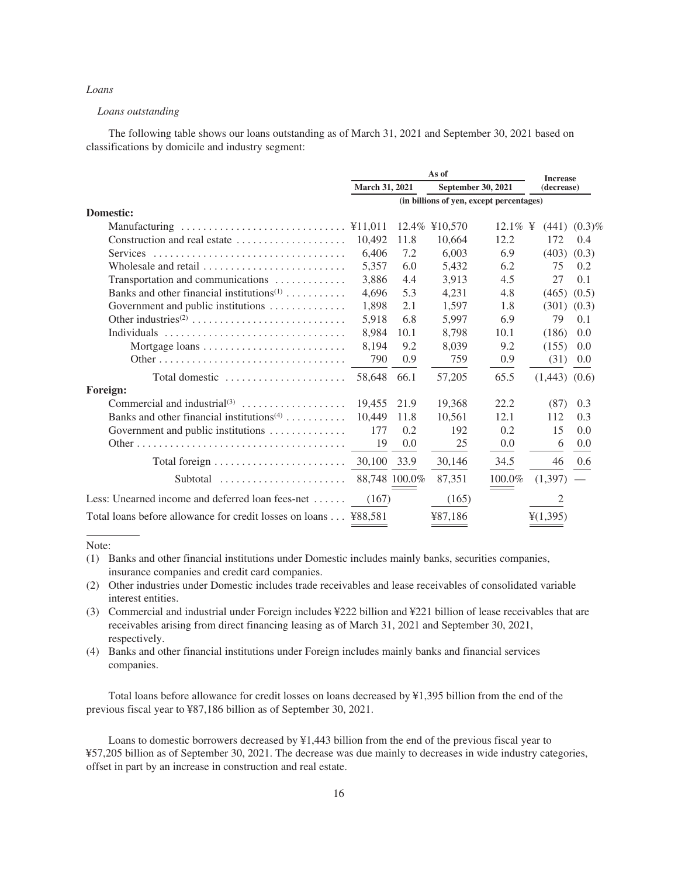*Loans*

*Loans outstanding*

The following table shows our loans outstanding as of March 31, 2021 and September 30, 2021 based on classifications by domicile and industry segment:

| | As of | | | | Increase (decrease) | |
|---|---|---|---|---|---|---|
| | March 31, 2021 | | September 30, 2021 | | | |
| | (in billions of yen, except percentages) | | | | | |
| **Domestic:** | | | | | | |
| Manufacturing | ¥11,011 | 12.4% | ¥10,570 | 12.1% | ¥ (441) | (0.3)% |
| Construction and real estate | 10,492 | 11.8 | 10,664 | 12.2 | 172 | 0.4 |
| Services | 6,406 | 7.2 | 6,003 | 6.9 | (403) | (0.3) |
| Wholesale and retail | 5,357 | 6.0 | 5,432 | 6.2 | 75 | 0.2 |
| Transportation and communications | 3,886 | 4.4 | 3,913 | 4.5 | 27 | 0.1 |
| Banks and other financial institutions[1] | 4,696 | 5.3 | 4,231 | 4.8 | (465) | (0.5) |
| Government and public institutions | 1,898 | 2.1 | 1,597 | 1.8 | (301) | (0.3) |
| Other industries[2] | 5,918 | 6.8 | 5,997 | 6.9 | 79 | 0.1 |
| Individuals | 8,984 | 10.1 | 8,798 | 10.1 | (186) | 0.0 |
| Mortgage loans | 8,194 | 9.2 | 8,039 | 9.2 | (155) | 0.0 |
| Other | 790 | 0.9 | 759 | 0.9 | (31) | 0.0 |
| Total domestic | 58,648 | 66.1 | 57,205 | 65.5 | (1,443) | (0.6) |
| **Foreign:** | | | | | | |
| Commercial and industrial[3] | 19,455 | 21.9 | 19,368 | 22.2 | (87) | 0.3 |
| Banks and other financial institutions[4] | 10,449 | 11.8 | 10,561 | 12.1 | 112 | 0.3 |
| Government and public institutions | 177 | 0.2 | 192 | 0.2 | 15 | 0.0 |
| Other | 19 | 0.0 | 25 | 0.0 | 6 | 0.0 |
| Total foreign | 30,100 | 33.9 | 30,146 | 34.5 | 46 | 0.6 |
| Subtotal | 88,748 | 100.0% | 87,351 | 100.0% | (1,397) | — |
| Less: Unearned income and deferred loan fees-net | (167) | | (165) | | 2 | |
| Total loans before allowance for credit losses on loans | ¥88,581 | | ¥87,186 | | ¥(1,395) | |

Note:

(1) Banks and other financial institutions under Domestic includes mainly banks, securities companies, insurance companies and credit card companies.

(2) Other industries under Domestic includes trade receivables and lease receivables of consolidated variable interest entities.

(3) Commercial and industrial under Foreign includes ¥222 billion and ¥221 billion of lease receivables that are receivables arising from direct financing leasing as of March 31, 2021 and September 30, 2021, respectively.

(4) Banks and other financial institutions under Foreign includes mainly banks and financial services companies.

Total loans before allowance for credit losses on loans decreased by ¥1,395 billion from the end of the previous fiscal year to ¥87,186 billion as of September 30, 2021.

Loans to domestic borrowers decreased by ¥1,443 billion from the end of the previous fiscal year to ¥57,205 billion as of September 30, 2021. The decrease was due mainly to decreases in wide industry categories, offset in part by an increase in construction and real estate.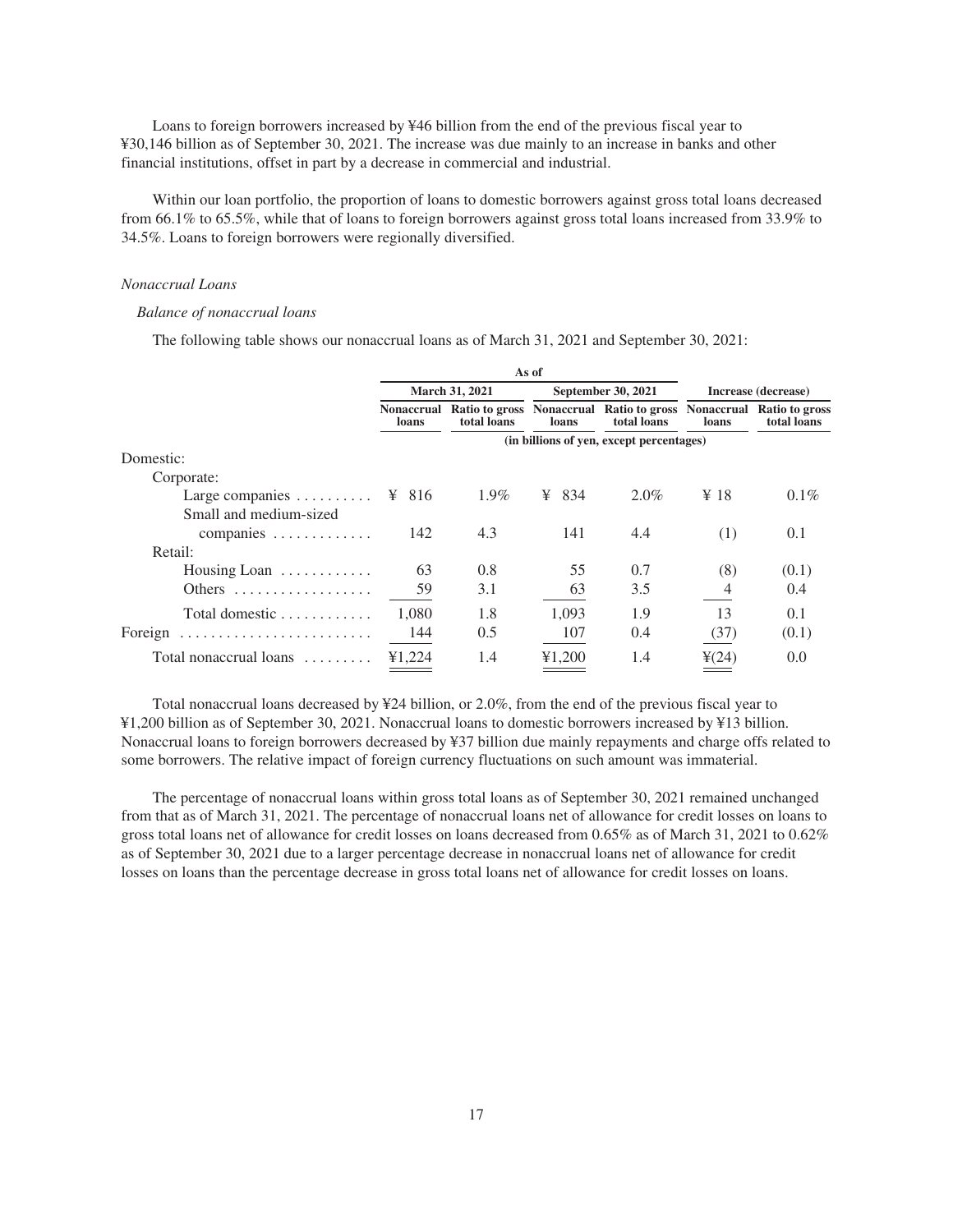Loans to foreign borrowers increased by ¥46 billion from the end of the previous fiscal year to ¥30,146 billion as of September 30, 2021. The increase was due mainly to an increase in banks and other financial institutions, offset in part by a decrease in commercial and industrial.

Within our loan portfolio, the proportion of loans to domestic borrowers against gross total loans decreased from 66.1% to 65.5%, while that of loans to foreign borrowers against gross total loans increased from 33.9% to 34.5%. Loans to foreign borrowers were regionally diversified.

*Nonaccrual Loans*

*Balance of nonaccrual loans*

The following table shows our nonaccrual loans as of March 31, 2021 and September 30, 2021:

| | As of | | | | | |
|---|---|---|---|---|---|---|
| | March 31, 2021 | | September 30, 2021 | | Increase (decrease) | |
| | Nonaccrual loans | Ratio to gross total loans | Nonaccrual loans | Ratio to gross total loans | Nonaccrual loans | Ratio to gross total loans |
| | (in billions of yen, except percentages) | | | | | |
| Domestic: | | | | | | |
| Corporate: | | | | | | |
| Large companies | ¥ 816 | 1.9% | ¥ 834 | 2.0% | ¥ 18 | 0.1% |
| Small and medium-sized companies | 142 | 4.3 | 141 | 4.4 | (1) | 0.1 |
| Retail: | | | | | | |
| Housing Loan | 63 | 0.8 | 55 | 0.7 | (8) | (0.1) |
| Others | 59 | 3.1 | 63 | 3.5 | 4 | 0.4 |
| Total domestic | 1,080 | 1.8 | 1,093 | 1.9 | 13 | 0.1 |
| Foreign | 144 | 0.5 | 107 | 0.4 | (37) | (0.1) |
| Total nonaccrual loans | ¥1,224 | 1.4 | ¥1,200 | 1.4 | ¥(24) | 0.0 |

Total nonaccrual loans decreased by ¥24 billion, or 2.0%, from the end of the previous fiscal year to ¥1,200 billion as of September 30, 2021. Nonaccrual loans to domestic borrowers increased by ¥13 billion. Nonaccrual loans to foreign borrowers decreased by ¥37 billion due mainly repayments and charge offs related to some borrowers. The relative impact of foreign currency fluctuations on such amount was immaterial.

The percentage of nonaccrual loans within gross total loans as of September 30, 2021 remained unchanged from that as of March 31, 2021. The percentage of nonaccrual loans net of allowance for credit losses on loans to gross total loans net of allowance for credit losses on loans decreased from 0.65% as of March 31, 2021 to 0.62% as of September 30, 2021 due to a larger percentage decrease in nonaccrual loans net of allowance for credit losses on loans than the percentage decrease in gross total loans net of allowance for credit losses on loans.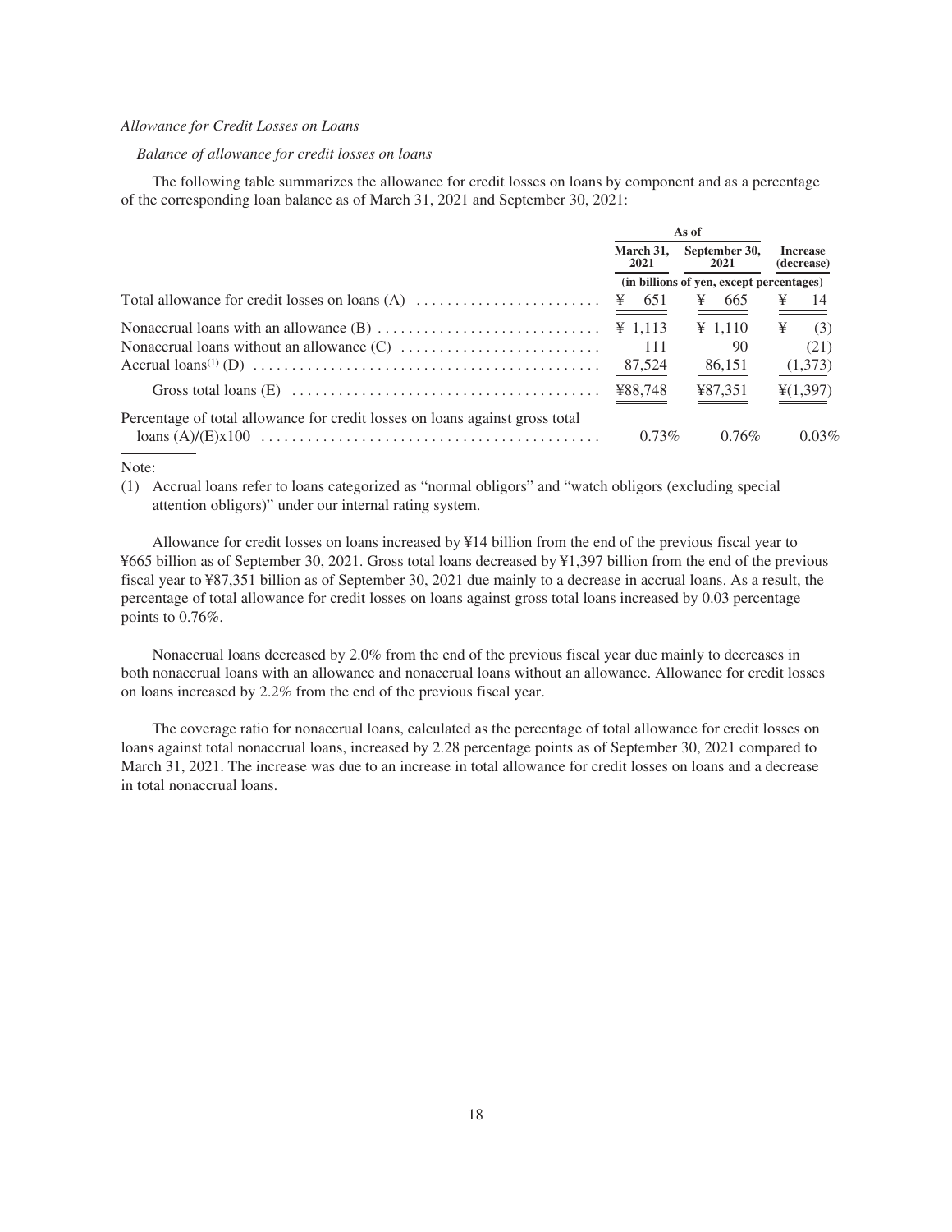*Allowance for Credit Losses on Loans*

*Balance of allowance for credit losses on loans*

The following table summarizes the allowance for credit losses on loans by component and as a percentage of the corresponding loan balance as of March 31, 2021 and September 30, 2021:

| | As of | | |
|---|---|---|---|
| | March 31, 2021 | September 30, 2021 | Increase (decrease) |
| | (in billions of yen, except percentages) | | |
| Total allowance for credit losses on loans (A) | ¥ 651 | ¥ 665 | ¥ 14 |
| Nonaccrual loans with an allowance (B) | ¥ 1,113 | ¥ 1,110 | ¥ (3) |
| Nonaccrual loans without an allowance (C) | 111 | 90 | (21) |
| Accrual loans[(1)] (D) | 87,524 | 86,151 | (1,373) |
| Gross total loans (E) | ¥88,748 | ¥87,351 | ¥(1,397) |
| Percentage of total allowance for credit losses on loans against gross total loans (A)/(E)x100 | 0.73% | 0.76% | 0.03% |

Note:

(1) Accrual loans refer to loans categorized as "normal obligors" and "watch obligors (excluding special attention obligors)" under our internal rating system.

Allowance for credit losses on loans increased by ¥14 billion from the end of the previous fiscal year to ¥665 billion as of September 30, 2021. Gross total loans decreased by ¥1,397 billion from the end of the previous fiscal year to ¥87,351 billion as of September 30, 2021 due mainly to a decrease in accrual loans. As a result, the percentage of total allowance for credit losses on loans against gross total loans increased by 0.03 percentage points to 0.76%.

Nonaccrual loans decreased by 2.0% from the end of the previous fiscal year due mainly to decreases in both nonaccrual loans with an allowance and nonaccrual loans without an allowance. Allowance for credit losses on loans increased by 2.2% from the end of the previous fiscal year.

The coverage ratio for nonaccrual loans, calculated as the percentage of total allowance for credit losses on loans against total nonaccrual loans, increased by 2.28 percentage points as of September 30, 2021 compared to March 31, 2021. The increase was due to an increase in total allowance for credit losses on loans and a decrease in total nonaccrual loans.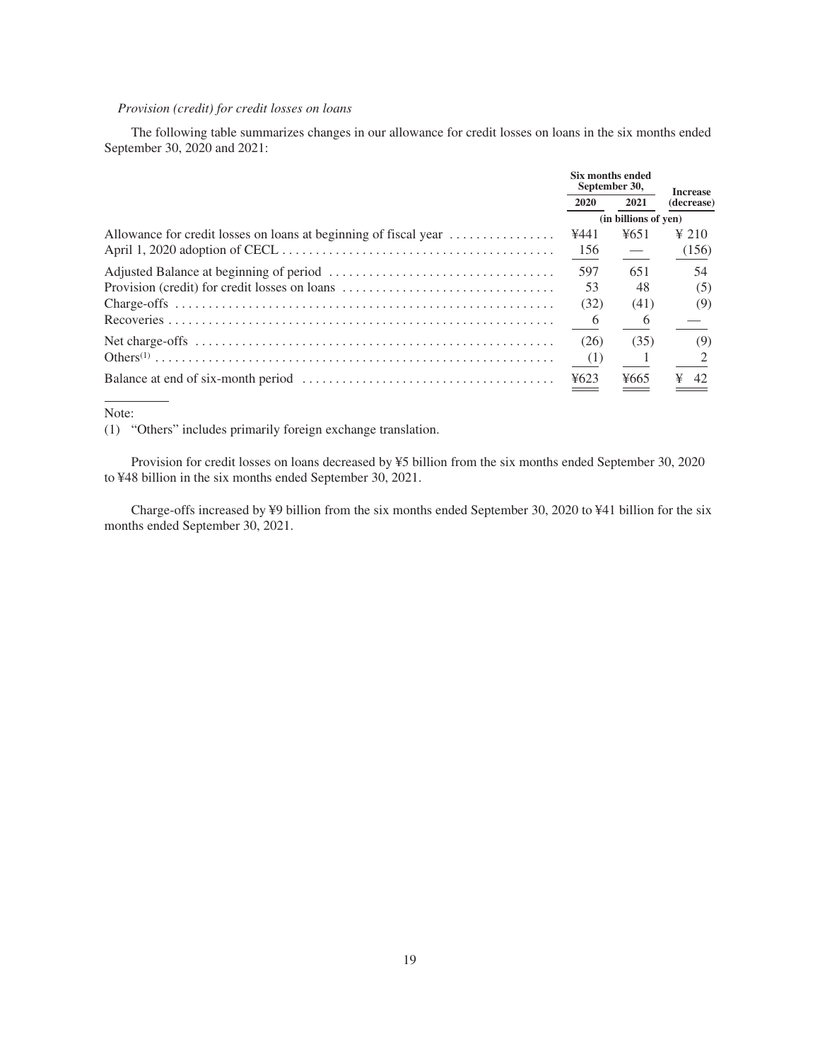*Provision (credit) for credit losses on loans*

The following table summarizes changes in our allowance for credit losses on loans in the six months ended September 30, 2020 and 2021:

| | Six months ended September 30, | | Increase (decrease) |
|---|---|---|---|
| | 2020 | 2021 | |
| | (in billions of yen) | | |
| Allowance for credit losses on loans at beginning of fiscal year | ¥441 | ¥651 | ¥ 210 |
| April 1, 2020 adoption of CECL | 156 | — | (156) |
| Adjusted Balance at beginning of period | 597 | 651 | 54 |
| Provision (credit) for credit losses on loans | 53 | 48 | (5) |
| Charge-offs | (32) | (41) | (9) |
| Recoveries | 6 | 6 | — |
| Net charge-offs | (26) | (35) | (9) |
| Others[(1)] | (1) | 1 | 2 |
| Balance at end of six-month period | ¥623 | ¥665 | ¥ 42 |

Note:

(1) "Others" includes primarily foreign exchange translation.

Provision for credit losses on loans decreased by ¥5 billion from the six months ended September 30, 2020 to ¥48 billion in the six months ended September 30, 2021.

Charge-offs increased by ¥9 billion from the six months ended September 30, 2020 to ¥41 billion for the six months ended September 30, 2021.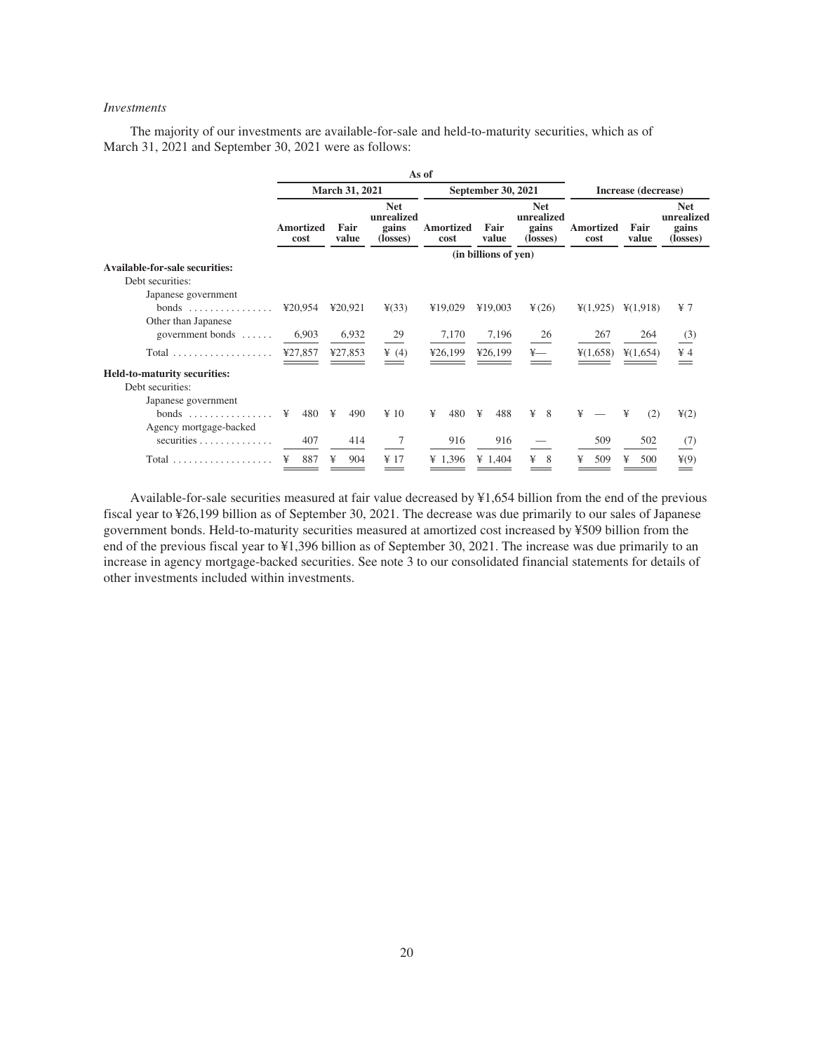*Investments*

The majority of our investments are available-for-sale and held-to-maturity securities, which as of March 31, 2021 and September 30, 2021 were as follows:

| | As of | | | | | | | | |
|---|---|---|---|---|---|---|---|---|---|
| | March 31, 2021 | | | September 30, 2021 | | | Increase (decrease) | | |
| | Amortized cost | Fair value | Net unrealized gains (losses) | Amortized cost | Fair value | Net unrealized gains (losses) | Amortized cost | Fair value | Net unrealized gains (losses) |
| | (in billions of yen) | | | | | | | | |
| **Available-for-sale securities:** | | | | | | | | | |
| Debt securities: | | | | | | | | | |
| Japanese government bonds | ¥20,954 | ¥20,921 | ¥(33) | ¥19,029 | ¥19,003 | ¥(26) | ¥(1,925) | ¥(1,918) | ¥ 7 |
| Other than Japanese government bonds | 6,903 | 6,932 | 29 | 7,170 | 7,196 | 26 | 267 | 264 | (3) |
| Total | ¥27,857 | ¥27,853 | ¥ (4) | ¥26,199 | ¥26,199 | ¥— | ¥(1,658) | ¥(1,654) | ¥ 4 |
| **Held-to-maturity securities:** | | | | | | | | | |
| Debt securities: | | | | | | | | | |
| Japanese government bonds | ¥ 480 | ¥ 490 | ¥ 10 | ¥ 480 | ¥ 488 | ¥ 8 | ¥ — | ¥ (2) | ¥(2) |
| Agency mortgage-backed securities | 407 | 414 | 7 | 916 | 916 | — | 509 | 502 | (7) |
| Total | ¥ 887 | ¥ 904 | ¥ 17 | ¥ 1,396 | ¥ 1,404 | ¥ 8 | ¥ 509 | ¥ 500 | ¥(9) |

Available-for-sale securities measured at fair value decreased by ¥1,654 billion from the end of the previous fiscal year to ¥26,199 billion as of September 30, 2021. The decrease was due primarily to our sales of Japanese government bonds. Held-to-maturity securities measured at amortized cost increased by ¥509 billion from the end of the previous fiscal year to ¥1,396 billion as of September 30, 2021. The increase was due primarily to an increase in agency mortgage-backed securities. See note 3 to our consolidated financial statements for details of other investments included within investments.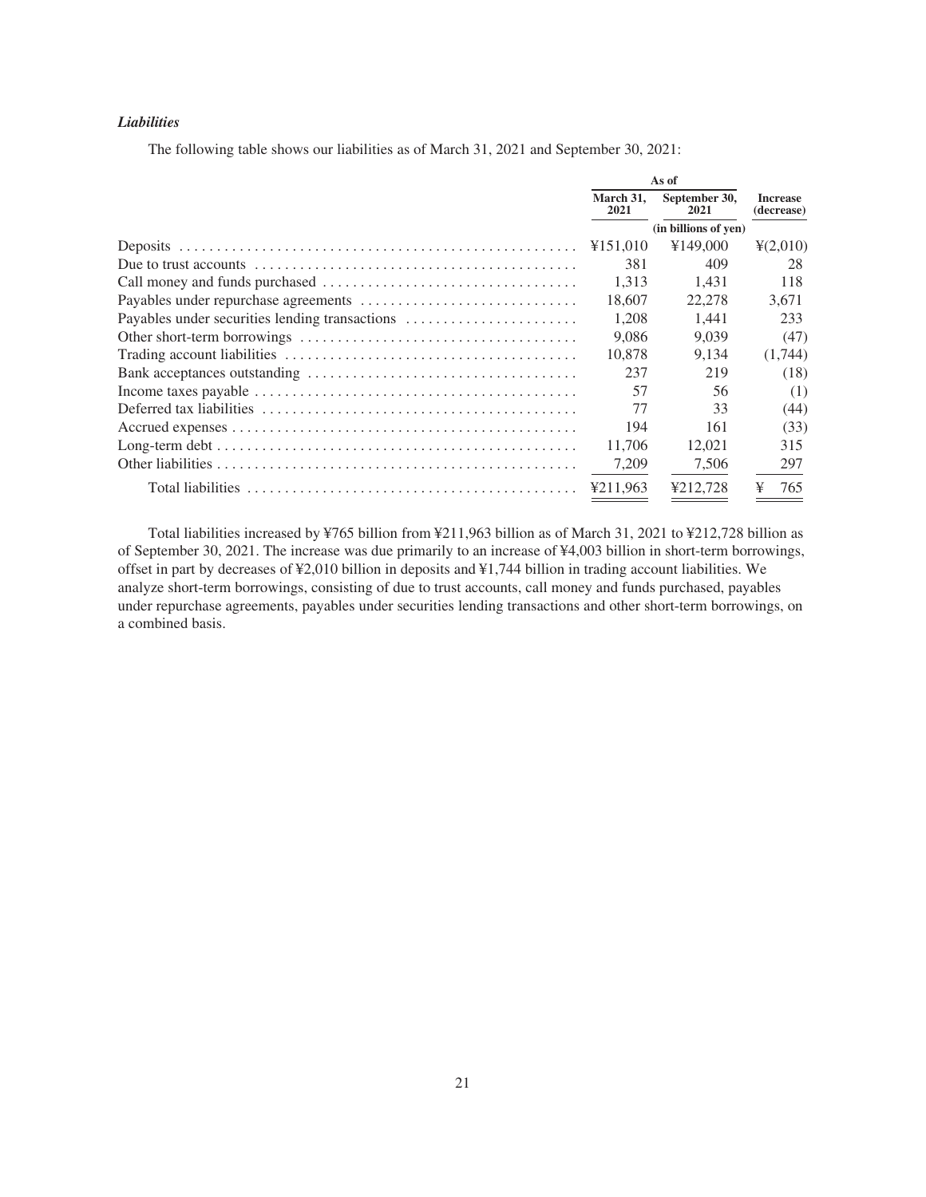### *Liabilities*

The following table shows our liabilities as of March 31, 2021 and September 30, 2021:

| | As of | | |
|---|---|---|---|
| | March 31, 2021 | September 30, 2021 | Increase (decrease) |
| | (in billions of yen) | | |
| Deposits | ¥151,010 | ¥149,000 | ¥(2,010) |
| Due to trust accounts | 381 | 409 | 28 |
| Call money and funds purchased | 1,313 | 1,431 | 118 |
| Payables under repurchase agreements | 18,607 | 22,278 | 3,671 |
| Payables under securities lending transactions | 1,208 | 1,441 | 233 |
| Other short-term borrowings | 9,086 | 9,039 | (47) |
| Trading account liabilities | 10,878 | 9,134 | (1,744) |
| Bank acceptances outstanding | 237 | 219 | (18) |
| Income taxes payable | 57 | 56 | (1) |
| Deferred tax liabilities | 77 | 33 | (44) |
| Accrued expenses | 194 | 161 | (33) |
| Long-term debt | 11,706 | 12,021 | 315 |
| Other liabilities | 7,209 | 7,506 | 297 |
| Total liabilities | ¥211,963 | ¥212,728 | ¥ 765 |

Total liabilities increased by ¥765 billion from ¥211,963 billion as of March 31, 2021 to ¥212,728 billion as of September 30, 2021. The increase was due primarily to an increase of ¥4,003 billion in short-term borrowings, offset in part by decreases of ¥2,010 billion in deposits and ¥1,744 billion in trading account liabilities. We analyze short-term borrowings, consisting of due to trust accounts, call money and funds purchased, payables under repurchase agreements, payables under securities lending transactions and other short-term borrowings, on a combined basis.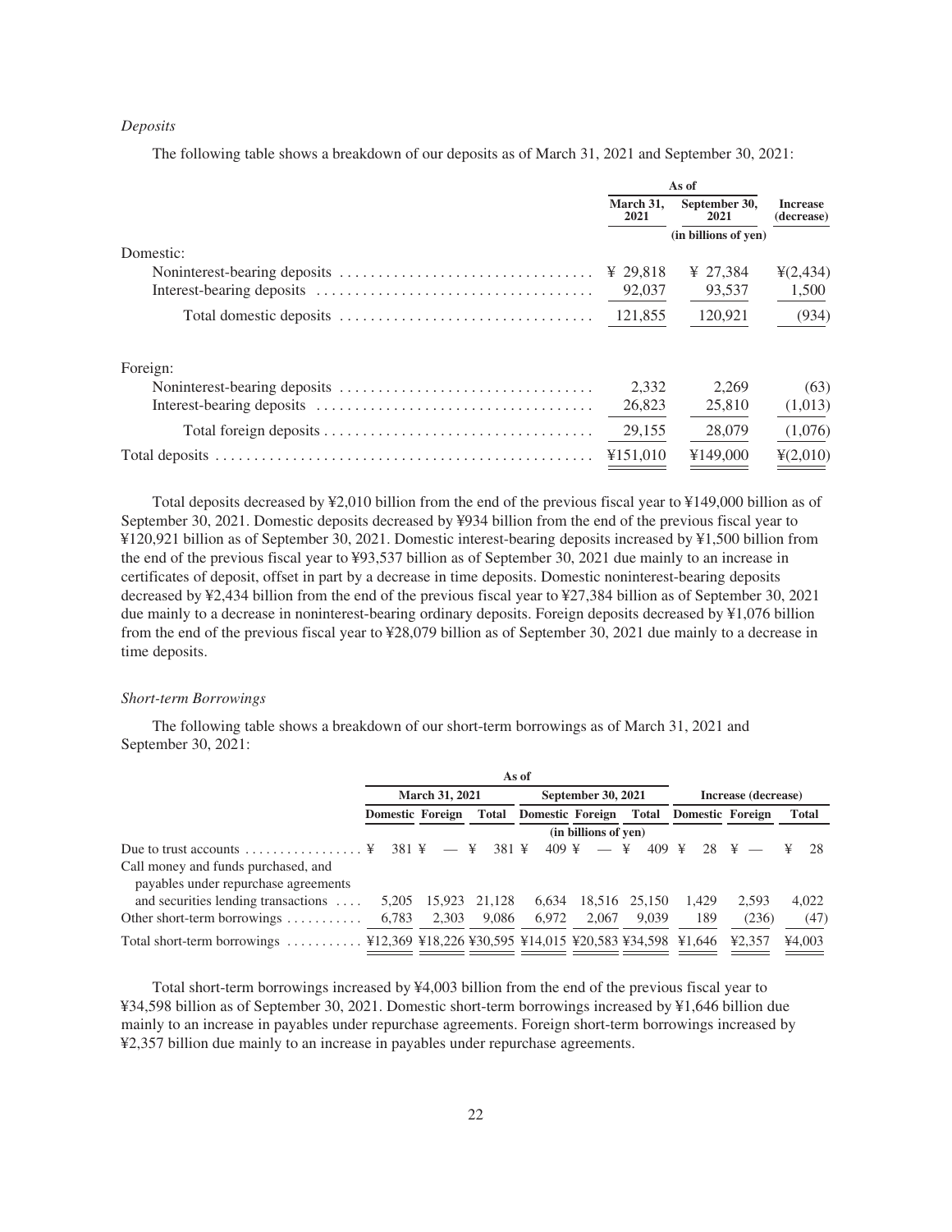*Deposits*

The following table shows a breakdown of our deposits as of March 31, 2021 and September 30, 2021:

| | As of | | |
|---|---|---|---|
| | March 31, 2021 | September 30, 2021 | Increase (decrease) |
| | (in billions of yen) | | |
| Domestic: | | | |
| Noninterest-bearing deposits | ¥ 29,818 | ¥ 27,384 | ¥(2,434) |
| Interest-bearing deposits | 92,037 | 93,537 | 1,500 |
| Total domestic deposits | 121,855 | 120,921 | (934) |
| Foreign: | | | |
| Noninterest-bearing deposits | 2,332 | 2,269 | (63) |
| Interest-bearing deposits | 26,823 | 25,810 | (1,013) |
| Total foreign deposits | 29,155 | 28,079 | (1,076) |
| Total deposits | ¥151,010 | ¥149,000 | ¥(2,010) |

Total deposits decreased by ¥2,010 billion from the end of the previous fiscal year to ¥149,000 billion as of September 30, 2021. Domestic deposits decreased by ¥934 billion from the end of the previous fiscal year to ¥120,921 billion as of September 30, 2021. Domestic interest-bearing deposits increased by ¥1,500 billion from the end of the previous fiscal year to ¥93,537 billion as of September 30, 2021 due mainly to an increase in certificates of deposit, offset in part by a decrease in time deposits. Domestic noninterest-bearing deposits decreased by ¥2,434 billion from the end of the previous fiscal year to ¥27,384 billion as of September 30, 2021 due mainly to a decrease in noninterest-bearing ordinary deposits. Foreign deposits decreased by ¥1,076 billion from the end of the previous fiscal year to ¥28,079 billion as of September 30, 2021 due mainly to a decrease in time deposits.

*Short-term Borrowings*

The following table shows a breakdown of our short-term borrowings as of March 31, 2021 and September 30, 2021:

| | As of | | | | | | | | |
|---|---|---|---|---|---|---|---|---|---|
| | March 31, 2021 | | | September 30, 2021 | | | Increase (decrease) | | |
| | Domestic | Foreign | Total | Domestic | Foreign | Total | Domestic | Foreign | Total |
| | (in billions of yen) | | | | | | | | |
| Due to trust accounts | ¥ 381 | ¥ — | ¥ 381 | ¥ 409 | ¥ — | ¥ 409 | ¥ 28 | ¥ — | ¥ 28 |
| Call money and funds purchased, and payables under repurchase agreements and securities lending transactions | 5,205 | 15,923 | 21,128 | 6,634 | 18,516 | 25,150 | 1,429 | 2,593 | 4,022 |
| Other short-term borrowings | 6,783 | 2,303 | 9,086 | 6,972 | 2,067 | 9,039 | 189 | (236) | (47) |
| Total short-term borrowings | ¥12,369 | ¥18,226 | ¥30,595 | ¥14,015 | ¥20,583 | ¥34,598 | ¥1,646 | ¥2,357 | ¥4,003 |

Total short-term borrowings increased by ¥4,003 billion from the end of the previous fiscal year to ¥34,598 billion as of September 30, 2021. Domestic short-term borrowings increased by ¥1,646 billion due mainly to an increase in payables under repurchase agreements. Foreign short-term borrowings increased by ¥2,357 billion due mainly to an increase in payables under repurchase agreements.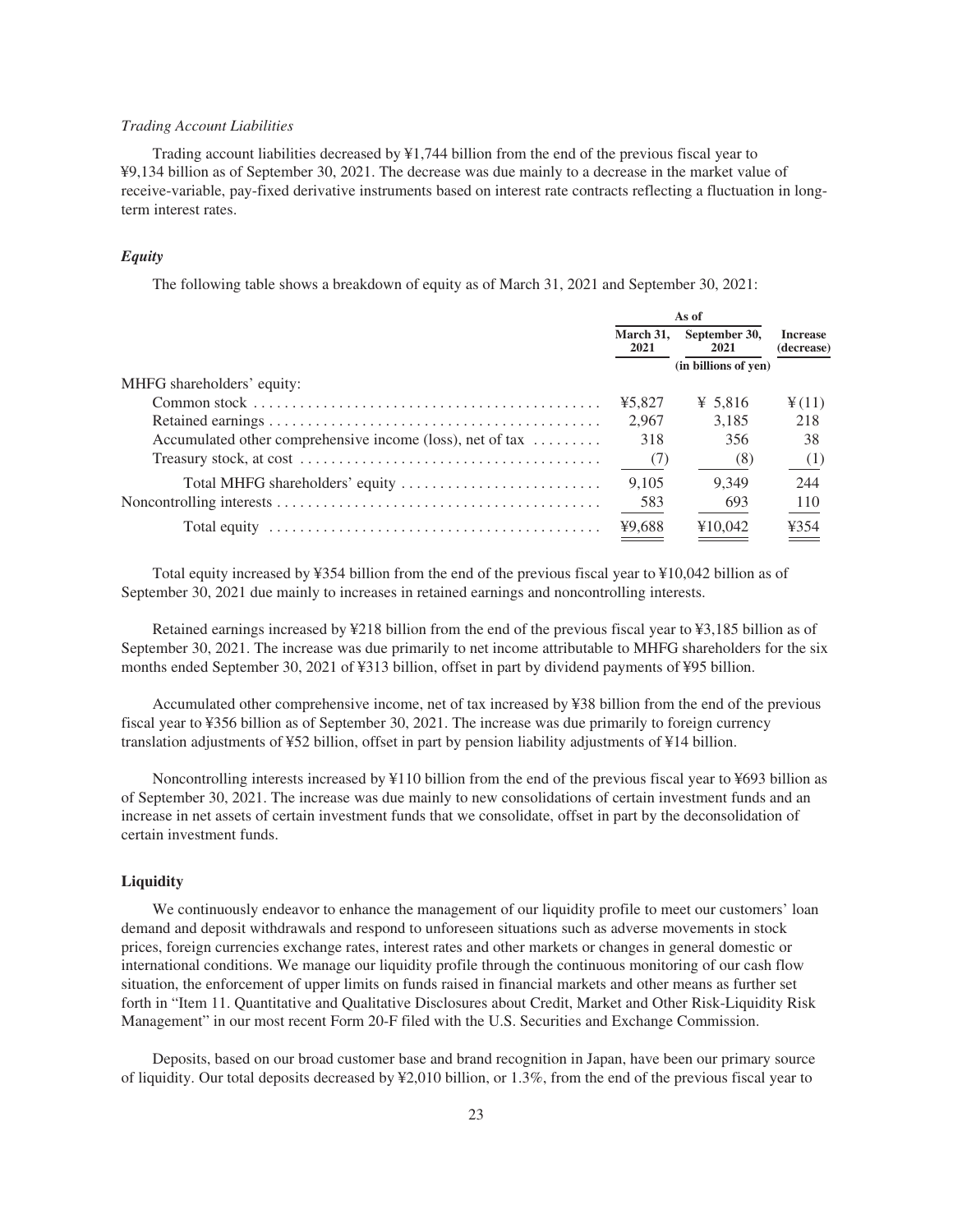*Trading Account Liabilities*

Trading account liabilities decreased by ¥1,744 billion from the end of the previous fiscal year to ¥9,134 billion as of September 30, 2021. The decrease was due mainly to a decrease in the market value of receive-variable, pay-fixed derivative instruments based on interest rate contracts reflecting a fluctuation in long-term interest rates.

### *Equity*

The following table shows a breakdown of equity as of March 31, 2021 and September 30, 2021:

| | As of | | |
|---|---|---|---|
| | March 31, 2021 | September 30, 2021 | Increase (decrease) |
| | (in billions of yen) | | |
| MHFG shareholders' equity: | | | |
| Common stock | ¥5,827 | ¥ 5,816 | ¥(11) |
| Retained earnings | 2,967 | 3,185 | 218 |
| Accumulated other comprehensive income (loss), net of tax | 318 | 356 | 38 |
| Treasury stock, at cost | (7) | (8) | (1) |
| Total MHFG shareholders' equity | 9,105 | 9,349 | 244 |
| Noncontrolling interests | 583 | 693 | 110 |
| Total equity | ¥9,688 | ¥10,042 | ¥354 |

Total equity increased by ¥354 billion from the end of the previous fiscal year to ¥10,042 billion as of September 30, 2021 due mainly to increases in retained earnings and noncontrolling interests.

Retained earnings increased by ¥218 billion from the end of the previous fiscal year to ¥3,185 billion as of September 30, 2021. The increase was due primarily to net income attributable to MHFG shareholders for the six months ended September 30, 2021 of ¥313 billion, offset in part by dividend payments of ¥95 billion.

Accumulated other comprehensive income, net of tax increased by ¥38 billion from the end of the previous fiscal year to ¥356 billion as of September 30, 2021. The increase was due primarily to foreign currency translation adjustments of ¥52 billion, offset in part by pension liability adjustments of ¥14 billion.

Noncontrolling interests increased by ¥110 billion from the end of the previous fiscal year to ¥693 billion as of September 30, 2021. The increase was due mainly to new consolidations of certain investment funds and an increase in net assets of certain investment funds that we consolidate, offset in part by the deconsolidation of certain investment funds.

### **Liquidity**

We continuously endeavor to enhance the management of our liquidity profile to meet our customers' loan demand and deposit withdrawals and respond to unforeseen situations such as adverse movements in stock prices, foreign currencies exchange rates, interest rates and other markets or changes in general domestic or international conditions. We manage our liquidity profile through the continuous monitoring of our cash flow situation, the enforcement of upper limits on funds raised in financial markets and other means as further set forth in "Item 11. Quantitative and Qualitative Disclosures about Credit, Market and Other Risk-Liquidity Risk Management" in our most recent Form 20-F filed with the U.S. Securities and Exchange Commission.

Deposits, based on our broad customer base and brand recognition in Japan, have been our primary source of liquidity. Our total deposits decreased by ¥2,010 billion, or 1.3%, from the end of the previous fiscal year to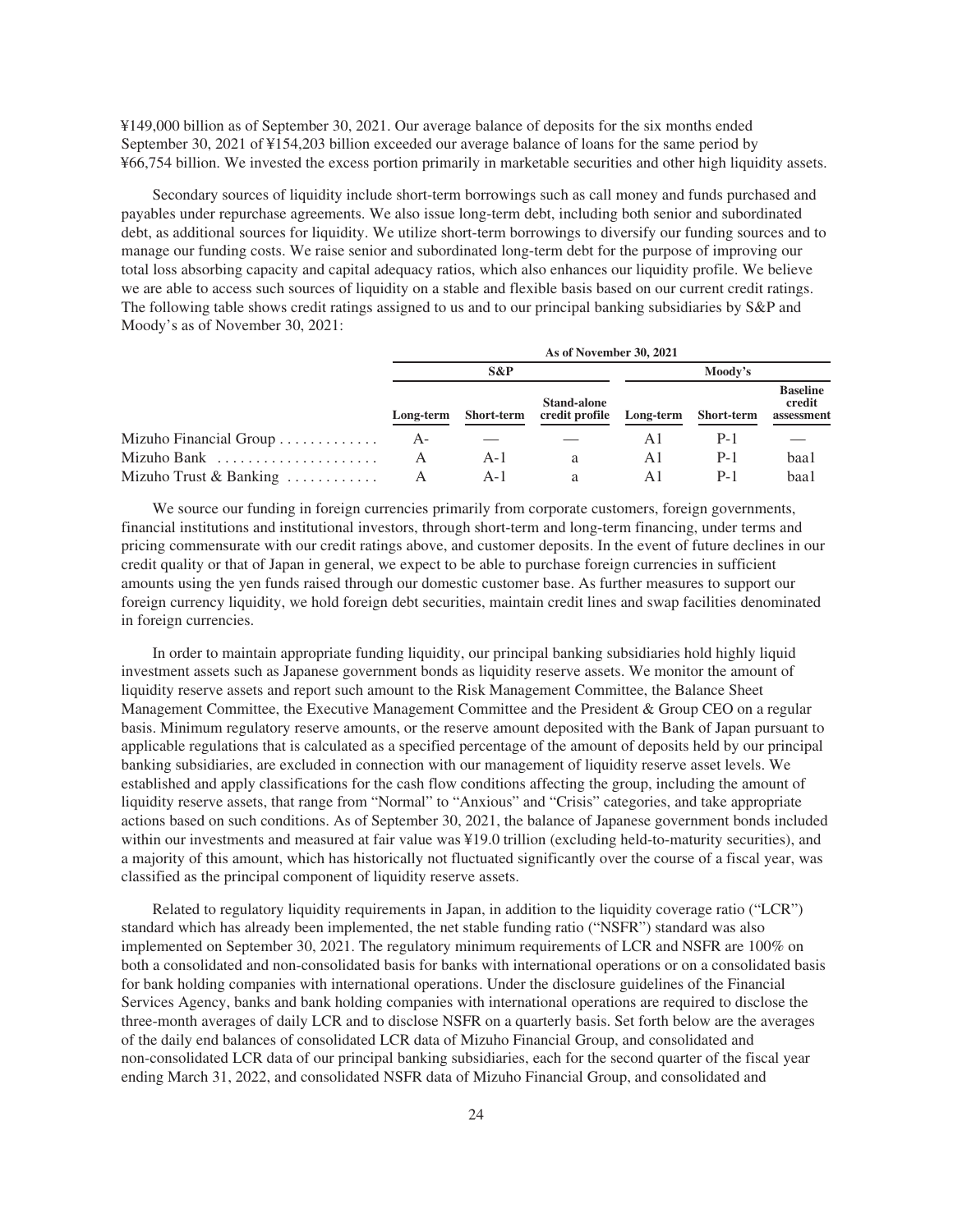¥149,000 billion as of September 30, 2021. Our average balance of deposits for the six months ended September 30, 2021 of ¥154,203 billion exceeded our average balance of loans for the same period by ¥66,754 billion. We invested the excess portion primarily in marketable securities and other high liquidity assets.

Secondary sources of liquidity include short-term borrowings such as call money and funds purchased and payables under repurchase agreements. We also issue long-term debt, including both senior and subordinated debt, as additional sources for liquidity. We utilize short-term borrowings to diversify our funding sources and to manage our funding costs. We raise senior and subordinated long-term debt for the purpose of improving our total loss absorbing capacity and capital adequacy ratios, which also enhances our liquidity profile. We believe we are able to access such sources of liquidity on a stable and flexible basis based on our current credit ratings. The following table shows credit ratings assigned to us and to our principal banking subsidiaries by S&P and Moody's as of November 30, 2021:

| | As of November 30, 2021 | | | | | |
|---|---|---|---|---|---|---|
| | S&P | | | Moody's | | |
| | Long-term | Short-term | Stand-alone credit profile | Long-term | Short-term | Baseline credit assessment |
| Mizuho Financial Group | A- | — | — | A1 | P-1 | — |
| Mizuho Bank | A | A-1 | a | A1 | P-1 | baa1 |
| Mizuho Trust & Banking | A | A-1 | a | A1 | P-1 | baa1 |

We source our funding in foreign currencies primarily from corporate customers, foreign governments, financial institutions and institutional investors, through short-term and long-term financing, under terms and pricing commensurate with our credit ratings above, and customer deposits. In the event of future declines in our credit quality or that of Japan in general, we expect to be able to purchase foreign currencies in sufficient amounts using the yen funds raised through our domestic customer base. As further measures to support our foreign currency liquidity, we hold foreign debt securities, maintain credit lines and swap facilities denominated in foreign currencies.

In order to maintain appropriate funding liquidity, our principal banking subsidiaries hold highly liquid investment assets such as Japanese government bonds as liquidity reserve assets. We monitor the amount of liquidity reserve assets and report such amount to the Risk Management Committee, the Balance Sheet Management Committee, the Executive Management Committee and the President & Group CEO on a regular basis. Minimum regulatory reserve amounts, or the reserve amount deposited with the Bank of Japan pursuant to applicable regulations that is calculated as a specified percentage of the amount of deposits held by our principal banking subsidiaries, are excluded in connection with our management of liquidity reserve asset levels. We established and apply classifications for the cash flow conditions affecting the group, including the amount of liquidity reserve assets, that range from "Normal" to "Anxious" and "Crisis" categories, and take appropriate actions based on such conditions. As of September 30, 2021, the balance of Japanese government bonds included within our investments and measured at fair value was ¥19.0 trillion (excluding held-to-maturity securities), and a majority of this amount, which has historically not fluctuated significantly over the course of a fiscal year, was classified as the principal component of liquidity reserve assets.

Related to regulatory liquidity requirements in Japan, in addition to the liquidity coverage ratio ("LCR") standard which has already been implemented, the net stable funding ratio ("NSFR") standard was also implemented on September 30, 2021. The regulatory minimum requirements of LCR and NSFR are 100% on both a consolidated and non-consolidated basis for banks with international operations or on a consolidated basis for bank holding companies with international operations. Under the disclosure guidelines of the Financial Services Agency, banks and bank holding companies with international operations are required to disclose the three-month averages of daily LCR and to disclose NSFR on a quarterly basis. Set forth below are the averages of the daily end balances of consolidated LCR data of Mizuho Financial Group, and consolidated and non-consolidated LCR data of our principal banking subsidiaries, each for the second quarter of the fiscal year ending March 31, 2022, and consolidated NSFR data of Mizuho Financial Group, and consolidated and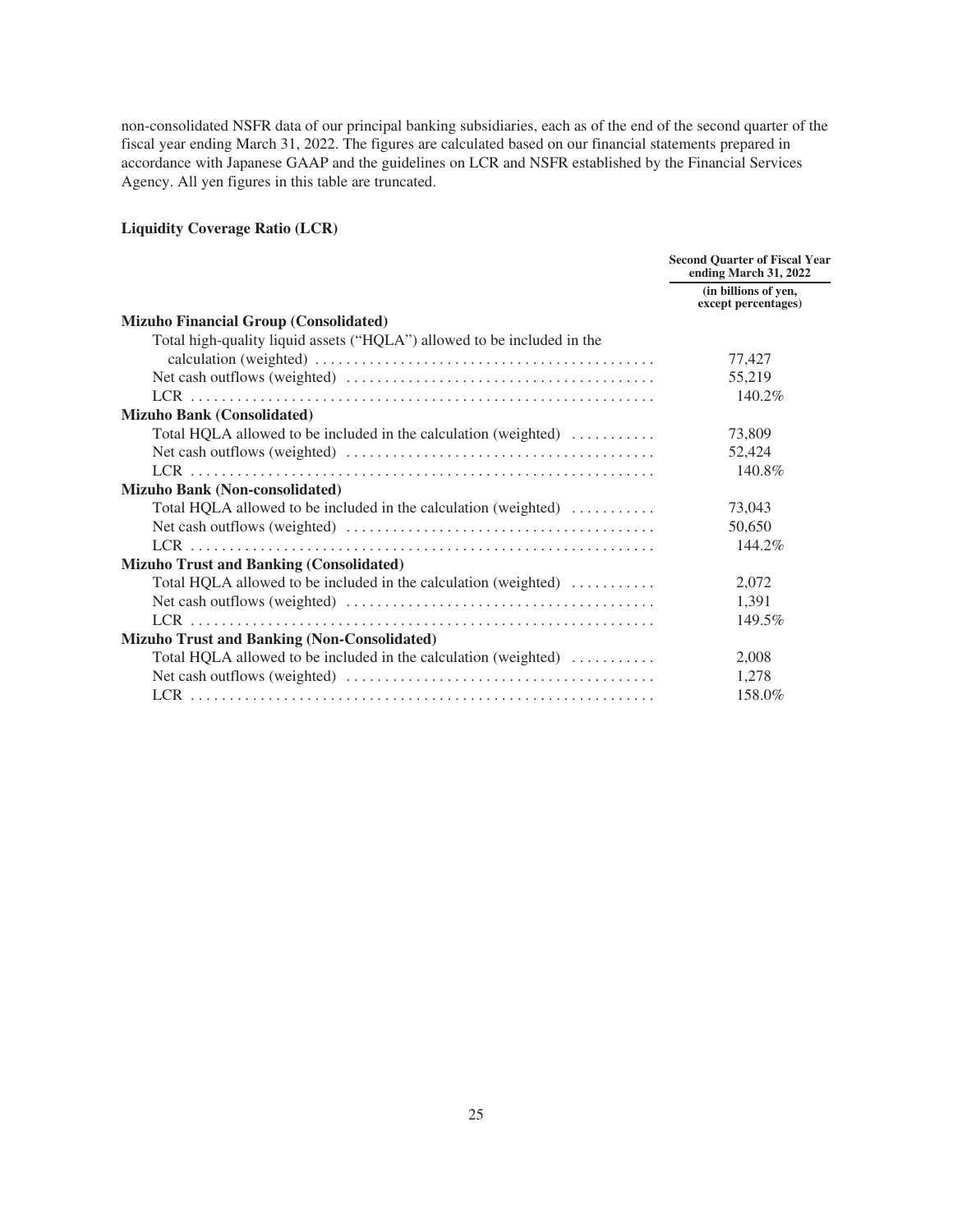non-consolidated NSFR data of our principal banking subsidiaries, each as of the end of the second quarter of the fiscal year ending March 31, 2022. The figures are calculated based on our financial statements prepared in accordance with Japanese GAAP and the guidelines on LCR and NSFR established by the Financial Services Agency. All yen figures in this table are truncated.

**Liquidity Coverage Ratio (LCR)**

| | Second Quarter of Fiscal Year ending March 31, 2022 |
|---|---|
| | (in billions of yen, except percentages) |
| **Mizuho Financial Group (Consolidated)** | |
| Total high-quality liquid assets ("HQLA") allowed to be included in the calculation (weighted) | 77,427 |
| Net cash outflows (weighted) | 55,219 |
| LCR | 140.2% |
| **Mizuho Bank (Consolidated)** | |
| Total HQLA allowed to be included in the calculation (weighted) | 73,809 |
| Net cash outflows (weighted) | 52,424 |
| LCR | 140.8% |
| **Mizuho Bank (Non-consolidated)** | |
| Total HQLA allowed to be included in the calculation (weighted) | 73,043 |
| Net cash outflows (weighted) | 50,650 |
| LCR | 144.2% |
| **Mizuho Trust and Banking (Consolidated)** | |
| Total HQLA allowed to be included in the calculation (weighted) | 2,072 |
| Net cash outflows (weighted) | 1,391 |
| LCR | 149.5% |
| **Mizuho Trust and Banking (Non-Consolidated)** | |
| Total HQLA allowed to be included in the calculation (weighted) | 2,008 |
| Net cash outflows (weighted) | 1,278 |
| LCR | 158.0% |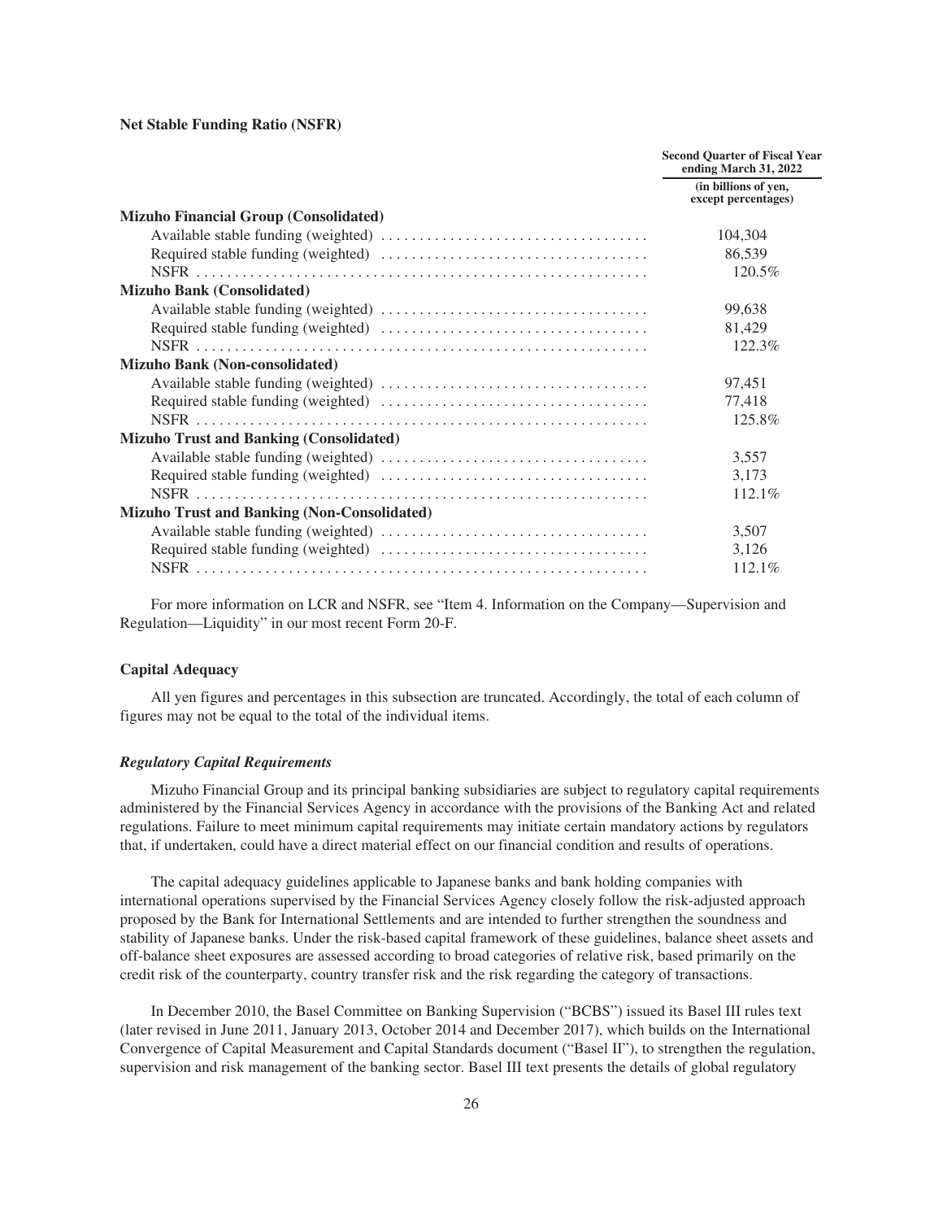**Net Stable Funding Ratio (NSFR)**

| | Second Quarter of Fiscal Year ending March 31, 2022 |
|---|---|
| | (in billions of yen, except percentages) |
| **Mizuho Financial Group (Consolidated)** | |
| Available stable funding (weighted) | 104,304 |
| Required stable funding (weighted) | 86,539 |
| NSFR | 120.5% |
| **Mizuho Bank (Consolidated)** | |
| Available stable funding (weighted) | 99,638 |
| Required stable funding (weighted) | 81,429 |
| NSFR | 122.3% |
| **Mizuho Bank (Non-consolidated)** | |
| Available stable funding (weighted) | 97,451 |
| Required stable funding (weighted) | 77,418 |
| NSFR | 125.8% |
| **Mizuho Trust and Banking (Consolidated)** | |
| Available stable funding (weighted) | 3,557 |
| Required stable funding (weighted) | 3,173 |
| NSFR | 112.1% |
| **Mizuho Trust and Banking (Non-Consolidated)** | |
| Available stable funding (weighted) | 3,507 |
| Required stable funding (weighted) | 3,126 |
| NSFR | 112.1% |

For more information on LCR and NSFR, see "Item 4. Information on the Company—Supervision and Regulation—Liquidity" in our most recent Form 20-F.

**Capital Adequacy**

All yen figures and percentages in this subsection are truncated. Accordingly, the total of each column of figures may not be equal to the total of the individual items.

***Regulatory Capital Requirements***

Mizuho Financial Group and its principal banking subsidiaries are subject to regulatory capital requirements administered by the Financial Services Agency in accordance with the provisions of the Banking Act and related regulations. Failure to meet minimum capital requirements may initiate certain mandatory actions by regulators that, if undertaken, could have a direct material effect on our financial condition and results of operations.

The capital adequacy guidelines applicable to Japanese banks and bank holding companies with international operations supervised by the Financial Services Agency closely follow the risk-adjusted approach proposed by the Bank for International Settlements and are intended to further strengthen the soundness and stability of Japanese banks. Under the risk-based capital framework of these guidelines, balance sheet assets and off-balance sheet exposures are assessed according to broad categories of relative risk, based primarily on the credit risk of the counterparty, country transfer risk and the risk regarding the category of transactions.

In December 2010, the Basel Committee on Banking Supervision ("BCBS") issued its Basel III rules text (later revised in June 2011, January 2013, October 2014 and December 2017), which builds on the International Convergence of Capital Measurement and Capital Standards document ("Basel II"), to strengthen the regulation, supervision and risk management of the banking sector. Basel III text presents the details of global regulatory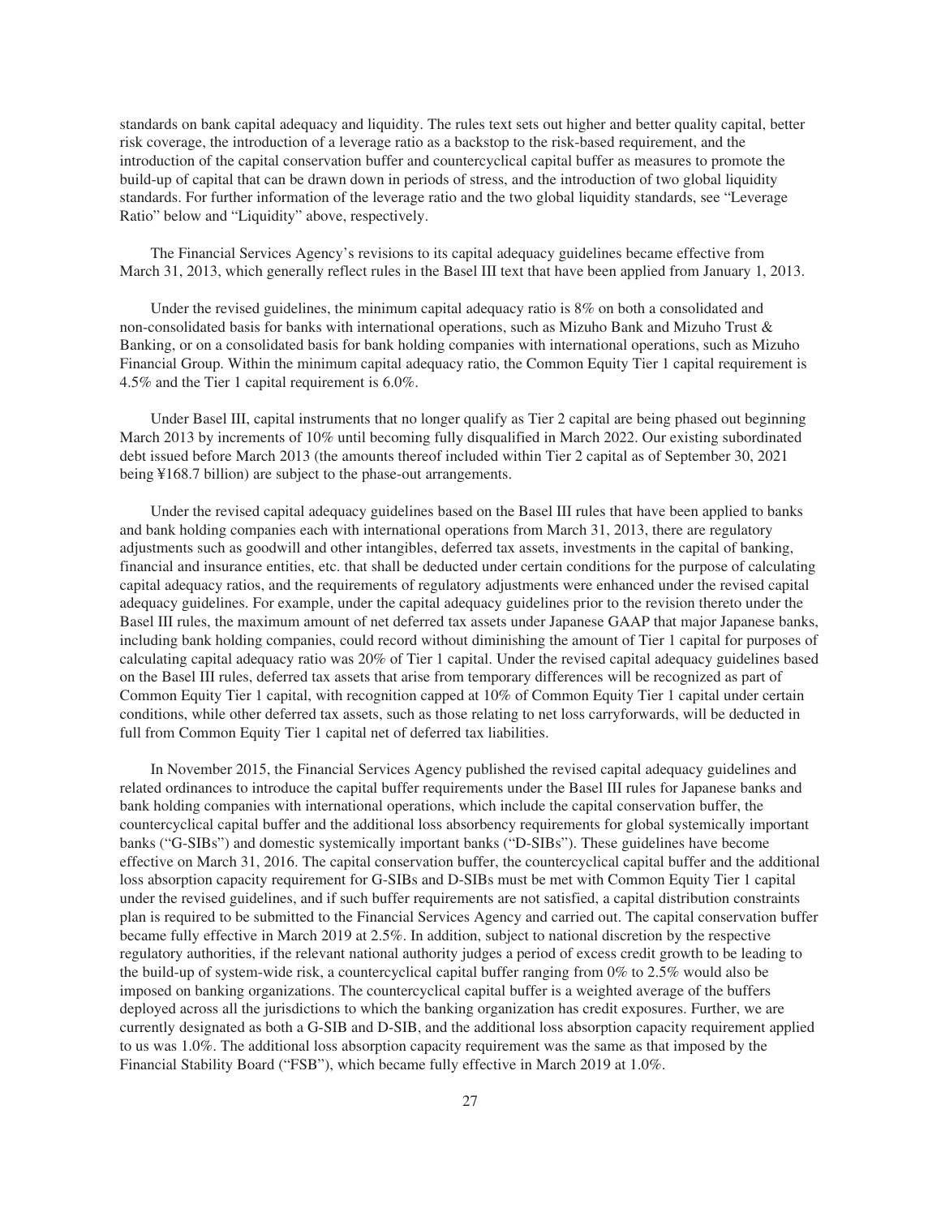standards on bank capital adequacy and liquidity. The rules text sets out higher and better quality capital, better risk coverage, the introduction of a leverage ratio as a backstop to the risk-based requirement, and the introduction of the capital conservation buffer and countercyclical capital buffer as measures to promote the build-up of capital that can be drawn down in periods of stress, and the introduction of two global liquidity standards. For further information of the leverage ratio and the two global liquidity standards, see "Leverage Ratio" below and "Liquidity" above, respectively.

The Financial Services Agency's revisions to its capital adequacy guidelines became effective from March 31, 2013, which generally reflect rules in the Basel III text that have been applied from January 1, 2013.

Under the revised guidelines, the minimum capital adequacy ratio is 8% on both a consolidated and non-consolidated basis for banks with international operations, such as Mizuho Bank and Mizuho Trust & Banking, or on a consolidated basis for bank holding companies with international operations, such as Mizuho Financial Group. Within the minimum capital adequacy ratio, the Common Equity Tier 1 capital requirement is 4.5% and the Tier 1 capital requirement is 6.0%.

Under Basel III, capital instruments that no longer qualify as Tier 2 capital are being phased out beginning March 2013 by increments of 10% until becoming fully disqualified in March 2022. Our existing subordinated debt issued before March 2013 (the amounts thereof included within Tier 2 capital as of September 30, 2021 being ¥168.7 billion) are subject to the phase-out arrangements.

Under the revised capital adequacy guidelines based on the Basel III rules that have been applied to banks and bank holding companies each with international operations from March 31, 2013, there are regulatory adjustments such as goodwill and other intangibles, deferred tax assets, investments in the capital of banking, financial and insurance entities, etc. that shall be deducted under certain conditions for the purpose of calculating capital adequacy ratios, and the requirements of regulatory adjustments were enhanced under the revised capital adequacy guidelines. For example, under the capital adequacy guidelines prior to the revision thereto under the Basel III rules, the maximum amount of net deferred tax assets under Japanese GAAP that major Japanese banks, including bank holding companies, could record without diminishing the amount of Tier 1 capital for purposes of calculating capital adequacy ratio was 20% of Tier 1 capital. Under the revised capital adequacy guidelines based on the Basel III rules, deferred tax assets that arise from temporary differences will be recognized as part of Common Equity Tier 1 capital, with recognition capped at 10% of Common Equity Tier 1 capital under certain conditions, while other deferred tax assets, such as those relating to net loss carryforwards, will be deducted in full from Common Equity Tier 1 capital net of deferred tax liabilities.

In November 2015, the Financial Services Agency published the revised capital adequacy guidelines and related ordinances to introduce the capital buffer requirements under the Basel III rules for Japanese banks and bank holding companies with international operations, which include the capital conservation buffer, the countercyclical capital buffer and the additional loss absorbency requirements for global systemically important banks ("G-SIBs") and domestic systemically important banks ("D-SIBs"). These guidelines have become effective on March 31, 2016. The capital conservation buffer, the countercyclical capital buffer and the additional loss absorption capacity requirement for G-SIBs and D-SIBs must be met with Common Equity Tier 1 capital under the revised guidelines, and if such buffer requirements are not satisfied, a capital distribution constraints plan is required to be submitted to the Financial Services Agency and carried out. The capital conservation buffer became fully effective in March 2019 at 2.5%. In addition, subject to national discretion by the respective regulatory authorities, if the relevant national authority judges a period of excess credit growth to be leading to the build-up of system-wide risk, a countercyclical capital buffer ranging from 0% to 2.5% would also be imposed on banking organizations. The countercyclical capital buffer is a weighted average of the buffers deployed across all the jurisdictions to which the banking organization has credit exposures. Further, we are currently designated as both a G-SIB and D-SIB, and the additional loss absorption capacity requirement applied to us was 1.0%. The additional loss absorption capacity requirement was the same as that imposed by the Financial Stability Board ("FSB"), which became fully effective in March 2019 at 1.0%.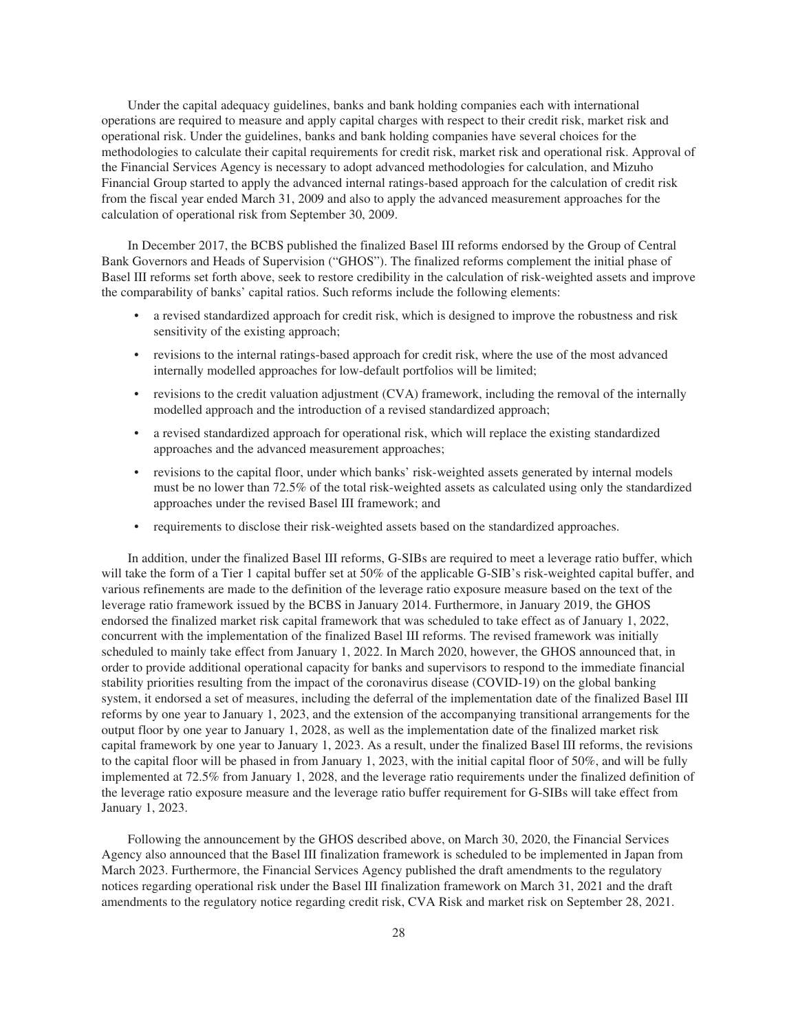Under the capital adequacy guidelines, banks and bank holding companies each with international operations are required to measure and apply capital charges with respect to their credit risk, market risk and operational risk. Under the guidelines, banks and bank holding companies have several choices for the methodologies to calculate their capital requirements for credit risk, market risk and operational risk. Approval of the Financial Services Agency is necessary to adopt advanced methodologies for calculation, and Mizuho Financial Group started to apply the advanced internal ratings-based approach for the calculation of credit risk from the fiscal year ended March 31, 2009 and also to apply the advanced measurement approaches for the calculation of operational risk from September 30, 2009.

In December 2017, the BCBS published the finalized Basel III reforms endorsed by the Group of Central Bank Governors and Heads of Supervision ("GHOS"). The finalized reforms complement the initial phase of Basel III reforms set forth above, seek to restore credibility in the calculation of risk-weighted assets and improve the comparability of banks' capital ratios. Such reforms include the following elements:

- a revised standardized approach for credit risk, which is designed to improve the robustness and risk sensitivity of the existing approach;
- revisions to the internal ratings-based approach for credit risk, where the use of the most advanced internally modelled approaches for low-default portfolios will be limited;
- revisions to the credit valuation adjustment (CVA) framework, including the removal of the internally modelled approach and the introduction of a revised standardized approach;
- a revised standardized approach for operational risk, which will replace the existing standardized approaches and the advanced measurement approaches;
- revisions to the capital floor, under which banks' risk-weighted assets generated by internal models must be no lower than 72.5% of the total risk-weighted assets as calculated using only the standardized approaches under the revised Basel III framework; and
- requirements to disclose their risk-weighted assets based on the standardized approaches.

In addition, under the finalized Basel III reforms, G-SIBs are required to meet a leverage ratio buffer, which will take the form of a Tier 1 capital buffer set at 50% of the applicable G-SIB's risk-weighted capital buffer, and various refinements are made to the definition of the leverage ratio exposure measure based on the text of the leverage ratio framework issued by the BCBS in January 2014. Furthermore, in January 2019, the GHOS endorsed the finalized market risk capital framework that was scheduled to take effect as of January 1, 2022, concurrent with the implementation of the finalized Basel III reforms. The revised framework was initially scheduled to mainly take effect from January 1, 2022. In March 2020, however, the GHOS announced that, in order to provide additional operational capacity for banks and supervisors to respond to the immediate financial stability priorities resulting from the impact of the coronavirus disease (COVID-19) on the global banking system, it endorsed a set of measures, including the deferral of the implementation date of the finalized Basel III reforms by one year to January 1, 2023, and the extension of the accompanying transitional arrangements for the output floor by one year to January 1, 2028, as well as the implementation date of the finalized market risk capital framework by one year to January 1, 2023. As a result, under the finalized Basel III reforms, the revisions to the capital floor will be phased in from January 1, 2023, with the initial capital floor of 50%, and will be fully implemented at 72.5% from January 1, 2028, and the leverage ratio requirements under the finalized definition of the leverage ratio exposure measure and the leverage ratio buffer requirement for G-SIBs will take effect from January 1, 2023.

Following the announcement by the GHOS described above, on March 30, 2020, the Financial Services Agency also announced that the Basel III finalization framework is scheduled to be implemented in Japan from March 2023. Furthermore, the Financial Services Agency published the draft amendments to the regulatory notices regarding operational risk under the Basel III finalization framework on March 31, 2021 and the draft amendments to the regulatory notice regarding credit risk, CVA Risk and market risk on September 28, 2021.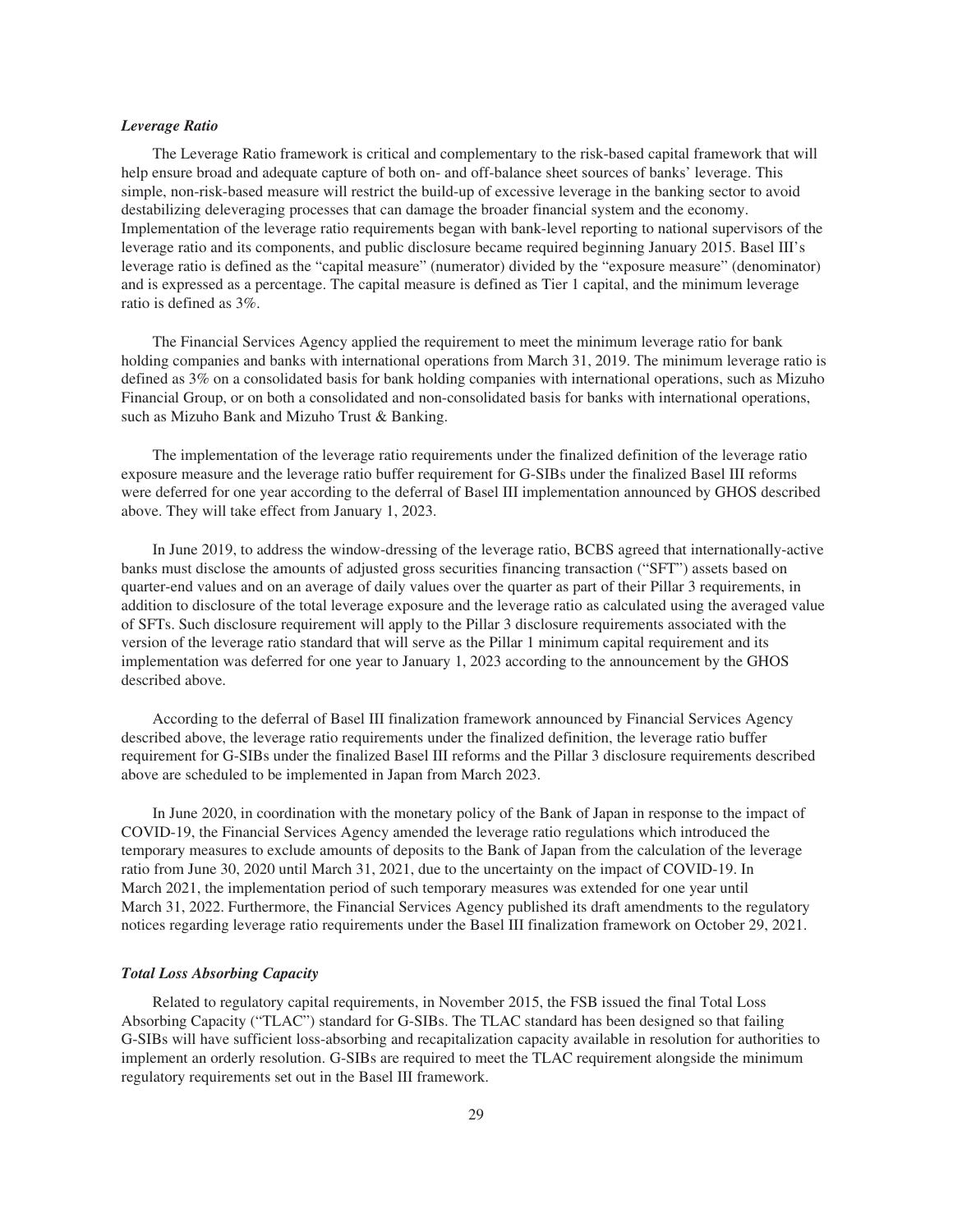### *Leverage Ratio*

The Leverage Ratio framework is critical and complementary to the risk-based capital framework that will help ensure broad and adequate capture of both on- and off-balance sheet sources of banks' leverage. This simple, non-risk-based measure will restrict the build-up of excessive leverage in the banking sector to avoid destabilizing deleveraging processes that can damage the broader financial system and the economy. Implementation of the leverage ratio requirements began with bank-level reporting to national supervisors of the leverage ratio and its components, and public disclosure became required beginning January 2015. Basel III's leverage ratio is defined as the "capital measure" (numerator) divided by the "exposure measure" (denominator) and is expressed as a percentage. The capital measure is defined as Tier 1 capital, and the minimum leverage ratio is defined as 3%.

The Financial Services Agency applied the requirement to meet the minimum leverage ratio for bank holding companies and banks with international operations from March 31, 2019. The minimum leverage ratio is defined as 3% on a consolidated basis for bank holding companies with international operations, such as Mizuho Financial Group, or on both a consolidated and non-consolidated basis for banks with international operations, such as Mizuho Bank and Mizuho Trust & Banking.

The implementation of the leverage ratio requirements under the finalized definition of the leverage ratio exposure measure and the leverage ratio buffer requirement for G-SIBs under the finalized Basel III reforms were deferred for one year according to the deferral of Basel III implementation announced by GHOS described above. They will take effect from January 1, 2023.

In June 2019, to address the window-dressing of the leverage ratio, BCBS agreed that internationally-active banks must disclose the amounts of adjusted gross securities financing transaction ("SFT") assets based on quarter-end values and on an average of daily values over the quarter as part of their Pillar 3 requirements, in addition to disclosure of the total leverage exposure and the leverage ratio as calculated using the averaged value of SFTs. Such disclosure requirement will apply to the Pillar 3 disclosure requirements associated with the version of the leverage ratio standard that will serve as the Pillar 1 minimum capital requirement and its implementation was deferred for one year to January 1, 2023 according to the announcement by the GHOS described above.

According to the deferral of Basel III finalization framework announced by Financial Services Agency described above, the leverage ratio requirements under the finalized definition, the leverage ratio buffer requirement for G-SIBs under the finalized Basel III reforms and the Pillar 3 disclosure requirements described above are scheduled to be implemented in Japan from March 2023.

In June 2020, in coordination with the monetary policy of the Bank of Japan in response to the impact of COVID-19, the Financial Services Agency amended the leverage ratio regulations which introduced the temporary measures to exclude amounts of deposits to the Bank of Japan from the calculation of the leverage ratio from June 30, 2020 until March 31, 2021, due to the uncertainty on the impact of COVID-19. In March 2021, the implementation period of such temporary measures was extended for one year until March 31, 2022. Furthermore, the Financial Services Agency published its draft amendments to the regulatory notices regarding leverage ratio requirements under the Basel III finalization framework on October 29, 2021.

### *Total Loss Absorbing Capacity*

Related to regulatory capital requirements, in November 2015, the FSB issued the final Total Loss Absorbing Capacity ("TLAC") standard for G-SIBs. The TLAC standard has been designed so that failing G-SIBs will have sufficient loss-absorbing and recapitalization capacity available in resolution for authorities to implement an orderly resolution. G-SIBs are required to meet the TLAC requirement alongside the minimum regulatory requirements set out in the Basel III framework.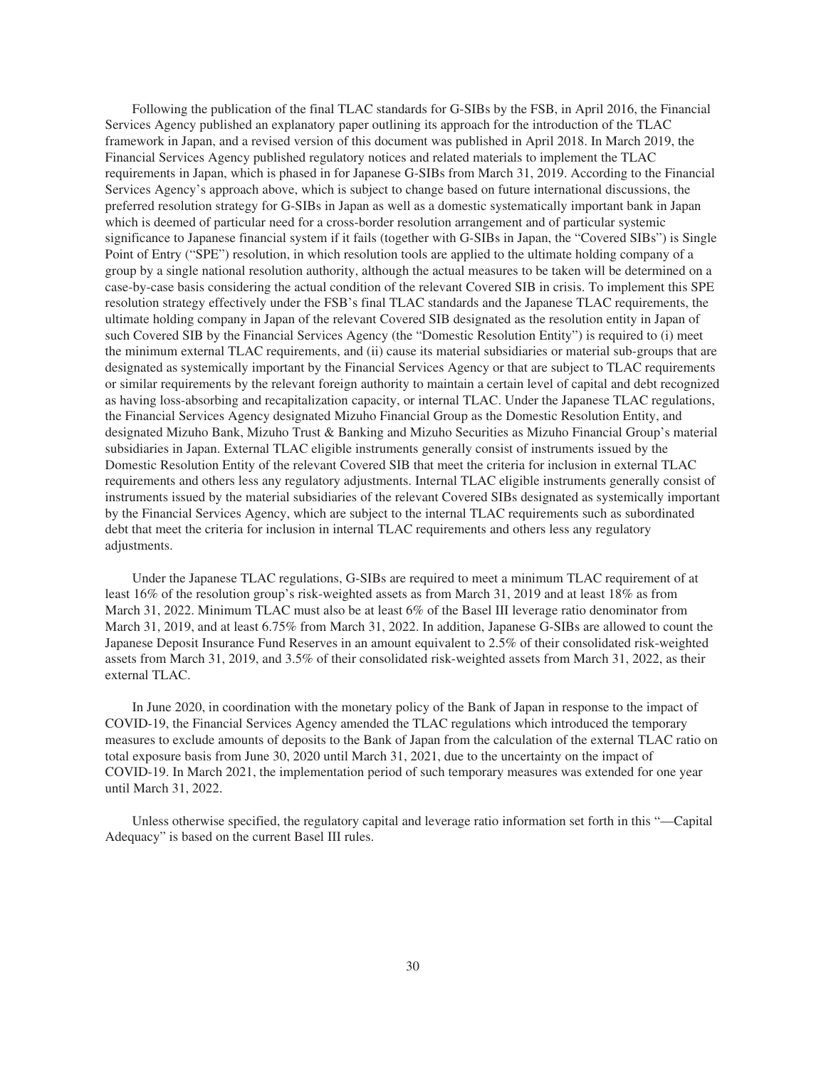Following the publication of the final TLAC standards for G-SIBs by the FSB, in April 2016, the Financial Services Agency published an explanatory paper outlining its approach for the introduction of the TLAC framework in Japan, and a revised version of this document was published in April 2018. In March 2019, the Financial Services Agency published regulatory notices and related materials to implement the TLAC requirements in Japan, which is phased in for Japanese G-SIBs from March 31, 2019. According to the Financial Services Agency's approach above, which is subject to change based on future international discussions, the preferred resolution strategy for G-SIBs in Japan as well as a domestic systematically important bank in Japan which is deemed of particular need for a cross-border resolution arrangement and of particular systemic significance to Japanese financial system if it fails (together with G-SIBs in Japan, the "Covered SIBs") is Single Point of Entry ("SPE") resolution, in which resolution tools are applied to the ultimate holding company of a group by a single national resolution authority, although the actual measures to be taken will be determined on a case-by-case basis considering the actual condition of the relevant Covered SIB in crisis. To implement this SPE resolution strategy effectively under the FSB's final TLAC standards and the Japanese TLAC requirements, the ultimate holding company in Japan of the relevant Covered SIB designated as the resolution entity in Japan of such Covered SIB by the Financial Services Agency (the "Domestic Resolution Entity") is required to (i) meet the minimum external TLAC requirements, and (ii) cause its material subsidiaries or material sub-groups that are designated as systemically important by the Financial Services Agency or that are subject to TLAC requirements or similar requirements by the relevant foreign authority to maintain a certain level of capital and debt recognized as having loss-absorbing and recapitalization capacity, or internal TLAC. Under the Japanese TLAC regulations, the Financial Services Agency designated Mizuho Financial Group as the Domestic Resolution Entity, and designated Mizuho Bank, Mizuho Trust & Banking and Mizuho Securities as Mizuho Financial Group's material subsidiaries in Japan. External TLAC eligible instruments generally consist of instruments issued by the Domestic Resolution Entity of the relevant Covered SIB that meet the criteria for inclusion in external TLAC requirements and others less any regulatory adjustments. Internal TLAC eligible instruments generally consist of instruments issued by the material subsidiaries of the relevant Covered SIBs designated as systemically important by the Financial Services Agency, which are subject to the internal TLAC requirements such as subordinated debt that meet the criteria for inclusion in internal TLAC requirements and others less any regulatory adjustments.

Under the Japanese TLAC regulations, G-SIBs are required to meet a minimum TLAC requirement of at least 16% of the resolution group's risk-weighted assets as from March 31, 2019 and at least 18% as from March 31, 2022. Minimum TLAC must also be at least 6% of the Basel III leverage ratio denominator from March 31, 2019, and at least 6.75% from March 31, 2022. In addition, Japanese G-SIBs are allowed to count the Japanese Deposit Insurance Fund Reserves in an amount equivalent to 2.5% of their consolidated risk-weighted assets from March 31, 2019, and 3.5% of their consolidated risk-weighted assets from March 31, 2022, as their external TLAC.

In June 2020, in coordination with the monetary policy of the Bank of Japan in response to the impact of COVID-19, the Financial Services Agency amended the TLAC regulations which introduced the temporary measures to exclude amounts of deposits to the Bank of Japan from the calculation of the external TLAC ratio on total exposure basis from June 30, 2020 until March 31, 2021, due to the uncertainty on the impact of COVID-19. In March 2021, the implementation period of such temporary measures was extended for one year until March 31, 2022.

Unless otherwise specified, the regulatory capital and leverage ratio information set forth in this "—Capital Adequacy" is based on the current Basel III rules.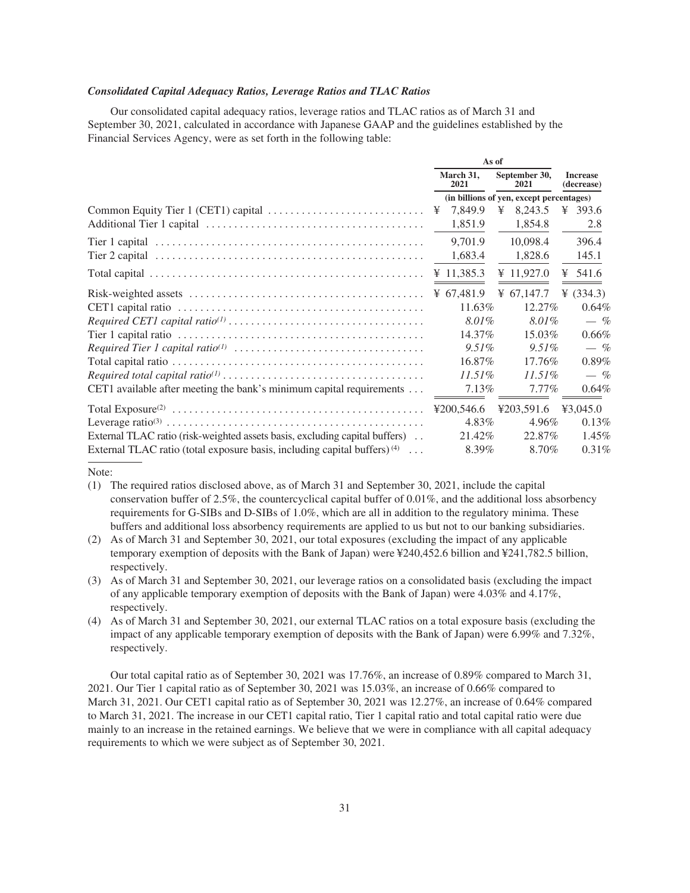### *Consolidated Capital Adequacy Ratios, Leverage Ratios and TLAC Ratios*

Our consolidated capital adequacy ratios, leverage ratios and TLAC ratios as of March 31 and September 30, 2021, calculated in accordance with Japanese GAAP and the guidelines established by the Financial Services Agency, were as set forth in the following table:

| | As of | | |
|---|---|---|---|
| | March 31, 2021 | September 30, 2021 | Increase (decrease) |
| | (in billions of yen, except percentages) | | |
| Common Equity Tier 1 (CET1) capital | ¥ 7,849.9 | ¥ 8,243.5 | ¥ 393.6 |
| Additional Tier 1 capital | 1,851.9 | 1,854.8 | 2.8 |
| Tier 1 capital | 9,701.9 | 10,098.4 | 396.4 |
| Tier 2 capital | 1,683.4 | 1,828.6 | 145.1 |
| Total capital | ¥ 11,385.3 | ¥ 11,927.0 | ¥ 541.6 |
| Risk-weighted assets | ¥ 67,481.9 | ¥ 67,147.7 | ¥ (334.3) |
| CET1 capital ratio | 11.63% | 12.27% | 0.64% |
| *Required CET1 capital ratio*[(1)] | *8.01%* | *8.01%* | — % |
| Tier 1 capital ratio | 14.37% | 15.03% | 0.66% |
| *Required Tier 1 capital ratio*[(1)] | *9.51%* | *9.51%* | — % |
| Total capital ratio | 16.87% | 17.76% | 0.89% |
| *Required total capital ratio*[(1)] | *11.51%* | *11.51%* | — % |
| CET1 available after meeting the bank's minimum capital requirements | 7.13% | 7.77% | 0.64% |
| Total Exposure[(2)] | ¥200,546.6 | ¥203,591.6 | ¥3,045.0 |
| Leverage ratio[(3)] | 4.83% | 4.96% | 0.13% |
| External TLAC ratio (risk-weighted assets basis, excluding capital buffers) | 21.42% | 22.87% | 1.45% |
| External TLAC ratio (total exposure basis, including capital buffers)[(4)] | 8.39% | 8.70% | 0.31% |

Note:

(1) The required ratios disclosed above, as of March 31 and September 30, 2021, include the capital conservation buffer of 2.5%, the countercyclical capital buffer of 0.01%, and the additional loss absorbency requirements for G-SIBs and D-SIBs of 1.0%, which are all in addition to the regulatory minima. These buffers and additional loss absorbency requirements are applied to us but not to our banking subsidiaries.

(2) As of March 31 and September 30, 2021, our total exposures (excluding the impact of any applicable temporary exemption of deposits with the Bank of Japan) were ¥240,452.6 billion and ¥241,782.5 billion, respectively.

(3) As of March 31 and September 30, 2021, our leverage ratios on a consolidated basis (excluding the impact of any applicable temporary exemption of deposits with the Bank of Japan) were 4.03% and 4.17%, respectively.

(4) As of March 31 and September 30, 2021, our external TLAC ratios on a total exposure basis (excluding the impact of any applicable temporary exemption of deposits with the Bank of Japan) were 6.99% and 7.32%, respectively.

Our total capital ratio as of September 30, 2021 was 17.76%, an increase of 0.89% compared to March 31, 2021. Our Tier 1 capital ratio as of September 30, 2021 was 15.03%, an increase of 0.66% compared to March 31, 2021. Our CET1 capital ratio as of September 30, 2021 was 12.27%, an increase of 0.64% compared to March 31, 2021. The increase in our CET1 capital ratio, Tier 1 capital ratio and total capital ratio were due mainly to an increase in the retained earnings. We believe that we were in compliance with all capital adequacy requirements to which we were subject as of September 30, 2021.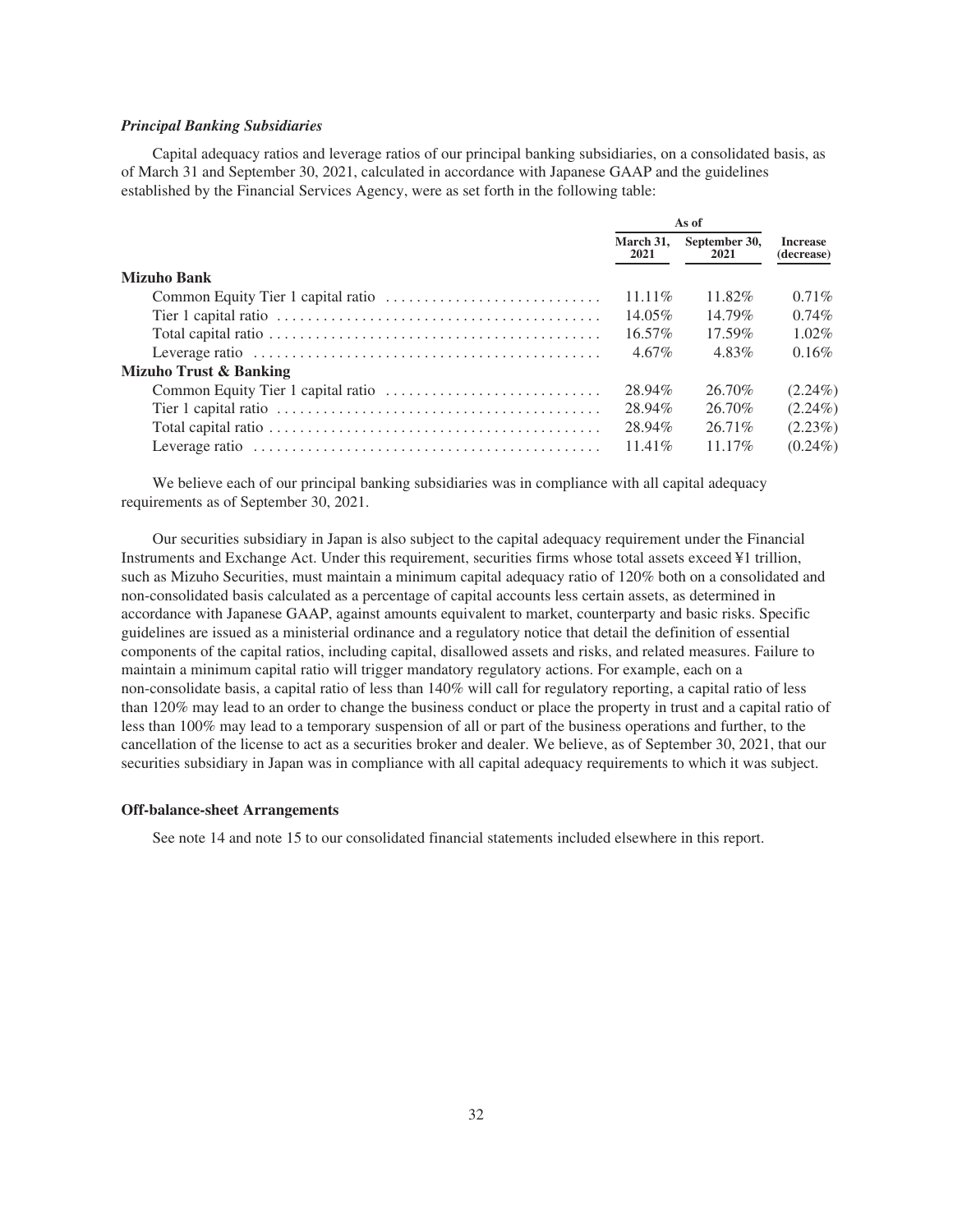### *Principal Banking Subsidiaries*

Capital adequacy ratios and leverage ratios of our principal banking subsidiaries, on a consolidated basis, as of March 31 and September 30, 2021, calculated in accordance with Japanese GAAP and the guidelines established by the Financial Services Agency, were as set forth in the following table:

| | As of | | |
|---|---|---|---|
| | March 31, 2021 | September 30, 2021 | Increase (decrease) |
| **Mizuho Bank** | | | |
| Common Equity Tier 1 capital ratio | 11.11% | 11.82% | 0.71% |
| Tier 1 capital ratio | 14.05% | 14.79% | 0.74% |
| Total capital ratio | 16.57% | 17.59% | 1.02% |
| Leverage ratio | 4.67% | 4.83% | 0.16% |
| **Mizuho Trust & Banking** | | | |
| Common Equity Tier 1 capital ratio | 28.94% | 26.70% | (2.24%) |
| Tier 1 capital ratio | 28.94% | 26.70% | (2.24%) |
| Total capital ratio | 28.94% | 26.71% | (2.23%) |
| Leverage ratio | 11.41% | 11.17% | (0.24%) |

We believe each of our principal banking subsidiaries was in compliance with all capital adequacy requirements as of September 30, 2021.

Our securities subsidiary in Japan is also subject to the capital adequacy requirement under the Financial Instruments and Exchange Act. Under this requirement, securities firms whose total assets exceed ¥1 trillion, such as Mizuho Securities, must maintain a minimum capital adequacy ratio of 120% both on a consolidated and non-consolidated basis calculated as a percentage of capital accounts less certain assets, as determined in accordance with Japanese GAAP, against amounts equivalent to market, counterparty and basic risks. Specific guidelines are issued as a ministerial ordinance and a regulatory notice that detail the definition of essential components of the capital ratios, including capital, disallowed assets and risks, and related measures. Failure to maintain a minimum capital ratio will trigger mandatory regulatory actions. For example, each on a non-consolidate basis, a capital ratio of less than 140% will call for regulatory reporting, a capital ratio of less than 120% may lead to an order to change the business conduct or place the property in trust and a capital ratio of less than 100% may lead to a temporary suspension of all or part of the business operations and further, to the cancellation of the license to act as a securities broker and dealer. We believe, as of September 30, 2021, that our securities subsidiary in Japan was in compliance with all capital adequacy requirements to which it was subject.

### Off-balance-sheet Arrangements

See note 14 and note 15 to our consolidated financial statements included elsewhere in this report.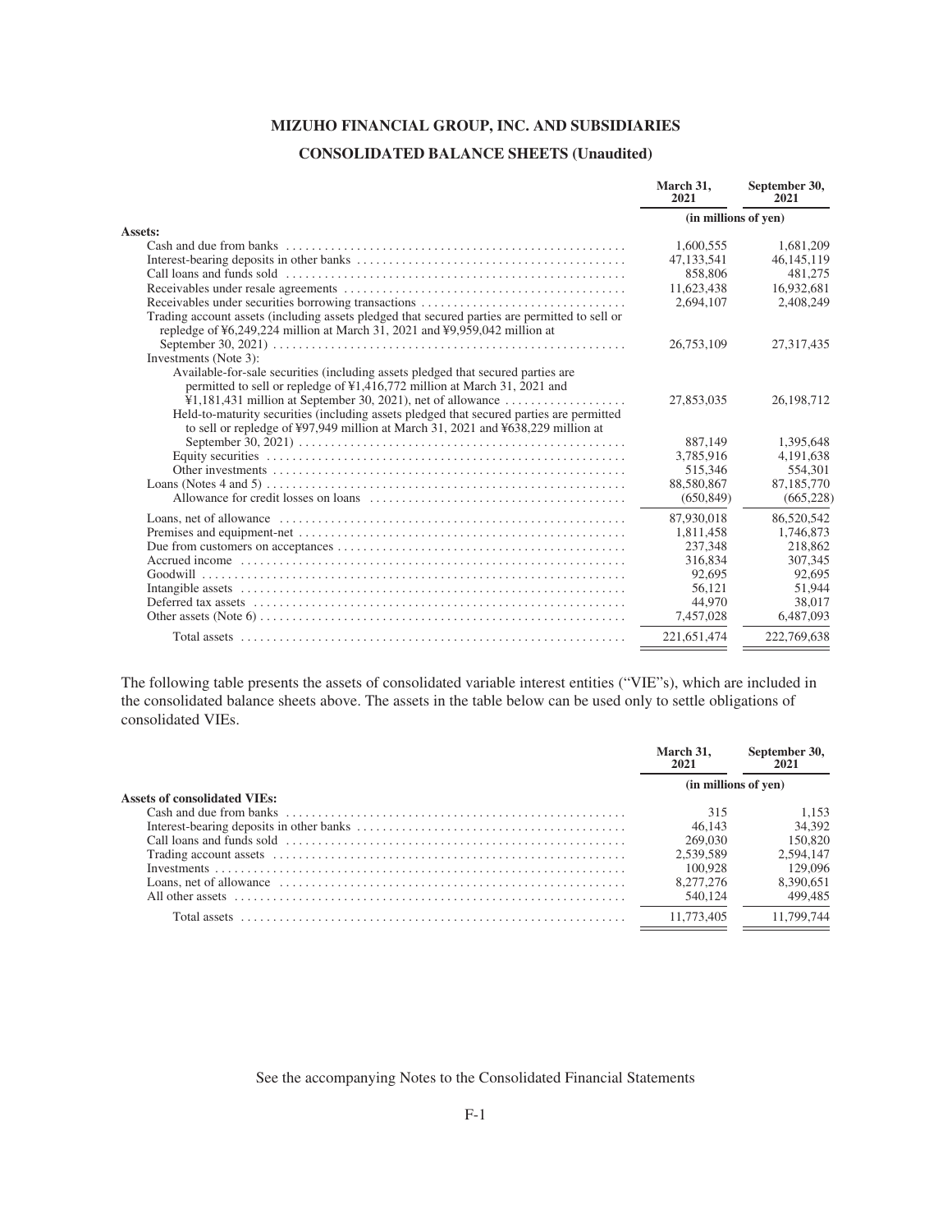# MIZUHO FINANCIAL GROUP, INC. AND SUBSIDIARIES

## CONSOLIDATED BALANCE SHEETS (Unaudited)

| | March 31, 2021 | September 30, 2021 |
|---|---|---|
| | (in millions of yen) | |
| **Assets:** | | |
| Cash and due from banks | 1,600,555 | 1,681,209 |
| Interest-bearing deposits in other banks | 47,133,541 | 46,145,119 |
| Call loans and funds sold | 858,806 | 481,275 |
| Receivables under resale agreements | 11,623,438 | 16,932,681 |
| Receivables under securities borrowing transactions | 2,694,107 | 2,408,249 |
| Trading account assets (including assets pledged that secured parties are permitted to sell or repledge of ¥6,249,224 million at March 31, 2021 and ¥9,959,042 million at September 30, 2021) | 26,753,109 | 27,317,435 |
| Investments (Note 3): | | |
| Available-for-sale securities (including assets pledged that secured parties are permitted to sell or repledge of ¥1,416,772 million at March 31, 2021 and ¥1,181,431 million at September 30, 2021), net of allowance | 27,853,035 | 26,198,712 |
| Held-to-maturity securities (including assets pledged that secured parties are permitted to sell or repledge of ¥97,949 million at March 31, 2021 and ¥638,229 million at September 30, 2021) | 887,149 | 1,395,648 |
| Equity securities | 3,785,916 | 4,191,638 |
| Other investments | 515,346 | 554,301 |
| Loans (Notes 4 and 5) | 88,580,867 | 87,185,770 |
| Allowance for credit losses on loans | (650,849) | (665,228) |
| Loans, net of allowance | 87,930,018 | 86,520,542 |
| Premises and equipment-net | 1,811,458 | 1,746,873 |
| Due from customers on acceptances | 237,348 | 218,862 |
| Accrued income | 316,834 | 307,345 |
| Goodwill | 92,695 | 92,695 |
| Intangible assets | 56,121 | 51,944 |
| Deferred tax assets | 44,970 | 38,017 |
| Other assets (Note 6) | 7,457,028 | 6,487,093 |
| Total assets | 221,651,474 | 222,769,638 |

The following table presents the assets of consolidated variable interest entities ("VIE"s), which are included in the consolidated balance sheets above. The assets in the table below can be used only to settle obligations of consolidated VIEs.

| | March 31, 2021 | September 30, 2021 |
|---|---|---|
| | (in millions of yen) | |
| **Assets of consolidated VIEs:** | | |
| Cash and due from banks | 315 | 1,153 |
| Interest-bearing deposits in other banks | 46,143 | 34,392 |
| Call loans and funds sold | 269,030 | 150,820 |
| Trading account assets | 2,539,589 | 2,594,147 |
| Investments | 100,928 | 129,096 |
| Loans, net of allowance | 8,277,276 | 8,390,651 |
| All other assets | 540,124 | 499,485 |
| Total assets | 11,773,405 | 11,799,744 |

See the accompanying Notes to the Consolidated Financial Statements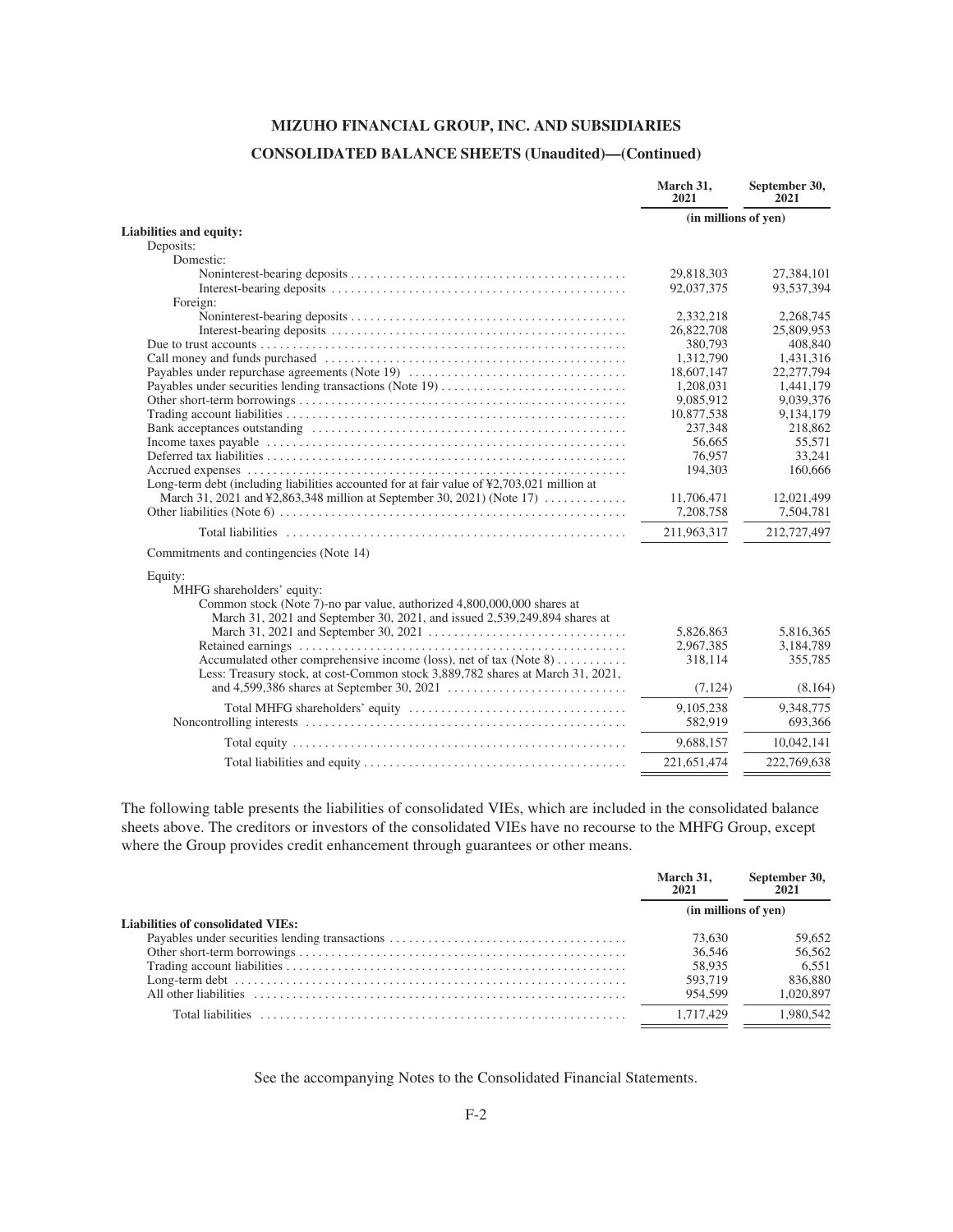# MIZUHO FINANCIAL GROUP, INC. AND SUBSIDIARIES

## CONSOLIDATED BALANCE SHEETS (Unaudited)—(Continued)

| | March 31, 2021 | September 30, 2021 |
|---|---|---|
| | (in millions of yen) | |
| **Liabilities and equity:** | | |
| Deposits: | | |
| Domestic: | | |
| Noninterest-bearing deposits | 29,818,303 | 27,384,101 |
| Interest-bearing deposits | 92,037,375 | 93,537,394 |
| Foreign: | | |
| Noninterest-bearing deposits | 2,332,218 | 2,268,745 |
| Interest-bearing deposits | 26,822,708 | 25,809,953 |
| Due to trust accounts | 380,793 | 408,840 |
| Call money and funds purchased | 1,312,790 | 1,431,316 |
| Payables under repurchase agreements (Note 19) | 18,607,147 | 22,277,794 |
| Payables under securities lending transactions (Note 19) | 1,208,031 | 1,441,179 |
| Other short-term borrowings | 9,085,912 | 9,039,376 |
| Trading account liabilities | 10,877,538 | 9,134,179 |
| Bank acceptances outstanding | 237,348 | 218,862 |
| Income taxes payable | 56,665 | 55,571 |
| Deferred tax liabilities | 76,957 | 33,241 |
| Accrued expenses | 194,303 | 160,666 |
| Long-term debt (including liabilities accounted for at fair value of ¥2,703,021 million at March 31, 2021 and ¥2,863,348 million at September 30, 2021) (Note 17) | 11,706,471 | 12,021,499 |
| Other liabilities (Note 6) | 7,208,758 | 7,504,781 |
| Total liabilities | 211,963,317 | 212,727,497 |
| Commitments and contingencies (Note 14) | | |
| Equity: | | |
| MHFG shareholders' equity: | | |
| Common stock (Note 7)-no par value, authorized 4,800,000,000 shares at March 31, 2021 and September 30, 2021, and issued 2,539,249,894 shares at March 31, 2021 and September 30, 2021 | 5,826,863 | 5,816,365 |
| Retained earnings | 2,967,385 | 3,184,789 |
| Accumulated other comprehensive income (loss), net of tax (Note 8) | 318,114 | 355,785 |
| Less: Treasury stock, at cost-Common stock 3,889,782 shares at March 31, 2021, and 4,599,386 shares at September 30, 2021 | (7,124) | (8,164) |
| Total MHFG shareholders' equity | 9,105,238 | 9,348,775 |
| Noncontrolling interests | 582,919 | 693,366 |
| Total equity | 9,688,157 | 10,042,141 |
| Total liabilities and equity | 221,651,474 | 222,769,638 |

The following table presents the liabilities of consolidated VIEs, which are included in the consolidated balance sheets above. The creditors or investors of the consolidated VIEs have no recourse to the MHFG Group, except where the Group provides credit enhancement through guarantees or other means.

| | March 31, 2021 | September 30, 2021 |
|---|---|---|
| | (in millions of yen) | |
| **Liabilities of consolidated VIEs:** | | |
| Payables under securities lending transactions | 73,630 | 59,652 |
| Other short-term borrowings | 36,546 | 56,562 |
| Trading account liabilities | 58,935 | 6,551 |
| Long-term debt | 593,719 | 836,880 |
| All other liabilities | 954,599 | 1,020,897 |
| Total liabilities | 1,717,429 | 1,980,542 |

See the accompanying Notes to the Consolidated Financial Statements.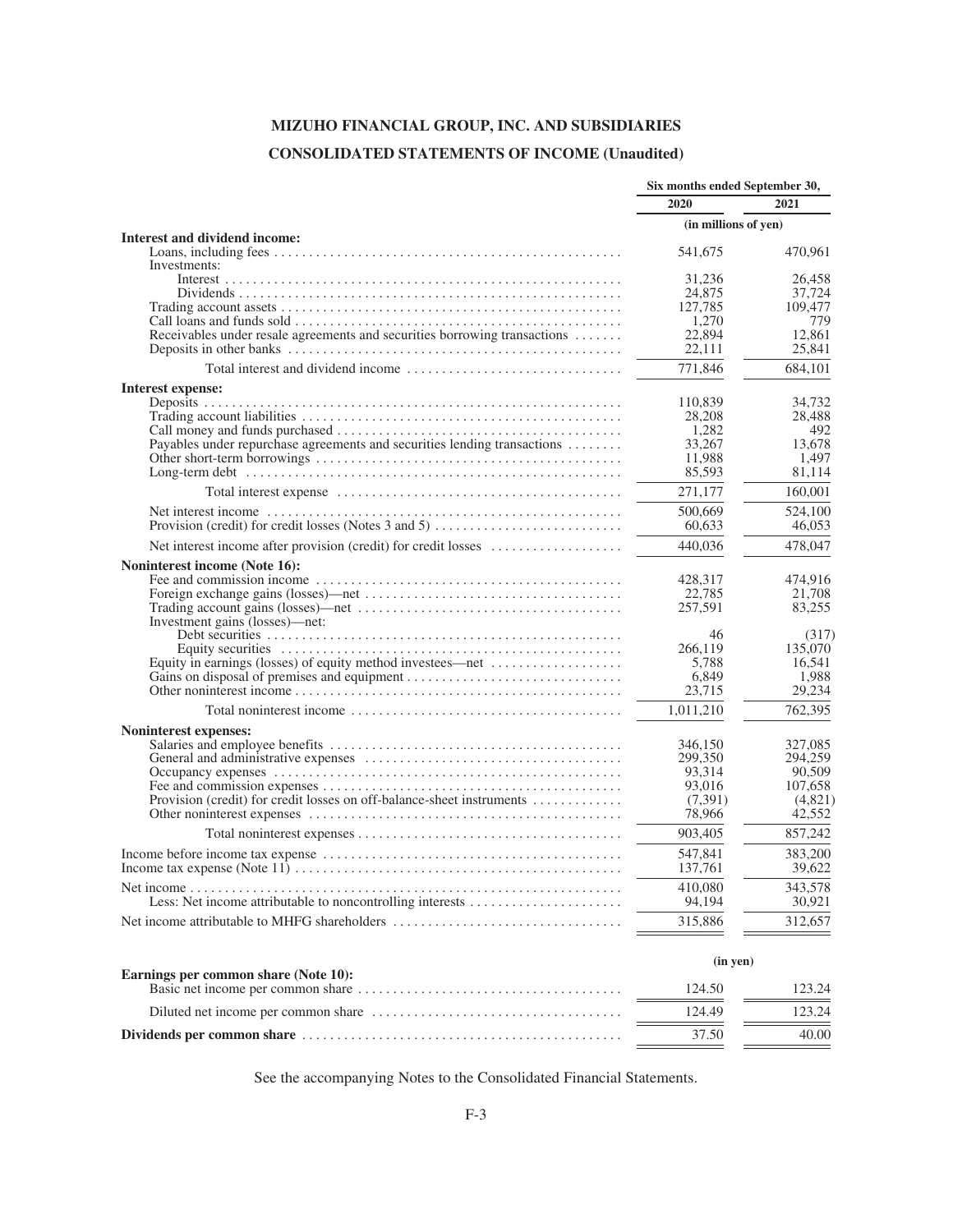# MIZUHO FINANCIAL GROUP, INC. AND SUBSIDIARIES

## CONSOLIDATED STATEMENTS OF INCOME (Unaudited)

| | Six months ended September 30, | |
|---|---|---|
| | 2020 | 2021 |
| | (in millions of yen) | |
| **Interest and dividend income:** | | |
| Loans, including fees | 541,675 | 470,961 |
| Investments: | | |
| Interest | 31,236 | 26,458 |
| Dividends | 24,875 | 37,724 |
| Trading account assets | 127,785 | 109,477 |
| Call loans and funds sold | 1,270 | 779 |
| Receivables under resale agreements and securities borrowing transactions | 22,894 | 12,861 |
| Deposits in other banks | 22,111 | 25,841 |
| Total interest and dividend income | 771,846 | 684,101 |
| **Interest expense:** | | |
| Deposits | 110,839 | 34,732 |
| Trading account liabilities | 28,208 | 28,488 |
| Call money and funds purchased | 1,282 | 492 |
| Payables under repurchase agreements and securities lending transactions | 33,267 | 13,678 |
| Other short-term borrowings | 11,988 | 1,497 |
| Long-term debt | 85,593 | 81,114 |
| Total interest expense | 271,177 | 160,001 |
| Net interest income | 500,669 | 524,100 |
| Provision (credit) for credit losses (Notes 3 and 5) | 60,633 | 46,053 |
| Net interest income after provision (credit) for credit losses | 440,036 | 478,047 |
| **Noninterest income (Note 16):** | | |
| Fee and commission income | 428,317 | 474,916 |
| Foreign exchange gains (losses)—net | 22,785 | 21,708 |
| Trading account gains (losses)—net | 257,591 | 83,255 |
| Investment gains (losses)—net: | | |
| Debt securities | 46 | (317) |
| Equity securities | 266,119 | 135,070 |
| Equity in earnings (losses) of equity method investees—net | 5,788 | 16,541 |
| Gains on disposal of premises and equipment | 6,849 | 1,988 |
| Other noninterest income | 23,715 | 29,234 |
| Total noninterest income | 1,011,210 | 762,395 |
| **Noninterest expenses:** | | |
| Salaries and employee benefits | 346,150 | 327,085 |
| General and administrative expenses | 299,350 | 294,259 |
| Occupancy expenses | 93,314 | 90,509 |
| Fee and commission expenses | 93,016 | 107,658 |
| Provision (credit) for credit losses on off-balance-sheet instruments | (7,391) | (4,821) |
| Other noninterest expenses | 78,966 | 42,552 |
| Total noninterest expenses | 903,405 | 857,242 |
| Income before income tax expense | 547,841 | 383,200 |
| Income tax expense (Note 11) | 137,761 | 39,622 |
| Net income | 410,080 | 343,578 |
| Less: Net income attributable to noncontrolling interests | 94,194 | 30,921 |
| Net income attributable to MHFG shareholders | 315,886 | 312,657 |
| | (in yen) | |
| **Earnings per common share (Note 10):** | | |
| Basic net income per common share | 124.50 | 123.24 |
| Diluted net income per common share | 124.49 | 123.24 |
| **Dividends per common share** | 37.50 | 40.00 |

See the accompanying Notes to the Consolidated Financial Statements.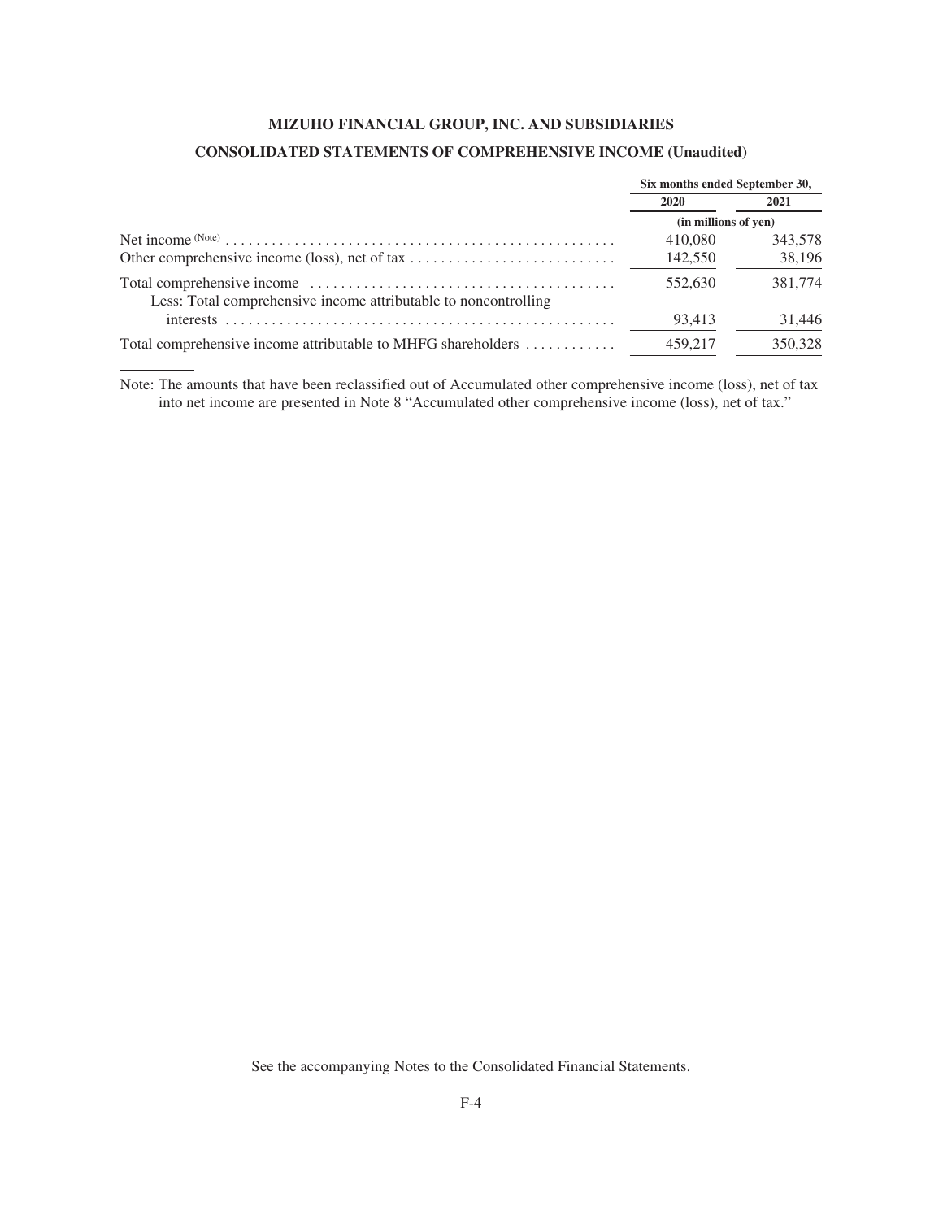**MIZUHO FINANCIAL GROUP, INC. AND SUBSIDIARIES**

**CONSOLIDATED STATEMENTS OF COMPREHENSIVE INCOME (Unaudited)**

| | Six months ended September 30, | |
|---|---|---|
| | 2020 | 2021 |
| | (in millions of yen) | |
| Net income (Note) | 410,080 | 343,578 |
| Other comprehensive income (loss), net of tax | 142,550 | 38,196 |
| Total comprehensive income | 552,630 | 381,774 |
| Less: Total comprehensive income attributable to noncontrolling interests | 93,413 | 31,446 |
| Total comprehensive income attributable to MHFG shareholders | 459,217 | 350,328 |

Note: The amounts that have been reclassified out of Accumulated other comprehensive income (loss), net of tax into net income are presented in Note 8 "Accumulated other comprehensive income (loss), net of tax."

See the accompanying Notes to the Consolidated Financial Statements.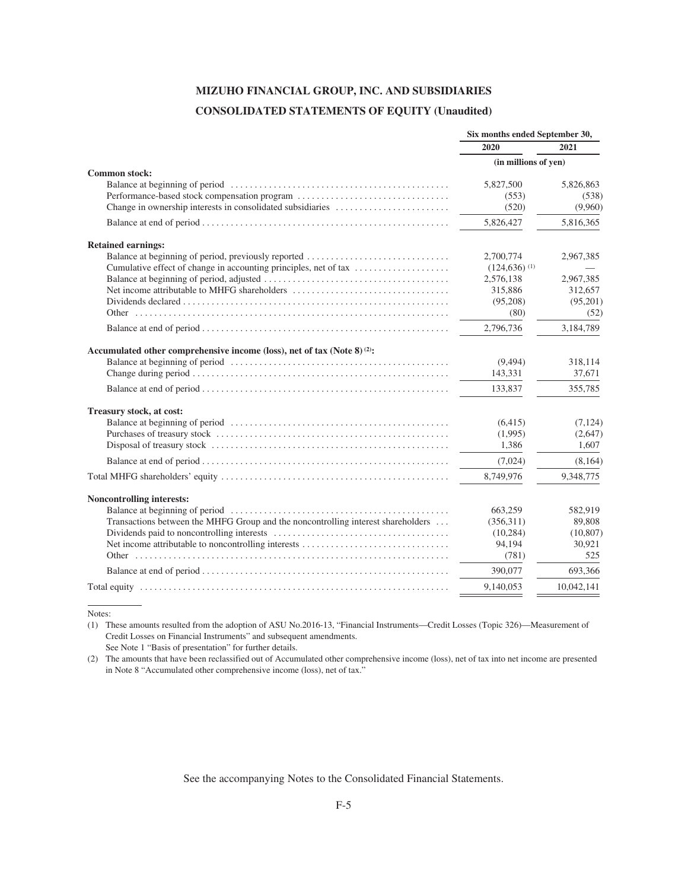**MIZUHO FINANCIAL GROUP, INC. AND SUBSIDIARIES**

**CONSOLIDATED STATEMENTS OF EQUITY (Unaudited)**

| | Six months ended September 30, | |
|---|---|---|
| | 2020 | 2021 |
| | (in millions of yen) | |
| **Common stock:** | | |
| Balance at beginning of period | 5,827,500 | 5,826,863 |
| Performance-based stock compensation program | (553) | (538) |
| Change in ownership interests in consolidated subsidiaries | (520) | (9,960) |
| Balance at end of period | 5,826,427 | 5,816,365 |
| **Retained earnings:** | | |
| Balance at beginning of period, previously reported | 2,700,774 | 2,967,385 |
| Cumulative effect of change in accounting principles, net of tax | (124,636) (1) | — |
| Balance at beginning of period, adjusted | 2,576,138 | 2,967,385 |
| Net income attributable to MHFG shareholders | 315,886 | 312,657 |
| Dividends declared | (95,208) | (95,201) |
| Other | (80) | (52) |
| Balance at end of period | 2,796,736 | 3,184,789 |
| **Accumulated other comprehensive income (loss), net of tax (Note 8) (2):** | | |
| Balance at beginning of period | (9,494) | 318,114 |
| Change during period | 143,331 | 37,671 |
| Balance at end of period | 133,837 | 355,785 |
| **Treasury stock, at cost:** | | |
| Balance at beginning of period | (6,415) | (7,124) |
| Purchases of treasury stock | (1,995) | (2,647) |
| Disposal of treasury stock | 1,386 | 1,607 |
| Balance at end of period | (7,024) | (8,164) |
| Total MHFG shareholders' equity | 8,749,976 | 9,348,775 |
| **Noncontrolling interests:** | | |
| Balance at beginning of period | 663,259 | 582,919 |
| Transactions between the MHFG Group and the noncontrolling interest shareholders | (356,311) | 89,808 |
| Dividends paid to noncontrolling interests | (10,284) | (10,807) |
| Net income attributable to noncontrolling interests | 94,194 | 30,921 |
| Other | (781) | 525 |
| Balance at end of period | 390,077 | 693,366 |
| Total equity | 9,140,053 | 10,042,141 |

Notes:

(1) These amounts resulted from the adoption of ASU No.2016-13, "Financial Instruments—Credit Losses (Topic 326)—Measurement of Credit Losses on Financial Instruments" and subsequent amendments.
See Note 1 "Basis of presentation" for further details.

(2) The amounts that have been reclassified out of Accumulated other comprehensive income (loss), net of tax into net income are presented in Note 8 "Accumulated other comprehensive income (loss), net of tax."

See the accompanying Notes to the Consolidated Financial Statements.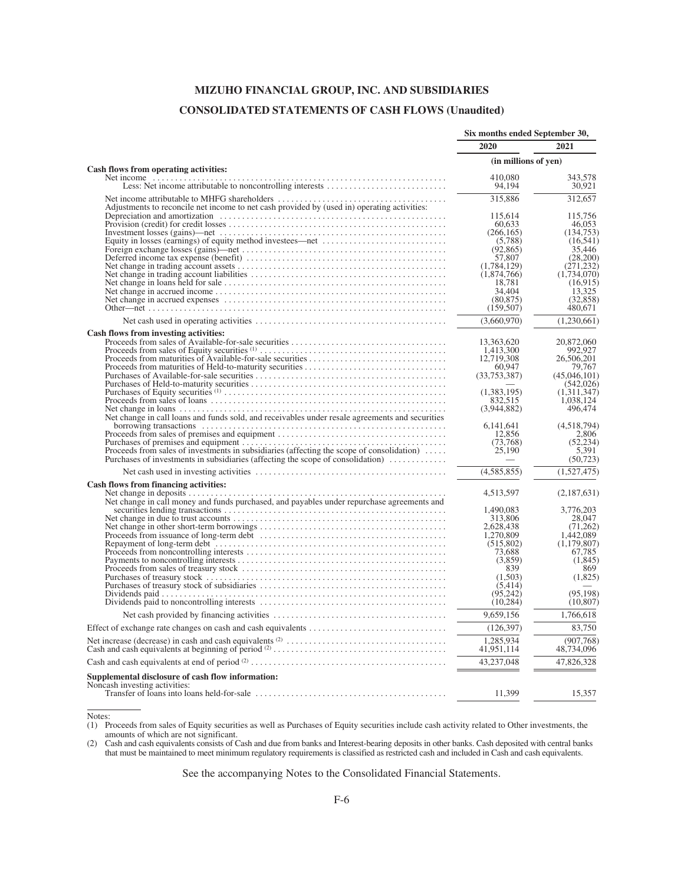# MIZUHO FINANCIAL GROUP, INC. AND SUBSIDIARIES

## CONSOLIDATED STATEMENTS OF CASH FLOWS (Unaudited)

| | Six months ended September 30, | |
|---|---|---|
| | 2020 | 2021 |
| | (in millions of yen) | |
| **Cash flows from operating activities:** | | |
| Net income | 410,080 | 343,578 |
| Less: Net income attributable to noncontrolling interests | 94,194 | 30,921 |
| Net income attributable to MHFG shareholders | 315,886 | 312,657 |
| Adjustments to reconcile net income to net cash provided by (used in) operating activities: | | |
| Depreciation and amortization | 115,614 | 115,756 |
| Provision (credit) for credit losses | 60,633 | 46,053 |
| Investment losses (gains)—net | (266,165) | (134,753) |
| Equity in losses (earnings) of equity method investees—net | (5,788) | (16,541) |
| Foreign exchange losses (gains)—net | (92,865) | 35,446 |
| Deferred income tax expense (benefit) | 57,807 | (28,200) |
| Net change in trading account assets | (1,784,129) | (271,232) |
| Net change in trading account liabilities | (1,874,766) | (1,734,070) |
| Net change in loans held for sale | 18,781 | (16,915) |
| Net change in accrued income | 34,404 | 13,325 |
| Net change in accrued expenses | (80,875) | (32,858) |
| Other—net | (159,507) | 480,671 |
| Net cash used in operating activities | (3,660,970) | (1,230,661) |
| **Cash flows from investing activities:** | | |
| Proceeds from sales of Available-for-sale securities | 13,363,620 | 20,872,060 |
| Proceeds from sales of Equity securities (1) | 1,413,300 | 992,927 |
| Proceeds from maturities of Available-for-sale securities | 12,719,308 | 26,506,201 |
| Proceeds from maturities of Held-to-maturity securities | 60,947 | 79,767 |
| Purchases of Available-for-sale securities | (33,753,387) | (45,046,101) |
| Purchases of Held-to-maturity securities | — | (542,026) |
| Purchases of Equity securities (1) | (1,383,195) | (1,311,347) |
| Proceeds from sales of loans | 832,515 | 1,038,124 |
| Net change in loans | (3,944,882) | 496,474 |
| Net change in call loans and funds sold, and receivables under resale agreements and securities borrowing transactions | 6,141,641 | (4,518,794) |
| Proceeds from sales of premises and equipment | 12,856 | 2,806 |
| Purchases of premises and equipment | (73,768) | (52,234) |
| Proceeds from sales of investments in subsidiaries (affecting the scope of consolidation) | 25,190 | 5,391 |
| Purchases of investments in subsidiaries (affecting the scope of consolidation) | — | (50,723) |
| Net cash used in investing activities | (4,585,855) | (1,527,475) |
| **Cash flows from financing activities:** | | |
| Net change in deposits | 4,513,597 | (2,187,631) |
| Net change in call money and funds purchased, and payables under repurchase agreements and securities lending transactions | 1,490,083 | 3,776,203 |
| Net change in due to trust accounts | 313,806 | 28,047 |
| Net change in other short-term borrowings | 2,628,438 | (71,262) |
| Proceeds from issuance of long-term debt | 1,270,809 | 1,442,089 |
| Repayment of long-term debt | (515,802) | (1,179,807) |
| Proceeds from noncontrolling interests | 73,688 | 67,785 |
| Payments to noncontrolling interests | (3,859) | (1,845) |
| Proceeds from sales of treasury stock | 839 | 869 |
| Purchases of treasury stock | (1,503) | (1,825) |
| Purchases of treasury stock of subsidiaries | (5,414) | — |
| Dividends paid | (95,242) | (95,198) |
| Dividends paid to noncontrolling interests | (10,284) | (10,807) |
| Net cash provided by financing activities | 9,659,156 | 1,766,618 |
| Effect of exchange rate changes on cash and cash equivalents | (126,397) | 83,750 |
| Net increase (decrease) in cash and cash equivalents (2) | 1,285,934 | (907,768) |
| Cash and cash equivalents at beginning of period (2) | 41,951,114 | 48,734,096 |
| Cash and cash equivalents at end of period (2) | 43,237,048 | 47,826,328 |
| **Supplemental disclosure of cash flow information:** | | |
| Noncash investing activities: | | |
| Transfer of loans into loans held-for-sale | 11,399 | 15,357 |

Notes:

(1) Proceeds from sales of Equity securities as well as Purchases of Equity securities include cash activity related to Other investments, the amounts of which are not significant.

(2) Cash and cash equivalents consists of Cash and due from banks and Interest-bearing deposits in other banks. Cash deposited with central banks that must be maintained to meet minimum regulatory requirements is classified as restricted cash and included in Cash and cash equivalents.

See the accompanying Notes to the Consolidated Financial Statements.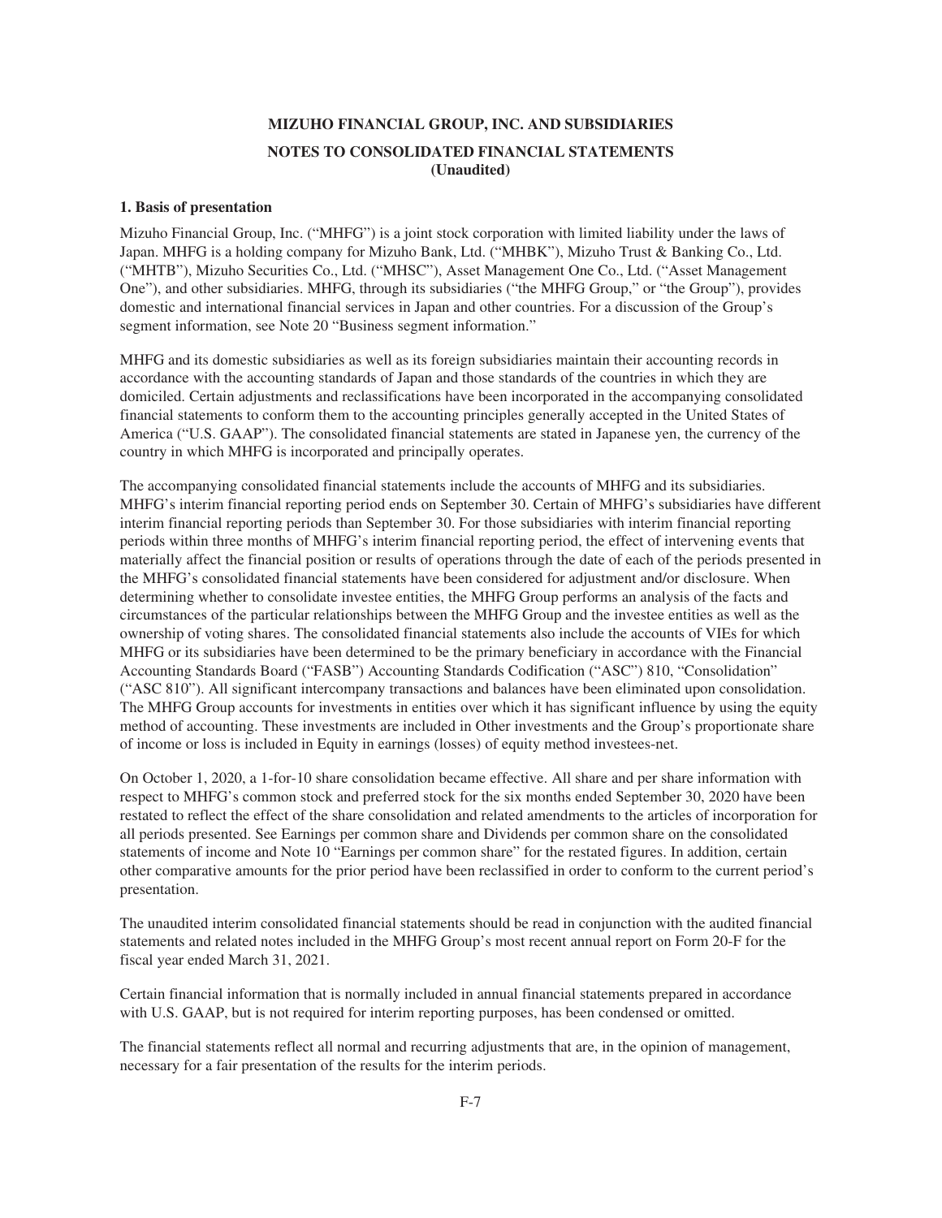# MIZUHO FINANCIAL GROUP, INC. AND SUBSIDIARIES

## NOTES TO CONSOLIDATED FINANCIAL STATEMENTS (Unaudited)

### 1. Basis of presentation

Mizuho Financial Group, Inc. ("MHFG") is a joint stock corporation with limited liability under the laws of Japan. MHFG is a holding company for Mizuho Bank, Ltd. ("MHBK"), Mizuho Trust & Banking Co., Ltd. ("MHTB"), Mizuho Securities Co., Ltd. ("MHSC"), Asset Management One Co., Ltd. ("Asset Management One"), and other subsidiaries. MHFG, through its subsidiaries ("the MHFG Group," or "the Group"), provides domestic and international financial services in Japan and other countries. For a discussion of the Group's segment information, see Note 20 "Business segment information."

MHFG and its domestic subsidiaries as well as its foreign subsidiaries maintain their accounting records in accordance with the accounting standards of Japan and those standards of the countries in which they are domiciled. Certain adjustments and reclassifications have been incorporated in the accompanying consolidated financial statements to conform them to the accounting principles generally accepted in the United States of America ("U.S. GAAP"). The consolidated financial statements are stated in Japanese yen, the currency of the country in which MHFG is incorporated and principally operates.

The accompanying consolidated financial statements include the accounts of MHFG and its subsidiaries. MHFG's interim financial reporting period ends on September 30. Certain of MHFG's subsidiaries have different interim financial reporting periods than September 30. For those subsidiaries with interim financial reporting periods within three months of MHFG's interim financial reporting period, the effect of intervening events that materially affect the financial position or results of operations through the date of each of the periods presented in the MHFG's consolidated financial statements have been considered for adjustment and/or disclosure. When determining whether to consolidate investee entities, the MHFG Group performs an analysis of the facts and circumstances of the particular relationships between the MHFG Group and the investee entities as well as the ownership of voting shares. The consolidated financial statements also include the accounts of VIEs for which MHFG or its subsidiaries have been determined to be the primary beneficiary in accordance with the Financial Accounting Standards Board ("FASB") Accounting Standards Codification ("ASC") 810, "Consolidation" ("ASC 810"). All significant intercompany transactions and balances have been eliminated upon consolidation. The MHFG Group accounts for investments in entities over which it has significant influence by using the equity method of accounting. These investments are included in Other investments and the Group's proportionate share of income or loss is included in Equity in earnings (losses) of equity method investees-net.

On October 1, 2020, a 1-for-10 share consolidation became effective. All share and per share information with respect to MHFG's common stock and preferred stock for the six months ended September 30, 2020 have been restated to reflect the effect of the share consolidation and related amendments to the articles of incorporation for all periods presented. See Earnings per common share and Dividends per common share on the consolidated statements of income and Note 10 "Earnings per common share" for the restated figures. In addition, certain other comparative amounts for the prior period have been reclassified in order to conform to the current period's presentation.

The unaudited interim consolidated financial statements should be read in conjunction with the audited financial statements and related notes included in the MHFG Group's most recent annual report on Form 20-F for the fiscal year ended March 31, 2021.

Certain financial information that is normally included in annual financial statements prepared in accordance with U.S. GAAP, but is not required for interim reporting purposes, has been condensed or omitted.

The financial statements reflect all normal and recurring adjustments that are, in the opinion of management, necessary for a fair presentation of the results for the interim periods.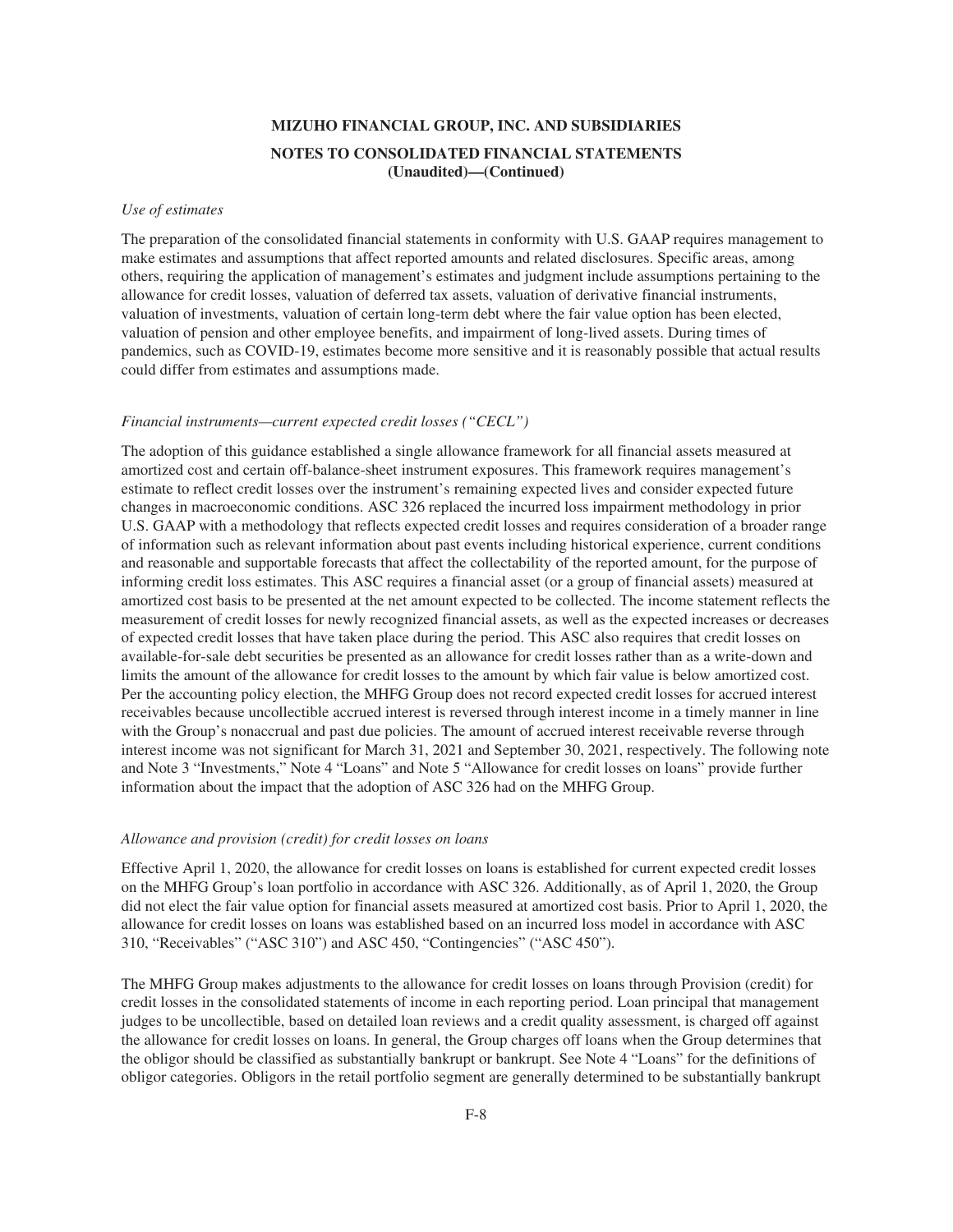**MIZUHO FINANCIAL GROUP, INC. AND SUBSIDIARIES**

**NOTES TO CONSOLIDATED FINANCIAL STATEMENTS**
**(Unaudited)—(Continued)**

*Use of estimates*

The preparation of the consolidated financial statements in conformity with U.S. GAAP requires management to make estimates and assumptions that affect reported amounts and related disclosures. Specific areas, among others, requiring the application of management's estimates and judgment include assumptions pertaining to the allowance for credit losses, valuation of deferred tax assets, valuation of derivative financial instruments, valuation of investments, valuation of certain long-term debt where the fair value option has been elected, valuation of pension and other employee benefits, and impairment of long-lived assets. During times of pandemics, such as COVID-19, estimates become more sensitive and it is reasonably possible that actual results could differ from estimates and assumptions made.

*Financial instruments—current expected credit losses ("CECL")*

The adoption of this guidance established a single allowance framework for all financial assets measured at amortized cost and certain off-balance-sheet instrument exposures. This framework requires management's estimate to reflect credit losses over the instrument's remaining expected lives and consider expected future changes in macroeconomic conditions. ASC 326 replaced the incurred loss impairment methodology in prior U.S. GAAP with a methodology that reflects expected credit losses and requires consideration of a broader range of information such as relevant information about past events including historical experience, current conditions and reasonable and supportable forecasts that affect the collectability of the reported amount, for the purpose of informing credit loss estimates. This ASC requires a financial asset (or a group of financial assets) measured at amortized cost basis to be presented at the net amount expected to be collected. The income statement reflects the measurement of credit losses for newly recognized financial assets, as well as the expected increases or decreases of expected credit losses that have taken place during the period. This ASC also requires that credit losses on available-for-sale debt securities be presented as an allowance for credit losses rather than as a write-down and limits the amount of the allowance for credit losses to the amount by which fair value is below amortized cost. Per the accounting policy election, the MHFG Group does not record expected credit losses for accrued interest receivables because uncollectible accrued interest is reversed through interest income in a timely manner in line with the Group's nonaccrual and past due policies. The amount of accrued interest receivable reverse through interest income was not significant for March 31, 2021 and September 30, 2021, respectively. The following note and Note 3 "Investments," Note 4 "Loans" and Note 5 "Allowance for credit losses on loans" provide further information about the impact that the adoption of ASC 326 had on the MHFG Group.

*Allowance and provision (credit) for credit losses on loans*

Effective April 1, 2020, the allowance for credit losses on loans is established for current expected credit losses on the MHFG Group's loan portfolio in accordance with ASC 326. Additionally, as of April 1, 2020, the Group did not elect the fair value option for financial assets measured at amortized cost basis. Prior to April 1, 2020, the allowance for credit losses on loans was established based on an incurred loss model in accordance with ASC 310, "Receivables" ("ASC 310") and ASC 450, "Contingencies" ("ASC 450").

The MHFG Group makes adjustments to the allowance for credit losses on loans through Provision (credit) for credit losses in the consolidated statements of income in each reporting period. Loan principal that management judges to be uncollectible, based on detailed loan reviews and a credit quality assessment, is charged off against the allowance for credit losses on loans. In general, the Group charges off loans when the Group determines that the obligor should be classified as substantially bankrupt or bankrupt. See Note 4 "Loans" for the definitions of obligor categories. Obligors in the retail portfolio segment are generally determined to be substantially bankrupt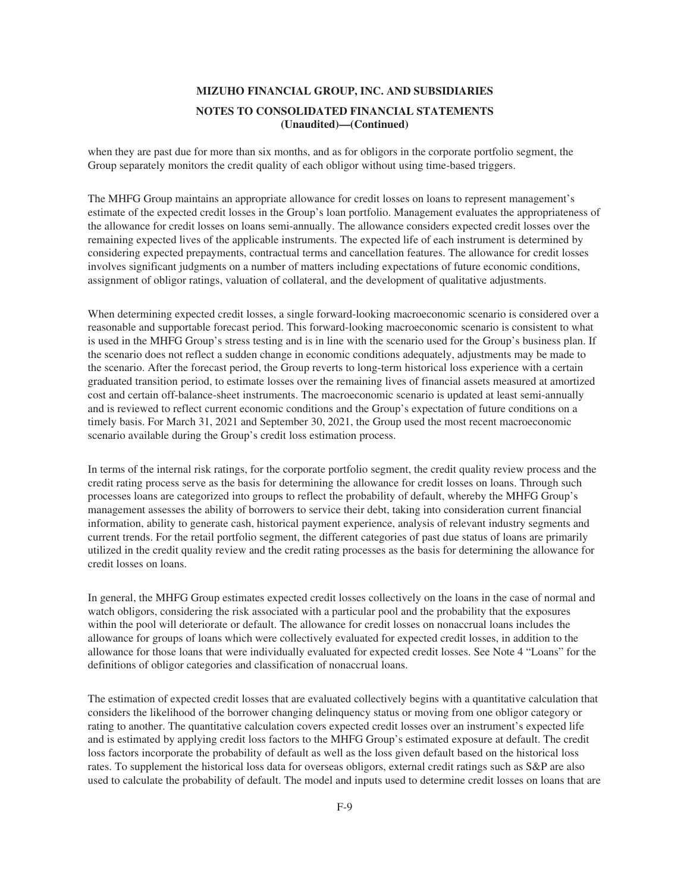when they are past due for more than six months, and as for obligors in the corporate portfolio segment, the Group separately monitors the credit quality of each obligor without using time-based triggers.

The MHFG Group maintains an appropriate allowance for credit losses on loans to represent management's estimate of the expected credit losses in the Group's loan portfolio. Management evaluates the appropriateness of the allowance for credit losses on loans semi-annually. The allowance considers expected credit losses over the remaining expected lives of the applicable instruments. The expected life of each instrument is determined by considering expected prepayments, contractual terms and cancellation features. The allowance for credit losses involves significant judgments on a number of matters including expectations of future economic conditions, assignment of obligor ratings, valuation of collateral, and the development of qualitative adjustments.

When determining expected credit losses, a single forward-looking macroeconomic scenario is considered over a reasonable and supportable forecast period. This forward-looking macroeconomic scenario is consistent to what is used in the MHFG Group's stress testing and is in line with the scenario used for the Group's business plan. If the scenario does not reflect a sudden change in economic conditions adequately, adjustments may be made to the scenario. After the forecast period, the Group reverts to long-term historical loss experience with a certain graduated transition period, to estimate losses over the remaining lives of financial assets measured at amortized cost and certain off-balance-sheet instruments. The macroeconomic scenario is updated at least semi-annually and is reviewed to reflect current economic conditions and the Group's expectation of future conditions on a timely basis. For March 31, 2021 and September 30, 2021, the Group used the most recent macroeconomic scenario available during the Group's credit loss estimation process.

In terms of the internal risk ratings, for the corporate portfolio segment, the credit quality review process and the credit rating process serve as the basis for determining the allowance for credit losses on loans. Through such processes loans are categorized into groups to reflect the probability of default, whereby the MHFG Group's management assesses the ability of borrowers to service their debt, taking into consideration current financial information, ability to generate cash, historical payment experience, analysis of relevant industry segments and current trends. For the retail portfolio segment, the different categories of past due status of loans are primarily utilized in the credit quality review and the credit rating processes as the basis for determining the allowance for credit losses on loans.

In general, the MHFG Group estimates expected credit losses collectively on the loans in the case of normal and watch obligors, considering the risk associated with a particular pool and the probability that the exposures within the pool will deteriorate or default. The allowance for credit losses on nonaccrual loans includes the allowance for groups of loans which were collectively evaluated for expected credit losses, in addition to the allowance for those loans that were individually evaluated for expected credit losses. See Note 4 "Loans" for the definitions of obligor categories and classification of nonaccrual loans.

The estimation of expected credit losses that are evaluated collectively begins with a quantitative calculation that considers the likelihood of the borrower changing delinquency status or moving from one obligor category or rating to another. The quantitative calculation covers expected credit losses over an instrument's expected life and is estimated by applying credit loss factors to the MHFG Group's estimated exposure at default. The credit loss factors incorporate the probability of default as well as the loss given default based on the historical loss rates. To supplement the historical loss data for overseas obligors, external credit ratings such as S&P are also used to calculate the probability of default. The model and inputs used to determine credit losses on loans that are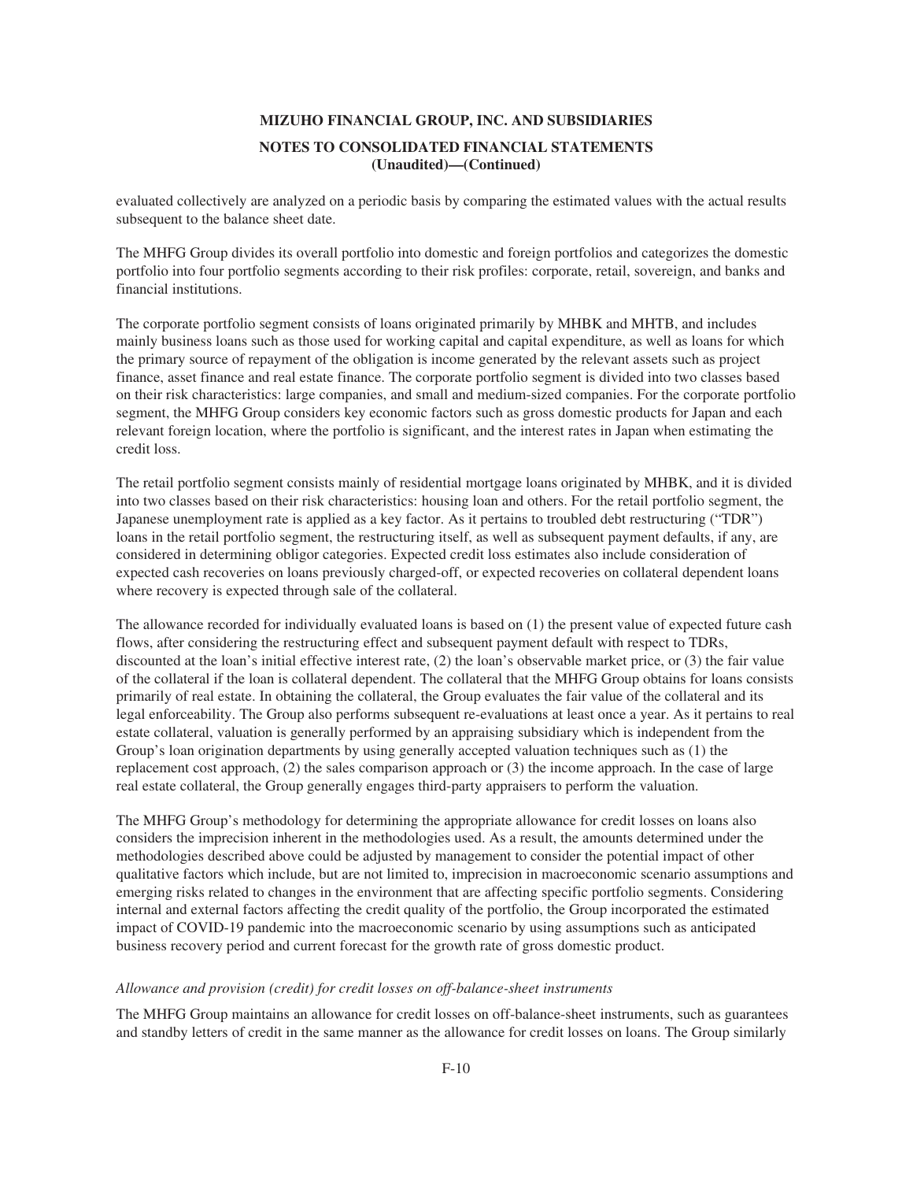evaluated collectively are analyzed on a periodic basis by comparing the estimated values with the actual results subsequent to the balance sheet date.

The MHFG Group divides its overall portfolio into domestic and foreign portfolios and categorizes the domestic portfolio into four portfolio segments according to their risk profiles: corporate, retail, sovereign, and banks and financial institutions.

The corporate portfolio segment consists of loans originated primarily by MHBK and MHTB, and includes mainly business loans such as those used for working capital and capital expenditure, as well as loans for which the primary source of repayment of the obligation is income generated by the relevant assets such as project finance, asset finance and real estate finance. The corporate portfolio segment is divided into two classes based on their risk characteristics: large companies, and small and medium-sized companies. For the corporate portfolio segment, the MHFG Group considers key economic factors such as gross domestic products for Japan and each relevant foreign location, where the portfolio is significant, and the interest rates in Japan when estimating the credit loss.

The retail portfolio segment consists mainly of residential mortgage loans originated by MHBK, and it is divided into two classes based on their risk characteristics: housing loan and others. For the retail portfolio segment, the Japanese unemployment rate is applied as a key factor. As it pertains to troubled debt restructuring ("TDR") loans in the retail portfolio segment, the restructuring itself, as well as subsequent payment defaults, if any, are considered in determining obligor categories. Expected credit loss estimates also include consideration of expected cash recoveries on loans previously charged-off, or expected recoveries on collateral dependent loans where recovery is expected through sale of the collateral.

The allowance recorded for individually evaluated loans is based on (1) the present value of expected future cash flows, after considering the restructuring effect and subsequent payment default with respect to TDRs, discounted at the loan's initial effective interest rate, (2) the loan's observable market price, or (3) the fair value of the collateral if the loan is collateral dependent. The collateral that the MHFG Group obtains for loans consists primarily of real estate. In obtaining the collateral, the Group evaluates the fair value of the collateral and its legal enforceability. The Group also performs subsequent re-evaluations at least once a year. As it pertains to real estate collateral, valuation is generally performed by an appraising subsidiary which is independent from the Group's loan origination departments by using generally accepted valuation techniques such as (1) the replacement cost approach, (2) the sales comparison approach or (3) the income approach. In the case of large real estate collateral, the Group generally engages third-party appraisers to perform the valuation.

The MHFG Group's methodology for determining the appropriate allowance for credit losses on loans also considers the imprecision inherent in the methodologies used. As a result, the amounts determined under the methodologies described above could be adjusted by management to consider the potential impact of other qualitative factors which include, but are not limited to, imprecision in macroeconomic scenario assumptions and emerging risks related to changes in the environment that are affecting specific portfolio segments. Considering internal and external factors affecting the credit quality of the portfolio, the Group incorporated the estimated impact of COVID-19 pandemic into the macroeconomic scenario by using assumptions such as anticipated business recovery period and current forecast for the growth rate of gross domestic product.

*Allowance and provision (credit) for credit losses on off-balance-sheet instruments*

The MHFG Group maintains an allowance for credit losses on off-balance-sheet instruments, such as guarantees and standby letters of credit in the same manner as the allowance for credit losses on loans. The Group similarly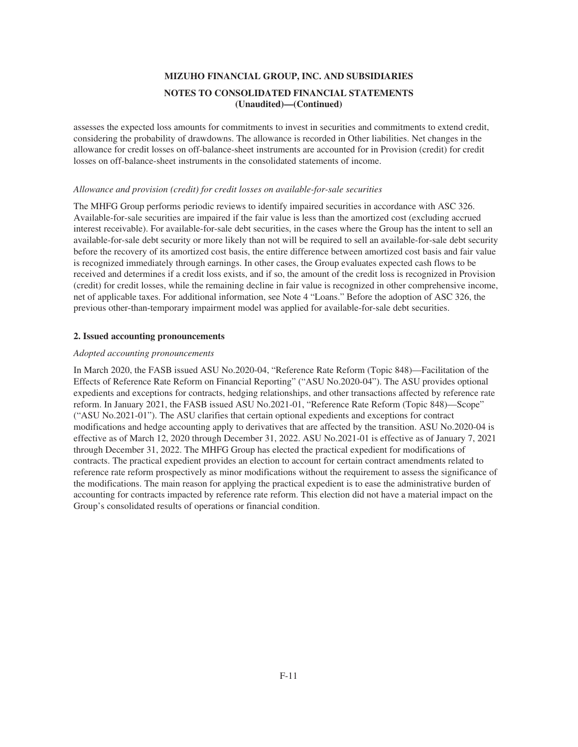assesses the expected loss amounts for commitments to invest in securities and commitments to extend credit, considering the probability of drawdowns. The allowance is recorded in Other liabilities. Net changes in the allowance for credit losses on off-balance-sheet instruments are accounted for in Provision (credit) for credit losses on off-balance-sheet instruments in the consolidated statements of income.

*Allowance and provision (credit) for credit losses on available-for-sale securities*

The MHFG Group performs periodic reviews to identify impaired securities in accordance with ASC 326. Available-for-sale securities are impaired if the fair value is less than the amortized cost (excluding accrued interest receivable). For available-for-sale debt securities, in the cases where the Group has the intent to sell an available-for-sale debt security or more likely than not will be required to sell an available-for-sale debt security before the recovery of its amortized cost basis, the entire difference between amortized cost basis and fair value is recognized immediately through earnings. In other cases, the Group evaluates expected cash flows to be received and determines if a credit loss exists, and if so, the amount of the credit loss is recognized in Provision (credit) for credit losses, while the remaining decline in fair value is recognized in other comprehensive income, net of applicable taxes. For additional information, see Note 4 "Loans." Before the adoption of ASC 326, the previous other-than-temporary impairment model was applied for available-for-sale debt securities.

## 2. Issued accounting pronouncements

*Adopted accounting pronouncements*

In March 2020, the FASB issued ASU No.2020-04, "Reference Rate Reform (Topic 848)—Facilitation of the Effects of Reference Rate Reform on Financial Reporting" ("ASU No.2020-04"). The ASU provides optional expedients and exceptions for contracts, hedging relationships, and other transactions affected by reference rate reform. In January 2021, the FASB issued ASU No.2021-01, "Reference Rate Reform (Topic 848)—Scope" ("ASU No.2021-01"). The ASU clarifies that certain optional expedients and exceptions for contract modifications and hedge accounting apply to derivatives that are affected by the transition. ASU No.2020-04 is effective as of March 12, 2020 through December 31, 2022. ASU No.2021-01 is effective as of January 7, 2021 through December 31, 2022. The MHFG Group has elected the practical expedient for modifications of contracts. The practical expedient provides an election to account for certain contract amendments related to reference rate reform prospectively as minor modifications without the requirement to assess the significance of the modifications. The main reason for applying the practical expedient is to ease the administrative burden of accounting for contracts impacted by reference rate reform. This election did not have a material impact on the Group's consolidated results of operations or financial condition.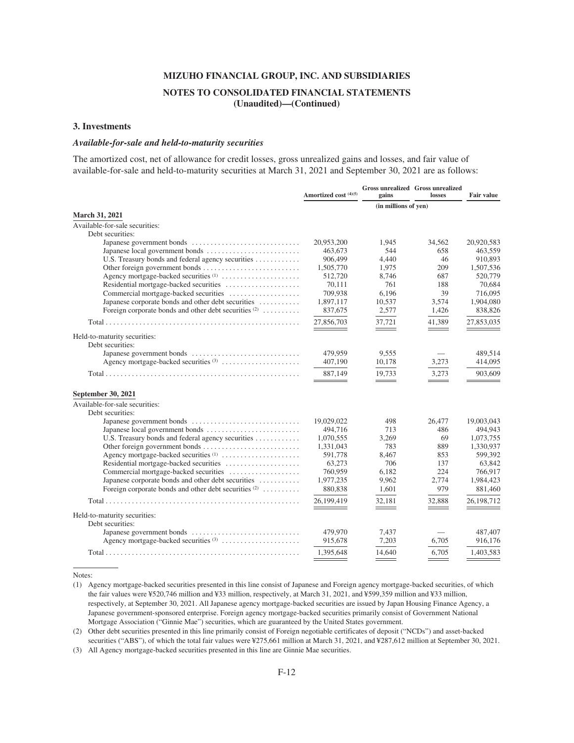**MIZUHO FINANCIAL GROUP, INC. AND SUBSIDIARIES**

**NOTES TO CONSOLIDATED FINANCIAL STATEMENTS (Unaudited)—(Continued)**

## 3. Investments

### *Available-for-sale and held-to-maturity securities*

The amortized cost, net of allowance for credit losses, gross unrealized gains and losses, and fair value of available-for-sale and held-to-maturity securities at March 31, 2021 and September 30, 2021 are as follows:

| | Amortized cost (4)(5) | Gross unrealized gains | Gross unrealized losses | Fair value |
|---|---|---|---|---|
| | (in millions of yen) | | | |
| **March 31, 2021** | | | | |
| Available-for-sale securities: | | | | |
| Debt securities: | | | | |
| Japanese government bonds | 20,953,200 | 1,945 | 34,562 | 20,920,583 |
| Japanese local government bonds | 463,673 | 544 | 658 | 463,559 |
| U.S. Treasury bonds and federal agency securities | 906,499 | 4,440 | 46 | 910,893 |
| Other foreign government bonds | 1,505,770 | 1,975 | 209 | 1,507,536 |
| Agency mortgage-backed securities (1) | 512,720 | 8,746 | 687 | 520,779 |
| Residential mortgage-backed securities | 70,111 | 761 | 188 | 70,684 |
| Commercial mortgage-backed securities | 709,938 | 6,196 | 39 | 716,095 |
| Japanese corporate bonds and other debt securities | 1,897,117 | 10,537 | 3,574 | 1,904,080 |
| Foreign corporate bonds and other debt securities (2) | 837,675 | 2,577 | 1,426 | 838,826 |
| Total | 27,856,703 | 37,721 | 41,389 | 27,853,035 |
| Held-to-maturity securities: | | | | |
| Debt securities: | | | | |
| Japanese government bonds | 479,959 | 9,555 | — | 489,514 |
| Agency mortgage-backed securities (3) | 407,190 | 10,178 | 3,273 | 414,095 |
| Total | 887,149 | 19,733 | 3,273 | 903,609 |
| **September 30, 2021** | | | | |
| Available-for-sale securities: | | | | |
| Debt securities: | | | | |
| Japanese government bonds | 19,029,022 | 498 | 26,477 | 19,003,043 |
| Japanese local government bonds | 494,716 | 713 | 486 | 494,943 |
| U.S. Treasury bonds and federal agency securities | 1,070,555 | 3,269 | 69 | 1,073,755 |
| Other foreign government bonds | 1,331,043 | 783 | 889 | 1,330,937 |
| Agency mortgage-backed securities (1) | 591,778 | 8,467 | 853 | 599,392 |
| Residential mortgage-backed securities | 63,273 | 706 | 137 | 63,842 |
| Commercial mortgage-backed securities | 760,959 | 6,182 | 224 | 766,917 |
| Japanese corporate bonds and other debt securities | 1,977,235 | 9,962 | 2,774 | 1,984,423 |
| Foreign corporate bonds and other debt securities (2) | 880,838 | 1,601 | 979 | 881,460 |
| Total | 26,199,419 | 32,181 | 32,888 | 26,198,712 |
| Held-to-maturity securities: | | | | |
| Debt securities: | | | | |
| Japanese government bonds | 479,970 | 7,437 | — | 487,407 |
| Agency mortgage-backed securities (3) | 915,678 | 7,203 | 6,705 | 916,176 |
| Total | 1,395,648 | 14,640 | 6,705 | 1,403,583 |

Notes:

(1) Agency mortgage-backed securities presented in this line consist of Japanese and Foreign agency mortgage-backed securities, of which the fair values were ¥520,746 million and ¥33 million, respectively, at March 31, 2021, and ¥599,359 million and ¥33 million, respectively, at September 30, 2021. All Japanese agency mortgage-backed securities are issued by Japan Housing Finance Agency, a Japanese government-sponsored enterprise. Foreign agency mortgage-backed securities primarily consist of Government National Mortgage Association ("Ginnie Mae") securities, which are guaranteed by the United States government.

(2) Other debt securities presented in this line primarily consist of Foreign negotiable certificates of deposit ("NCDs") and asset-backed securities ("ABS"), of which the total fair values were ¥275,661 million at March 31, 2021, and ¥287,612 million at September 30, 2021.

(3) All Agency mortgage-backed securities presented in this line are Ginnie Mae securities.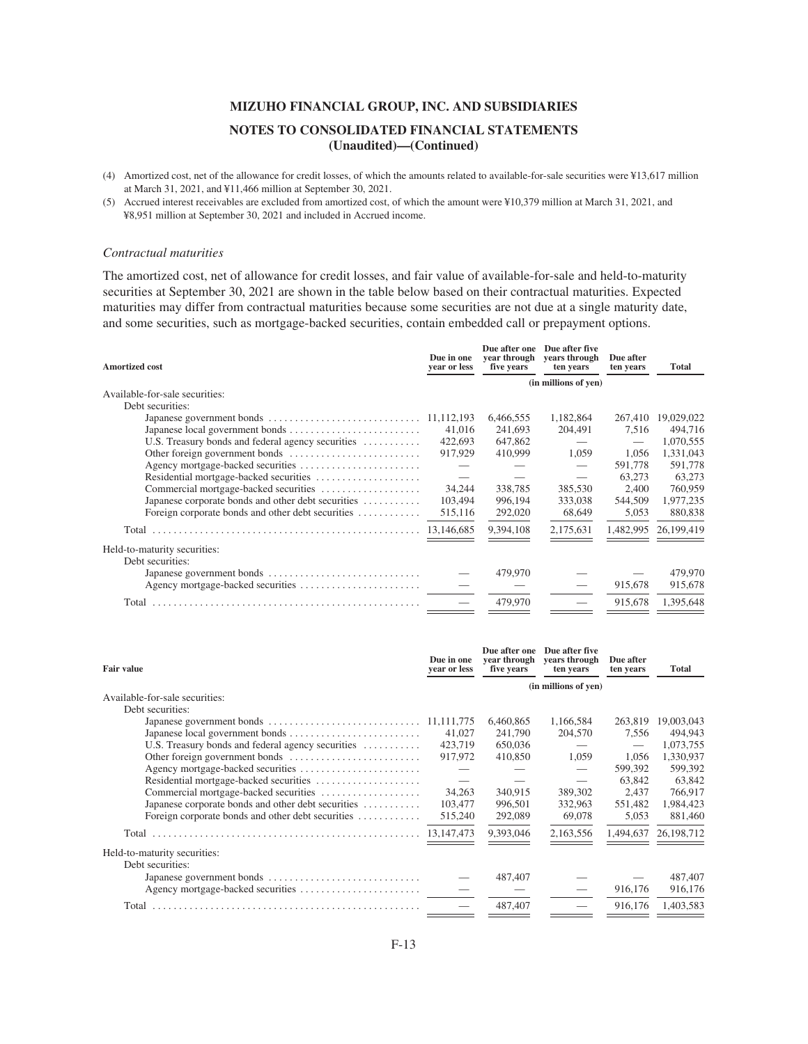(4) Amortized cost, net of the allowance for credit losses, of which the amounts related to available-for-sale securities were ¥13,617 million at March 31, 2021, and ¥11,466 million at September 30, 2021.

(5) Accrued interest receivables are excluded from amortized cost, of which the amount were ¥10,379 million at March 31, 2021, and ¥8,951 million at September 30, 2021 and included in Accrued income.

*Contractual maturities*

The amortized cost, net of allowance for credit losses, and fair value of available-for-sale and held-to-maturity securities at September 30, 2021 are shown in the table below based on their contractual maturities. Expected maturities may differ from contractual maturities because some securities are not due at a single maturity date, and some securities, such as mortgage-backed securities, contain embedded call or prepayment options.

| Amortized cost | Due in one year or less | Due after one year through five years | Due after five years through ten years | Due after ten years | Total |
|---|---|---|---|---|---|
| | (in millions of yen) | | | | |
| Available-for-sale securities: | | | | | |
| Debt securities: | | | | | |
| Japanese government bonds | 11,112,193 | 6,466,555 | 1,182,864 | 267,410 | 19,029,022 |
| Japanese local government bonds | 41,016 | 241,693 | 204,491 | 7,516 | 494,716 |
| U.S. Treasury bonds and federal agency securities | 422,693 | 647,862 | — | — | 1,070,555 |
| Other foreign government bonds | 917,929 | 410,999 | 1,059 | 1,056 | 1,331,043 |
| Agency mortgage-backed securities | — | — | — | 591,778 | 591,778 |
| Residential mortgage-backed securities | — | — | — | 63,273 | 63,273 |
| Commercial mortgage-backed securities | 34,244 | 338,785 | 385,530 | 2,400 | 760,959 |
| Japanese corporate bonds and other debt securities | 103,494 | 996,194 | 333,038 | 544,509 | 1,977,235 |
| Foreign corporate bonds and other debt securities | 515,116 | 292,020 | 68,649 | 5,053 | 880,838 |
| Total | 13,146,685 | 9,394,108 | 2,175,631 | 1,482,995 | 26,199,419 |
| Held-to-maturity securities: | | | | | |
| Debt securities: | | | | | |
| Japanese government bonds | — | 479,970 | — | — | 479,970 |
| Agency mortgage-backed securities | — | — | — | 915,678 | 915,678 |
| Total | — | 479,970 | — | 915,678 | 1,395,648 |

| Fair value | Due in one year or less | Due after one year through five years | Due after five years through ten years | Due after ten years | Total |
|---|---|---|---|---|---|
| | (in millions of yen) | | | | |
| Available-for-sale securities: | | | | | |
| Debt securities: | | | | | |
| Japanese government bonds | 11,111,775 | 6,460,865 | 1,166,584 | 263,819 | 19,003,043 |
| Japanese local government bonds | 41,027 | 241,790 | 204,570 | 7,556 | 494,943 |
| U.S. Treasury bonds and federal agency securities | 423,719 | 650,036 | — | — | 1,073,755 |
| Other foreign government bonds | 917,972 | 410,850 | 1,059 | 1,056 | 1,330,937 |
| Agency mortgage-backed securities | — | — | — | 599,392 | 599,392 |
| Residential mortgage-backed securities | — | — | — | 63,842 | 63,842 |
| Commercial mortgage-backed securities | 34,263 | 340,915 | 389,302 | 2,437 | 766,917 |
| Japanese corporate bonds and other debt securities | 103,477 | 996,501 | 332,963 | 551,482 | 1,984,423 |
| Foreign corporate bonds and other debt securities | 515,240 | 292,089 | 69,078 | 5,053 | 881,460 |
| Total | 13,147,473 | 9,393,046 | 2,163,556 | 1,494,637 | 26,198,712 |
| Held-to-maturity securities: | | | | | |
| Debt securities: | | | | | |
| Japanese government bonds | — | 487,407 | — | — | 487,407 |
| Agency mortgage-backed securities | — | — | — | 916,176 | 916,176 |
| Total | — | 487,407 | — | 916,176 | 1,403,583 |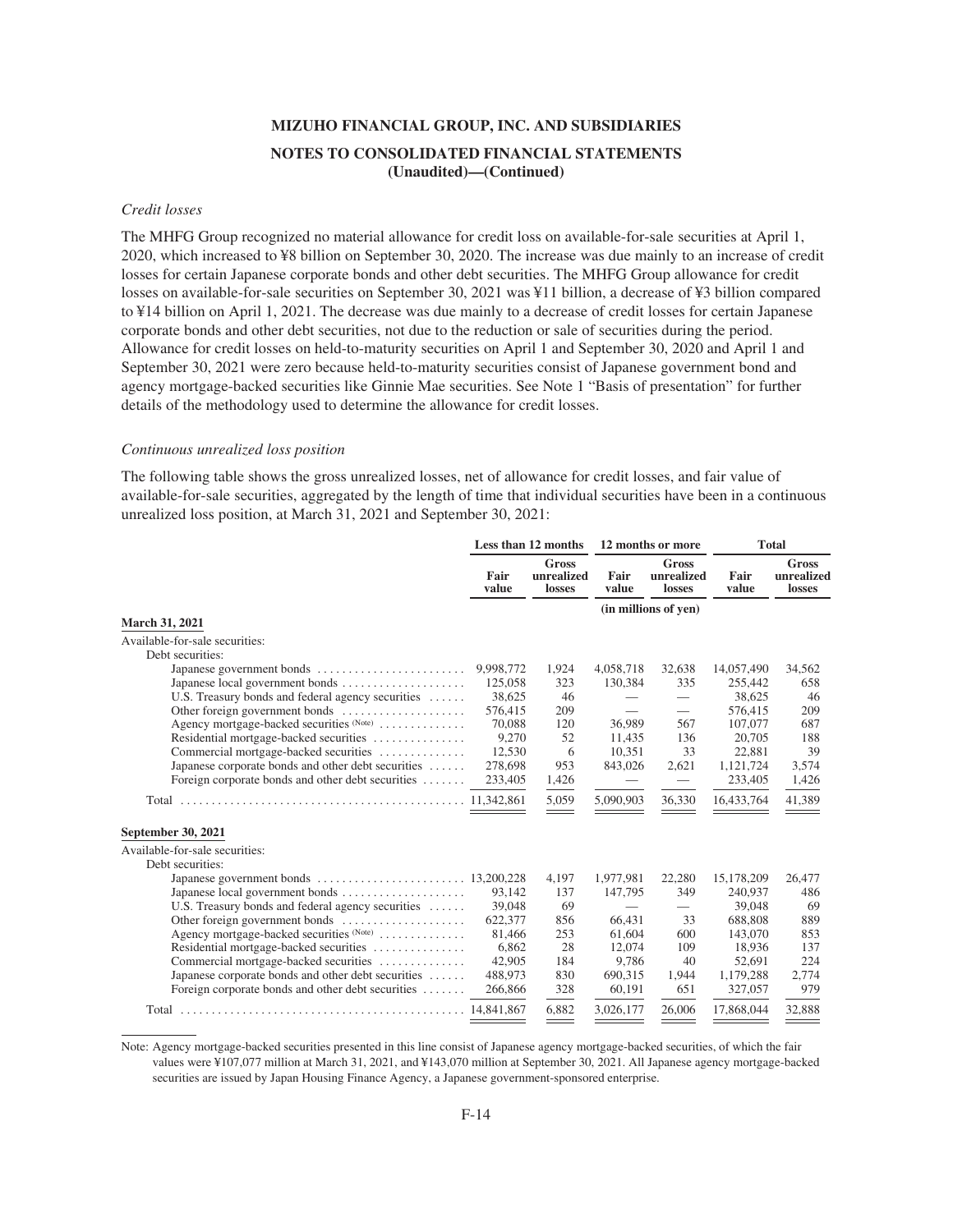*Credit losses*

The MHFG Group recognized no material allowance for credit loss on available-for-sale securities at April 1, 2020, which increased to ¥8 billion on September 30, 2020. The increase was due mainly to an increase of credit losses for certain Japanese corporate bonds and other debt securities. The MHFG Group allowance for credit losses on available-for-sale securities on September 30, 2021 was ¥11 billion, a decrease of ¥3 billion compared to ¥14 billion on April 1, 2021. The decrease was due mainly to a decrease of credit losses for certain Japanese corporate bonds and other debt securities, not due to the reduction or sale of securities during the period. Allowance for credit losses on held-to-maturity securities on April 1 and September 30, 2020 and April 1 and September 30, 2021 were zero because held-to-maturity securities consist of Japanese government bond and agency mortgage-backed securities like Ginnie Mae securities. See Note 1 "Basis of presentation" for further details of the methodology used to determine the allowance for credit losses.

*Continuous unrealized loss position*

The following table shows the gross unrealized losses, net of allowance for credit losses, and fair value of available-for-sale securities, aggregated by the length of time that individual securities have been in a continuous unrealized loss position, at March 31, 2021 and September 30, 2021:

| | Less than 12 months | | 12 months or more | | Total | |
|---|---|---|---|---|---|---|
| | Fair value | Gross unrealized losses | Fair value | Gross unrealized losses | Fair value | Gross unrealized losses |
| | (in millions of yen) | | | | | |
| **March 31, 2021** | | | | | | |
| Available-for-sale securities: | | | | | | |
| Debt securities: | | | | | | |
| Japanese government bonds | 9,998,772 | 1,924 | 4,058,718 | 32,638 | 14,057,490 | 34,562 |
| Japanese local government bonds | 125,058 | 323 | 130,384 | 335 | 255,442 | 658 |
| U.S. Treasury bonds and federal agency securities | 38,625 | 46 | — | — | 38,625 | 46 |
| Other foreign government bonds | 576,415 | 209 | — | — | 576,415 | 209 |
| Agency mortgage-backed securities (Note) | 70,088 | 120 | 36,989 | 567 | 107,077 | 687 |
| Residential mortgage-backed securities | 9,270 | 52 | 11,435 | 136 | 20,705 | 188 |
| Commercial mortgage-backed securities | 12,530 | 6 | 10,351 | 33 | 22,881 | 39 |
| Japanese corporate bonds and other debt securities | 278,698 | 953 | 843,026 | 2,621 | 1,121,724 | 3,574 |
| Foreign corporate bonds and other debt securities | 233,405 | 1,426 | — | — | 233,405 | 1,426 |
| Total | 11,342,861 | 5,059 | 5,090,903 | 36,330 | 16,433,764 | 41,389 |
| **September 30, 2021** | | | | | | |
| Available-for-sale securities: | | | | | | |
| Debt securities: | | | | | | |
| Japanese government bonds | 13,200,228 | 4,197 | 1,977,981 | 22,280 | 15,178,209 | 26,477 |
| Japanese local government bonds | 93,142 | 137 | 147,795 | 349 | 240,937 | 486 |
| U.S. Treasury bonds and federal agency securities | 39,048 | 69 | — | — | 39,048 | 69 |
| Other foreign government bonds | 622,377 | 856 | 66,431 | 33 | 688,808 | 889 |
| Agency mortgage-backed securities (Note) | 81,466 | 253 | 61,604 | 600 | 143,070 | 853 |
| Residential mortgage-backed securities | 6,862 | 28 | 12,074 | 109 | 18,936 | 137 |
| Commercial mortgage-backed securities | 42,905 | 184 | 9,786 | 40 | 52,691 | 224 |
| Japanese corporate bonds and other debt securities | 488,973 | 830 | 690,315 | 1,944 | 1,179,288 | 2,774 |
| Foreign corporate bonds and other debt securities | 266,866 | 328 | 60,191 | 651 | 327,057 | 979 |
| Total | 14,841,867 | 6,882 | 3,026,177 | 26,006 | 17,868,044 | 32,888 |

Note: Agency mortgage-backed securities presented in this line consist of Japanese agency mortgage-backed securities, of which the fair values were ¥107,077 million at March 31, 2021, and ¥143,070 million at September 30, 2021. All Japanese agency mortgage-backed securities are issued by Japan Housing Finance Agency, a Japanese government-sponsored enterprise.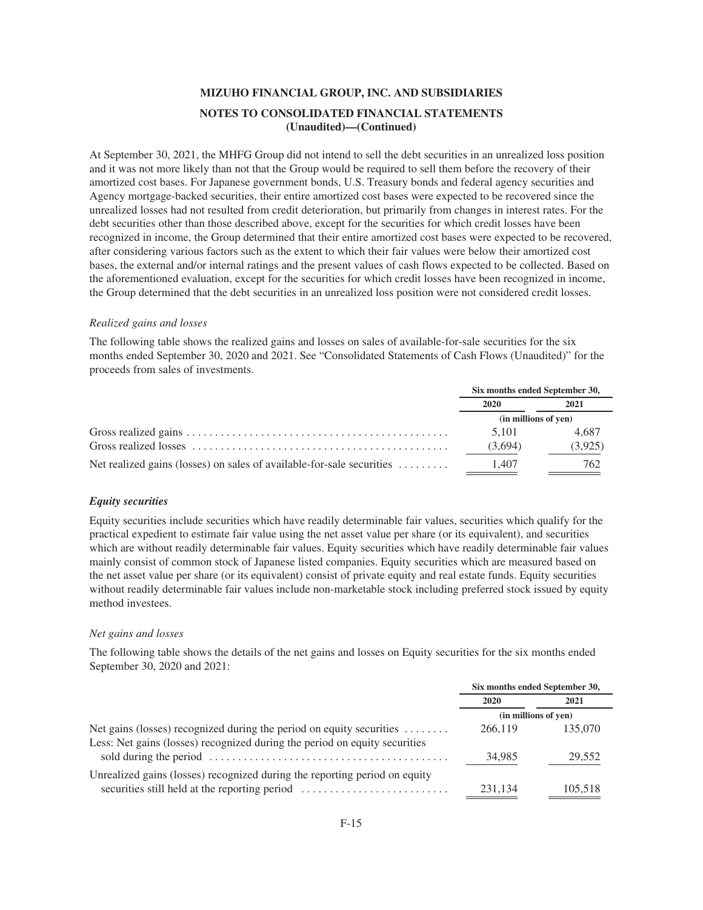At September 30, 2021, the MHFG Group did not intend to sell the debt securities in an unrealized loss position and it was not more likely than not that the Group would be required to sell them before the recovery of their amortized cost bases. For Japanese government bonds, U.S. Treasury bonds and federal agency securities and Agency mortgage-backed securities, their entire amortized cost bases were expected to be recovered since the unrealized losses had not resulted from credit deterioration, but primarily from changes in interest rates. For the debt securities other than those described above, except for the securities for which credit losses have been recognized in income, the Group determined that their entire amortized cost bases were expected to be recovered, after considering various factors such as the extent to which their fair values were below their amortized cost bases, the external and/or internal ratings and the present values of cash flows expected to be collected. Based on the aforementioned evaluation, except for the securities for which credit losses have been recognized in income, the Group determined that the debt securities in an unrealized loss position were not considered credit losses.

*Realized gains and losses*

The following table shows the realized gains and losses on sales of available-for-sale securities for the six months ended September 30, 2020 and 2021. See "Consolidated Statements of Cash Flows (Unaudited)" for the proceeds from sales of investments.

| | Six months ended September 30, | |
|---|---|---|
| | 2020 | 2021 |
| | (in millions of yen) | |
| Gross realized gains | 5,101 | 4,687 |
| Gross realized losses | (3,694) | (3,925) |
| Net realized gains (losses) on sales of available-for-sale securities | 1,407 | 762 |

***Equity securities***

Equity securities include securities which have readily determinable fair values, securities which qualify for the practical expedient to estimate fair value using the net asset value per share (or its equivalent), and securities which are without readily determinable fair values. Equity securities which have readily determinable fair values mainly consist of common stock of Japanese listed companies. Equity securities which are measured based on the net asset value per share (or its equivalent) consist of private equity and real estate funds. Equity securities without readily determinable fair values include non-marketable stock including preferred stock issued by equity method investees.

*Net gains and losses*

The following table shows the details of the net gains and losses on Equity securities for the six months ended September 30, 2020 and 2021:

| | Six months ended September 30, | |
|---|---|---|
| | 2020 | 2021 |
| | (in millions of yen) | |
| Net gains (losses) recognized during the period on equity securities | 266,119 | 135,070 |
| Less: Net gains (losses) recognized during the period on equity securities sold during the period | 34,985 | 29,552 |
| Unrealized gains (losses) recognized during the reporting period on equity securities still held at the reporting period | 231,134 | 105,518 |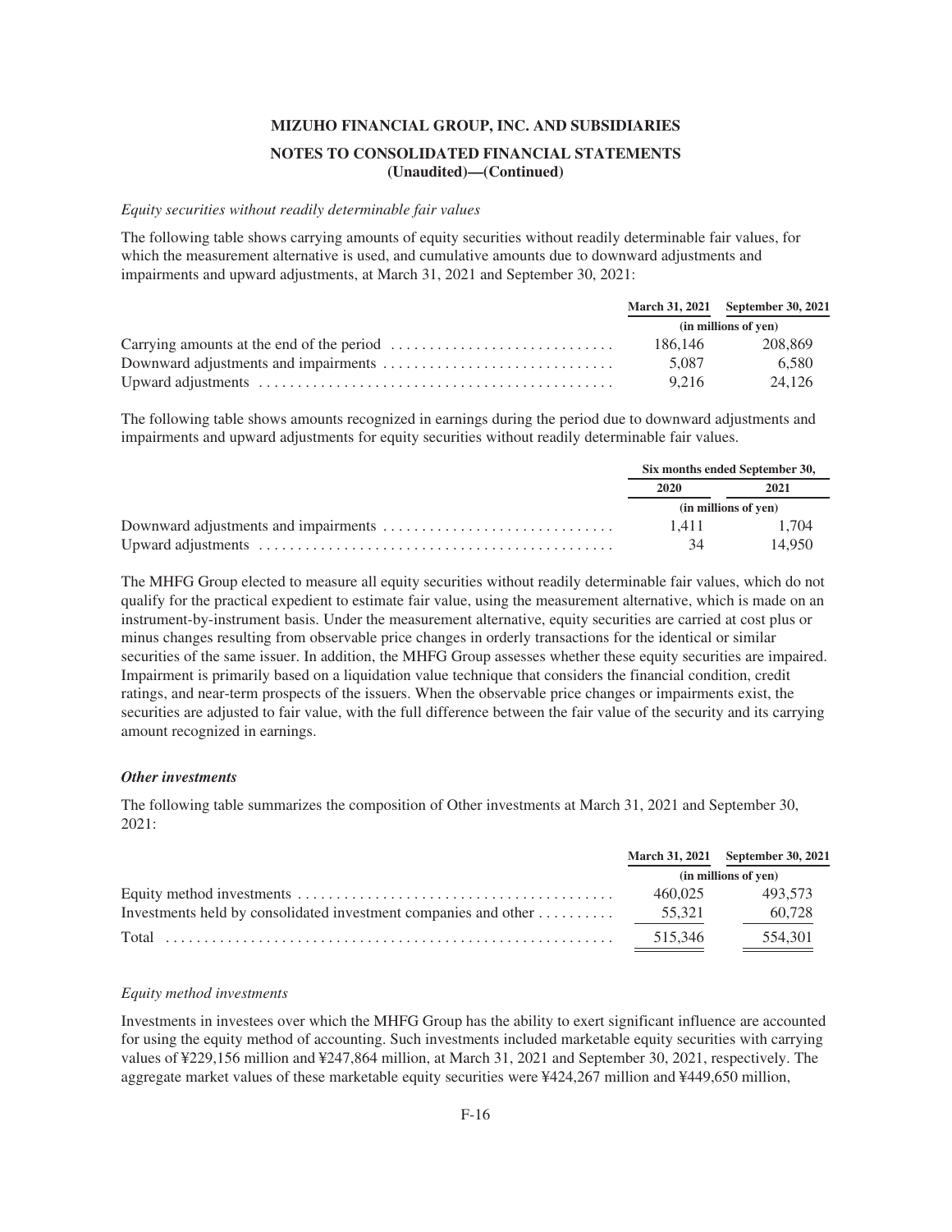*Equity securities without readily determinable fair values*

The following table shows carrying amounts of equity securities without readily determinable fair values, for which the measurement alternative is used, and cumulative amounts due to downward adjustments and impairments and upward adjustments, at March 31, 2021 and September 30, 2021:

| | March 31, 2021 | September 30, 2021 |
|---|---|---|
| | (in millions of yen) | |
| Carrying amounts at the end of the period | 186,146 | 208,869 |
| Downward adjustments and impairments | 5,087 | 6,580 |
| Upward adjustments | 9,216 | 24,126 |

The following table shows amounts recognized in earnings during the period due to downward adjustments and impairments and upward adjustments for equity securities without readily determinable fair values.

| | Six months ended September 30, | |
|---|---|---|
| | 2020 | 2021 |
| | (in millions of yen) | |
| Downward adjustments and impairments | 1,411 | 1,704 |
| Upward adjustments | 34 | 14,950 |

The MHFG Group elected to measure all equity securities without readily determinable fair values, which do not qualify for the practical expedient to estimate fair value, using the measurement alternative, which is made on an instrument-by-instrument basis. Under the measurement alternative, equity securities are carried at cost plus or minus changes resulting from observable price changes in orderly transactions for the identical or similar securities of the same issuer. In addition, the MHFG Group assesses whether these equity securities are impaired. Impairment is primarily based on a liquidation value technique that considers the financial condition, credit ratings, and near-term prospects of the issuers. When the observable price changes or impairments exist, the securities are adjusted to fair value, with the full difference between the fair value of the security and its carrying amount recognized in earnings.

***Other investments***

The following table summarizes the composition of Other investments at March 31, 2021 and September 30, 2021:

| | March 31, 2021 | September 30, 2021 |
|---|---|---|
| | (in millions of yen) | |
| Equity method investments | 460,025 | 493,573 |
| Investments held by consolidated investment companies and other | 55,321 | 60,728 |
| Total | 515,346 | 554,301 |

*Equity method investments*

Investments in investees over which the MHFG Group has the ability to exert significant influence are accounted for using the equity method of accounting. Such investments included marketable equity securities with carrying values of ¥229,156 million and ¥247,864 million, at March 31, 2021 and September 30, 2021, respectively. The aggregate market values of these marketable equity securities were ¥424,267 million and ¥449,650 million,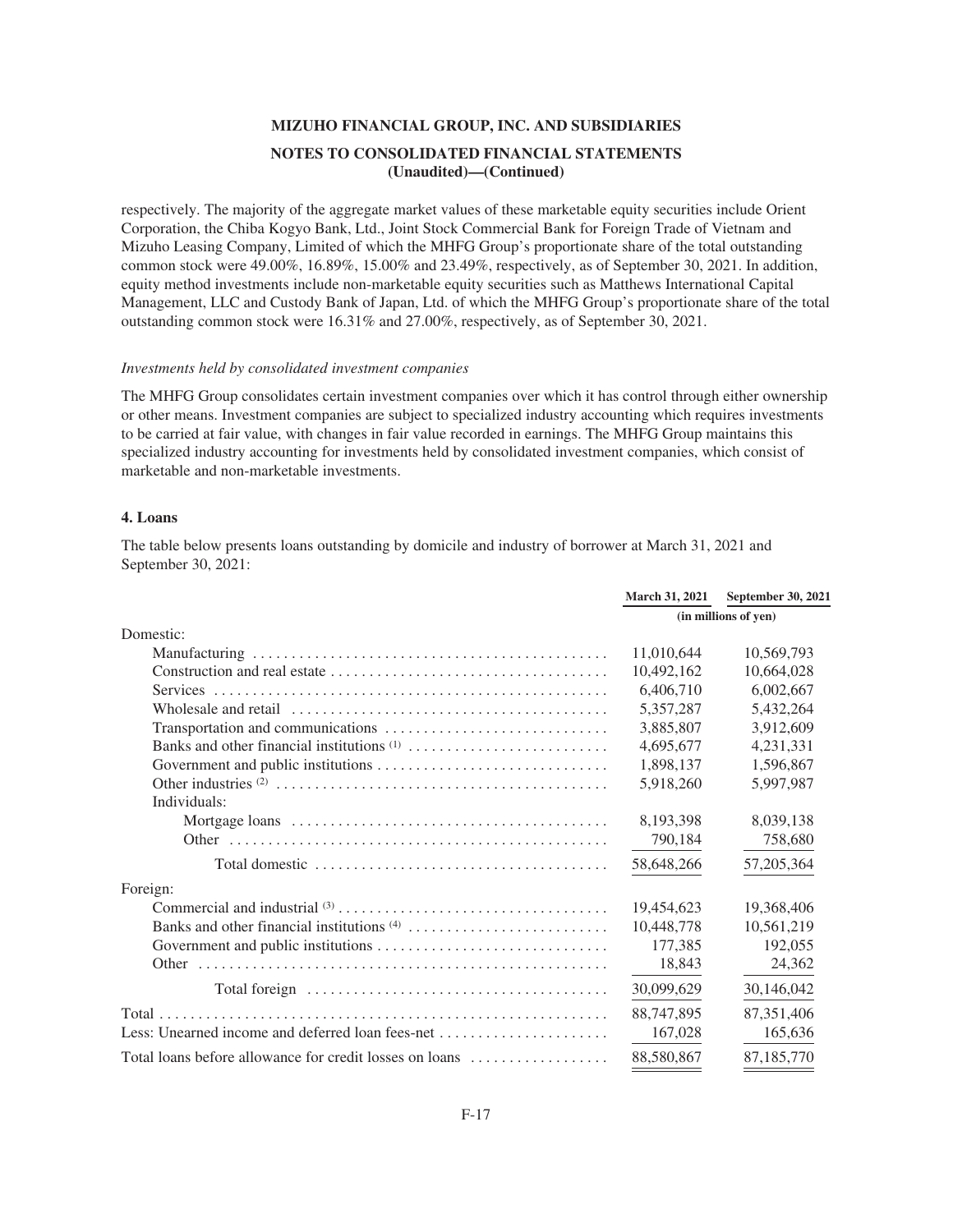respectively. The majority of the aggregate market values of these marketable equity securities include Orient Corporation, the Chiba Kogyo Bank, Ltd., Joint Stock Commercial Bank for Foreign Trade of Vietnam and Mizuho Leasing Company, Limited of which the MHFG Group's proportionate share of the total outstanding common stock were 49.00%, 16.89%, 15.00% and 23.49%, respectively, as of September 30, 2021. In addition, equity method investments include non-marketable equity securities such as Matthews International Capital Management, LLC and Custody Bank of Japan, Ltd. of which the MHFG Group's proportionate share of the total outstanding common stock were 16.31% and 27.00%, respectively, as of September 30, 2021.

*Investments held by consolidated investment companies*

The MHFG Group consolidates certain investment companies over which it has control through either ownership or other means. Investment companies are subject to specialized industry accounting which requires investments to be carried at fair value, with changes in fair value recorded in earnings. The MHFG Group maintains this specialized industry accounting for investments held by consolidated investment companies, which consist of marketable and non-marketable investments.

### 4. Loans

The table below presents loans outstanding by domicile and industry of borrower at March 31, 2021 and September 30, 2021:

| | March 31, 2021 | September 30, 2021 |
|---|---|---|
| | (in millions of yen) | |
| Domestic: | | |
| Manufacturing | 11,010,644 | 10,569,793 |
| Construction and real estate | 10,492,162 | 10,664,028 |
| Services | 6,406,710 | 6,002,667 |
| Wholesale and retail | 5,357,287 | 5,432,264 |
| Transportation and communications | 3,885,807 | 3,912,609 |
| Banks and other financial institutions (1) | 4,695,677 | 4,231,331 |
| Government and public institutions | 1,898,137 | 1,596,867 |
| Other industries (2) | 5,918,260 | 5,997,987 |
| Individuals: | | |
| Mortgage loans | 8,193,398 | 8,039,138 |
| Other | 790,184 | 758,680 |
| Total domestic | 58,648,266 | 57,205,364 |
| Foreign: | | |
| Commercial and industrial (3) | 19,454,623 | 19,368,406 |
| Banks and other financial institutions (4) | 10,448,778 | 10,561,219 |
| Government and public institutions | 177,385 | 192,055 |
| Other | 18,843 | 24,362 |
| Total foreign | 30,099,629 | 30,146,042 |
| Total | 88,747,895 | 87,351,406 |
| Less: Unearned income and deferred loan fees-net | 167,028 | 165,636 |
| Total loans before allowance for credit losses on loans | 88,580,867 | 87,185,770 |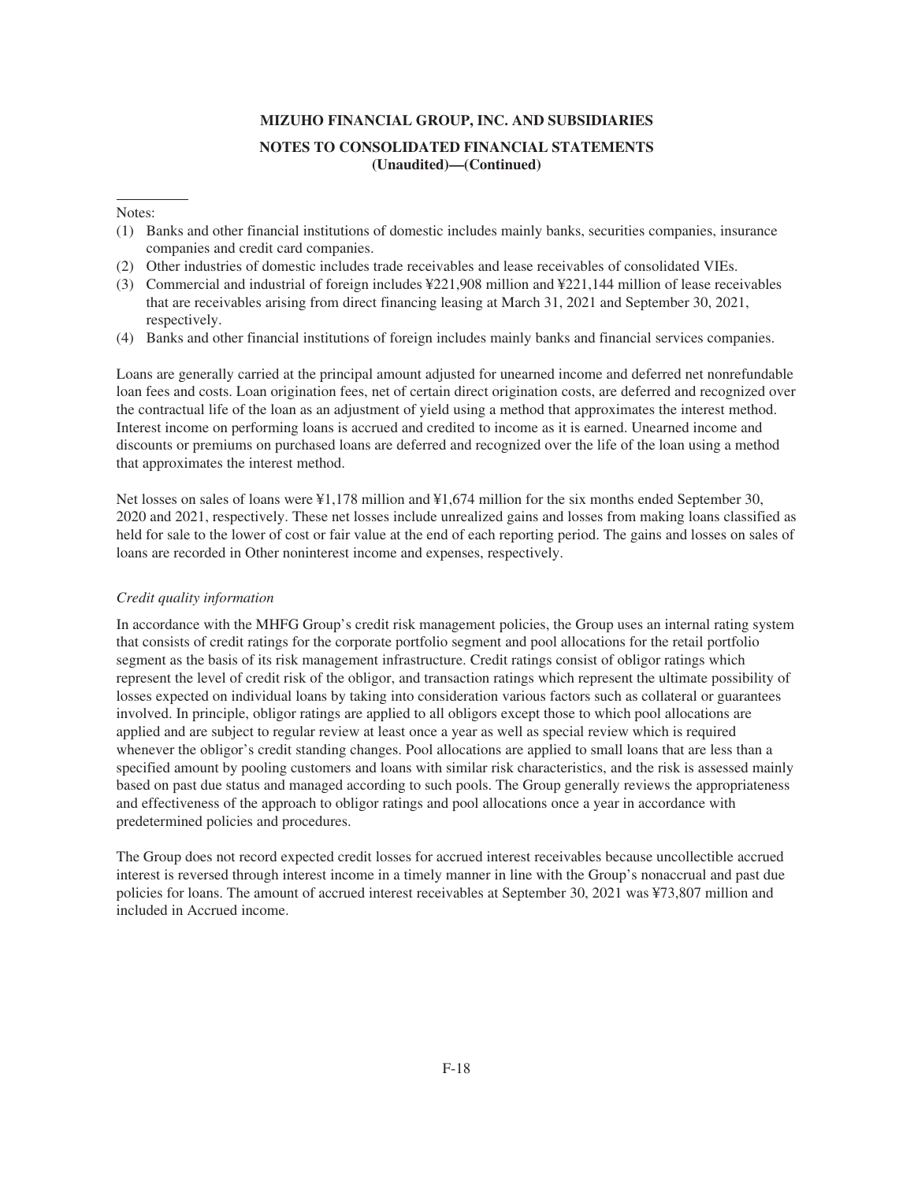Notes:

(1) Banks and other financial institutions of domestic includes mainly banks, securities companies, insurance companies and credit card companies.
(2) Other industries of domestic includes trade receivables and lease receivables of consolidated VIEs.
(3) Commercial and industrial of foreign includes ¥221,908 million and ¥221,144 million of lease receivables that are receivables arising from direct financing leasing at March 31, 2021 and September 30, 2021, respectively.
(4) Banks and other financial institutions of foreign includes mainly banks and financial services companies.

Loans are generally carried at the principal amount adjusted for unearned income and deferred net nonrefundable loan fees and costs. Loan origination fees, net of certain direct origination costs, are deferred and recognized over the contractual life of the loan as an adjustment of yield using a method that approximates the interest method. Interest income on performing loans is accrued and credited to income as it is earned. Unearned income and discounts or premiums on purchased loans are deferred and recognized over the life of the loan using a method that approximates the interest method.

Net losses on sales of loans were ¥1,178 million and ¥1,674 million for the six months ended September 30, 2020 and 2021, respectively. These net losses include unrealized gains and losses from making loans classified as held for sale to the lower of cost or fair value at the end of each reporting period. The gains and losses on sales of loans are recorded in Other noninterest income and expenses, respectively.

*Credit quality information*

In accordance with the MHFG Group's credit risk management policies, the Group uses an internal rating system that consists of credit ratings for the corporate portfolio segment and pool allocations for the retail portfolio segment as the basis of its risk management infrastructure. Credit ratings consist of obligor ratings which represent the level of credit risk of the obligor, and transaction ratings which represent the ultimate possibility of losses expected on individual loans by taking into consideration various factors such as collateral or guarantees involved. In principle, obligor ratings are applied to all obligors except those to which pool allocations are applied and are subject to regular review at least once a year as well as special review which is required whenever the obligor's credit standing changes. Pool allocations are applied to small loans that are less than a specified amount by pooling customers and loans with similar risk characteristics, and the risk is assessed mainly based on past due status and managed according to such pools. The Group generally reviews the appropriateness and effectiveness of the approach to obligor ratings and pool allocations once a year in accordance with predetermined policies and procedures.

The Group does not record expected credit losses for accrued interest receivables because uncollectible accrued interest is reversed through interest income in a timely manner in line with the Group's nonaccrual and past due policies for loans. The amount of accrued interest receivables at September 30, 2021 was ¥73,807 million and included in Accrued income.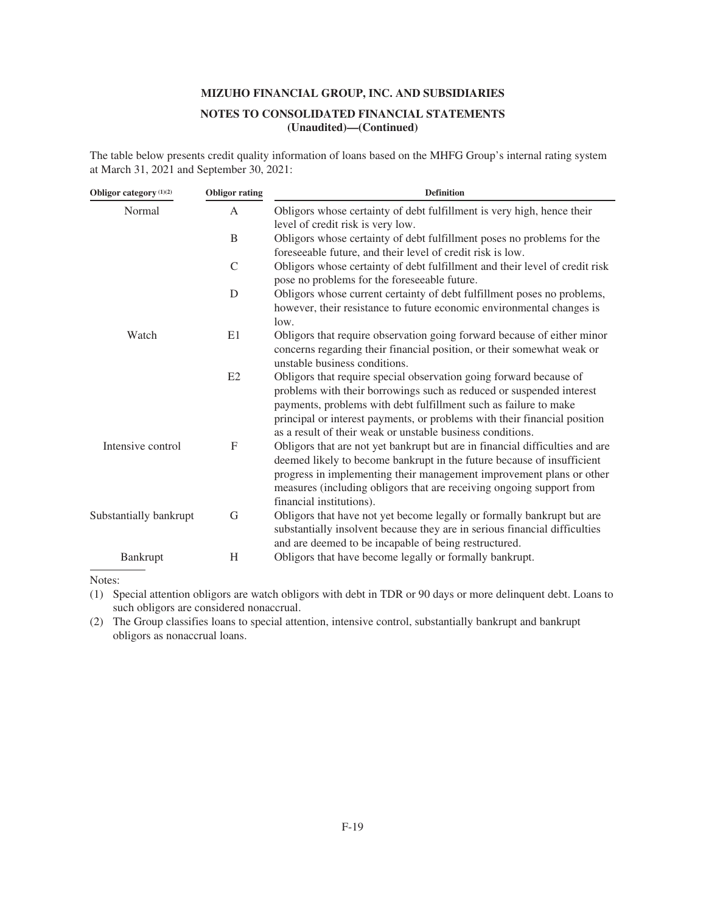The table below presents credit quality information of loans based on the MHFG Group's internal rating system at March 31, 2021 and September 30, 2021:

| Obligor category [(1)(2)] | Obligor rating | Definition |
|---|---|---|
| Normal | A | Obligors whose certainty of debt fulfillment is very high, hence their level of credit risk is very low. |
| | B | Obligors whose certainty of debt fulfillment poses no problems for the foreseeable future, and their level of credit risk is low. |
| | C | Obligors whose certainty of debt fulfillment and their level of credit risk pose no problems for the foreseeable future. |
| | D | Obligors whose current certainty of debt fulfillment poses no problems, however, their resistance to future economic environmental changes is low. |
| Watch | E1 | Obligors that require observation going forward because of either minor concerns regarding their financial position, or their somewhat weak or unstable business conditions. |
| | E2 | Obligors that require special observation going forward because of problems with their borrowings such as reduced or suspended interest payments, problems with debt fulfillment such as failure to make principal or interest payments, or problems with their financial position as a result of their weak or unstable business conditions. |
| Intensive control | F | Obligors that are not yet bankrupt but are in financial difficulties and are deemed likely to become bankrupt in the future because of insufficient progress in implementing their management improvement plans or other measures (including obligors that are receiving ongoing support from financial institutions). |
| Substantially bankrupt | G | Obligors that have not yet become legally or formally bankrupt but are substantially insolvent because they are in serious financial difficulties and are deemed to be incapable of being restructured. |
| Bankrupt | H | Obligors that have become legally or formally bankrupt. |

Notes:

(1) Special attention obligors are watch obligors with debt in TDR or 90 days or more delinquent debt. Loans to such obligors are considered nonaccrual.

(2) The Group classifies loans to special attention, intensive control, substantially bankrupt and bankrupt obligors as nonaccrual loans.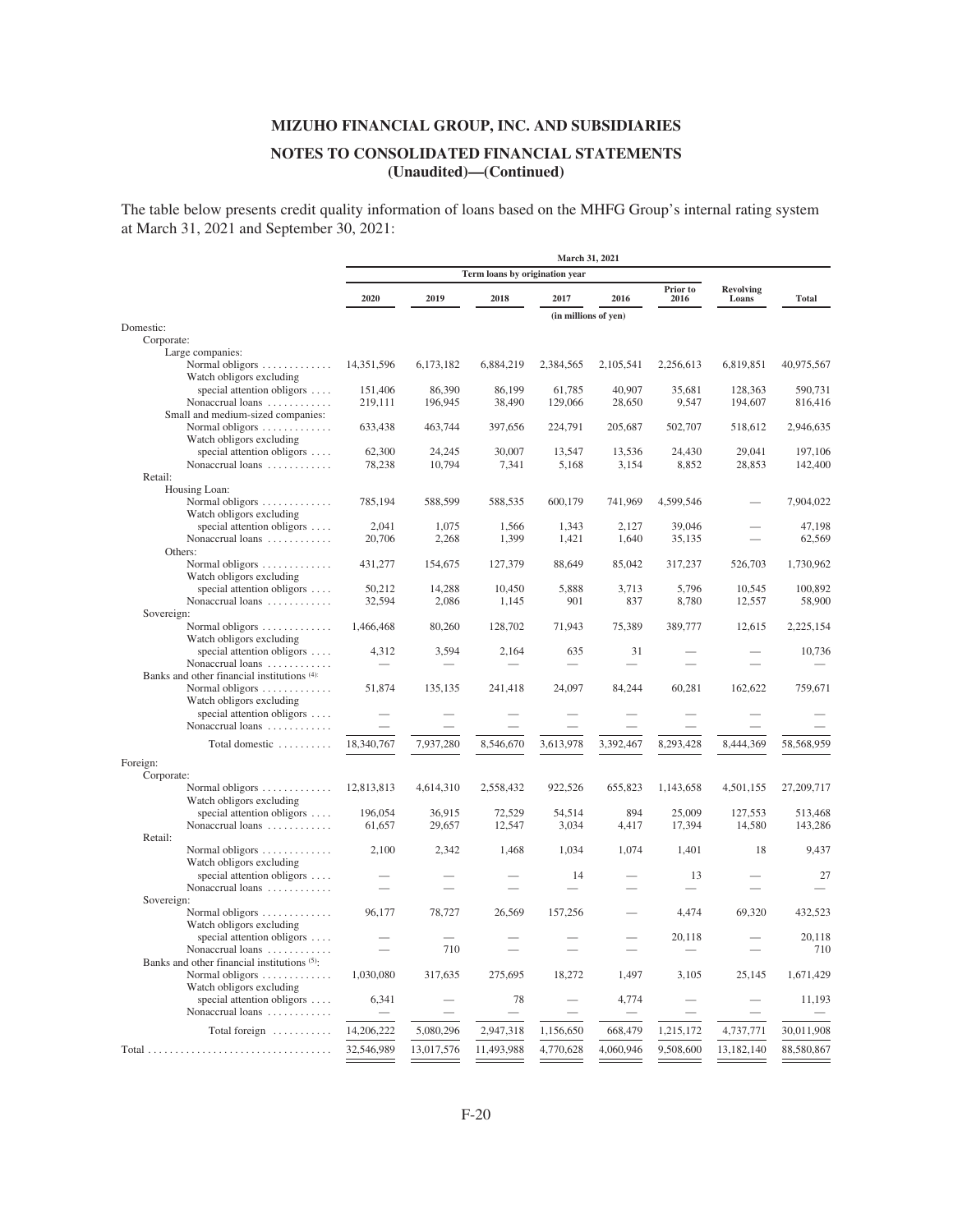# MIZUHO FINANCIAL GROUP, INC. AND SUBSIDIARIES

## NOTES TO CONSOLIDATED FINANCIAL STATEMENTS (Unaudited)—(Continued)

The table below presents credit quality information of loans based on the MHFG Group's internal rating system at March 31, 2021 and September 30, 2021:

| | March 31, 2021 | | | | | | | |
|---|---|---|---|---|---|---|---|---|
| | Term loans by origination year | | | | | | | |
| | 2020 | 2019 | 2018 | 2017 | 2016 | Prior to 2016 | Revolving Loans | Total |
| | (in millions of yen) | | | | | | | |
| Domestic: | | | | | | | | |
| Corporate: | | | | | | | | |
| Large companies: | | | | | | | | |
| Normal obligors | 14,351,596 | 6,173,182 | 6,884,219 | 2,384,565 | 2,105,541 | 2,256,613 | 6,819,851 | 40,975,567 |
| Watch obligors excluding special attention obligors | 151,406 | 86,390 | 86,199 | 61,785 | 40,907 | 35,681 | 128,363 | 590,731 |
| Nonaccrual loans | 219,111 | 196,945 | 38,490 | 129,066 | 28,650 | 9,547 | 194,607 | 816,416 |
| Small and medium-sized companies: | | | | | | | | |
| Normal obligors | 633,438 | 463,744 | 397,656 | 224,791 | 205,687 | 502,707 | 518,612 | 2,946,635 |
| Watch obligors excluding special attention obligors | 62,300 | 24,245 | 30,007 | 13,547 | 13,536 | 24,430 | 29,041 | 197,106 |
| Nonaccrual loans | 78,238 | 10,794 | 7,341 | 5,168 | 3,154 | 8,852 | 28,853 | 142,400 |
| Retail: | | | | | | | | |
| Housing Loan: | | | | | | | | |
| Normal obligors | 785,194 | 588,599 | 588,535 | 600,179 | 741,969 | 4,599,546 | — | 7,904,022 |
| Watch obligors excluding special attention obligors | 2,041 | 1,075 | 1,566 | 1,343 | 2,127 | 39,046 | — | 47,198 |
| Nonaccrual loans | 20,706 | 2,268 | 1,399 | 1,421 | 1,640 | 35,135 | — | 62,569 |
| Others: | | | | | | | | |
| Normal obligors | 431,277 | 154,675 | 127,379 | 88,649 | 85,042 | 317,237 | 526,703 | 1,730,962 |
| Watch obligors excluding special attention obligors | 50,212 | 14,288 | 10,450 | 5,888 | 3,713 | 5,796 | 10,545 | 100,892 |
| Nonaccrual loans | 32,594 | 2,086 | 1,145 | 901 | 837 | 8,780 | 12,557 | 58,900 |
| Sovereign: | | | | | | | | |
| Normal obligors | 1,466,468 | 80,260 | 128,702 | 71,943 | 75,389 | 389,777 | 12,615 | 2,225,154 |
| Watch obligors excluding special attention obligors | 4,312 | 3,594 | 2,164 | 635 | 31 | — | — | 10,736 |
| Nonaccrual loans | — | — | — | — | — | — | — | — |
| Banks and other financial institutions (4): | | | | | | | | |
| Normal obligors | 51,874 | 135,135 | 241,418 | 24,097 | 84,244 | 60,281 | 162,622 | 759,671 |
| Watch obligors excluding special attention obligors | — | — | — | — | — | — | — | — |
| Nonaccrual loans | — | — | — | — | — | — | — | — |
| Total domestic | 18,340,767 | 7,937,280 | 8,546,670 | 3,613,978 | 3,392,467 | 8,293,428 | 8,444,369 | 58,568,959 |
| Foreign: | | | | | | | | |
| Corporate: | | | | | | | | |
| Normal obligors | 12,813,813 | 4,614,310 | 2,558,432 | 922,526 | 655,823 | 1,143,658 | 4,501,155 | 27,209,717 |
| Watch obligors excluding special attention obligors | 196,054 | 36,915 | 72,529 | 54,514 | 894 | 25,009 | 127,553 | 513,468 |
| Nonaccrual loans | 61,657 | 29,657 | 12,547 | 3,034 | 4,417 | 17,394 | 14,580 | 143,286 |
| Retail: | | | | | | | | |
| Normal obligors | 2,100 | 2,342 | 1,468 | 1,034 | 1,074 | 1,401 | 18 | 9,437 |
| Watch obligors excluding special attention obligors | — | — | — | 14 | — | 13 | — | 27 |
| Nonaccrual loans | — | — | — | — | — | — | — | — |
| Sovereign: | | | | | | | | |
| Normal obligors | 96,177 | 78,727 | 26,569 | 157,256 | — | 4,474 | 69,320 | 432,523 |
| Watch obligors excluding special attention obligors | — | — | — | — | — | 20,118 | — | 20,118 |
| Nonaccrual loans | — | 710 | — | — | — | — | — | 710 |
| Banks and other financial institutions (5): | | | | | | | | |
| Normal obligors | 1,030,080 | 317,635 | 275,695 | 18,272 | 1,497 | 3,105 | 25,145 | 1,671,429 |
| Watch obligors excluding special attention obligors | 6,341 | — | 78 | — | 4,774 | — | — | 11,193 |
| Nonaccrual loans | — | — | — | — | — | — | — | — |
| Total foreign | 14,206,222 | 5,080,296 | 2,947,318 | 1,156,650 | 668,479 | 1,215,172 | 4,737,771 | 30,011,908 |
| Total | 32,546,989 | 13,017,576 | 11,493,988 | 4,770,628 | 4,060,946 | 9,508,600 | 13,182,140 | 88,580,867 |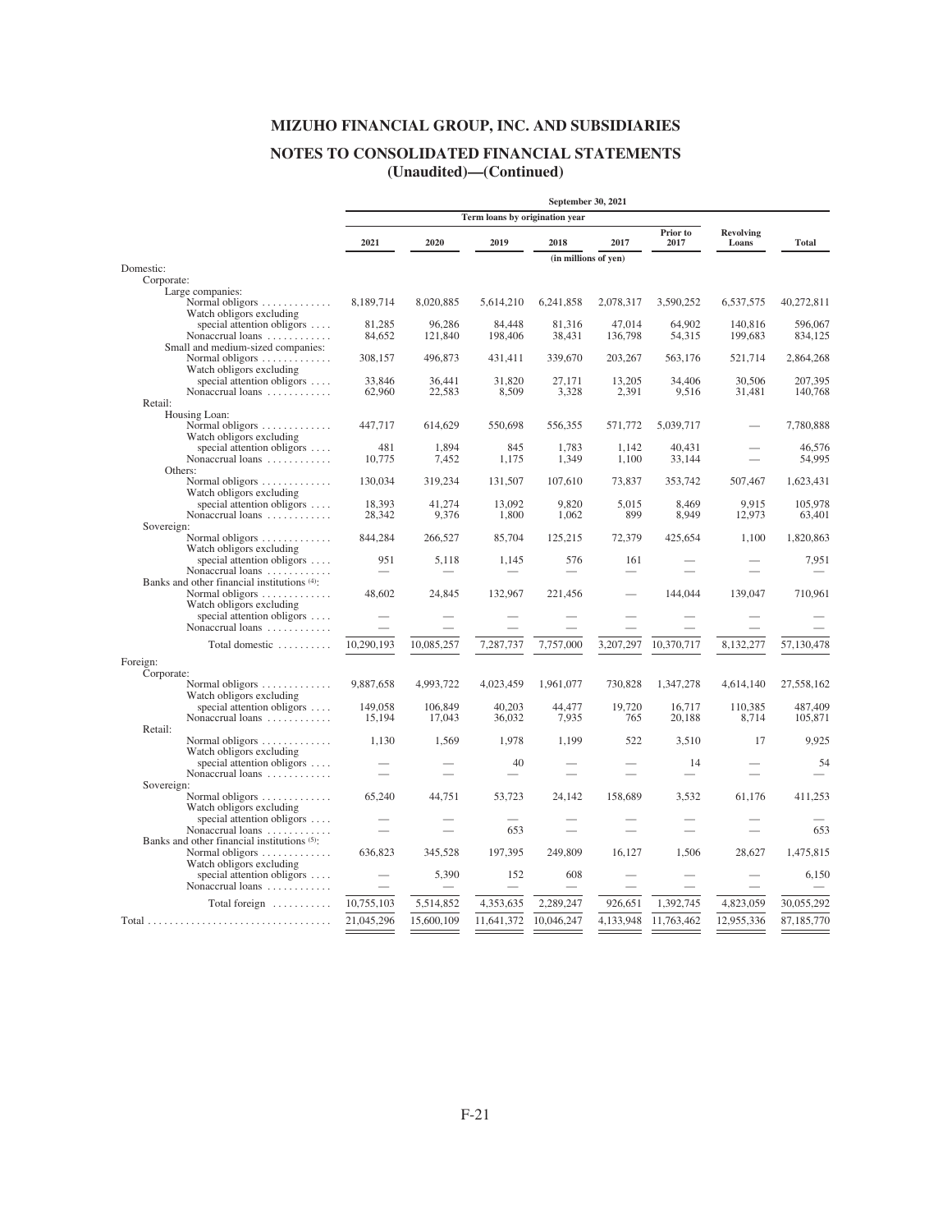# MIZUHO FINANCIAL GROUP, INC. AND SUBSIDIARIES

## NOTES TO CONSOLIDATED FINANCIAL STATEMENTS (Unaudited)—(Continued)

| | September 30, 2021 | | | | | | | |
|---|---|---|---|---|---|---|---|---|
| | Term loans by origination year | | | | | | | |
| | 2021 | 2020 | 2019 | 2018 | 2017 | Prior to 2017 | Revolving Loans | Total |
| | (in millions of yen) | | | | | | | |
| Domestic: | | | | | | | | |
| Corporate: | | | | | | | | |
| Large companies: | | | | | | | | |
| Normal obligors | 8,189,714 | 8,020,885 | 5,614,210 | 6,241,858 | 2,078,317 | 3,590,252 | 6,537,575 | 40,272,811 |
| Watch obligors excluding special attention obligors | 81,285 | 96,286 | 84,448 | 81,316 | 47,014 | 64,902 | 140,816 | 596,067 |
| Nonaccrual loans | 84,652 | 121,840 | 198,406 | 38,431 | 136,798 | 54,315 | 199,683 | 834,125 |
| Small and medium-sized companies: | | | | | | | | |
| Normal obligors | 308,157 | 496,873 | 431,411 | 339,670 | 203,267 | 563,176 | 521,714 | 2,864,268 |
| Watch obligors excluding special attention obligors | 33,846 | 36,441 | 31,820 | 27,171 | 13,205 | 34,406 | 30,506 | 207,395 |
| Nonaccrual loans | 62,960 | 22,583 | 8,509 | 3,328 | 2,391 | 9,516 | 31,481 | 140,768 |
| Retail: | | | | | | | | |
| Housing Loan: | | | | | | | | |
| Normal obligors | 447,717 | 614,629 | 550,698 | 556,355 | 571,772 | 5,039,717 | — | 7,780,888 |
| Watch obligors excluding special attention obligors | 481 | 1,894 | 845 | 1,783 | 1,142 | 40,431 | — | 46,576 |
| Nonaccrual loans | 10,775 | 7,452 | 1,175 | 1,349 | 1,100 | 33,144 | — | 54,995 |
| Others: | | | | | | | | |
| Normal obligors | 130,034 | 319,234 | 131,507 | 107,610 | 73,837 | 353,742 | 507,467 | 1,623,431 |
| Watch obligors excluding special attention obligors | 18,393 | 41,274 | 13,092 | 9,820 | 5,015 | 8,469 | 9,915 | 105,978 |
| Nonaccrual loans | 28,342 | 9,376 | 1,800 | 1,062 | 899 | 8,949 | 12,973 | 63,401 |
| Sovereign: | | | | | | | | |
| Normal obligors | 844,284 | 266,527 | 85,704 | 125,215 | 72,379 | 425,654 | 1,100 | 1,820,863 |
| Watch obligors excluding special attention obligors | 951 | 5,118 | 1,145 | 576 | 161 | — | — | 7,951 |
| Nonaccrual loans | — | — | — | — | — | — | — | — |
| Banks and other financial institutions (4): | | | | | | | | |
| Normal obligors | 48,602 | 24,845 | 132,967 | 221,456 | — | 144,044 | 139,047 | 710,961 |
| Watch obligors excluding special attention obligors | — | — | — | — | — | — | — | — |
| Nonaccrual loans | — | — | — | — | — | — | — | — |
| Total domestic | 10,290,193 | 10,085,257 | 7,287,737 | 7,757,000 | 3,207,297 | 10,370,717 | 8,132,277 | 57,130,478 |
| Foreign: | | | | | | | | |
| Corporate: | | | | | | | | |
| Normal obligors | 9,887,658 | 4,993,722 | 4,023,459 | 1,961,077 | 730,828 | 1,347,278 | 4,614,140 | 27,558,162 |
| Watch obligors excluding special attention obligors | 149,058 | 106,849 | 40,203 | 44,477 | 19,720 | 16,717 | 110,385 | 487,409 |
| Nonaccrual loans | 15,194 | 17,043 | 36,032 | 7,935 | 765 | 20,188 | 8,714 | 105,871 |
| Retail: | | | | | | | | |
| Normal obligors | 1,130 | 1,569 | 1,978 | 1,199 | 522 | 3,510 | 17 | 9,925 |
| Watch obligors excluding special attention obligors | — | — | 40 | — | — | 14 | — | 54 |
| Nonaccrual loans | — | — | — | — | — | — | — | — |
| Sovereign: | | | | | | | | |
| Normal obligors | 65,240 | 44,751 | 53,723 | 24,142 | 158,689 | 3,532 | 61,176 | 411,253 |
| Watch obligors excluding special attention obligors | — | — | — | — | — | — | — | — |
| Nonaccrual loans | — | — | 653 | — | — | — | — | 653 |
| Banks and other financial institutions (5): | | | | | | | | |
| Normal obligors | 636,823 | 345,528 | 197,395 | 249,809 | 16,127 | 1,506 | 28,627 | 1,475,815 |
| Watch obligors excluding special attention obligors | — | 5,390 | 152 | 608 | — | — | — | 6,150 |
| Nonaccrual loans | — | — | — | — | — | — | — | — |
| Total foreign | 10,755,103 | 5,514,852 | 4,353,635 | 2,289,247 | 926,651 | 1,392,745 | 4,823,059 | 30,055,292 |
| Total | 21,045,296 | 15,600,109 | 11,641,372 | 10,046,247 | 4,133,948 | 11,763,462 | 12,955,336 | 87,185,770 |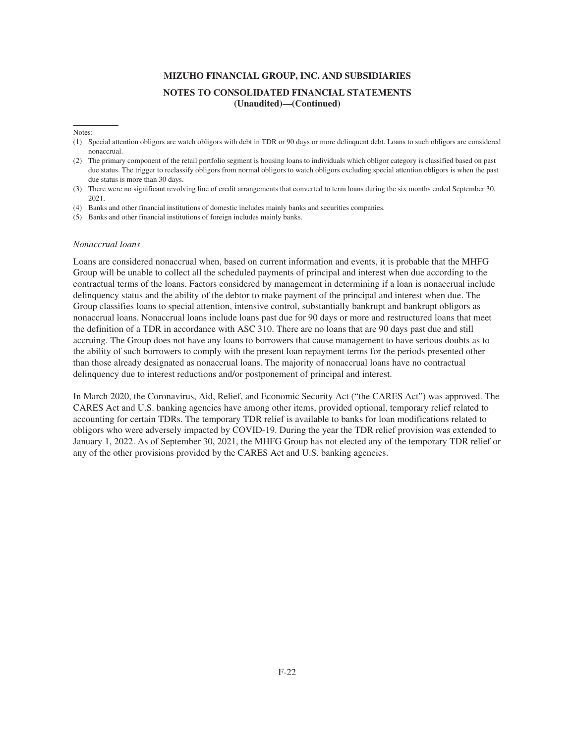Notes:

(1) Special attention obligors are watch obligors with debt in TDR or 90 days or more delinquent debt. Loans to such obligors are considered nonaccrual.

(2) The primary component of the retail portfolio segment is housing loans to individuals which obligor category is classified based on past due status. The trigger to reclassify obligors from normal obligors to watch obligors excluding special attention obligors is when the past due status is more than 30 days.

(3) There were no significant revolving line of credit arrangements that converted to term loans during the six months ended September 30, 2021.

(4) Banks and other financial institutions of domestic includes mainly banks and securities companies.

(5) Banks and other financial institutions of foreign includes mainly banks.

*Nonaccrual loans*

Loans are considered nonaccrual when, based on current information and events, it is probable that the MHFG Group will be unable to collect all the scheduled payments of principal and interest when due according to the contractual terms of the loans. Factors considered by management in determining if a loan is nonaccrual include delinquency status and the ability of the debtor to make payment of the principal and interest when due. The Group classifies loans to special attention, intensive control, substantially bankrupt and bankrupt obligors as nonaccrual loans. Nonaccrual loans include loans past due for 90 days or more and restructured loans that meet the definition of a TDR in accordance with ASC 310. There are no loans that are 90 days past due and still accruing. The Group does not have any loans to borrowers that cause management to have serious doubts as to the ability of such borrowers to comply with the present loan repayment terms for the periods presented other than those already designated as nonaccrual loans. The majority of nonaccrual loans have no contractual delinquency due to interest reductions and/or postponement of principal and interest.

In March 2020, the Coronavirus, Aid, Relief, and Economic Security Act ("the CARES Act") was approved. The CARES Act and U.S. banking agencies have among other items, provided optional, temporary relief related to accounting for certain TDRs. The temporary TDR relief is available to banks for loan modifications related to obligors who were adversely impacted by COVID-19. During the year the TDR relief provision was extended to January 1, 2022. As of September 30, 2021, the MHFG Group has not elected any of the temporary TDR relief or any of the other provisions provided by the CARES Act and U.S. banking agencies.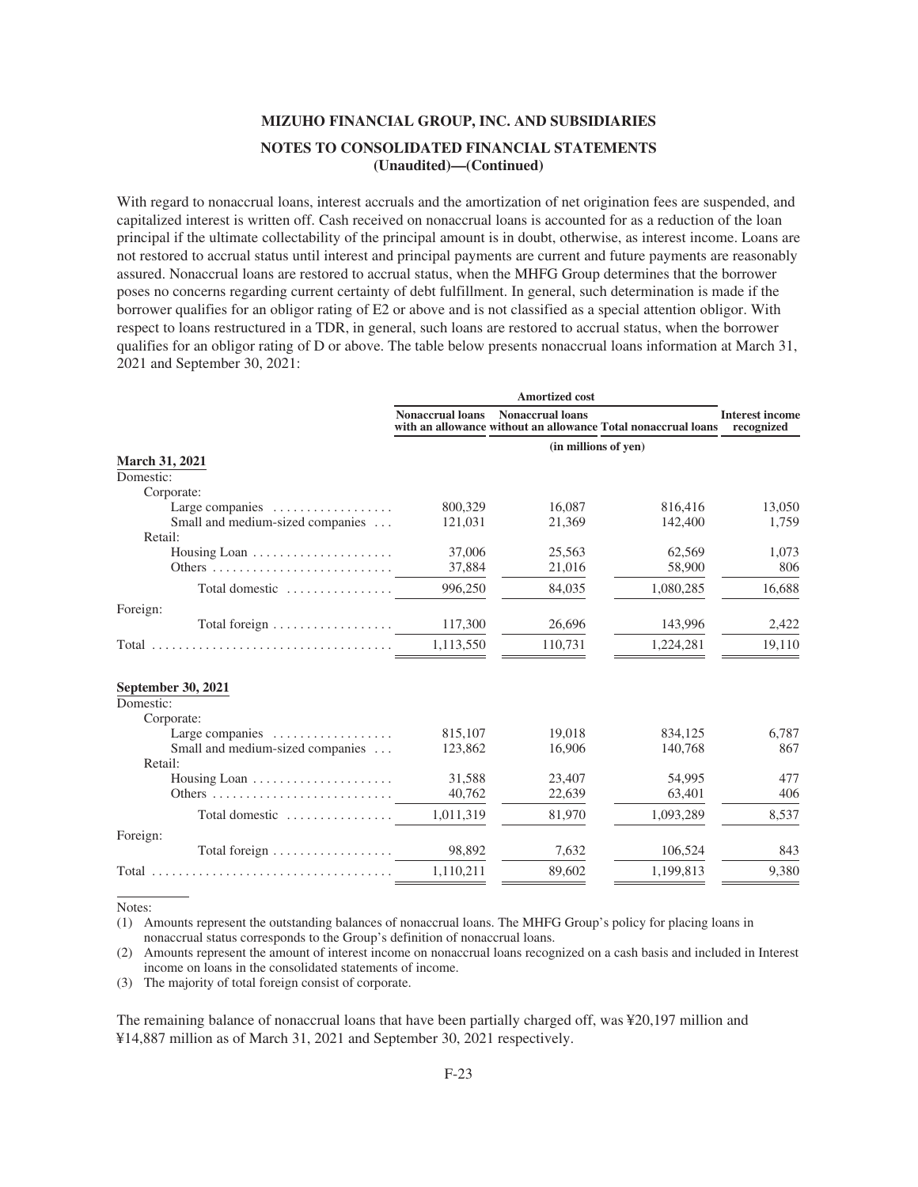**MIZUHO FINANCIAL GROUP, INC. AND SUBSIDIARIES**

**NOTES TO CONSOLIDATED FINANCIAL STATEMENTS (Unaudited)—(Continued)**

With regard to nonaccrual loans, interest accruals and the amortization of net origination fees are suspended, and capitalized interest is written off. Cash received on nonaccrual loans is accounted for as a reduction of the loan principal if the ultimate collectability of the principal amount is in doubt, otherwise, as interest income. Loans are not restored to accrual status until interest and principal payments are current and future payments are reasonably assured. Nonaccrual loans are restored to accrual status, when the MHFG Group determines that the borrower poses no concerns regarding current certainty of debt fulfillment. In general, such determination is made if the borrower qualifies for an obligor rating of E2 or above and is not classified as a special attention obligor. With respect to loans restructured in a TDR, in general, such loans are restored to accrual status, when the borrower qualifies for an obligor rating of D or above. The table below presents nonaccrual loans information at March 31, 2021 and September 30, 2021:

| | Amortized cost | | | |
|---|---|---|---|---|
| | Nonaccrual loans with an allowance | Nonaccrual loans without an allowance | Total nonaccrual loans | Interest income recognized |
| | (in millions of yen) | | | |
| **March 31, 2021** | | | | |
| Domestic: | | | | |
| Corporate: | | | | |
| Large companies | 800,329 | 16,087 | 816,416 | 13,050 |
| Small and medium-sized companies | 121,031 | 21,369 | 142,400 | 1,759 |
| Retail: | | | | |
| Housing Loan | 37,006 | 25,563 | 62,569 | 1,073 |
| Others | 37,884 | 21,016 | 58,900 | 806 |
| Total domestic | 996,250 | 84,035 | 1,080,285 | 16,688 |
| Foreign: | | | | |
| Total foreign | 117,300 | 26,696 | 143,996 | 2,422 |
| Total | 1,113,550 | 110,731 | 1,224,281 | 19,110 |
| **September 30, 2021** | | | | |
| Domestic: | | | | |
| Corporate: | | | | |
| Large companies | 815,107 | 19,018 | 834,125 | 6,787 |
| Small and medium-sized companies | 123,862 | 16,906 | 140,768 | 867 |
| Retail: | | | | |
| Housing Loan | 31,588 | 23,407 | 54,995 | 477 |
| Others | 40,762 | 22,639 | 63,401 | 406 |
| Total domestic | 1,011,319 | 81,970 | 1,093,289 | 8,537 |
| Foreign: | | | | |
| Total foreign | 98,892 | 7,632 | 106,524 | 843 |
| Total | 1,110,211 | 89,602 | 1,199,813 | 9,380 |

Notes:

(1) Amounts represent the outstanding balances of nonaccrual loans. The MHFG Group's policy for placing loans in nonaccrual status corresponds to the Group's definition of nonaccrual loans.

(2) Amounts represent the amount of interest income on nonaccrual loans recognized on a cash basis and included in Interest income on loans in the consolidated statements of income.

(3) The majority of total foreign consist of corporate.

The remaining balance of nonaccrual loans that have been partially charged off, was ¥20,197 million and ¥14,887 million as of March 31, 2021 and September 30, 2021 respectively.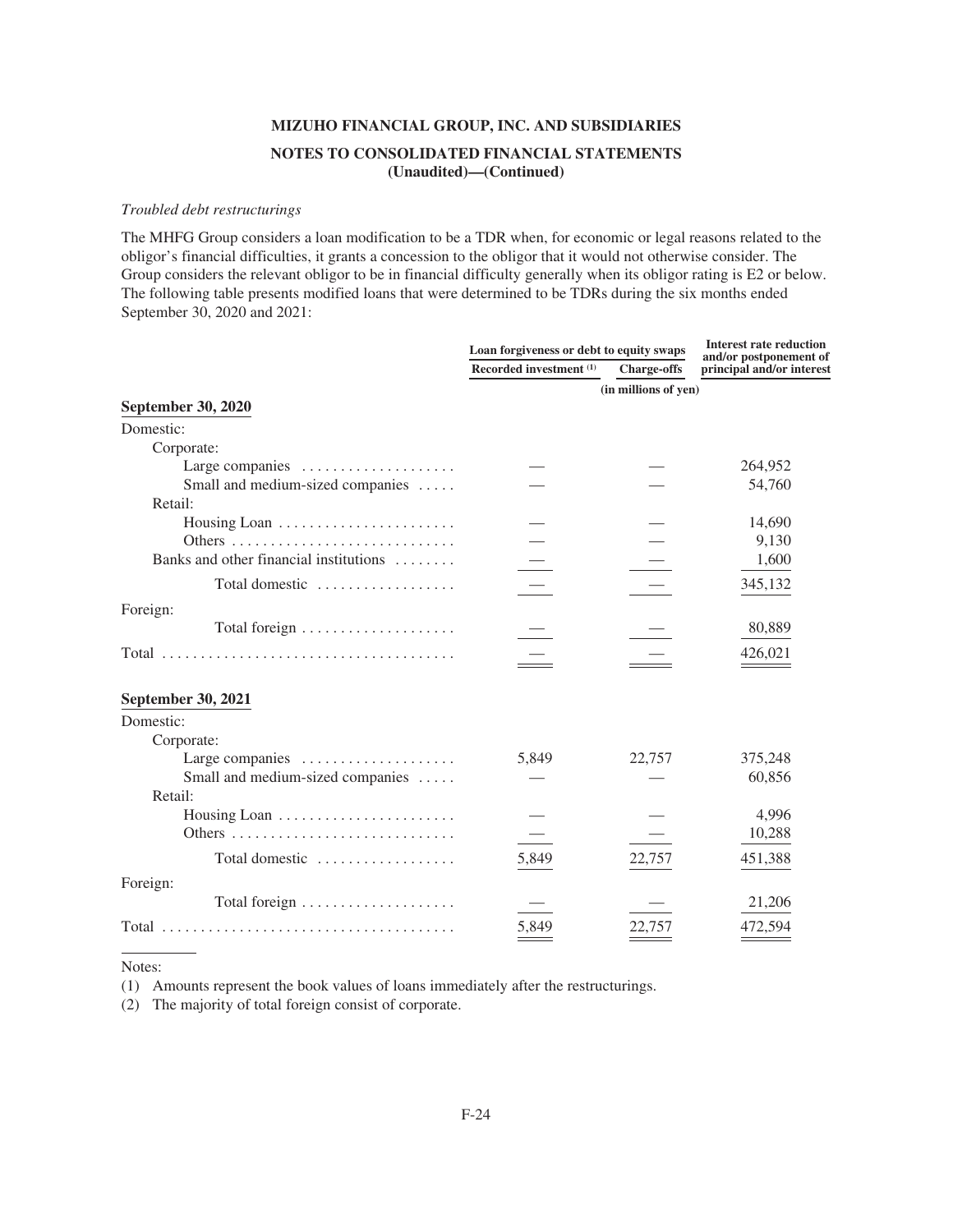**MIZUHO FINANCIAL GROUP, INC. AND SUBSIDIARIES**

**NOTES TO CONSOLIDATED FINANCIAL STATEMENTS (Unaudited)—(Continued)**

*Troubled debt restructurings*

The MHFG Group considers a loan modification to be a TDR when, for economic or legal reasons related to the obligor's financial difficulties, it grants a concession to the obligor that it would not otherwise consider. The Group considers the relevant obligor to be in financial difficulty generally when its obligor rating is E2 or below. The following table presents modified loans that were determined to be TDRs during the six months ended September 30, 2020 and 2021:

| | Loan forgiveness or debt to equity swaps | | Interest rate reduction and/or postponement of principal and/or interest |
|---|---|---|---|
| | Recorded investment [1] | Charge-offs | |
| | (in millions of yen) | | |
| **September 30, 2020** | | | |
| Domestic: | | | |
| Corporate: | | | |
| Large companies | — | — | 264,952 |
| Small and medium-sized companies | — | — | 54,760 |
| Retail: | | | |
| Housing Loan | — | — | 14,690 |
| Others | — | — | 9,130 |
| Banks and other financial institutions | — | — | 1,600 |
| Total domestic | — | — | 345,132 |
| Foreign: | | | |
| Total foreign | — | — | 80,889 |
| Total | — | — | 426,021 |
| **September 30, 2021** | | | |
| Domestic: | | | |
| Corporate: | | | |
| Large companies | 5,849 | 22,757 | 375,248 |
| Small and medium-sized companies | — | — | 60,856 |
| Retail: | | | |
| Housing Loan | — | — | 4,996 |
| Others | — | — | 10,288 |
| Total domestic | 5,849 | 22,757 | 451,388 |
| Foreign: | | | |
| Total foreign | — | — | 21,206 |
| Total | 5,849 | 22,757 | 472,594 |

Notes:

(1) Amounts represent the book values of loans immediately after the restructurings.

(2) The majority of total foreign consist of corporate.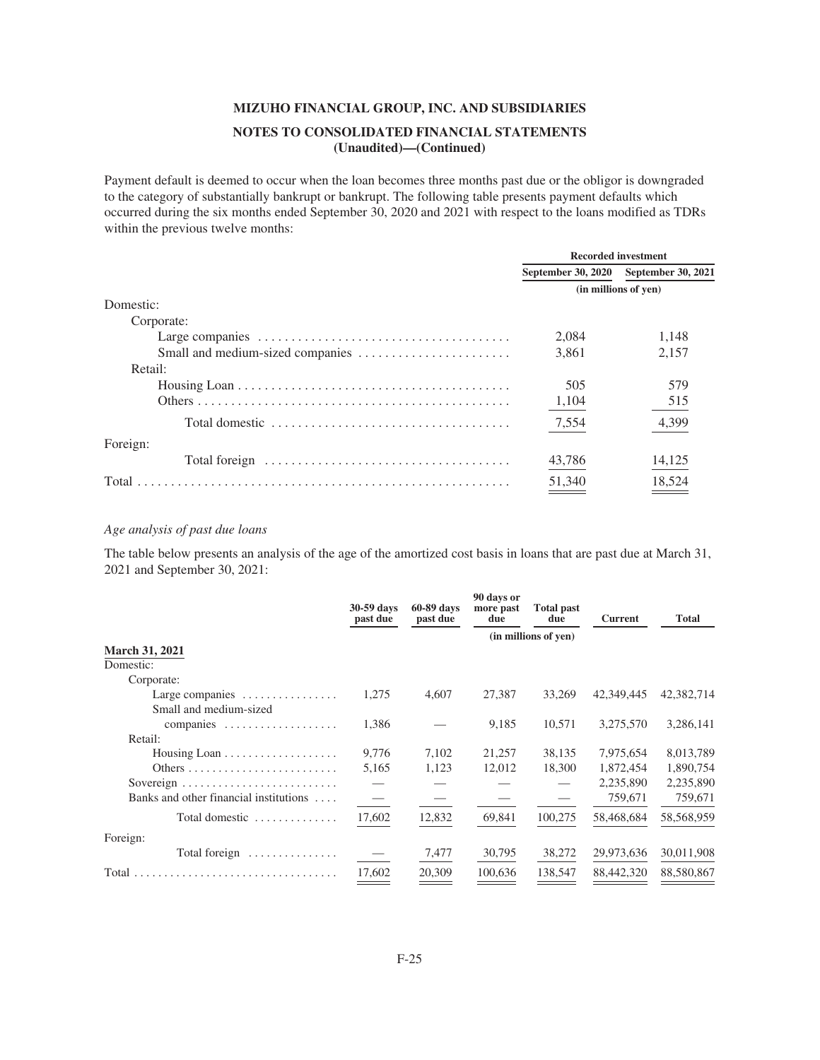# MIZUHO FINANCIAL GROUP, INC. AND SUBSIDIARIES

## NOTES TO CONSOLIDATED FINANCIAL STATEMENTS (Unaudited)—(Continued)

Payment default is deemed to occur when the loan becomes three months past due or the obligor is downgraded to the category of substantially bankrupt or bankrupt. The following table presents payment defaults which occurred during the six months ended September 30, 2020 and 2021 with respect to the loans modified as TDRs within the previous twelve months:

| | Recorded investment | |
|---|---|---|
| | September 30, 2020 | September 30, 2021 |
| | (in millions of yen) | |
| Domestic: | | |
| Corporate: | | |
| Large companies | 2,084 | 1,148 |
| Small and medium-sized companies | 3,861 | 2,157 |
| Retail: | | |
| Housing Loan | 505 | 579 |
| Others | 1,104 | 515 |
| Total domestic | 7,554 | 4,399 |
| Foreign: | | |
| Total foreign | 43,786 | 14,125 |
| Total | 51,340 | 18,524 |

*Age analysis of past due loans*

The table below presents an analysis of the age of the amortized cost basis in loans that are past due at March 31, 2021 and September 30, 2021:

| | 30-59 days past due | 60-89 days past due | 90 days or more past due | Total past due | Current | Total |
|---|---|---|---|---|---|---|
| | (in millions of yen) | | | | | |
| **March 31, 2021** | | | | | | |
| Domestic: | | | | | | |
| Corporate: | | | | | | |
| Large companies | 1,275 | 4,607 | 27,387 | 33,269 | 42,349,445 | 42,382,714 |
| Small and medium-sized companies | 1,386 | — | 9,185 | 10,571 | 3,275,570 | 3,286,141 |
| Retail: | | | | | | |
| Housing Loan | 9,776 | 7,102 | 21,257 | 38,135 | 7,975,654 | 8,013,789 |
| Others | 5,165 | 1,123 | 12,012 | 18,300 | 1,872,454 | 1,890,754 |
| Sovereign | — | — | — | — | 2,235,890 | 2,235,890 |
| Banks and other financial institutions | — | — | — | — | 759,671 | 759,671 |
| Total domestic | 17,602 | 12,832 | 69,841 | 100,275 | 58,468,684 | 58,568,959 |
| Foreign: | | | | | | |
| Total foreign | — | 7,477 | 30,795 | 38,272 | 29,973,636 | 30,011,908 |
| Total | 17,602 | 20,309 | 100,636 | 138,547 | 88,442,320 | 88,580,867 |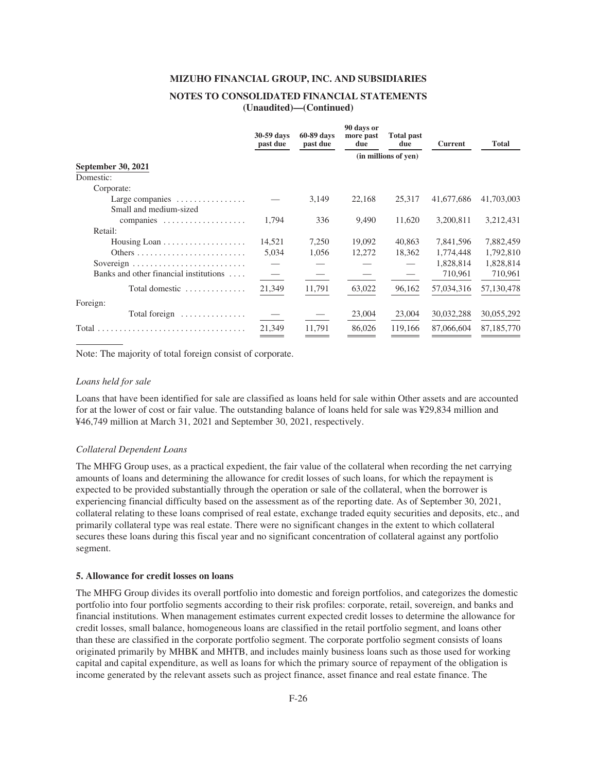| | 30-59 days past due | 60-89 days past due | 90 days or more past due | Total past due | Current | Total |
|---|---|---|---|---|---|---|
| | | | | (in millions of yen) | | |
| **September 30, 2021** | | | | | | |
| Domestic: | | | | | | |
| Corporate: | | | | | | |
| Large companies | — | 3,149 | 22,168 | 25,317 | 41,677,686 | 41,703,003 |
| Small and medium-sized companies | 1,794 | 336 | 9,490 | 11,620 | 3,200,811 | 3,212,431 |
| Retail: | | | | | | |
| Housing Loan | 14,521 | 7,250 | 19,092 | 40,863 | 7,841,596 | 7,882,459 |
| Others | 5,034 | 1,056 | 12,272 | 18,362 | 1,774,448 | 1,792,810 |
| Sovereign | — | — | — | — | 1,828,814 | 1,828,814 |
| Banks and other financial institutions | — | — | — | — | 710,961 | 710,961 |
| Total domestic | 21,349 | 11,791 | 63,022 | 96,162 | 57,034,316 | 57,130,478 |
| Foreign: | | | | | | |
| Total foreign | — | — | 23,004 | 23,004 | 30,032,288 | 30,055,292 |
| Total | 21,349 | 11,791 | 86,026 | 119,166 | 87,066,604 | 87,185,770 |

Note: The majority of total foreign consist of corporate.

*Loans held for sale*

Loans that have been identified for sale are classified as loans held for sale within Other assets and are accounted for at the lower of cost or fair value. The outstanding balance of loans held for sale was ¥29,834 million and ¥46,749 million at March 31, 2021 and September 30, 2021, respectively.

*Collateral Dependent Loans*

The MHFG Group uses, as a practical expedient, the fair value of the collateral when recording the net carrying amounts of loans and determining the allowance for credit losses of such loans, for which the repayment is expected to be provided substantially through the operation or sale of the collateral, when the borrower is experiencing financial difficulty based on the assessment as of the reporting date. As of September 30, 2021, collateral relating to these loans comprised of real estate, exchange traded equity securities and deposits, etc., and primarily collateral type was real estate. There were no significant changes in the extent to which collateral secures these loans during this fiscal year and no significant concentration of collateral against any portfolio segment.

## 5. Allowance for credit losses on loans

The MHFG Group divides its overall portfolio into domestic and foreign portfolios, and categorizes the domestic portfolio into four portfolio segments according to their risk profiles: corporate, retail, sovereign, and banks and financial institutions. When management estimates current expected credit losses to determine the allowance for credit losses, small balance, homogeneous loans are classified in the retail portfolio segment, and loans other than these are classified in the corporate portfolio segment. The corporate portfolio segment consists of loans originated primarily by MHBK and MHTB, and includes mainly business loans such as those used for working capital and capital expenditure, as well as loans for which the primary source of repayment of the obligation is income generated by the relevant assets such as project finance, asset finance and real estate finance. The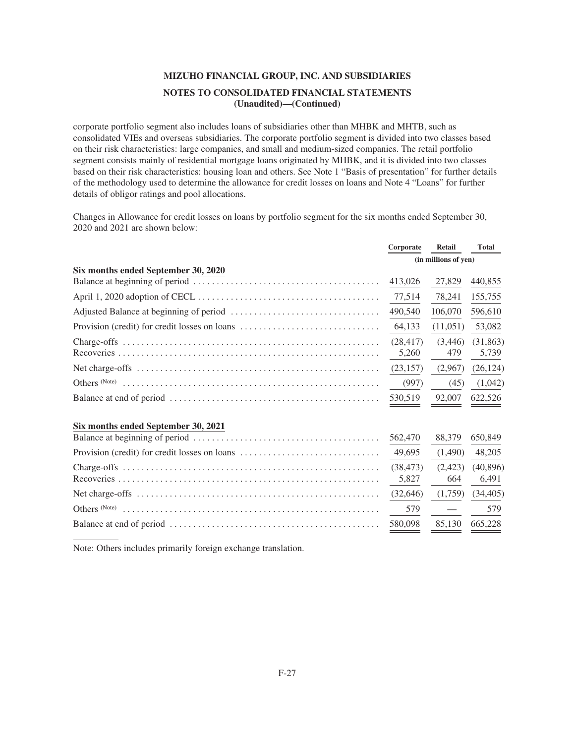corporate portfolio segment also includes loans of subsidiaries other than MHBK and MHTB, such as consolidated VIEs and overseas subsidiaries. The corporate portfolio segment is divided into two classes based on their risk characteristics: large companies, and small and medium-sized companies. The retail portfolio segment consists mainly of residential mortgage loans originated by MHBK, and it is divided into two classes based on their risk characteristics: housing loan and others. See Note 1 "Basis of presentation" for further details of the methodology used to determine the allowance for credit losses on loans and Note 4 "Loans" for further details of obligor ratings and pool allocations.

Changes in Allowance for credit losses on loans by portfolio segment for the six months ended September 30, 2020 and 2021 are shown below:

| | Corporate | Retail | Total |
|---|---|---|---|
| | (in millions of yen) | | |
| **Six months ended September 30, 2020** | | | |
| Balance at beginning of period | 413,026 | 27,829 | 440,855 |
| April 1, 2020 adoption of CECL | 77,514 | 78,241 | 155,755 |
| Adjusted Balance at beginning of period | 490,540 | 106,070 | 596,610 |
| Provision (credit) for credit losses on loans | 64,133 | (11,051) | 53,082 |
| Charge-offs | (28,417) | (3,446) | (31,863) |
| Recoveries | 5,260 | 479 | 5,739 |
| Net charge-offs | (23,157) | (2,967) | (26,124) |
| Others (Note) | (997) | (45) | (1,042) |
| Balance at end of period | 530,519 | 92,007 | 622,526 |
| **Six months ended September 30, 2021** | | | |
| Balance at beginning of period | 562,470 | 88,379 | 650,849 |
| Provision (credit) for credit losses on loans | 49,695 | (1,490) | 48,205 |
| Charge-offs | (38,473) | (2,423) | (40,896) |
| Recoveries | 5,827 | 664 | 6,491 |
| Net charge-offs | (32,646) | (1,759) | (34,405) |
| Others (Note) | 579 | — | 579 |
| Balance at end of period | 580,098 | 85,130 | 665,228 |

Note: Others includes primarily foreign exchange translation.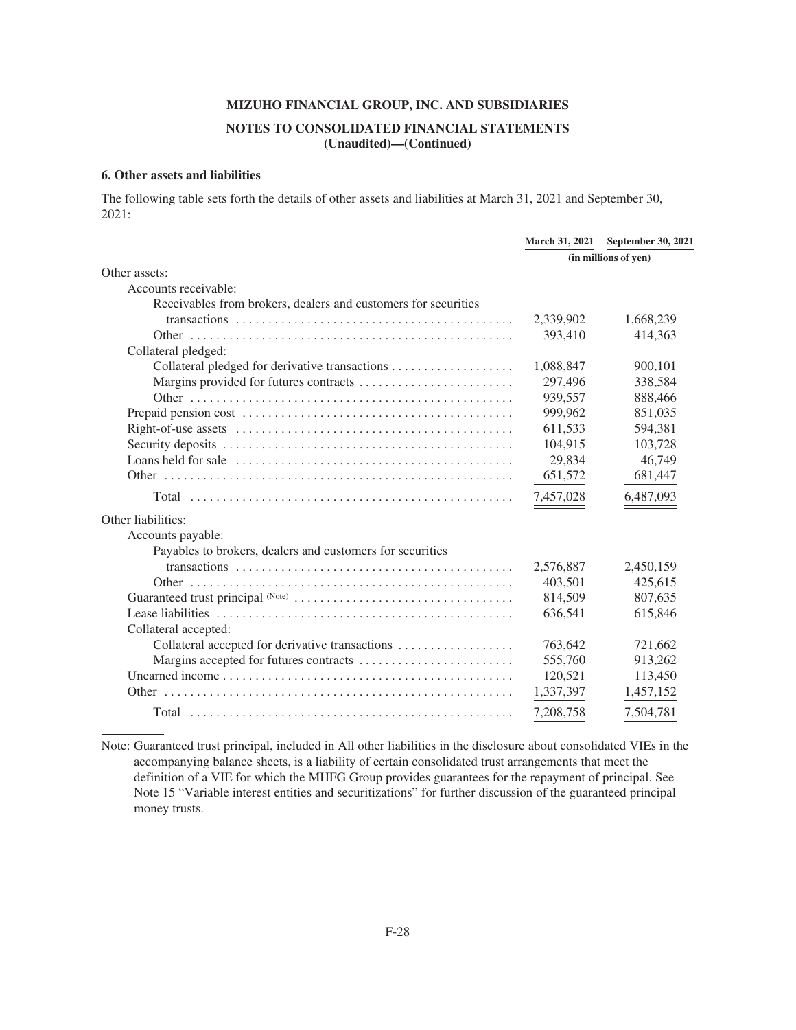## 6. Other assets and liabilities

The following table sets forth the details of other assets and liabilities at March 31, 2021 and September 30, 2021:

| | March 31, 2021 | September 30, 2021 |
|---|---|---|
| | (in millions of yen) | |
| Other assets: | | |
| Accounts receivable: | | |
| Receivables from brokers, dealers and customers for securities transactions | 2,339,902 | 1,668,239 |
| Other | 393,410 | 414,363 |
| Collateral pledged: | | |
| Collateral pledged for derivative transactions | 1,088,847 | 900,101 |
| Margins provided for futures contracts | 297,496 | 338,584 |
| Other | 939,557 | 888,466 |
| Prepaid pension cost | 999,962 | 851,035 |
| Right-of-use assets | 611,533 | 594,381 |
| Security deposits | 104,915 | 103,728 |
| Loans held for sale | 29,834 | 46,749 |
| Other | 651,572 | 681,447 |
| Total | 7,457,028 | 6,487,093 |
| Other liabilities: | | |
| Accounts payable: | | |
| Payables to brokers, dealers and customers for securities transactions | 2,576,887 | 2,450,159 |
| Other | 403,501 | 425,615 |
| Guaranteed trust principal (Note) | 814,509 | 807,635 |
| Lease liabilities | 636,541 | 615,846 |
| Collateral accepted: | | |
| Collateral accepted for derivative transactions | 763,642 | 721,662 |
| Margins accepted for futures contracts | 555,760 | 913,262 |
| Unearned income | 120,521 | 113,450 |
| Other | 1,337,397 | 1,457,152 |
| Total | 7,208,758 | 7,504,781 |

Note: Guaranteed trust principal, included in All other liabilities in the disclosure about consolidated VIEs in the accompanying balance sheets, is a liability of certain consolidated trust arrangements that meet the definition of a VIE for which the MHFG Group provides guarantees for the repayment of principal. See Note 15 "Variable interest entities and securitizations" for further discussion of the guaranteed principal money trusts.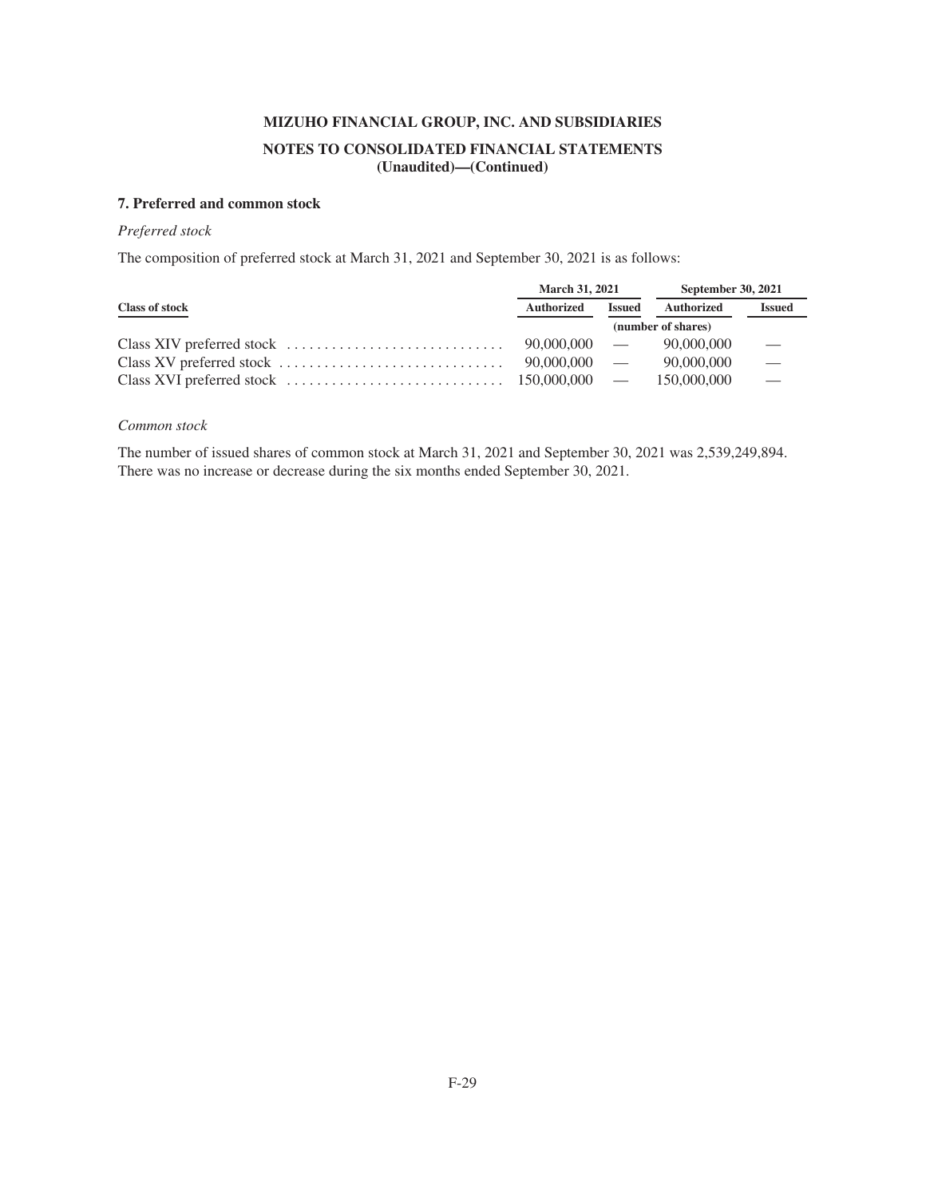MIZUHO FINANCIAL GROUP, INC. AND SUBSIDIARIES

NOTES TO CONSOLIDATED FINANCIAL STATEMENTS
(Unaudited)—(Continued)

## 7. Preferred and common stock

*Preferred stock*

The composition of preferred stock at March 31, 2021 and September 30, 2021 is as follows:

| | March 31, 2021 | | September 30, 2021 | |
|---|---|---|---|---|
| **Class of stock** | **Authorized** | **Issued** | **Authorized** | **Issued** |
| | (number of shares) | | | |
| Class XIV preferred stock | 90,000,000 | — | 90,000,000 | — |
| Class XV preferred stock | 90,000,000 | — | 90,000,000 | — |
| Class XVI preferred stock | 150,000,000 | — | 150,000,000 | — |

*Common stock*

The number of issued shares of common stock at March 31, 2021 and September 30, 2021 was 2,539,249,894. There was no increase or decrease during the six months ended September 30, 2021.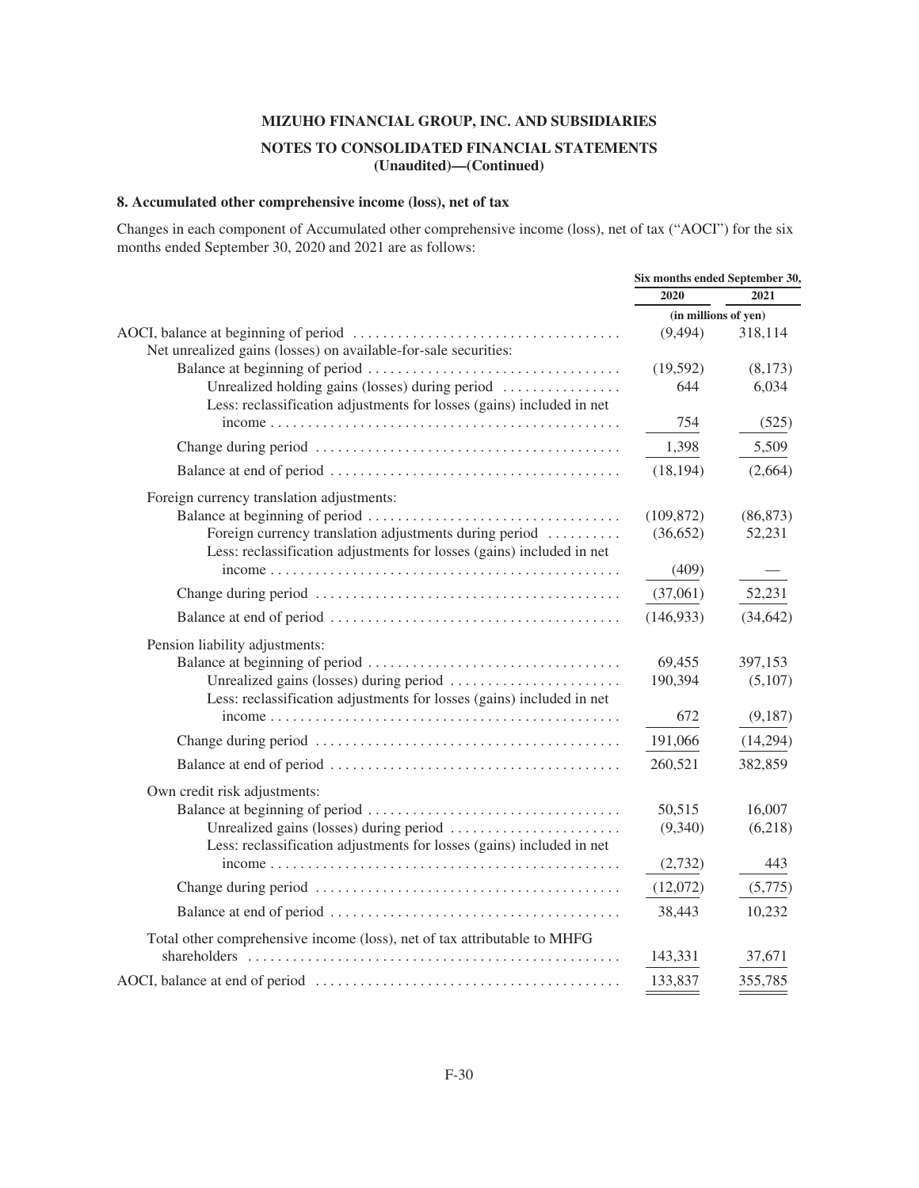**MIZUHO FINANCIAL GROUP, INC. AND SUBSIDIARIES**

**NOTES TO CONSOLIDATED FINANCIAL STATEMENTS**
**(Unaudited)—(Continued)**

### 8. Accumulated other comprehensive income (loss), net of tax

Changes in each component of Accumulated other comprehensive income (loss), net of tax ("AOCI") for the six months ended September 30, 2020 and 2021 are as follows:

| | Six months ended September 30, | |
|---|---|---|
| | 2020 | 2021 |
| | (in millions of yen) | |
| AOCI, balance at beginning of period | (9,494) | 318,114 |
| Net unrealized gains (losses) on available-for-sale securities: | | |
| Balance at beginning of period | (19,592) | (8,173) |
| Unrealized holding gains (losses) during period | 644 | 6,034 |
| Less: reclassification adjustments for losses (gains) included in net income | 754 | (525) |
| Change during period | 1,398 | 5,509 |
| Balance at end of period | (18,194) | (2,664) |
| Foreign currency translation adjustments: | | |
| Balance at beginning of period | (109,872) | (86,873) |
| Foreign currency translation adjustments during period | (36,652) | 52,231 |
| Less: reclassification adjustments for losses (gains) included in net income | (409) | — |
| Change during period | (37,061) | 52,231 |
| Balance at end of period | (146,933) | (34,642) |
| Pension liability adjustments: | | |
| Balance at beginning of period | 69,455 | 397,153 |
| Unrealized gains (losses) during period | 190,394 | (5,107) |
| Less: reclassification adjustments for losses (gains) included in net income | 672 | (9,187) |
| Change during period | 191,066 | (14,294) |
| Balance at end of period | 260,521 | 382,859 |
| Own credit risk adjustments: | | |
| Balance at beginning of period | 50,515 | 16,007 |
| Unrealized gains (losses) during period | (9,340) | (6,218) |
| Less: reclassification adjustments for losses (gains) included in net income | (2,732) | 443 |
| Change during period | (12,072) | (5,775) |
| Balance at end of period | 38,443 | 10,232 |
| Total other comprehensive income (loss), net of tax attributable to MHFG shareholders | 143,331 | 37,671 |
| AOCI, balance at end of period | 133,837 | 355,785 |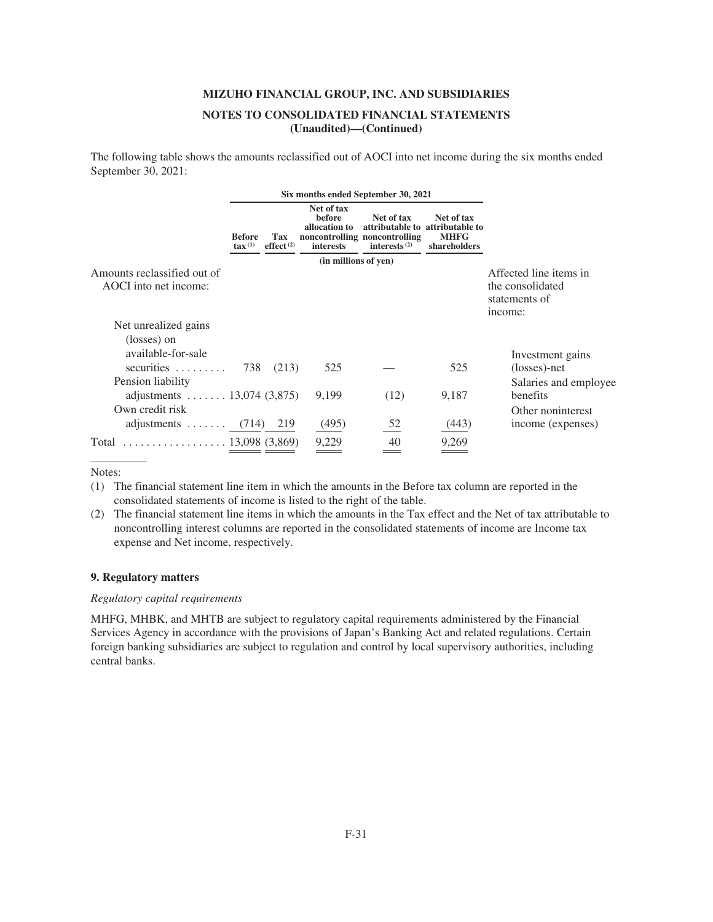The following table shows the amounts reclassified out of AOCI into net income during the six months ended September 30, 2021:

| | Six months ended September 30, 2021 | | | | | |
|---|---|---|---|---|---|---|
| | Before tax (1) | Tax effect (2) | Net of tax before allocation to noncontrolling interests | Net of tax attributable to noncontrolling interests (2) | Net of tax attributable to MHFG shareholders | |
| | (in millions of yen) | | | | | |
| Amounts reclassified out of AOCI into net income: | | | | | | Affected line items in the consolidated statements of income: |
| Net unrealized gains (losses) on available-for-sale securities | 738 | (213) | 525 | — | 525 | Investment gains (losses)-net |
| Pension liability adjustments | 13,074 | (3,875) | 9,199 | (12) | 9,187 | Salaries and employee benefits |
| Own credit risk adjustments | (714) | 219 | (495) | 52 | (443) | Other noninterest income (expenses) |
| Total | 13,098 | (3,869) | 9,229 | 40 | 9,269 | |

Notes:

(1) The financial statement line item in which the amounts in the Before tax column are reported in the consolidated statements of income is listed to the right of the table.

(2) The financial statement line items in which the amounts in the Tax effect and the Net of tax attributable to noncontrolling interest columns are reported in the consolidated statements of income are Income tax expense and Net income, respectively.

### 9. Regulatory matters

*Regulatory capital requirements*

MHFG, MHBK, and MHTB are subject to regulatory capital requirements administered by the Financial Services Agency in accordance with the provisions of Japan's Banking Act and related regulations. Certain foreign banking subsidiaries are subject to regulation and control by local supervisory authorities, including central banks.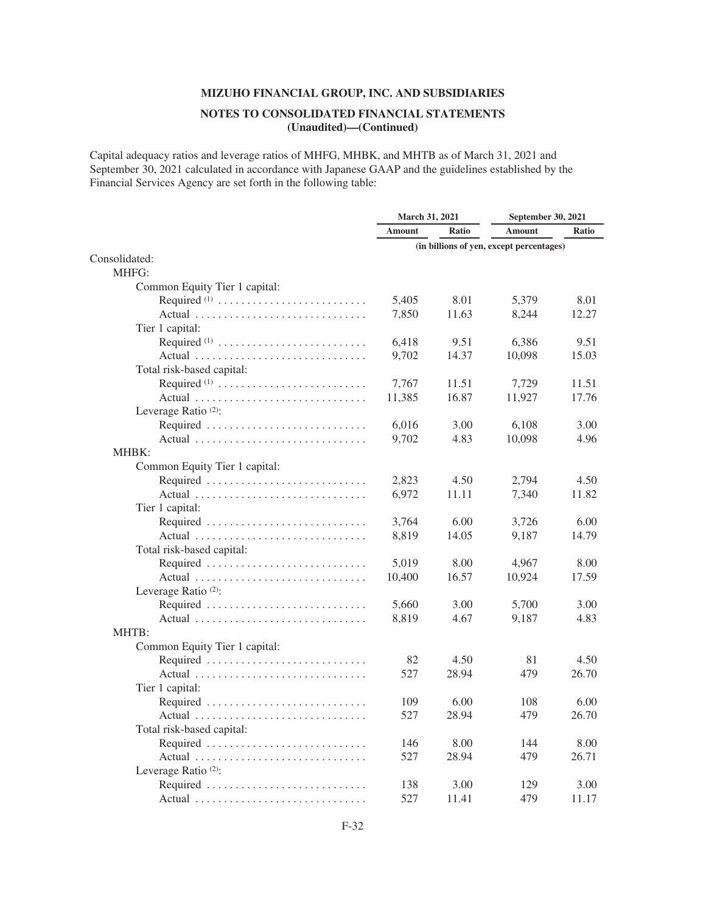**MIZUHO FINANCIAL GROUP, INC. AND SUBSIDIARIES**

**NOTES TO CONSOLIDATED FINANCIAL STATEMENTS (Unaudited)—(Continued)**

Capital adequacy ratios and leverage ratios of MHFG, MHBK, and MHTB as of March 31, 2021 and September 30, 2021 calculated in accordance with Japanese GAAP and the guidelines established by the Financial Services Agency are set forth in the following table:

| | March 31, 2021 | | September 30, 2021 | |
|---|---|---|---|---|
| | Amount | Ratio | Amount | Ratio |
| | (in billions of yen, except percentages) | | | |
| Consolidated: | | | | |
| MHFG: | | | | |
| Common Equity Tier 1 capital: | | | | |
| Required [1] | 5,405 | 8.01 | 5,379 | 8.01 |
| Actual | 7,850 | 11.63 | 8,244 | 12.27 |
| Tier 1 capital: | | | | |
| Required [1] | 6,418 | 9.51 | 6,386 | 9.51 |
| Actual | 9,702 | 14.37 | 10,098 | 15.03 |
| Total risk-based capital: | | | | |
| Required [1] | 7,767 | 11.51 | 7,729 | 11.51 |
| Actual | 11,385 | 16.87 | 11,927 | 17.76 |
| Leverage Ratio [2]: | | | | |
| Required | 6,016 | 3.00 | 6,108 | 3.00 |
| Actual | 9,702 | 4.83 | 10,098 | 4.96 |
| MHBK: | | | | |
| Common Equity Tier 1 capital: | | | | |
| Required | 2,823 | 4.50 | 2,794 | 4.50 |
| Actual | 6,972 | 11.11 | 7,340 | 11.82 |
| Tier 1 capital: | | | | |
| Required | 3,764 | 6.00 | 3,726 | 6.00 |
| Actual | 8,819 | 14.05 | 9,187 | 14.79 |
| Total risk-based capital: | | | | |
| Required | 5,019 | 8.00 | 4,967 | 8.00 |
| Actual | 10,400 | 16.57 | 10,924 | 17.59 |
| Leverage Ratio [2]: | | | | |
| Required | 5,660 | 3.00 | 5,700 | 3.00 |
| Actual | 8,819 | 4.67 | 9,187 | 4.83 |
| MHTB: | | | | |
| Common Equity Tier 1 capital: | | | | |
| Required | 82 | 4.50 | 81 | 4.50 |
| Actual | 527 | 28.94 | 479 | 26.70 |
| Tier 1 capital: | | | | |
| Required | 109 | 6.00 | 108 | 6.00 |
| Actual | 527 | 28.94 | 479 | 26.70 |
| Total risk-based capital: | | | | |
| Required | 146 | 8.00 | 144 | 8.00 |
| Actual | 527 | 28.94 | 479 | 26.71 |
| Leverage Ratio [2]: | | | | |
| Required | 138 | 3.00 | 129 | 3.00 |
| Actual | 527 | 11.41 | 479 | 11.17 |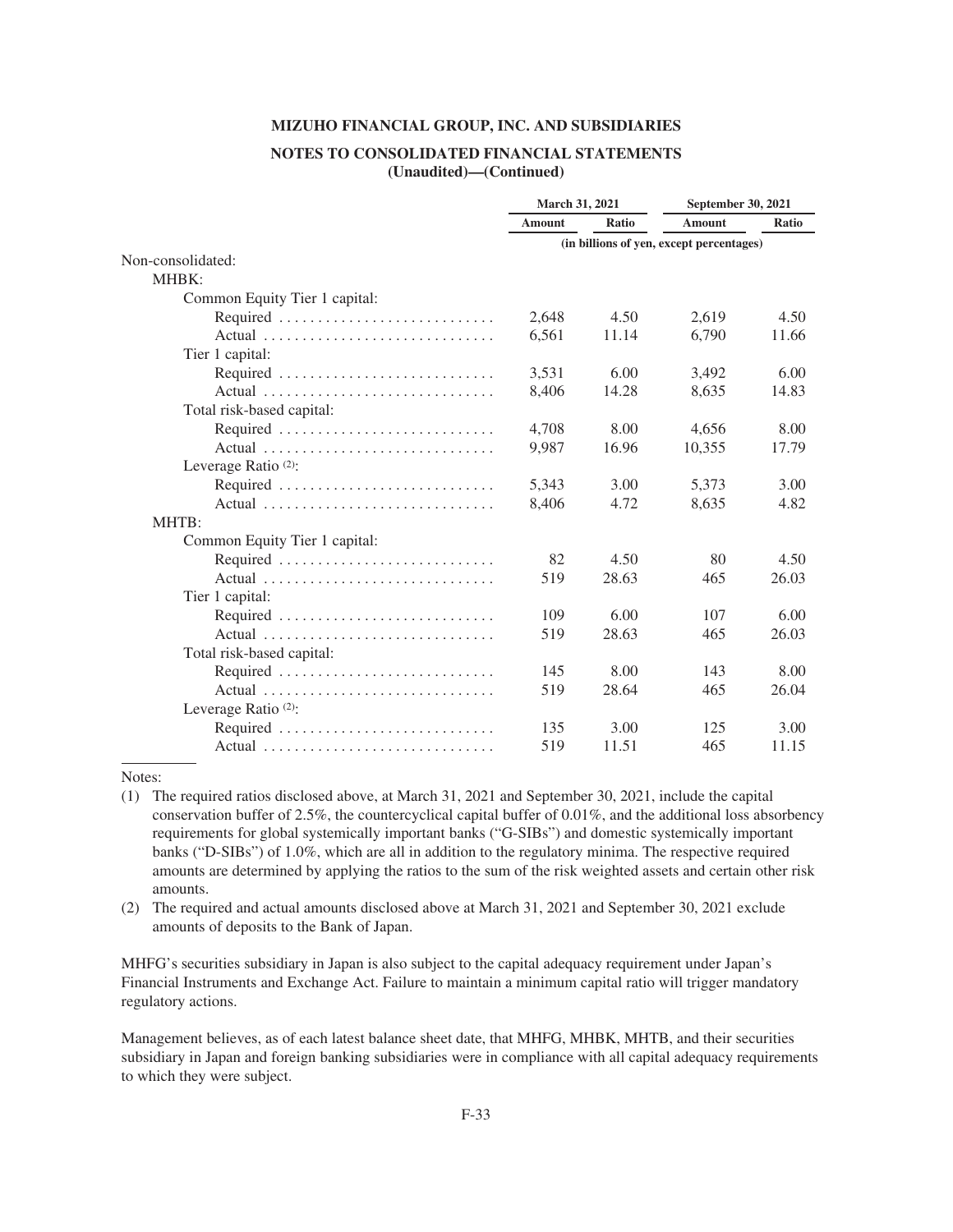# MIZUHO FINANCIAL GROUP, INC. AND SUBSIDIARIES

## NOTES TO CONSOLIDATED FINANCIAL STATEMENTS (Unaudited)—(Continued)

| | March 31, 2021 | | September 30, 2021 | |
|---|---|---|---|---|
| | Amount | Ratio | Amount | Ratio |
| | (in billions of yen, except percentages) | | | |
| Non-consolidated: | | | | |
| MHBK: | | | | |
| Common Equity Tier 1 capital: | | | | |
| Required | 2,648 | 4.50 | 2,619 | 4.50 |
| Actual | 6,561 | 11.14 | 6,790 | 11.66 |
| Tier 1 capital: | | | | |
| Required | 3,531 | 6.00 | 3,492 | 6.00 |
| Actual | 8,406 | 14.28 | 8,635 | 14.83 |
| Total risk-based capital: | | | | |
| Required | 4,708 | 8.00 | 4,656 | 8.00 |
| Actual | 9,987 | 16.96 | 10,355 | 17.79 |
| Leverage Ratio (2): | | | | |
| Required | 5,343 | 3.00 | 5,373 | 3.00 |
| Actual | 8,406 | 4.72 | 8,635 | 4.82 |
| MHTB: | | | | |
| Common Equity Tier 1 capital: | | | | |
| Required | 82 | 4.50 | 80 | 4.50 |
| Actual | 519 | 28.63 | 465 | 26.03 |
| Tier 1 capital: | | | | |
| Required | 109 | 6.00 | 107 | 6.00 |
| Actual | 519 | 28.63 | 465 | 26.03 |
| Total risk-based capital: | | | | |
| Required | 145 | 8.00 | 143 | 8.00 |
| Actual | 519 | 28.64 | 465 | 26.04 |
| Leverage Ratio (2): | | | | |
| Required | 135 | 3.00 | 125 | 3.00 |
| Actual | 519 | 11.51 | 465 | 11.15 |

Notes:

(1) The required ratios disclosed above, at March 31, 2021 and September 30, 2021, include the capital conservation buffer of 2.5%, the countercyclical capital buffer of 0.01%, and the additional loss absorbency requirements for global systemically important banks ("G-SIBs") and domestic systemically important banks ("D-SIBs") of 1.0%, which are all in addition to the regulatory minima. The respective required amounts are determined by applying the ratios to the sum of the risk weighted assets and certain other risk amounts.

(2) The required and actual amounts disclosed above at March 31, 2021 and September 30, 2021 exclude amounts of deposits to the Bank of Japan.

MHFG's securities subsidiary in Japan is also subject to the capital adequacy requirement under Japan's Financial Instruments and Exchange Act. Failure to maintain a minimum capital ratio will trigger mandatory regulatory actions.

Management believes, as of each latest balance sheet date, that MHFG, MHBK, MHTB, and their securities subsidiary in Japan and foreign banking subsidiaries were in compliance with all capital adequacy requirements to which they were subject.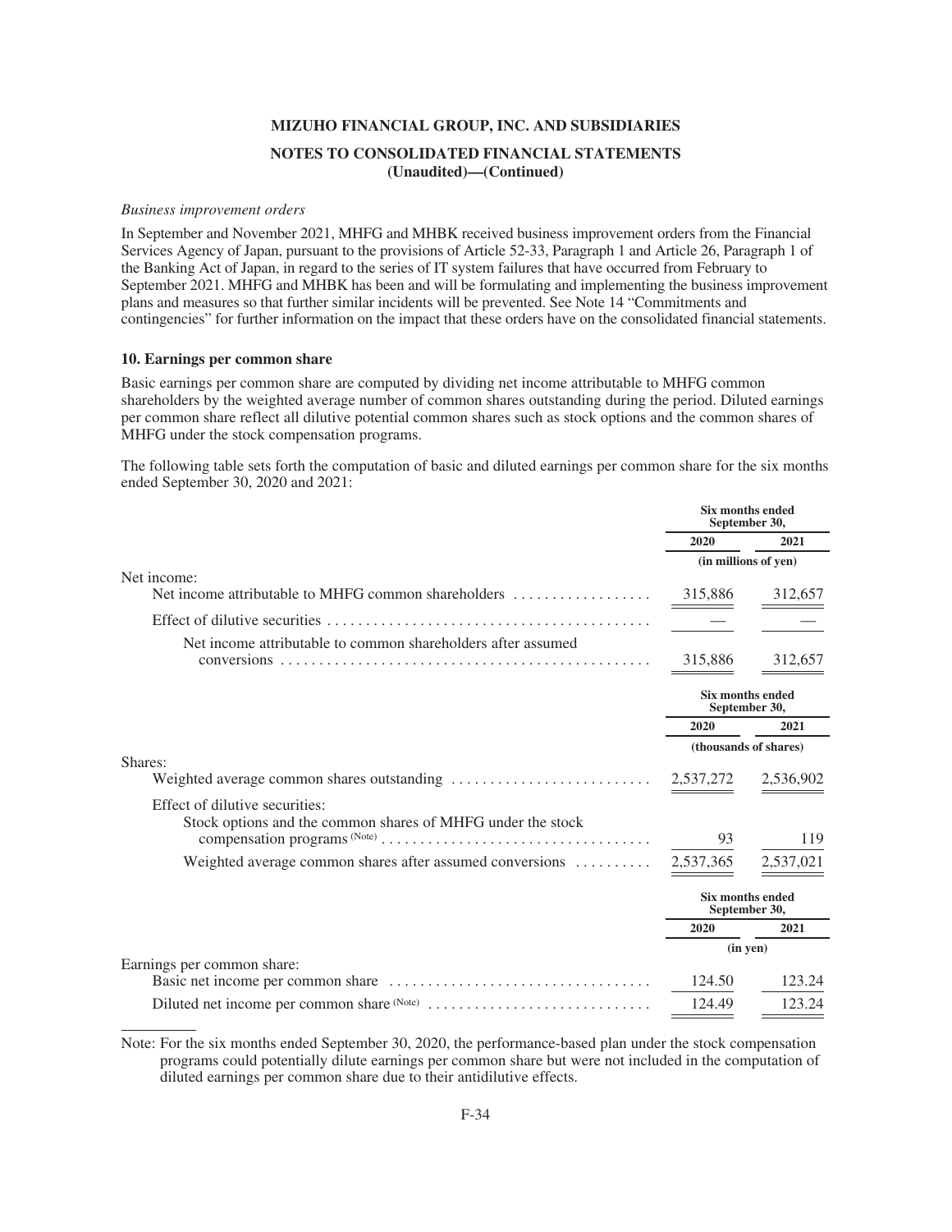*Business improvement orders*

In September and November 2021, MHFG and MHBK received business improvement orders from the Financial Services Agency of Japan, pursuant to the provisions of Article 52-33, Paragraph 1 and Article 26, Paragraph 1 of the Banking Act of Japan, in regard to the series of IT system failures that have occurred from February to September 2021. MHFG and MHBK has been and will be formulating and implementing the business improvement plans and measures so that further similar incidents will be prevented. See Note 14 "Commitments and contingencies" for further information on the impact that these orders have on the consolidated financial statements.

### 10. Earnings per common share

Basic earnings per common share are computed by dividing net income attributable to MHFG common shareholders by the weighted average number of common shares outstanding during the period. Diluted earnings per common share reflect all dilutive potential common shares such as stock options and the common shares of MHFG under the stock compensation programs.

The following table sets forth the computation of basic and diluted earnings per common share for the six months ended September 30, 2020 and 2021:

| | Six months ended September 30, | |
|---|---|---|
| | 2020 | 2021 |
| | (in millions of yen) | |
| Net income: | | |
| Net income attributable to MHFG common shareholders | 315,886 | 312,657 |
| Effect of dilutive securities | — | — |
| Net income attributable to common shareholders after assumed conversions | 315,886 | 312,657 |

| | Six months ended September 30, | |
|---|---|---|
| | 2020 | 2021 |
| | (thousands of shares) | |
| Shares: | | |
| Weighted average common shares outstanding | 2,537,272 | 2,536,902 |
| Effect of dilutive securities: | | |
| Stock options and the common shares of MHFG under the stock compensation programs (Note) | 93 | 119 |
| Weighted average common shares after assumed conversions | 2,537,365 | 2,537,021 |

| | Six months ended September 30, | |
|---|---|---|
| | 2020 | 2021 |
| | (in yen) | |
| Earnings per common share: | | |
| Basic net income per common share | 124.50 | 123.24 |
| Diluted net income per common share (Note) | 124.49 | 123.24 |

Note: For the six months ended September 30, 2020, the performance-based plan under the stock compensation programs could potentially dilute earnings per common share but were not included in the computation of diluted earnings per common share due to their antidilutive effects.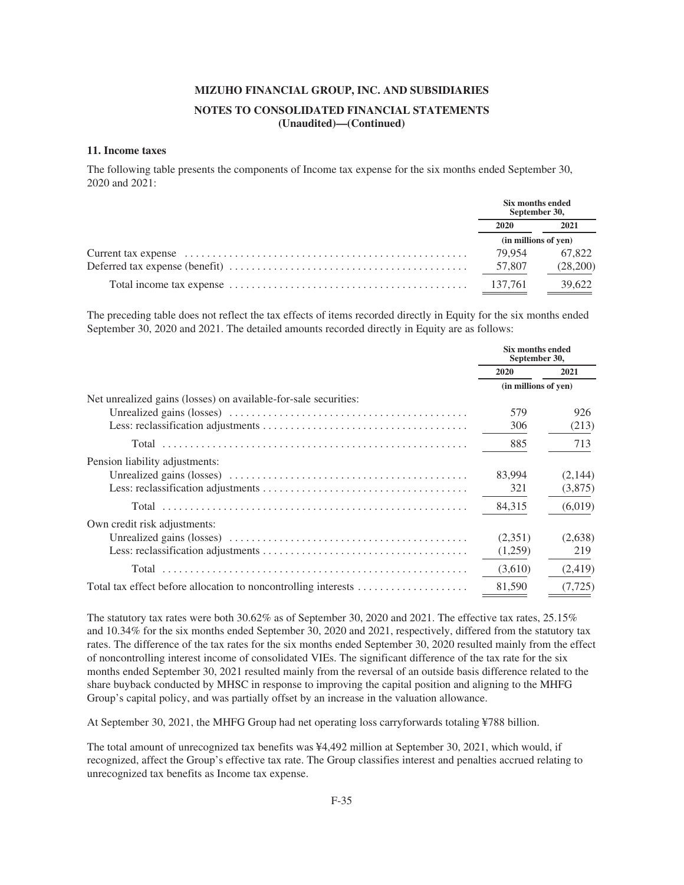**MIZUHO FINANCIAL GROUP, INC. AND SUBSIDIARIES**

**NOTES TO CONSOLIDATED FINANCIAL STATEMENTS (Unaudited)—(Continued)**

### 11. Income taxes

The following table presents the components of Income tax expense for the six months ended September 30, 2020 and 2021:

| | Six months ended September 30, | |
|---|---|---|
| | 2020 | 2021 |
| | (in millions of yen) | |
| Current tax expense | 79,954 | 67,822 |
| Deferred tax expense (benefit) | 57,807 | (28,200) |
| Total income tax expense | 137,761 | 39,622 |

The preceding table does not reflect the tax effects of items recorded directly in Equity for the six months ended September 30, 2020 and 2021. The detailed amounts recorded directly in Equity are as follows:

| | Six months ended September 30, | |
|---|---|---|
| | 2020 | 2021 |
| | (in millions of yen) | |
| Net unrealized gains (losses) on available-for-sale securities: | | |
| Unrealized gains (losses) | 579 | 926 |
| Less: reclassification adjustments | 306 | (213) |
| Total | 885 | 713 |
| Pension liability adjustments: | | |
| Unrealized gains (losses) | 83,994 | (2,144) |
| Less: reclassification adjustments | 321 | (3,875) |
| Total | 84,315 | (6,019) |
| Own credit risk adjustments: | | |
| Unrealized gains (losses) | (2,351) | (2,638) |
| Less: reclassification adjustments | (1,259) | 219 |
| Total | (3,610) | (2,419) |
| Total tax effect before allocation to noncontrolling interests | 81,590 | (7,725) |

The statutory tax rates were both 30.62% as of September 30, 2020 and 2021. The effective tax rates, 25.15% and 10.34% for the six months ended September 30, 2020 and 2021, respectively, differed from the statutory tax rates. The difference of the tax rates for the six months ended September 30, 2020 resulted mainly from the effect of noncontrolling interest income of consolidated VIEs. The significant difference of the tax rate for the six months ended September 30, 2021 resulted mainly from the reversal of an outside basis difference related to the share buyback conducted by MHSC in response to improving the capital position and aligning to the MHFG Group's capital policy, and was partially offset by an increase in the valuation allowance.

At September 30, 2021, the MHFG Group had net operating loss carryforwards totaling ¥788 billion.

The total amount of unrecognized tax benefits was ¥4,492 million at September 30, 2021, which would, if recognized, affect the Group's effective tax rate. The Group classifies interest and penalties accrued relating to unrecognized tax benefits as Income tax expense.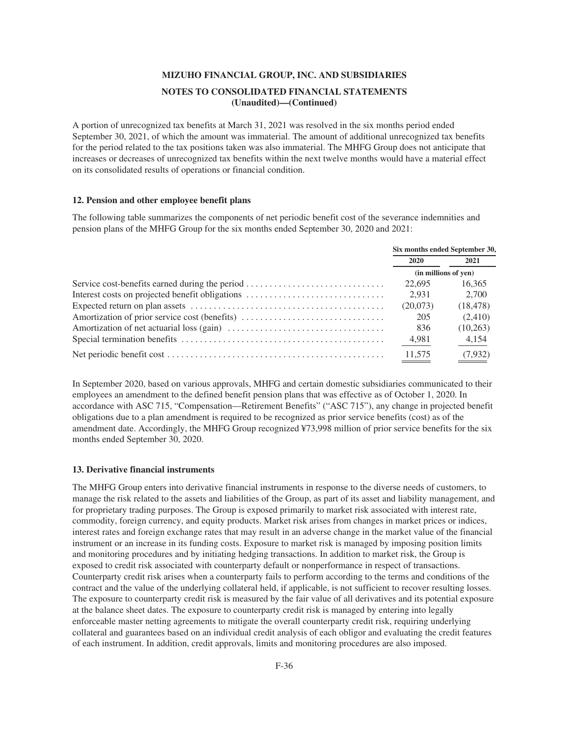A portion of unrecognized tax benefits at March 31, 2021 was resolved in the six months period ended September 30, 2021, of which the amount was immaterial. The amount of additional unrecognized tax benefits for the period related to the tax positions taken was also immaterial. The MHFG Group does not anticipate that increases or decreases of unrecognized tax benefits within the next twelve months would have a material effect on its consolidated results of operations or financial condition.

### 12. Pension and other employee benefit plans

The following table summarizes the components of net periodic benefit cost of the severance indemnities and pension plans of the MHFG Group for the six months ended September 30, 2020 and 2021:

| | Six months ended September 30, | |
|---|---|---|
| | 2020 | 2021 |
| | (in millions of yen) | |
| Service cost-benefits earned during the period | 22,695 | 16,365 |
| Interest costs on projected benefit obligations | 2,931 | 2,700 |
| Expected return on plan assets | (20,073) | (18,478) |
| Amortization of prior service cost (benefits) | 205 | (2,410) |
| Amortization of net actuarial loss (gain) | 836 | (10,263) |
| Special termination benefits | 4,981 | 4,154 |
| Net periodic benefit cost | 11,575 | (7,932) |

In September 2020, based on various approvals, MHFG and certain domestic subsidiaries communicated to their employees an amendment to the defined benefit pension plans that was effective as of October 1, 2020. In accordance with ASC 715, "Compensation—Retirement Benefits" ("ASC 715"), any change in projected benefit obligations due to a plan amendment is required to be recognized as prior service benefits (cost) as of the amendment date. Accordingly, the MHFG Group recognized ¥73,998 million of prior service benefits for the six months ended September 30, 2020.

### 13. Derivative financial instruments

The MHFG Group enters into derivative financial instruments in response to the diverse needs of customers, to manage the risk related to the assets and liabilities of the Group, as part of its asset and liability management, and for proprietary trading purposes. The Group is exposed primarily to market risk associated with interest rate, commodity, foreign currency, and equity products. Market risk arises from changes in market prices or indices, interest rates and foreign exchange rates that may result in an adverse change in the market value of the financial instrument or an increase in its funding costs. Exposure to market risk is managed by imposing position limits and monitoring procedures and by initiating hedging transactions. In addition to market risk, the Group is exposed to credit risk associated with counterparty default or nonperformance in respect of transactions. Counterparty credit risk arises when a counterparty fails to perform according to the terms and conditions of the contract and the value of the underlying collateral held, if applicable, is not sufficient to recover resulting losses. The exposure to counterparty credit risk is measured by the fair value of all derivatives and its potential exposure at the balance sheet dates. The exposure to counterparty credit risk is managed by entering into legally enforceable master netting agreements to mitigate the overall counterparty credit risk, requiring underlying collateral and guarantees based on an individual credit analysis of each obligor and evaluating the credit features of each instrument. In addition, credit approvals, limits and monitoring procedures are also imposed.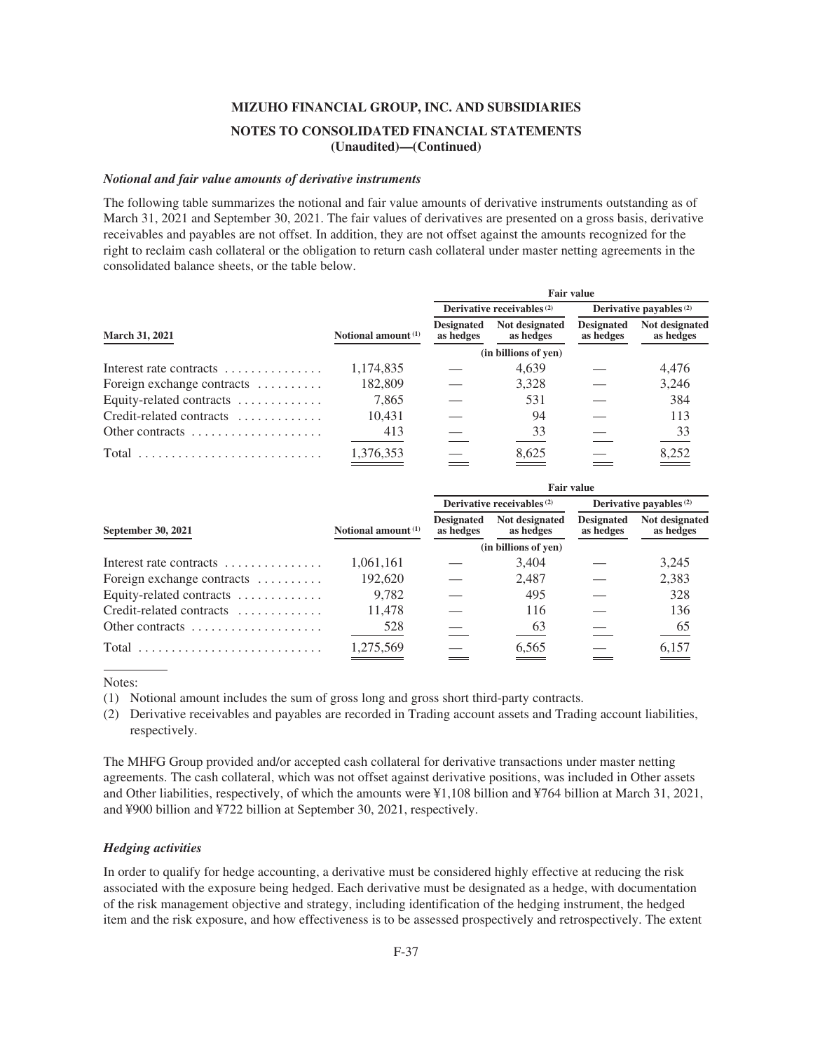### MIZUHO FINANCIAL GROUP, INC. AND SUBSIDIARIES

### NOTES TO CONSOLIDATED FINANCIAL STATEMENTS (Unaudited)—(Continued)

***Notional and fair value amounts of derivative instruments***

The following table summarizes the notional and fair value amounts of derivative instruments outstanding as of March 31, 2021 and September 30, 2021. The fair values of derivatives are presented on a gross basis, derivative receivables and payables are not offset. In addition, they are not offset against the amounts recognized for the right to reclaim cash collateral or the obligation to return cash collateral under master netting agreements in the consolidated balance sheets, or the table below.

| | | Fair value | | | |
|---|---|---|---|---|---|
| | | Derivative receivables (2) | | Derivative payables (2) | |
| **March 31, 2021** | **Notional amount (1)** | **Designated as hedges** | **Not designated as hedges** | **Designated as hedges** | **Not designated as hedges** |
| | | (in billions of yen) | | | |
| Interest rate contracts | 1,174,835 | — | 4,639 | — | 4,476 |
| Foreign exchange contracts | 182,809 | — | 3,328 | — | 3,246 |
| Equity-related contracts | 7,865 | — | 531 | — | 384 |
| Credit-related contracts | 10,431 | — | 94 | — | 113 |
| Other contracts | 413 | — | 33 | — | 33 |
| Total | 1,376,353 | — | 8,625 | — | 8,252 |

| | | Fair value | | | |
|---|---|---|---|---|---|
| | | Derivative receivables (2) | | Derivative payables (2) | |
| **September 30, 2021** | **Notional amount (1)** | **Designated as hedges** | **Not designated as hedges** | **Designated as hedges** | **Not designated as hedges** |
| | | (in billions of yen) | | | |
| Interest rate contracts | 1,061,161 | — | 3,404 | — | 3,245 |
| Foreign exchange contracts | 192,620 | — | 2,487 | — | 2,383 |
| Equity-related contracts | 9,782 | — | 495 | — | 328 |
| Credit-related contracts | 11,478 | — | 116 | — | 136 |
| Other contracts | 528 | — | 63 | — | 65 |
| Total | 1,275,569 | — | 6,565 | — | 6,157 |

Notes:

(1) Notional amount includes the sum of gross long and gross short third-party contracts.

(2) Derivative receivables and payables are recorded in Trading account assets and Trading account liabilities, respectively.

The MHFG Group provided and/or accepted cash collateral for derivative transactions under master netting agreements. The cash collateral, which was not offset against derivative positions, was included in Other assets and Other liabilities, respectively, of which the amounts were ¥1,108 billion and ¥764 billion at March 31, 2021, and ¥900 billion and ¥722 billion at September 30, 2021, respectively.

***Hedging activities***

In order to qualify for hedge accounting, a derivative must be considered highly effective at reducing the risk associated with the exposure being hedged. Each derivative must be designated as a hedge, with documentation of the risk management objective and strategy, including identification of the hedging instrument, the hedged item and the risk exposure, and how effectiveness is to be assessed prospectively and retrospectively. The extent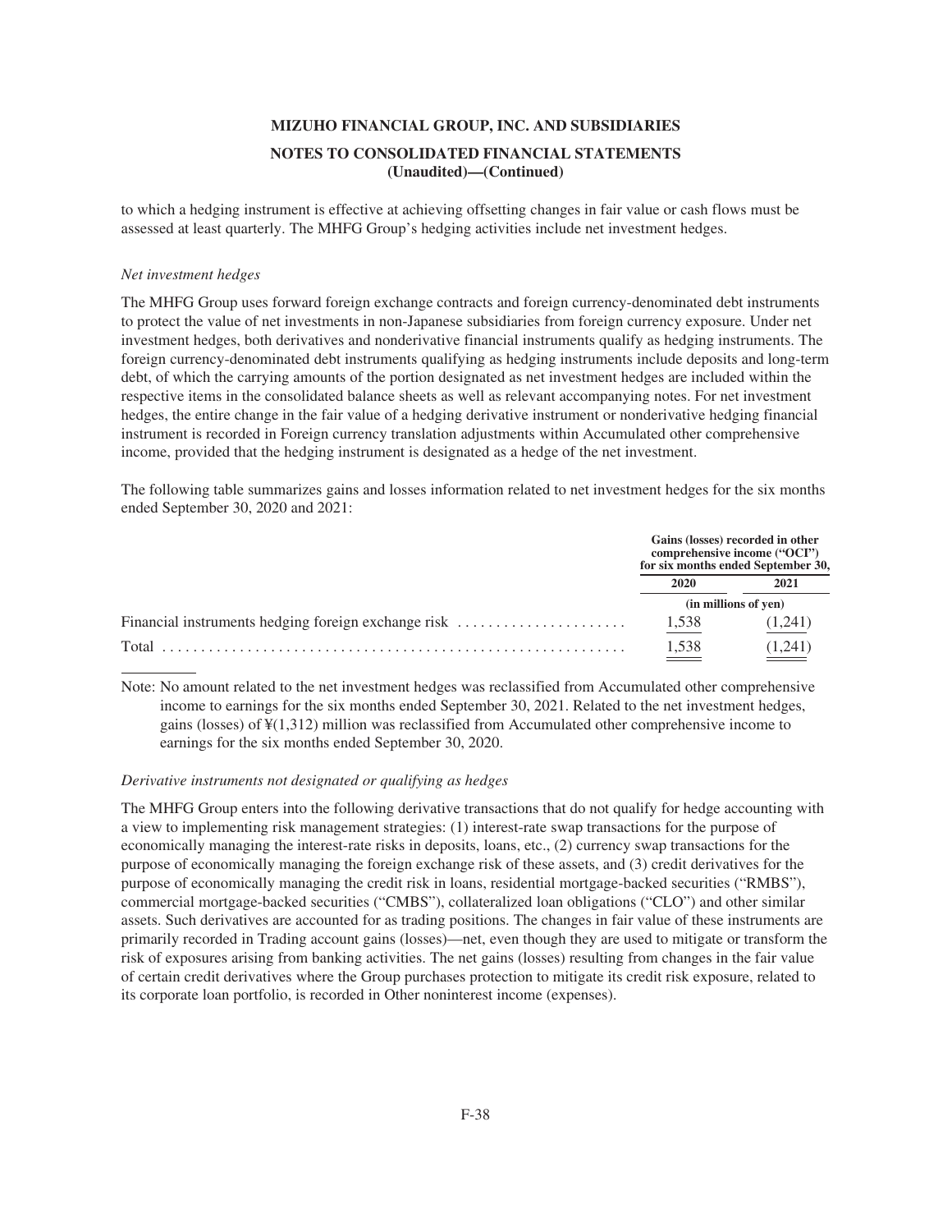to which a hedging instrument is effective at achieving offsetting changes in fair value or cash flows must be assessed at least quarterly. The MHFG Group's hedging activities include net investment hedges.

*Net investment hedges*

The MHFG Group uses forward foreign exchange contracts and foreign currency-denominated debt instruments to protect the value of net investments in non-Japanese subsidiaries from foreign currency exposure. Under net investment hedges, both derivatives and nonderivative financial instruments qualify as hedging instruments. The foreign currency-denominated debt instruments qualifying as hedging instruments include deposits and long-term debt, of which the carrying amounts of the portion designated as net investment hedges are included within the respective items in the consolidated balance sheets as well as relevant accompanying notes. For net investment hedges, the entire change in the fair value of a hedging derivative instrument or nonderivative hedging financial instrument is recorded in Foreign currency translation adjustments within Accumulated other comprehensive income, provided that the hedging instrument is designated as a hedge of the net investment.

The following table summarizes gains and losses information related to net investment hedges for the six months ended September 30, 2020 and 2021:

| | Gains (losses) recorded in other comprehensive income ("OCI") for six months ended September 30, | |
|---|---|---|
| | 2020 | 2021 |
| | (in millions of yen) | |
| Financial instruments hedging foreign exchange risk | 1,538 | (1,241) |
| Total | 1,538 | (1,241) |

Note: No amount related to the net investment hedges was reclassified from Accumulated other comprehensive income to earnings for the six months ended September 30, 2021. Related to the net investment hedges, gains (losses) of ¥(1,312) million was reclassified from Accumulated other comprehensive income to earnings for the six months ended September 30, 2020.

*Derivative instruments not designated or qualifying as hedges*

The MHFG Group enters into the following derivative transactions that do not qualify for hedge accounting with a view to implementing risk management strategies: (1) interest-rate swap transactions for the purpose of economically managing the interest-rate risks in deposits, loans, etc., (2) currency swap transactions for the purpose of economically managing the foreign exchange risk of these assets, and (3) credit derivatives for the purpose of economically managing the credit risk in loans, residential mortgage-backed securities ("RMBS"), commercial mortgage-backed securities ("CMBS"), collateralized loan obligations ("CLO") and other similar assets. Such derivatives are accounted for as trading positions. The changes in fair value of these instruments are primarily recorded in Trading account gains (losses)—net, even though they are used to mitigate or transform the risk of exposures arising from banking activities. The net gains (losses) resulting from changes in the fair value of certain credit derivatives where the Group purchases protection to mitigate its credit risk exposure, related to its corporate loan portfolio, is recorded in Other noninterest income (expenses).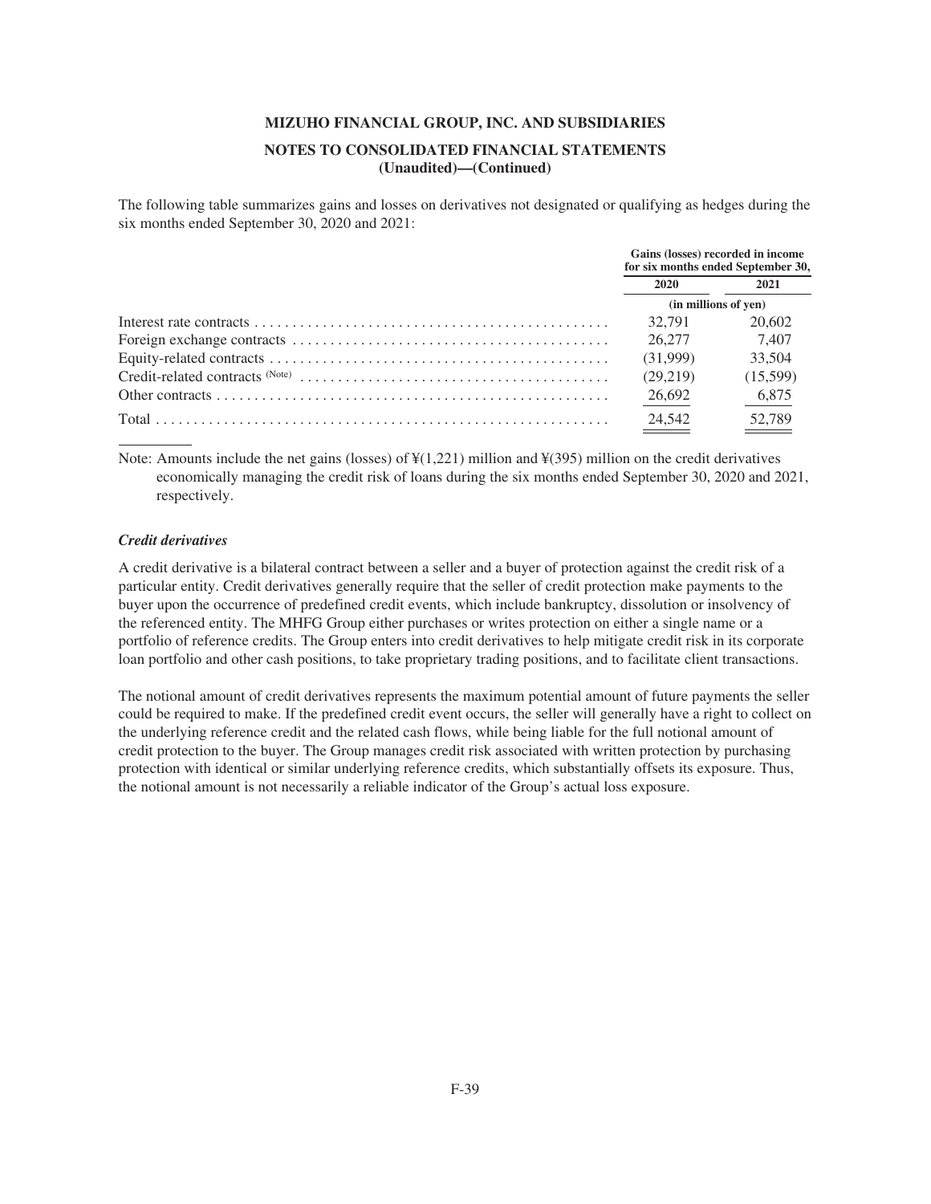The following table summarizes gains and losses on derivatives not designated or qualifying as hedges during the six months ended September 30, 2020 and 2021:

| | Gains (losses) recorded in income for six months ended September 30, | |
|---|---|---|
| | 2020 | 2021 |
| | (in millions of yen) | |
| Interest rate contracts | 32,791 | 20,602 |
| Foreign exchange contracts | 26,277 | 7,407 |
| Equity-related contracts | (31,999) | 33,504 |
| Credit-related contracts (Note) | (29,219) | (15,599) |
| Other contracts | 26,692 | 6,875 |
| Total | 24,542 | 52,789 |

Note: Amounts include the net gains (losses) of ¥(1,221) million and ¥(395) million on the credit derivatives economically managing the credit risk of loans during the six months ended September 30, 2020 and 2021, respectively.

***Credit derivatives***

A credit derivative is a bilateral contract between a seller and a buyer of protection against the credit risk of a particular entity. Credit derivatives generally require that the seller of credit protection make payments to the buyer upon the occurrence of predefined credit events, which include bankruptcy, dissolution or insolvency of the referenced entity. The MHFG Group either purchases or writes protection on either a single name or a portfolio of reference credits. The Group enters into credit derivatives to help mitigate credit risk in its corporate loan portfolio and other cash positions, to take proprietary trading positions, and to facilitate client transactions.

The notional amount of credit derivatives represents the maximum potential amount of future payments the seller could be required to make. If the predefined credit event occurs, the seller will generally have a right to collect on the underlying reference credit and the related cash flows, while being liable for the full notional amount of credit protection to the buyer. The Group manages credit risk associated with written protection by purchasing protection with identical or similar underlying reference credits, which substantially offsets its exposure. Thus, the notional amount is not necessarily a reliable indicator of the Group's actual loss exposure.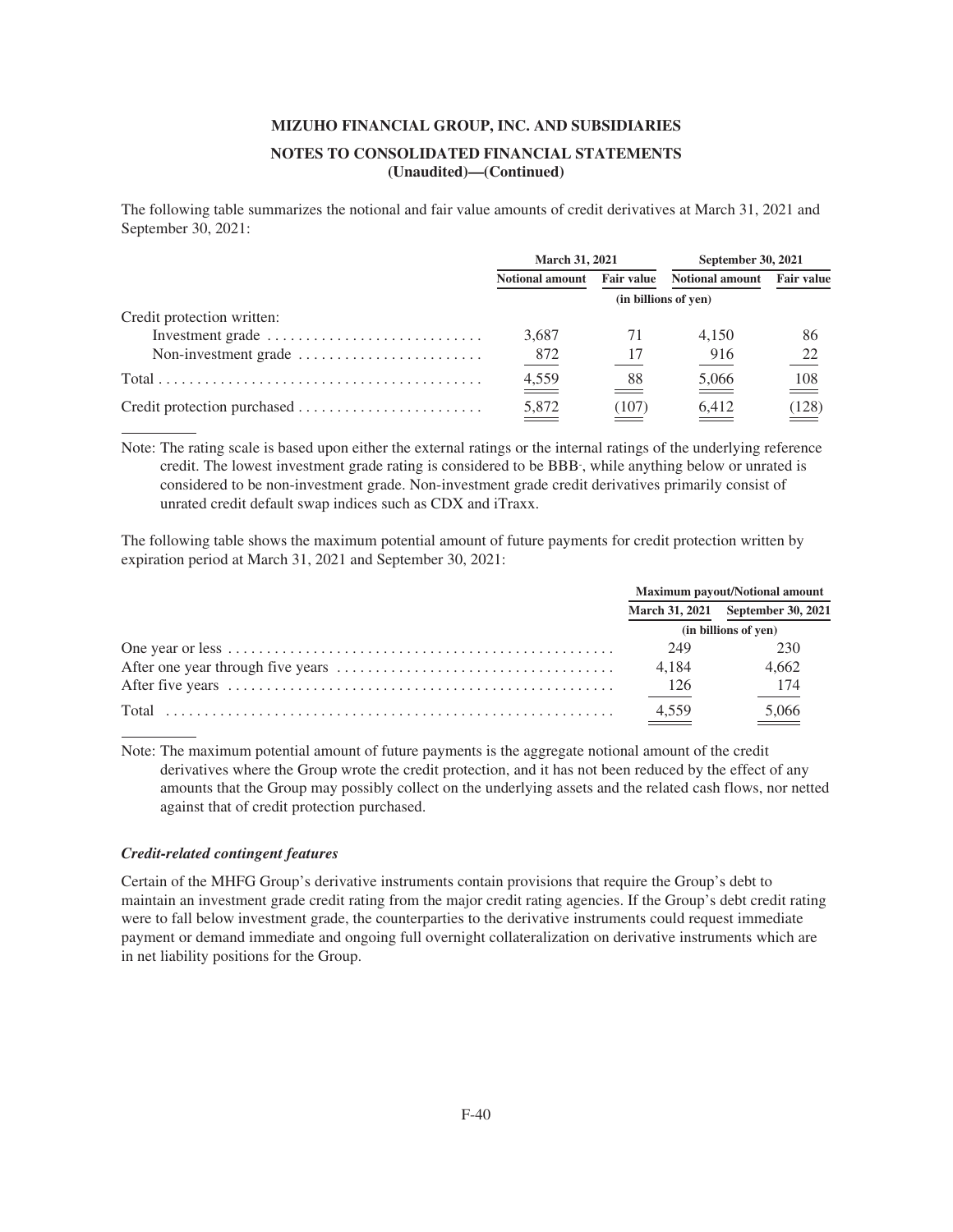**MIZUHO FINANCIAL GROUP, INC. AND SUBSIDIARIES**

**NOTES TO CONSOLIDATED FINANCIAL STATEMENTS (Unaudited)—(Continued)**

The following table summarizes the notional and fair value amounts of credit derivatives at March 31, 2021 and September 30, 2021:

| | March 31, 2021 | | September 30, 2021 | |
|---|---|---|---|---|
| | Notional amount | Fair value | Notional amount | Fair value |
| | (in billions of yen) | | | |
| Credit protection written: | | | | |
| Investment grade | 3,687 | 71 | 4,150 | 86 |
| Non-investment grade | 872 | 17 | 916 | 22 |
| Total | 4,559 | 88 | 5,066 | 108 |
| Credit protection purchased | 5,872 | (107) | 6,412 | (128) |

Note: The rating scale is based upon either the external ratings or the internal ratings of the underlying reference credit. The lowest investment grade rating is considered to be BBB-, while anything below or unrated is considered to be non-investment grade. Non-investment grade credit derivatives primarily consist of unrated credit default swap indices such as CDX and iTraxx.

The following table shows the maximum potential amount of future payments for credit protection written by expiration period at March 31, 2021 and September 30, 2021:

| | Maximum payout/Notional amount | |
|---|---|---|
| | March 31, 2021 | September 30, 2021 |
| | (in billions of yen) | |
| One year or less | 249 | 230 |
| After one year through five years | 4,184 | 4,662 |
| After five years | 126 | 174 |
| Total | 4,559 | 5,066 |

Note: The maximum potential amount of future payments is the aggregate notional amount of the credit derivatives where the Group wrote the credit protection, and it has not been reduced by the effect of any amounts that the Group may possibly collect on the underlying assets and the related cash flows, nor netted against that of credit protection purchased.

***Credit-related contingent features***

Certain of the MHFG Group's derivative instruments contain provisions that require the Group's debt to maintain an investment grade credit rating from the major credit rating agencies. If the Group's debt credit rating were to fall below investment grade, the counterparties to the derivative instruments could request immediate payment or demand immediate and ongoing full overnight collateralization on derivative instruments which are in net liability positions for the Group.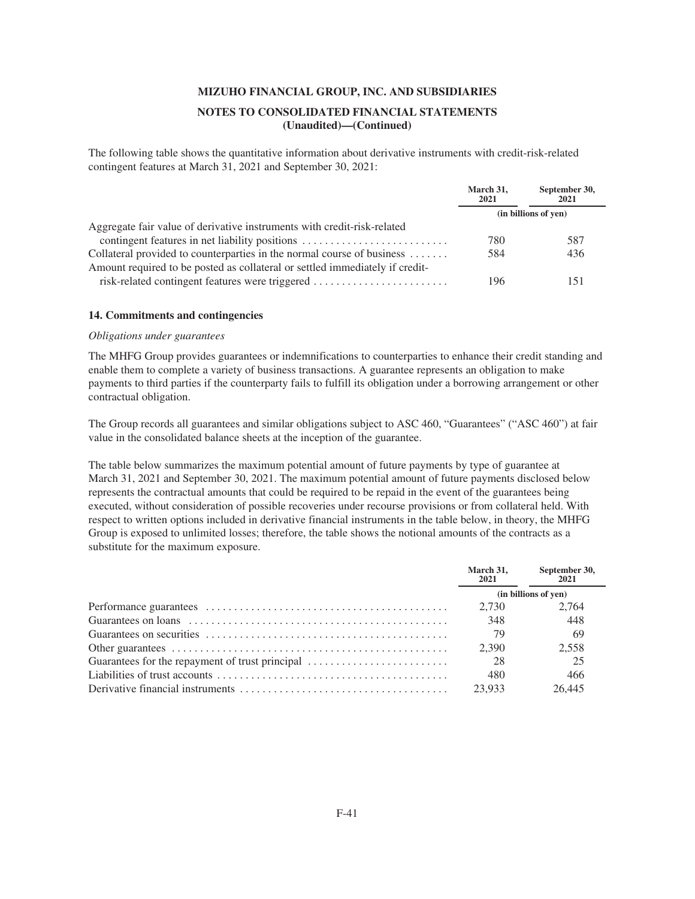The following table shows the quantitative information about derivative instruments with credit-risk-related contingent features at March 31, 2021 and September 30, 2021:

| | March 31, 2021 | September 30, 2021 |
|---|---|---|
| | (in billions of yen) | |
| Aggregate fair value of derivative instruments with credit-risk-related contingent features in net liability positions | 780 | 587 |
| Collateral provided to counterparties in the normal course of business | 584 | 436 |
| Amount required to be posted as collateral or settled immediately if credit-risk-related contingent features were triggered | 196 | 151 |

## 14. Commitments and contingencies

*Obligations under guarantees*

The MHFG Group provides guarantees or indemnifications to counterparties to enhance their credit standing and enable them to complete a variety of business transactions. A guarantee represents an obligation to make payments to third parties if the counterparty fails to fulfill its obligation under a borrowing arrangement or other contractual obligation.

The Group records all guarantees and similar obligations subject to ASC 460, "Guarantees" ("ASC 460") at fair value in the consolidated balance sheets at the inception of the guarantee.

The table below summarizes the maximum potential amount of future payments by type of guarantee at March 31, 2021 and September 30, 2021. The maximum potential amount of future payments disclosed below represents the contractual amounts that could be required to be repaid in the event of the guarantees being executed, without consideration of possible recoveries under recourse provisions or from collateral held. With respect to written options included in derivative financial instruments in the table below, in theory, the MHFG Group is exposed to unlimited losses; therefore, the table shows the notional amounts of the contracts as a substitute for the maximum exposure.

| | March 31, 2021 | September 30, 2021 |
|---|---|---|
| | (in billions of yen) | |
| Performance guarantees | 2,730 | 2,764 |
| Guarantees on loans | 348 | 448 |
| Guarantees on securities | 79 | 69 |
| Other guarantees | 2,390 | 2,558 |
| Guarantees for the repayment of trust principal | 28 | 25 |
| Liabilities of trust accounts | 480 | 466 |
| Derivative financial instruments | 23,933 | 26,445 |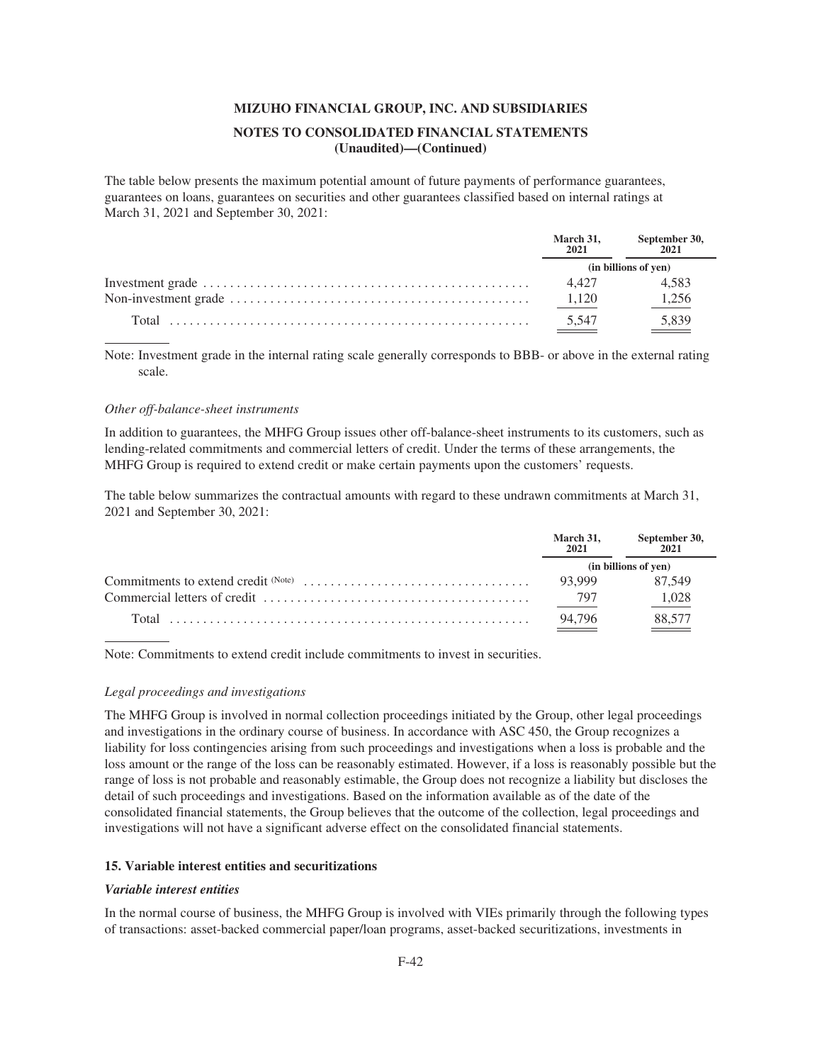The table below presents the maximum potential amount of future payments of performance guarantees, guarantees on loans, guarantees on securities and other guarantees classified based on internal ratings at March 31, 2021 and September 30, 2021:

| | March 31, 2021 | September 30, 2021 |
|---|---|---|
| | (in billions of yen) | |
| Investment grade | 4,427 | 4,583 |
| Non-investment grade | 1,120 | 1,256 |
| Total | 5,547 | 5,839 |

Note: Investment grade in the internal rating scale generally corresponds to BBB- or above in the external rating scale.

*Other off-balance-sheet instruments*

In addition to guarantees, the MHFG Group issues other off-balance-sheet instruments to its customers, such as lending-related commitments and commercial letters of credit. Under the terms of these arrangements, the MHFG Group is required to extend credit or make certain payments upon the customers' requests.

The table below summarizes the contractual amounts with regard to these undrawn commitments at March 31, 2021 and September 30, 2021:

| | March 31, 2021 | September 30, 2021 |
|---|---|---|
| | (in billions of yen) | |
| Commitments to extend credit (Note) | 93,999 | 87,549 |
| Commercial letters of credit | 797 | 1,028 |
| Total | 94,796 | 88,577 |

Note: Commitments to extend credit include commitments to invest in securities.

*Legal proceedings and investigations*

The MHFG Group is involved in normal collection proceedings initiated by the Group, other legal proceedings and investigations in the ordinary course of business. In accordance with ASC 450, the Group recognizes a liability for loss contingencies arising from such proceedings and investigations when a loss is probable and the loss amount or the range of the loss can be reasonably estimated. However, if a loss is reasonably possible but the range of loss is not probable and reasonably estimable, the Group does not recognize a liability but discloses the detail of such proceedings and investigations. Based on the information available as of the date of the consolidated financial statements, the Group believes that the outcome of the collection, legal proceedings and investigations will not have a significant adverse effect on the consolidated financial statements.

## 15. Variable interest entities and securitizations

***Variable interest entities***

In the normal course of business, the MHFG Group is involved with VIEs primarily through the following types of transactions: asset-backed commercial paper/loan programs, asset-backed securitizations, investments in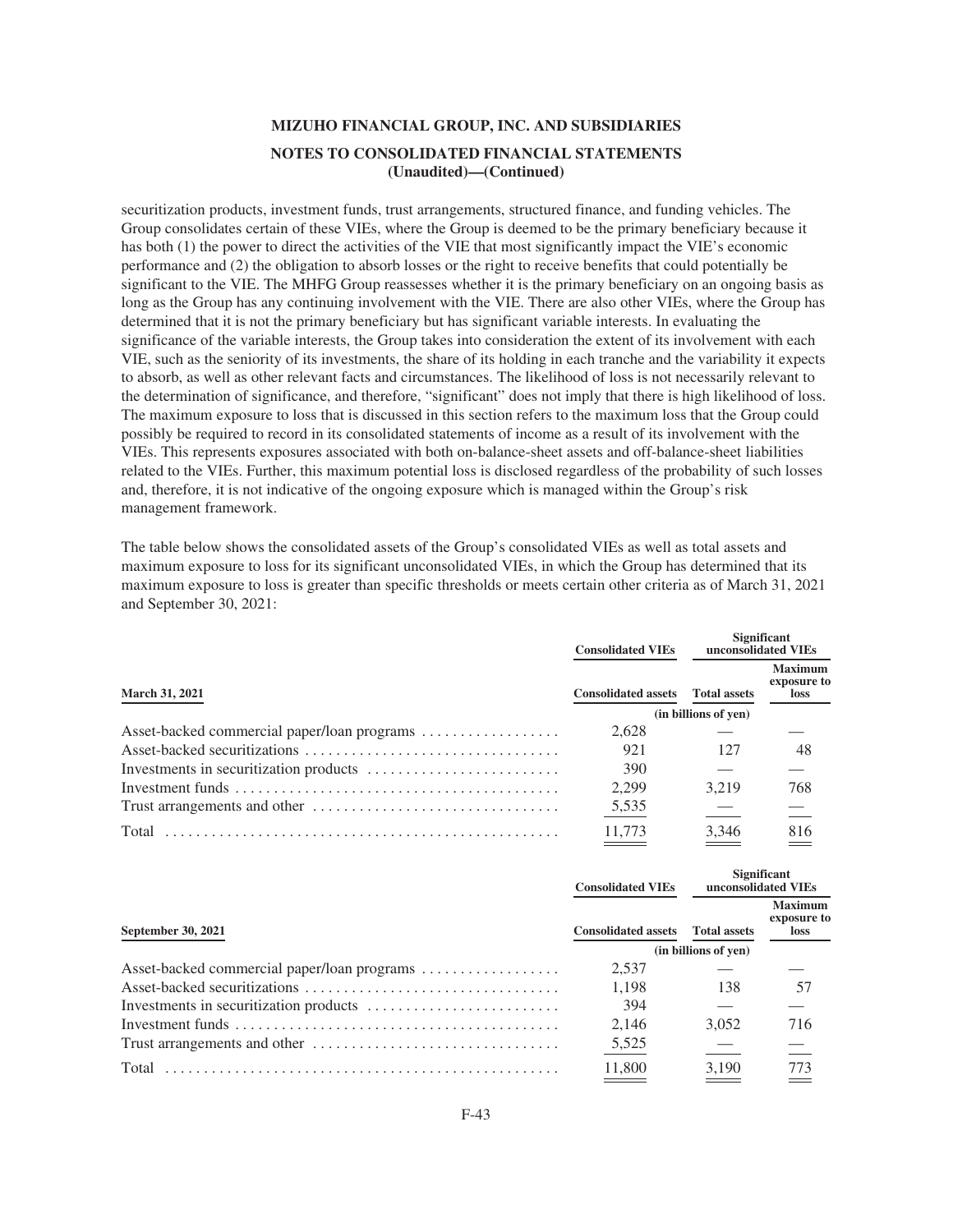securitization products, investment funds, trust arrangements, structured finance, and funding vehicles. The Group consolidates certain of these VIEs, where the Group is deemed to be the primary beneficiary because it has both (1) the power to direct the activities of the VIE that most significantly impact the VIE's economic performance and (2) the obligation to absorb losses or the right to receive benefits that could potentially be significant to the VIE. The MHFG Group reassesses whether it is the primary beneficiary on an ongoing basis as long as the Group has any continuing involvement with the VIE. There are also other VIEs, where the Group has determined that it is not the primary beneficiary but has significant variable interests. In evaluating the significance of the variable interests, the Group takes into consideration the extent of its involvement with each VIE, such as the seniority of its investments, the share of its holding in each tranche and the variability it expects to absorb, as well as other relevant facts and circumstances. The likelihood of loss is not necessarily relevant to the determination of significance, and therefore, "significant" does not imply that there is high likelihood of loss. The maximum exposure to loss that is discussed in this section refers to the maximum loss that the Group could possibly be required to record in its consolidated statements of income as a result of its involvement with the VIEs. This represents exposures associated with both on-balance-sheet assets and off-balance-sheet liabilities related to the VIEs. Further, this maximum potential loss is disclosed regardless of the probability of such losses and, therefore, it is not indicative of the ongoing exposure which is managed within the Group's risk management framework.

The table below shows the consolidated assets of the Group's consolidated VIEs as well as total assets and maximum exposure to loss for its significant unconsolidated VIEs, in which the Group has determined that its maximum exposure to loss is greater than specific thresholds or meets certain other criteria as of March 31, 2021 and September 30, 2021:

| | Consolidated VIEs | Significant unconsolidated VIEs | |
|---|---|---|---|
| **March 31, 2021** | **Consolidated assets** | **Total assets** | **Maximum exposure to loss** |
| | (in billions of yen) | | |
| Asset-backed commercial paper/loan programs | 2,628 | — | — |
| Asset-backed securitizations | 921 | 127 | 48 |
| Investments in securitization products | 390 | — | — |
| Investment funds | 2,299 | 3,219 | 768 |
| Trust arrangements and other | 5,535 | — | — |
| Total | 11,773 | 3,346 | 816 |

| | Consolidated VIEs | Significant unconsolidated VIEs | |
|---|---|---|---|
| **September 30, 2021** | **Consolidated assets** | **Total assets** | **Maximum exposure to loss** |
| | (in billions of yen) | | |
| Asset-backed commercial paper/loan programs | 2,537 | — | — |
| Asset-backed securitizations | 1,198 | 138 | 57 |
| Investments in securitization products | 394 | — | — |
| Investment funds | 2,146 | 3,052 | 716 |
| Trust arrangements and other | 5,525 | — | — |
| Total | 11,800 | 3,190 | 773 |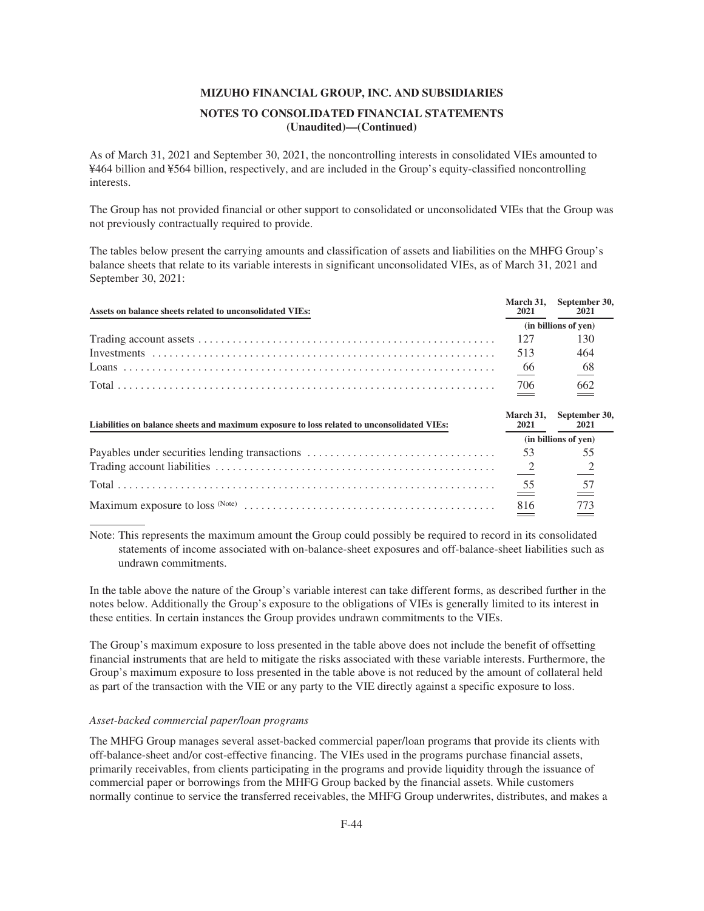As of March 31, 2021 and September 30, 2021, the noncontrolling interests in consolidated VIEs amounted to ¥464 billion and ¥564 billion, respectively, and are included in the Group's equity-classified noncontrolling interests.

The Group has not provided financial or other support to consolidated or unconsolidated VIEs that the Group was not previously contractually required to provide.

The tables below present the carrying amounts and classification of assets and liabilities on the MHFG Group's balance sheets that relate to its variable interests in significant unconsolidated VIEs, as of March 31, 2021 and September 30, 2021:

| Assets on balance sheets related to unconsolidated VIEs: | March 31, 2021 | September 30, 2021 |
|---|---|---|
| | (in billions of yen) | |
| Trading account assets | 127 | 130 |
| Investments | 513 | 464 |
| Loans | 66 | 68 |
| Total | 706 | 662 |

| Liabilities on balance sheets and maximum exposure to loss related to unconsolidated VIEs: | March 31, 2021 | September 30, 2021 |
|---|---|---|
| | (in billions of yen) | |
| Payables under securities lending transactions | 53 | 55 |
| Trading account liabilities | 2 | 2 |
| Total | 55 | 57 |
| Maximum exposure to loss (Note) | 816 | 773 |

Note: This represents the maximum amount the Group could possibly be required to record in its consolidated statements of income associated with on-balance-sheet exposures and off-balance-sheet liabilities such as undrawn commitments.

In the table above the nature of the Group's variable interest can take different forms, as described further in the notes below. Additionally the Group's exposure to the obligations of VIEs is generally limited to its interest in these entities. In certain instances the Group provides undrawn commitments to the VIEs.

The Group's maximum exposure to loss presented in the table above does not include the benefit of offsetting financial instruments that are held to mitigate the risks associated with these variable interests. Furthermore, the Group's maximum exposure to loss presented in the table above is not reduced by the amount of collateral held as part of the transaction with the VIE or any party to the VIE directly against a specific exposure to loss.

*Asset-backed commercial paper/loan programs*

The MHFG Group manages several asset-backed commercial paper/loan programs that provide its clients with off-balance-sheet and/or cost-effective financing. The VIEs used in the programs purchase financial assets, primarily receivables, from clients participating in the programs and provide liquidity through the issuance of commercial paper or borrowings from the MHFG Group backed by the financial assets. While customers normally continue to service the transferred receivables, the MHFG Group underwrites, distributes, and makes a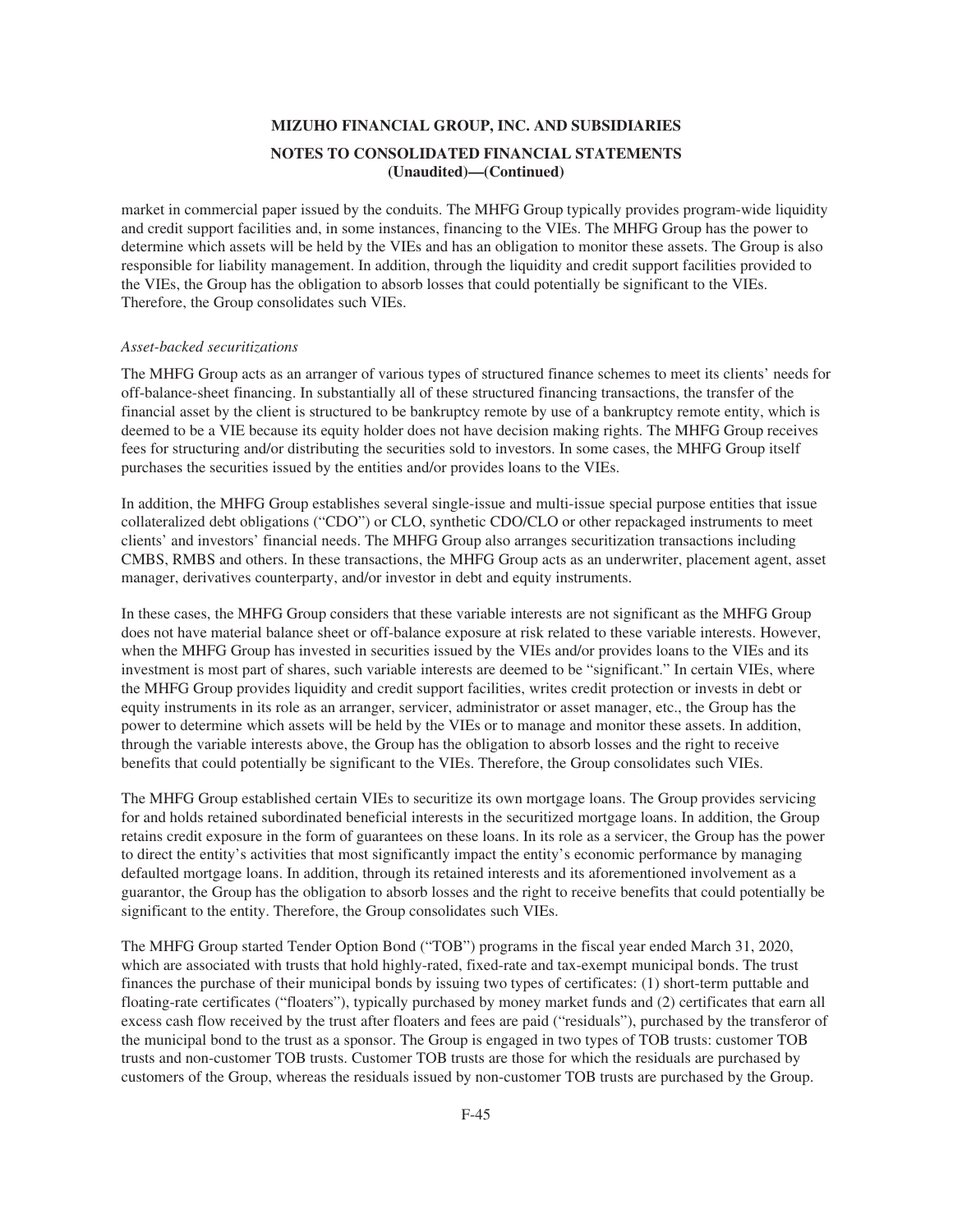market in commercial paper issued by the conduits. The MHFG Group typically provides program-wide liquidity and credit support facilities and, in some instances, financing to the VIEs. The MHFG Group has the power to determine which assets will be held by the VIEs and has an obligation to monitor these assets. The Group is also responsible for liability management. In addition, through the liquidity and credit support facilities provided to the VIEs, the Group has the obligation to absorb losses that could potentially be significant to the VIEs. Therefore, the Group consolidates such VIEs.

*Asset-backed securitizations*

The MHFG Group acts as an arranger of various types of structured finance schemes to meet its clients' needs for off-balance-sheet financing. In substantially all of these structured financing transactions, the transfer of the financial asset by the client is structured to be bankruptcy remote by use of a bankruptcy remote entity, which is deemed to be a VIE because its equity holder does not have decision making rights. The MHFG Group receives fees for structuring and/or distributing the securities sold to investors. In some cases, the MHFG Group itself purchases the securities issued by the entities and/or provides loans to the VIEs.

In addition, the MHFG Group establishes several single-issue and multi-issue special purpose entities that issue collateralized debt obligations ("CDO") or CLO, synthetic CDO/CLO or other repackaged instruments to meet clients' and investors' financial needs. The MHFG Group also arranges securitization transactions including CMBS, RMBS and others. In these transactions, the MHFG Group acts as an underwriter, placement agent, asset manager, derivatives counterparty, and/or investor in debt and equity instruments.

In these cases, the MHFG Group considers that these variable interests are not significant as the MHFG Group does not have material balance sheet or off-balance exposure at risk related to these variable interests. However, when the MHFG Group has invested in securities issued by the VIEs and/or provides loans to the VIEs and its investment is most part of shares, such variable interests are deemed to be "significant." In certain VIEs, where the MHFG Group provides liquidity and credit support facilities, writes credit protection or invests in debt or equity instruments in its role as an arranger, servicer, administrator or asset manager, etc., the Group has the power to determine which assets will be held by the VIEs or to manage and monitor these assets. In addition, through the variable interests above, the Group has the obligation to absorb losses and the right to receive benefits that could potentially be significant to the VIEs. Therefore, the Group consolidates such VIEs.

The MHFG Group established certain VIEs to securitize its own mortgage loans. The Group provides servicing for and holds retained subordinated beneficial interests in the securitized mortgage loans. In addition, the Group retains credit exposure in the form of guarantees on these loans. In its role as a servicer, the Group has the power to direct the entity's activities that most significantly impact the entity's economic performance by managing defaulted mortgage loans. In addition, through its retained interests and its aforementioned involvement as a guarantor, the Group has the obligation to absorb losses and the right to receive benefits that could potentially be significant to the entity. Therefore, the Group consolidates such VIEs.

The MHFG Group started Tender Option Bond ("TOB") programs in the fiscal year ended March 31, 2020, which are associated with trusts that hold highly-rated, fixed-rate and tax-exempt municipal bonds. The trust finances the purchase of their municipal bonds by issuing two types of certificates: (1) short-term puttable and floating-rate certificates ("floaters"), typically purchased by money market funds and (2) certificates that earn all excess cash flow received by the trust after floaters and fees are paid ("residuals"), purchased by the transferor of the municipal bond to the trust as a sponsor. The Group is engaged in two types of TOB trusts: customer TOB trusts and non-customer TOB trusts. Customer TOB trusts are those for which the residuals are purchased by customers of the Group, whereas the residuals issued by non-customer TOB trusts are purchased by the Group.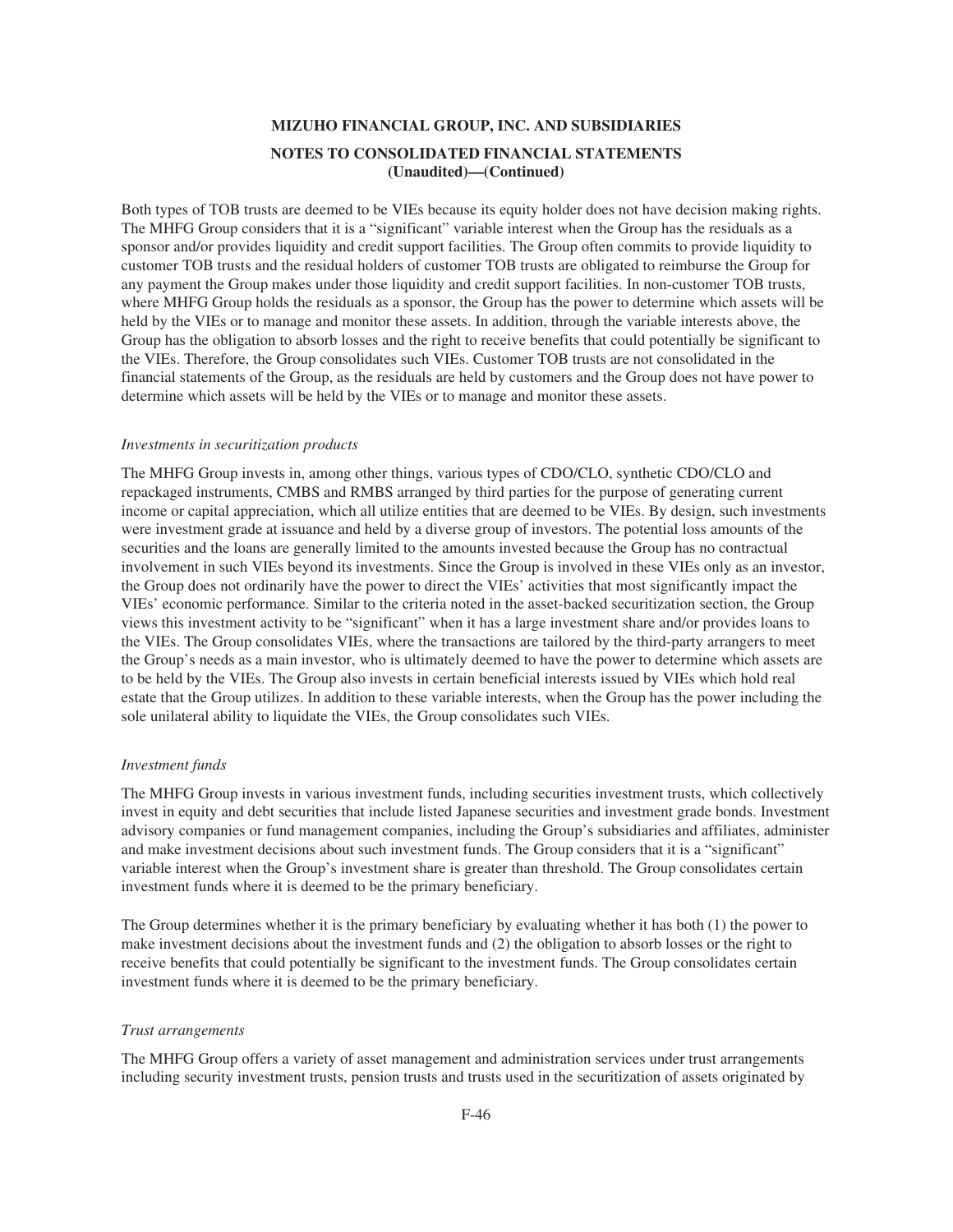Both types of TOB trusts are deemed to be VIEs because its equity holder does not have decision making rights. The MHFG Group considers that it is a "significant" variable interest when the Group has the residuals as a sponsor and/or provides liquidity and credit support facilities. The Group often commits to provide liquidity to customer TOB trusts and the residual holders of customer TOB trusts are obligated to reimburse the Group for any payment the Group makes under those liquidity and credit support facilities. In non-customer TOB trusts, where MHFG Group holds the residuals as a sponsor, the Group has the power to determine which assets will be held by the VIEs or to manage and monitor these assets. In addition, through the variable interests above, the Group has the obligation to absorb losses and the right to receive benefits that could potentially be significant to the VIEs. Therefore, the Group consolidates such VIEs. Customer TOB trusts are not consolidated in the financial statements of the Group, as the residuals are held by customers and the Group does not have power to determine which assets will be held by the VIEs or to manage and monitor these assets.

*Investments in securitization products*

The MHFG Group invests in, among other things, various types of CDO/CLO, synthetic CDO/CLO and repackaged instruments, CMBS and RMBS arranged by third parties for the purpose of generating current income or capital appreciation, which all utilize entities that are deemed to be VIEs. By design, such investments were investment grade at issuance and held by a diverse group of investors. The potential loss amounts of the securities and the loans are generally limited to the amounts invested because the Group has no contractual involvement in such VIEs beyond its investments. Since the Group is involved in these VIEs only as an investor, the Group does not ordinarily have the power to direct the VIEs' activities that most significantly impact the VIEs' economic performance. Similar to the criteria noted in the asset-backed securitization section, the Group views this investment activity to be "significant" when it has a large investment share and/or provides loans to the VIEs. The Group consolidates VIEs, where the transactions are tailored by the third-party arrangers to meet the Group's needs as a main investor, who is ultimately deemed to have the power to determine which assets are to be held by the VIEs. The Group also invests in certain beneficial interests issued by VIEs which hold real estate that the Group utilizes. In addition to these variable interests, when the Group has the power including the sole unilateral ability to liquidate the VIEs, the Group consolidates such VIEs.

*Investment funds*

The MHFG Group invests in various investment funds, including securities investment trusts, which collectively invest in equity and debt securities that include listed Japanese securities and investment grade bonds. Investment advisory companies or fund management companies, including the Group's subsidiaries and affiliates, administer and make investment decisions about such investment funds. The Group considers that it is a "significant" variable interest when the Group's investment share is greater than threshold. The Group consolidates certain investment funds where it is deemed to be the primary beneficiary.

The Group determines whether it is the primary beneficiary by evaluating whether it has both (1) the power to make investment decisions about the investment funds and (2) the obligation to absorb losses or the right to receive benefits that could potentially be significant to the investment funds. The Group consolidates certain investment funds where it is deemed to be the primary beneficiary.

*Trust arrangements*

The MHFG Group offers a variety of asset management and administration services under trust arrangements including security investment trusts, pension trusts and trusts used in the securitization of assets originated by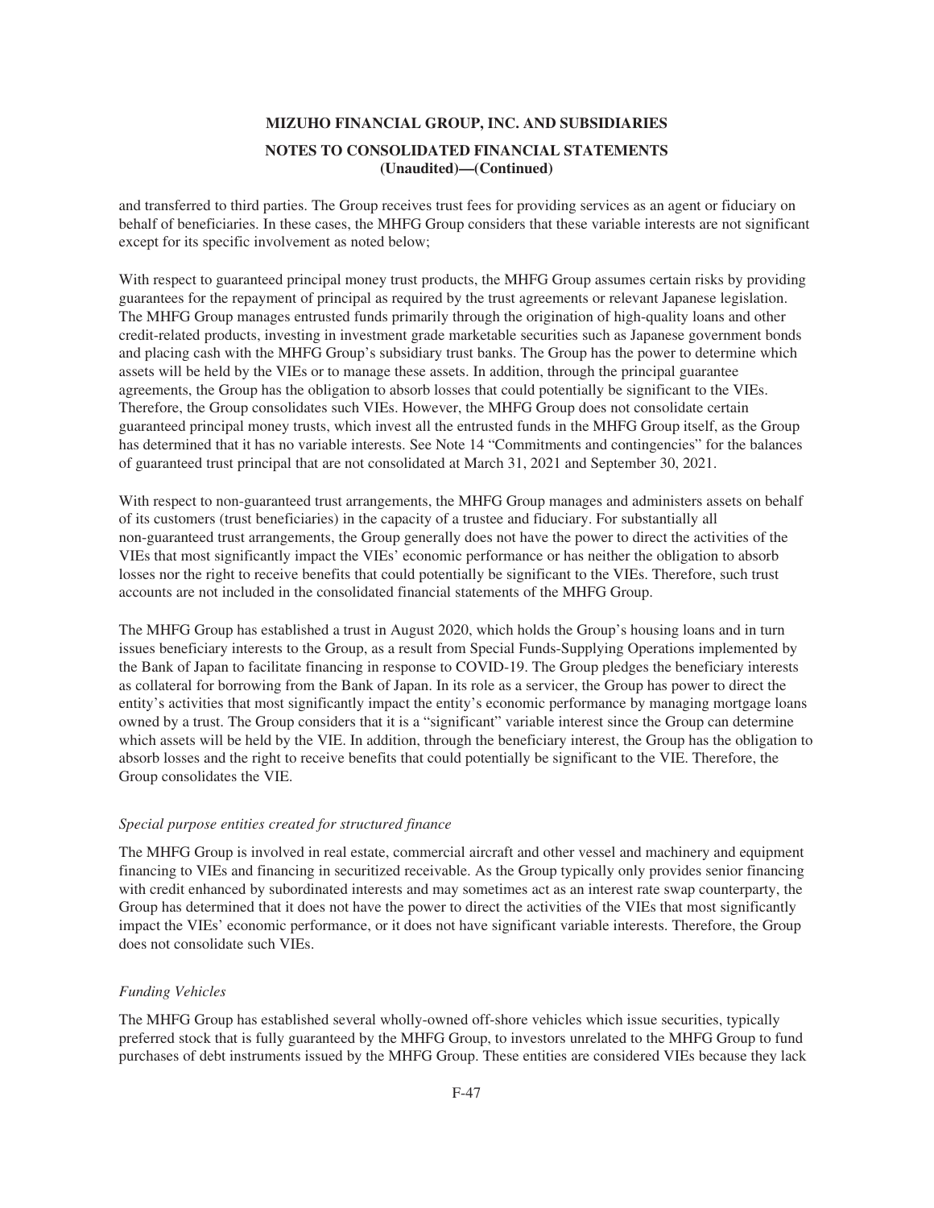and transferred to third parties. The Group receives trust fees for providing services as an agent or fiduciary on behalf of beneficiaries. In these cases, the MHFG Group considers that these variable interests are not significant except for its specific involvement as noted below;

With respect to guaranteed principal money trust products, the MHFG Group assumes certain risks by providing guarantees for the repayment of principal as required by the trust agreements or relevant Japanese legislation. The MHFG Group manages entrusted funds primarily through the origination of high-quality loans and other credit-related products, investing in investment grade marketable securities such as Japanese government bonds and placing cash with the MHFG Group's subsidiary trust banks. The Group has the power to determine which assets will be held by the VIEs or to manage these assets. In addition, through the principal guarantee agreements, the Group has the obligation to absorb losses that could potentially be significant to the VIEs. Therefore, the Group consolidates such VIEs. However, the MHFG Group does not consolidate certain guaranteed principal money trusts, which invest all the entrusted funds in the MHFG Group itself, as the Group has determined that it has no variable interests. See Note 14 "Commitments and contingencies" for the balances of guaranteed trust principal that are not consolidated at March 31, 2021 and September 30, 2021.

With respect to non-guaranteed trust arrangements, the MHFG Group manages and administers assets on behalf of its customers (trust beneficiaries) in the capacity of a trustee and fiduciary. For substantially all non-guaranteed trust arrangements, the Group generally does not have the power to direct the activities of the VIEs that most significantly impact the VIEs' economic performance or has neither the obligation to absorb losses nor the right to receive benefits that could potentially be significant to the VIEs. Therefore, such trust accounts are not included in the consolidated financial statements of the MHFG Group.

The MHFG Group has established a trust in August 2020, which holds the Group's housing loans and in turn issues beneficiary interests to the Group, as a result from Special Funds-Supplying Operations implemented by the Bank of Japan to facilitate financing in response to COVID-19. The Group pledges the beneficiary interests as collateral for borrowing from the Bank of Japan. In its role as a servicer, the Group has power to direct the entity's activities that most significantly impact the entity's economic performance by managing mortgage loans owned by a trust. The Group considers that it is a "significant" variable interest since the Group can determine which assets will be held by the VIE. In addition, through the beneficiary interest, the Group has the obligation to absorb losses and the right to receive benefits that could potentially be significant to the VIE. Therefore, the Group consolidates the VIE.

*Special purpose entities created for structured finance*

The MHFG Group is involved in real estate, commercial aircraft and other vessel and machinery and equipment financing to VIEs and financing in securitized receivable. As the Group typically only provides senior financing with credit enhanced by subordinated interests and may sometimes act as an interest rate swap counterparty, the Group has determined that it does not have the power to direct the activities of the VIEs that most significantly impact the VIEs' economic performance, or it does not have significant variable interests. Therefore, the Group does not consolidate such VIEs.

*Funding Vehicles*

The MHFG Group has established several wholly-owned off-shore vehicles which issue securities, typically preferred stock that is fully guaranteed by the MHFG Group, to investors unrelated to the MHFG Group to fund purchases of debt instruments issued by the MHFG Group. These entities are considered VIEs because they lack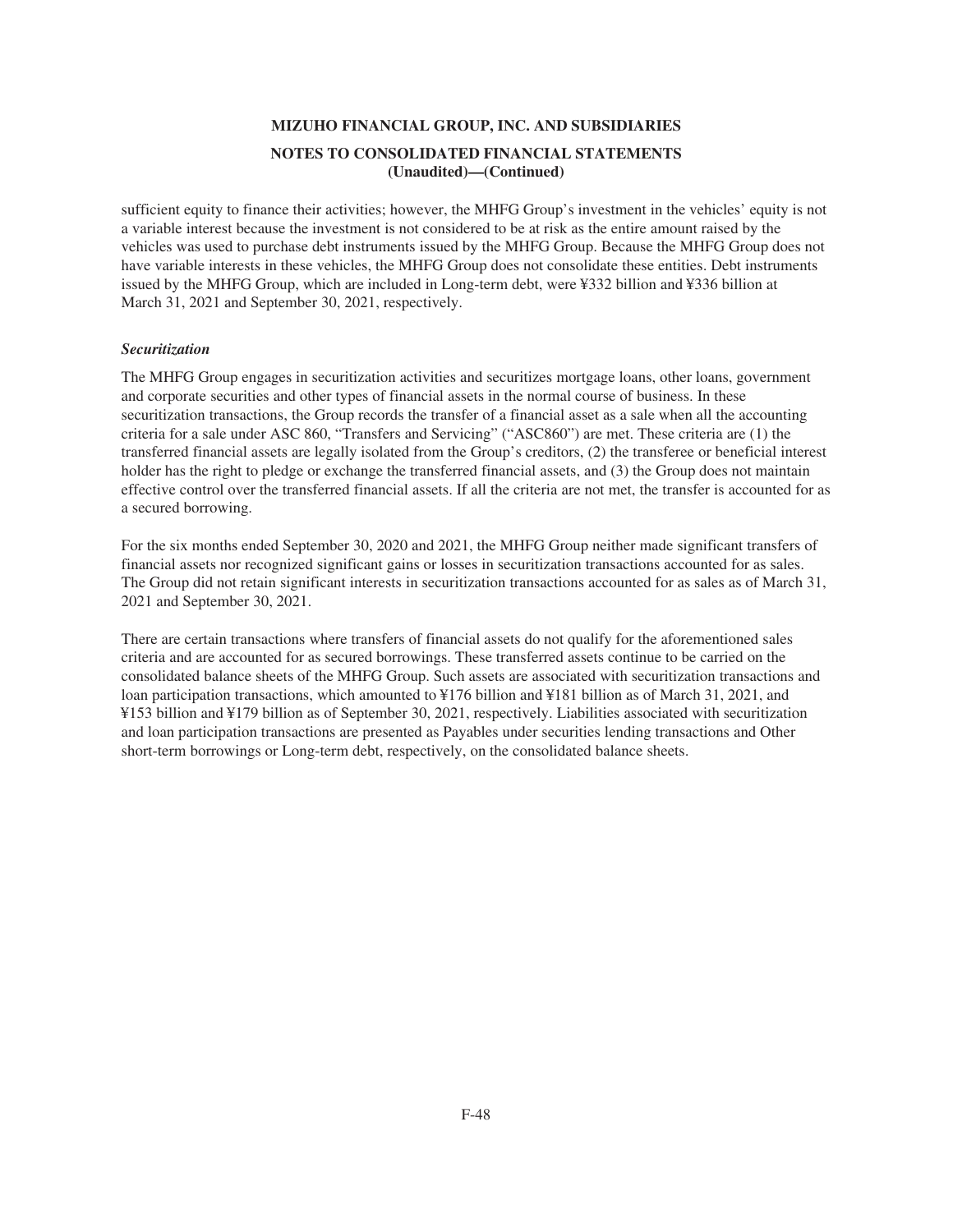sufficient equity to finance their activities; however, the MHFG Group's investment in the vehicles' equity is not a variable interest because the investment is not considered to be at risk as the entire amount raised by the vehicles was used to purchase debt instruments issued by the MHFG Group. Because the MHFG Group does not have variable interests in these vehicles, the MHFG Group does not consolidate these entities. Debt instruments issued by the MHFG Group, which are included in Long-term debt, were ¥332 billion and ¥336 billion at March 31, 2021 and September 30, 2021, respectively.

***Securitization***

The MHFG Group engages in securitization activities and securitizes mortgage loans, other loans, government and corporate securities and other types of financial assets in the normal course of business. In these securitization transactions, the Group records the transfer of a financial asset as a sale when all the accounting criteria for a sale under ASC 860, "Transfers and Servicing" ("ASC860") are met. These criteria are (1) the transferred financial assets are legally isolated from the Group's creditors, (2) the transferee or beneficial interest holder has the right to pledge or exchange the transferred financial assets, and (3) the Group does not maintain effective control over the transferred financial assets. If all the criteria are not met, the transfer is accounted for as a secured borrowing.

For the six months ended September 30, 2020 and 2021, the MHFG Group neither made significant transfers of financial assets nor recognized significant gains or losses in securitization transactions accounted for as sales. The Group did not retain significant interests in securitization transactions accounted for as sales as of March 31, 2021 and September 30, 2021.

There are certain transactions where transfers of financial assets do not qualify for the aforementioned sales criteria and are accounted for as secured borrowings. These transferred assets continue to be carried on the consolidated balance sheets of the MHFG Group. Such assets are associated with securitization transactions and loan participation transactions, which amounted to ¥176 billion and ¥181 billion as of March 31, 2021, and ¥153 billion and ¥179 billion as of September 30, 2021, respectively. Liabilities associated with securitization and loan participation transactions are presented as Payables under securities lending transactions and Other short-term borrowings or Long-term debt, respectively, on the consolidated balance sheets.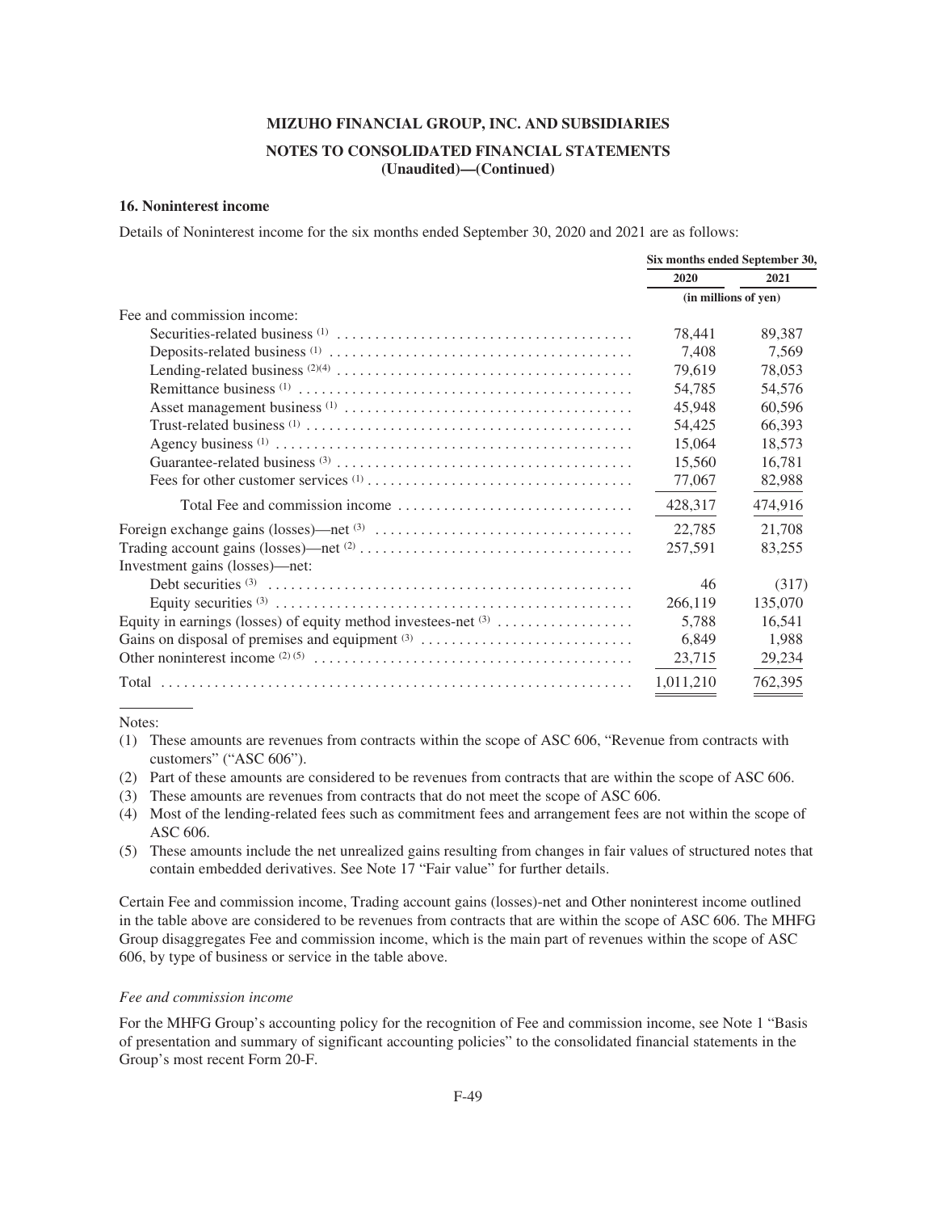**MIZUHO FINANCIAL GROUP, INC. AND SUBSIDIARIES**

**NOTES TO CONSOLIDATED FINANCIAL STATEMENTS**
**(Unaudited)—(Continued)**

### 16. Noninterest income

Details of Noninterest income for the six months ended September 30, 2020 and 2021 are as follows:

| | Six months ended September 30, | |
|---|---|---|
| | 2020 | 2021 |
| | (in millions of yen) | |
| Fee and commission income: | | |
| Securities-related business [1] | 78,441 | 89,387 |
| Deposits-related business [1] | 7,408 | 7,569 |
| Lending-related business [2][4] | 79,619 | 78,053 |
| Remittance business [1] | 54,785 | 54,576 |
| Asset management business [1] | 45,948 | 60,596 |
| Trust-related business [1] | 54,425 | 66,393 |
| Agency business [1] | 15,064 | 18,573 |
| Guarantee-related business [3] | 15,560 | 16,781 |
| Fees for other customer services [1] | 77,067 | 82,988 |
| Total Fee and commission income | 428,317 | 474,916 |
| Foreign exchange gains (losses)—net [3] | 22,785 | 21,708 |
| Trading account gains (losses)—net [2] | 257,591 | 83,255 |
| Investment gains (losses)—net: | | |
| Debt securities [3] | 46 | (317) |
| Equity securities [3] | 266,119 | 135,070 |
| Equity in earnings (losses) of equity method investees-net [3] | 5,788 | 16,541 |
| Gains on disposal of premises and equipment [3] | 6,849 | 1,988 |
| Other noninterest income [2][5] | 23,715 | 29,234 |
| Total | 1,011,210 | 762,395 |

Notes:

(1) These amounts are revenues from contracts within the scope of ASC 606, "Revenue from contracts with customers" ("ASC 606").

(2) Part of these amounts are considered to be revenues from contracts that are within the scope of ASC 606.

(3) These amounts are revenues from contracts that do not meet the scope of ASC 606.

(4) Most of the lending-related fees such as commitment fees and arrangement fees are not within the scope of ASC 606.

(5) These amounts include the net unrealized gains resulting from changes in fair values of structured notes that contain embedded derivatives. See Note 17 "Fair value" for further details.

Certain Fee and commission income, Trading account gains (losses)-net and Other noninterest income outlined in the table above are considered to be revenues from contracts that are within the scope of ASC 606. The MHFG Group disaggregates Fee and commission income, which is the main part of revenues within the scope of ASC 606, by type of business or service in the table above.

*Fee and commission income*

For the MHFG Group's accounting policy for the recognition of Fee and commission income, see Note 1 "Basis of presentation and summary of significant accounting policies" to the consolidated financial statements in the Group's most recent Form 20-F.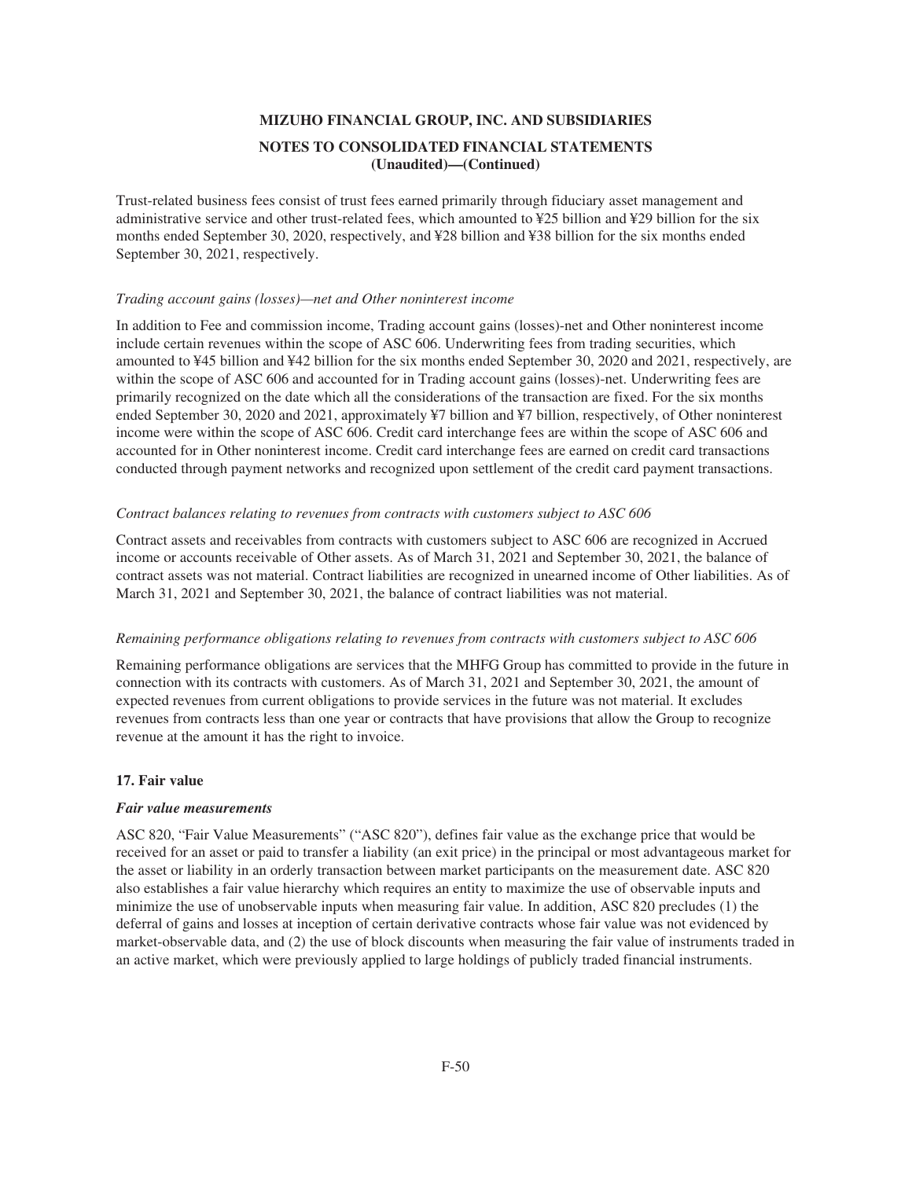Trust-related business fees consist of trust fees earned primarily through fiduciary asset management and administrative service and other trust-related fees, which amounted to ¥25 billion and ¥29 billion for the six months ended September 30, 2020, respectively, and ¥28 billion and ¥38 billion for the six months ended September 30, 2021, respectively.

*Trading account gains (losses)—net and Other noninterest income*

In addition to Fee and commission income, Trading account gains (losses)-net and Other noninterest income include certain revenues within the scope of ASC 606. Underwriting fees from trading securities, which amounted to ¥45 billion and ¥42 billion for the six months ended September 30, 2020 and 2021, respectively, are within the scope of ASC 606 and accounted for in Trading account gains (losses)-net. Underwriting fees are primarily recognized on the date which all the considerations of the transaction are fixed. For the six months ended September 30, 2020 and 2021, approximately ¥7 billion and ¥7 billion, respectively, of Other noninterest income were within the scope of ASC 606. Credit card interchange fees are within the scope of ASC 606 and accounted for in Other noninterest income. Credit card interchange fees are earned on credit card transactions conducted through payment networks and recognized upon settlement of the credit card payment transactions.

*Contract balances relating to revenues from contracts with customers subject to ASC 606*

Contract assets and receivables from contracts with customers subject to ASC 606 are recognized in Accrued income or accounts receivable of Other assets. As of March 31, 2021 and September 30, 2021, the balance of contract assets was not material. Contract liabilities are recognized in unearned income of Other liabilities. As of March 31, 2021 and September 30, 2021, the balance of contract liabilities was not material.

*Remaining performance obligations relating to revenues from contracts with customers subject to ASC 606*

Remaining performance obligations are services that the MHFG Group has committed to provide in the future in connection with its contracts with customers. As of March 31, 2021 and September 30, 2021, the amount of expected revenues from current obligations to provide services in the future was not material. It excludes revenues from contracts less than one year or contracts that have provisions that allow the Group to recognize revenue at the amount it has the right to invoice.

## 17. Fair value

### *Fair value measurements*

ASC 820, "Fair Value Measurements" ("ASC 820"), defines fair value as the exchange price that would be received for an asset or paid to transfer a liability (an exit price) in the principal or most advantageous market for the asset or liability in an orderly transaction between market participants on the measurement date. ASC 820 also establishes a fair value hierarchy which requires an entity to maximize the use of observable inputs and minimize the use of unobservable inputs when measuring fair value. In addition, ASC 820 precludes (1) the deferral of gains and losses at inception of certain derivative contracts whose fair value was not evidenced by market-observable data, and (2) the use of block discounts when measuring the fair value of instruments traded in an active market, which were previously applied to large holdings of publicly traded financial instruments.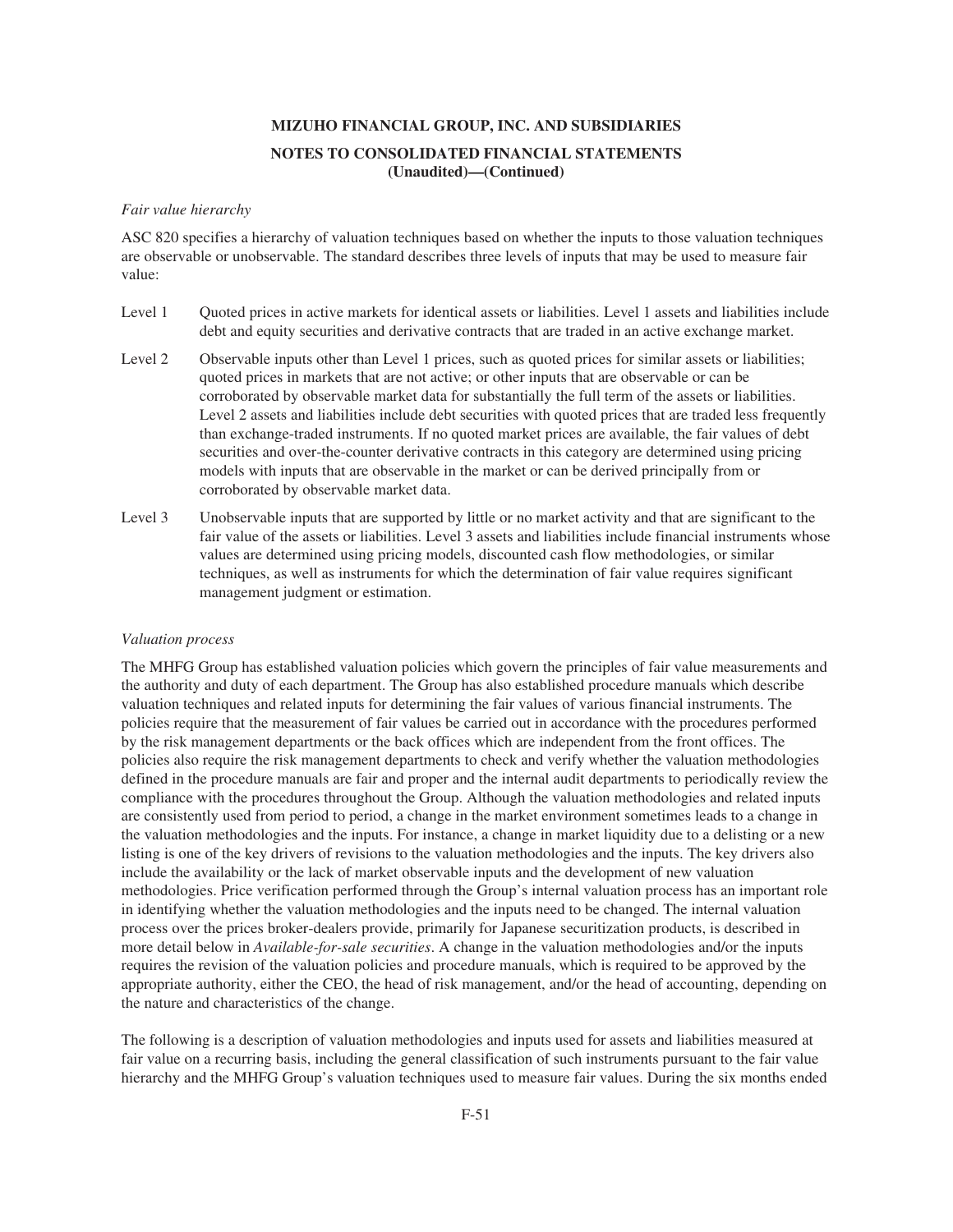*Fair value hierarchy*

ASC 820 specifies a hierarchy of valuation techniques based on whether the inputs to those valuation techniques are observable or unobservable. The standard describes three levels of inputs that may be used to measure fair value:

- Level 1 Quoted prices in active markets for identical assets or liabilities. Level 1 assets and liabilities include debt and equity securities and derivative contracts that are traded in an active exchange market.
- Level 2 Observable inputs other than Level 1 prices, such as quoted prices for similar assets or liabilities; quoted prices in markets that are not active; or other inputs that are observable or can be corroborated by observable market data for substantially the full term of the assets or liabilities. Level 2 assets and liabilities include debt securities with quoted prices that are traded less frequently than exchange-traded instruments. If no quoted market prices are available, the fair values of debt securities and over-the-counter derivative contracts in this category are determined using pricing models with inputs that are observable in the market or can be derived principally from or corroborated by observable market data.
- Level 3 Unobservable inputs that are supported by little or no market activity and that are significant to the fair value of the assets or liabilities. Level 3 assets and liabilities include financial instruments whose values are determined using pricing models, discounted cash flow methodologies, or similar techniques, as well as instruments for which the determination of fair value requires significant management judgment or estimation.

*Valuation process*

The MHFG Group has established valuation policies which govern the principles of fair value measurements and the authority and duty of each department. The Group has also established procedure manuals which describe valuation techniques and related inputs for determining the fair values of various financial instruments. The policies require that the measurement of fair values be carried out in accordance with the procedures performed by the risk management departments or the back offices which are independent from the front offices. The policies also require the risk management departments to check and verify whether the valuation methodologies defined in the procedure manuals are fair and proper and the internal audit departments to periodically review the compliance with the procedures throughout the Group. Although the valuation methodologies and related inputs are consistently used from period to period, a change in the market environment sometimes leads to a change in the valuation methodologies and the inputs. For instance, a change in market liquidity due to a delisting or a new listing is one of the key drivers of revisions to the valuation methodologies and the inputs. The key drivers also include the availability or the lack of market observable inputs and the development of new valuation methodologies. Price verification performed through the Group's internal valuation process has an important role in identifying whether the valuation methodologies and the inputs need to be changed. The internal valuation process over the prices broker-dealers provide, primarily for Japanese securitization products, is described in more detail below in *Available-for-sale securities*. A change in the valuation methodologies and/or the inputs requires the revision of the valuation policies and procedure manuals, which is required to be approved by the appropriate authority, either the CEO, the head of risk management, and/or the head of accounting, depending on the nature and characteristics of the change.

The following is a description of valuation methodologies and inputs used for assets and liabilities measured at fair value on a recurring basis, including the general classification of such instruments pursuant to the fair value hierarchy and the MHFG Group's valuation techniques used to measure fair values. During the six months ended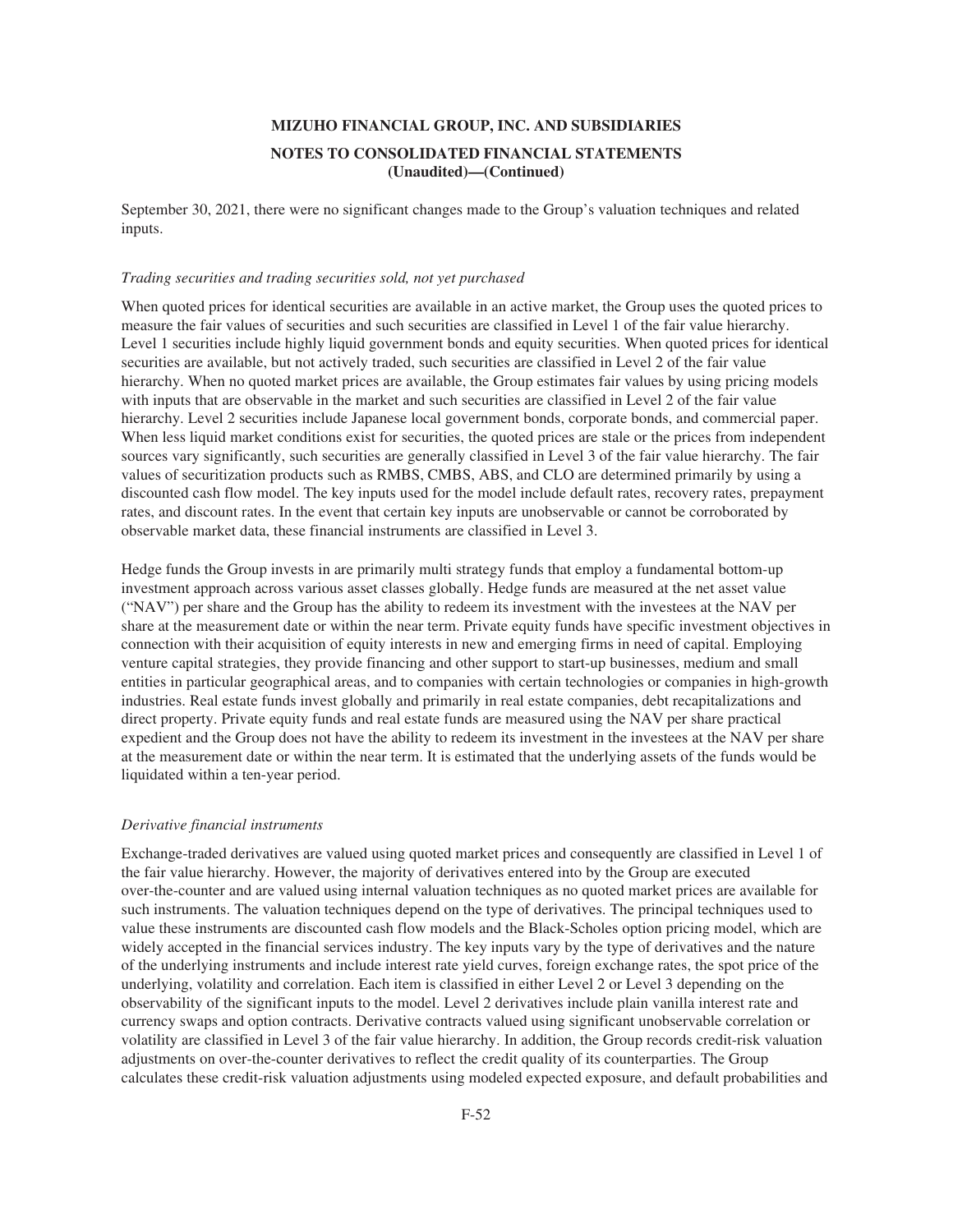September 30, 2021, there were no significant changes made to the Group's valuation techniques and related inputs.

*Trading securities and trading securities sold, not yet purchased*

When quoted prices for identical securities are available in an active market, the Group uses the quoted prices to measure the fair values of securities and such securities are classified in Level 1 of the fair value hierarchy. Level 1 securities include highly liquid government bonds and equity securities. When quoted prices for identical securities are available, but not actively traded, such securities are classified in Level 2 of the fair value hierarchy. When no quoted market prices are available, the Group estimates fair values by using pricing models with inputs that are observable in the market and such securities are classified in Level 2 of the fair value hierarchy. Level 2 securities include Japanese local government bonds, corporate bonds, and commercial paper. When less liquid market conditions exist for securities, the quoted prices are stale or the prices from independent sources vary significantly, such securities are generally classified in Level 3 of the fair value hierarchy. The fair values of securitization products such as RMBS, CMBS, ABS, and CLO are determined primarily by using a discounted cash flow model. The key inputs used for the model include default rates, recovery rates, prepayment rates, and discount rates. In the event that certain key inputs are unobservable or cannot be corroborated by observable market data, these financial instruments are classified in Level 3.

Hedge funds the Group invests in are primarily multi strategy funds that employ a fundamental bottom-up investment approach across various asset classes globally. Hedge funds are measured at the net asset value ("NAV") per share and the Group has the ability to redeem its investment with the investees at the NAV per share at the measurement date or within the near term. Private equity funds have specific investment objectives in connection with their acquisition of equity interests in new and emerging firms in need of capital. Employing venture capital strategies, they provide financing and other support to start-up businesses, medium and small entities in particular geographical areas, and to companies with certain technologies or companies in high-growth industries. Real estate funds invest globally and primarily in real estate companies, debt recapitalizations and direct property. Private equity funds and real estate funds are measured using the NAV per share practical expedient and the Group does not have the ability to redeem its investment in the investees at the NAV per share at the measurement date or within the near term. It is estimated that the underlying assets of the funds would be liquidated within a ten-year period.

*Derivative financial instruments*

Exchange-traded derivatives are valued using quoted market prices and consequently are classified in Level 1 of the fair value hierarchy. However, the majority of derivatives entered into by the Group are executed over-the-counter and are valued using internal valuation techniques as no quoted market prices are available for such instruments. The valuation techniques depend on the type of derivatives. The principal techniques used to value these instruments are discounted cash flow models and the Black-Scholes option pricing model, which are widely accepted in the financial services industry. The key inputs vary by the type of derivatives and the nature of the underlying instruments and include interest rate yield curves, foreign exchange rates, the spot price of the underlying, volatility and correlation. Each item is classified in either Level 2 or Level 3 depending on the observability of the significant inputs to the model. Level 2 derivatives include plain vanilla interest rate and currency swaps and option contracts. Derivative contracts valued using significant unobservable correlation or volatility are classified in Level 3 of the fair value hierarchy. In addition, the Group records credit-risk valuation adjustments on over-the-counter derivatives to reflect the credit quality of its counterparties. The Group calculates these credit-risk valuation adjustments using modeled expected exposure, and default probabilities and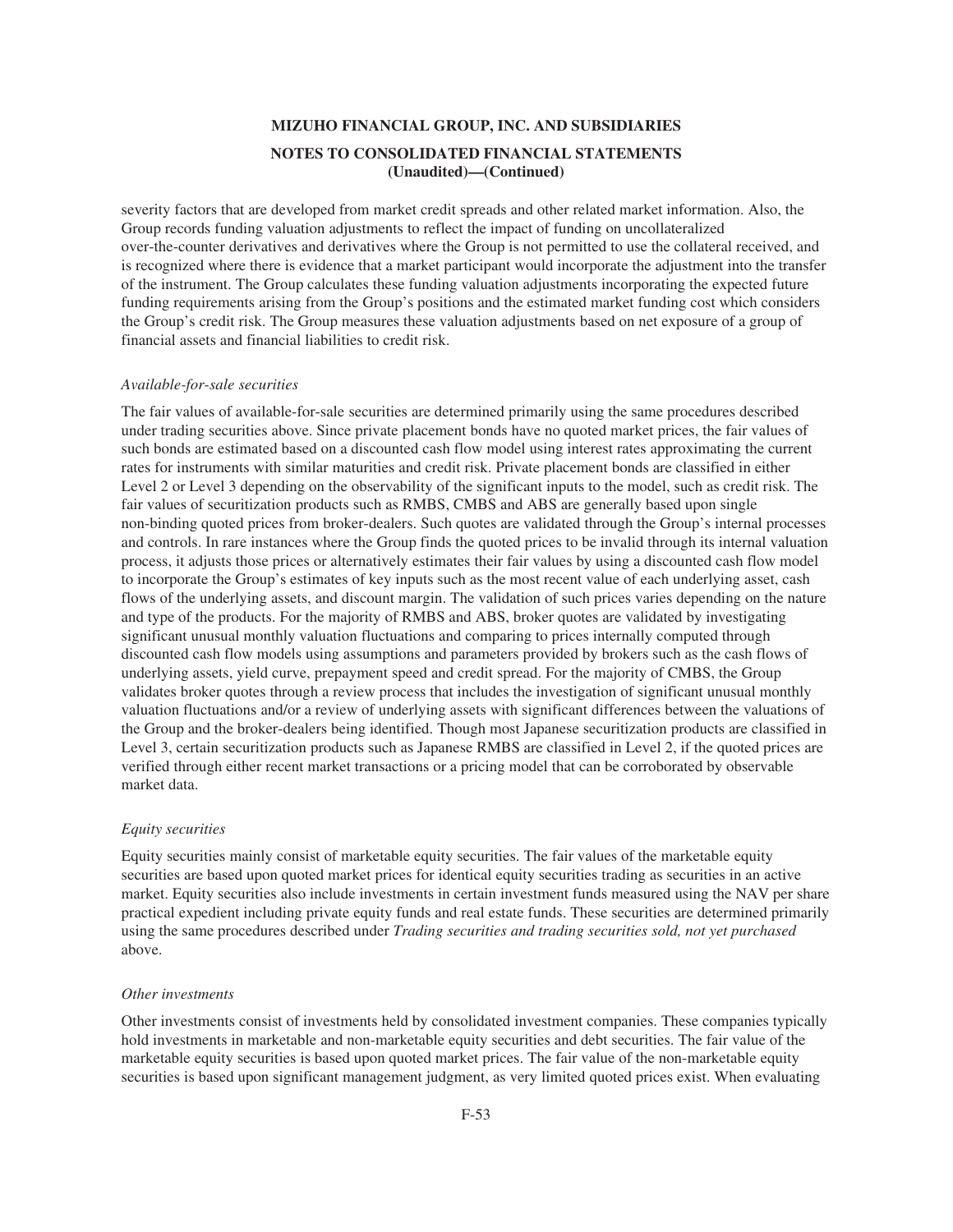severity factors that are developed from market credit spreads and other related market information. Also, the Group records funding valuation adjustments to reflect the impact of funding on uncollateralized over-the-counter derivatives and derivatives where the Group is not permitted to use the collateral received, and is recognized where there is evidence that a market participant would incorporate the adjustment into the transfer of the instrument. The Group calculates these funding valuation adjustments incorporating the expected future funding requirements arising from the Group's positions and the estimated market funding cost which considers the Group's credit risk. The Group measures these valuation adjustments based on net exposure of a group of financial assets and financial liabilities to credit risk.

*Available-for-sale securities*

The fair values of available-for-sale securities are determined primarily using the same procedures described under trading securities above. Since private placement bonds have no quoted market prices, the fair values of such bonds are estimated based on a discounted cash flow model using interest rates approximating the current rates for instruments with similar maturities and credit risk. Private placement bonds are classified in either Level 2 or Level 3 depending on the observability of the significant inputs to the model, such as credit risk. The fair values of securitization products such as RMBS, CMBS and ABS are generally based upon single non-binding quoted prices from broker-dealers. Such quotes are validated through the Group's internal processes and controls. In rare instances where the Group finds the quoted prices to be invalid through its internal valuation process, it adjusts those prices or alternatively estimates their fair values by using a discounted cash flow model to incorporate the Group's estimates of key inputs such as the most recent value of each underlying asset, cash flows of the underlying assets, and discount margin. The validation of such prices varies depending on the nature and type of the products. For the majority of RMBS and ABS, broker quotes are validated by investigating significant unusual monthly valuation fluctuations and comparing to prices internally computed through discounted cash flow models using assumptions and parameters provided by brokers such as the cash flows of underlying assets, yield curve, prepayment speed and credit spread. For the majority of CMBS, the Group validates broker quotes through a review process that includes the investigation of significant unusual monthly valuation fluctuations and/or a review of underlying assets with significant differences between the valuations of the Group and the broker-dealers being identified. Though most Japanese securitization products are classified in Level 3, certain securitization products such as Japanese RMBS are classified in Level 2, if the quoted prices are verified through either recent market transactions or a pricing model that can be corroborated by observable market data.

*Equity securities*

Equity securities mainly consist of marketable equity securities. The fair values of the marketable equity securities are based upon quoted market prices for identical equity securities trading as securities in an active market. Equity securities also include investments in certain investment funds measured using the NAV per share practical expedient including private equity funds and real estate funds. These securities are determined primarily using the same procedures described under *Trading securities and trading securities sold, not yet purchased* above.

*Other investments*

Other investments consist of investments held by consolidated investment companies. These companies typically hold investments in marketable and non-marketable equity securities and debt securities. The fair value of the marketable equity securities is based upon quoted market prices. The fair value of the non-marketable equity securities is based upon significant management judgment, as very limited quoted prices exist. When evaluating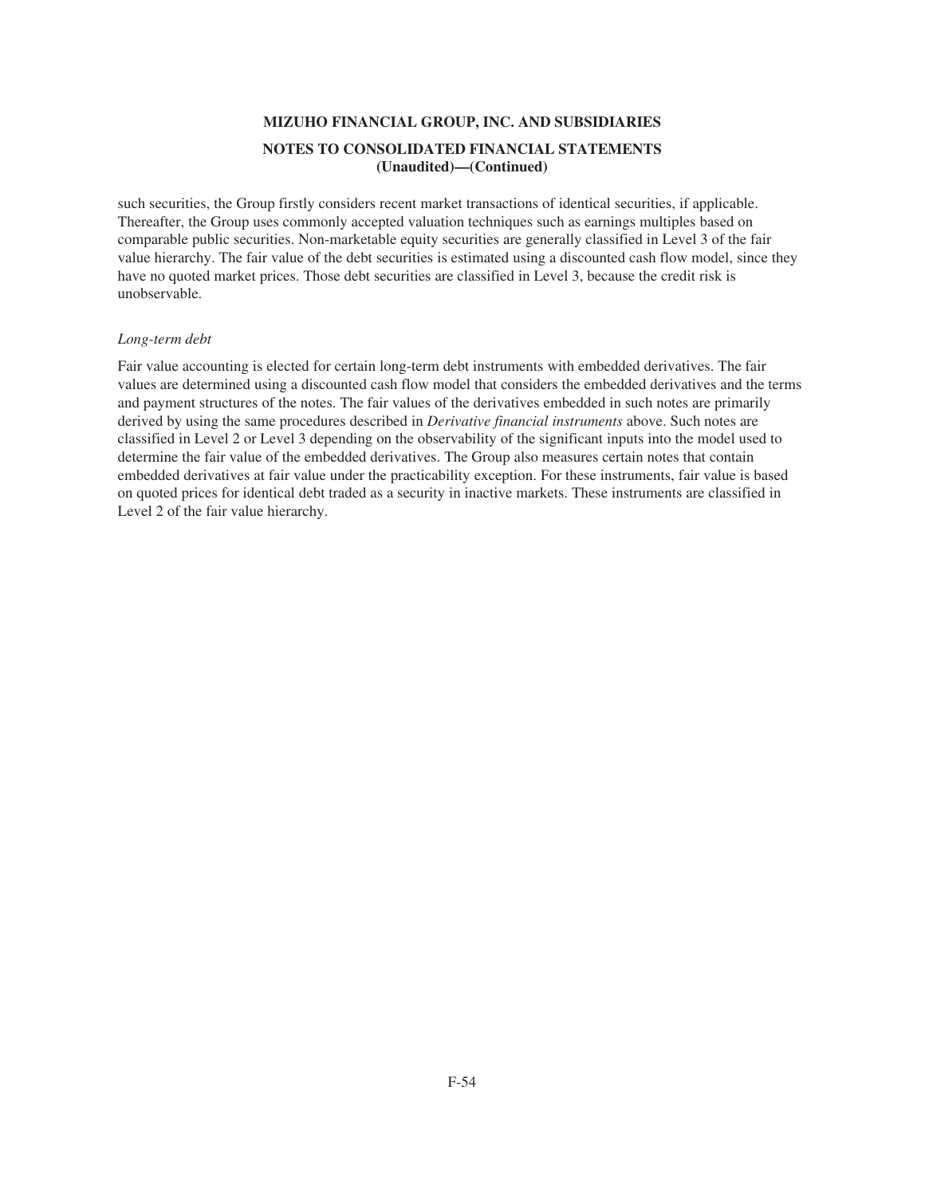such securities, the Group firstly considers recent market transactions of identical securities, if applicable. Thereafter, the Group uses commonly accepted valuation techniques such as earnings multiples based on comparable public securities. Non-marketable equity securities are generally classified in Level 3 of the fair value hierarchy. The fair value of the debt securities is estimated using a discounted cash flow model, since they have no quoted market prices. Those debt securities are classified in Level 3, because the credit risk is unobservable.

*Long-term debt*

Fair value accounting is elected for certain long-term debt instruments with embedded derivatives. The fair values are determined using a discounted cash flow model that considers the embedded derivatives and the terms and payment structures of the notes. The fair values of the derivatives embedded in such notes are primarily derived by using the same procedures described in *Derivative financial instruments* above. Such notes are classified in Level 2 or Level 3 depending on the observability of the significant inputs into the model used to determine the fair value of the embedded derivatives. The Group also measures certain notes that contain embedded derivatives at fair value under the practicability exception. For these instruments, fair value is based on quoted prices for identical debt traded as a security in inactive markets. These instruments are classified in Level 2 of the fair value hierarchy.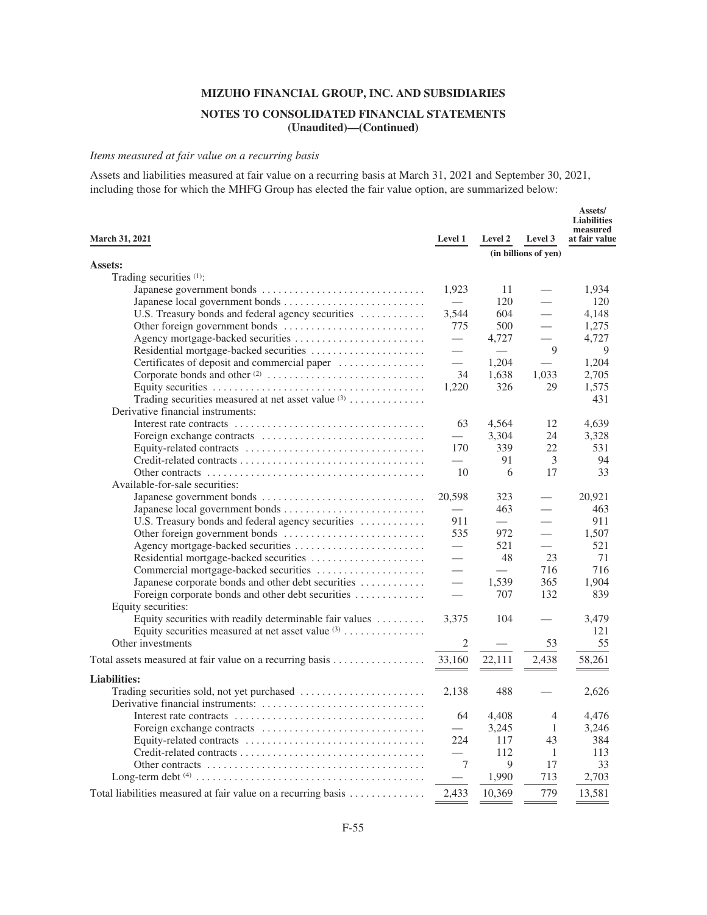## MIZUHO FINANCIAL GROUP, INC. AND SUBSIDIARIES

### NOTES TO CONSOLIDATED FINANCIAL STATEMENTS (Unaudited)—(Continued)

*Items measured at fair value on a recurring basis*

Assets and liabilities measured at fair value on a recurring basis at March 31, 2021 and September 30, 2021, including those for which the MHFG Group has elected the fair value option, are summarized below:

| March 31, 2021 | Level 1 | Level 2 | Level 3 | Assets/ Liabilities measured at fair value |
|---|---|---|---|---|
| | (in billions of yen) | | | |
| **Assets:** | | | | |
| Trading securities (1): | | | | |
| Japanese government bonds | 1,923 | 11 | — | 1,934 |
| Japanese local government bonds | — | 120 | — | 120 |
| U.S. Treasury bonds and federal agency securities | 3,544 | 604 | — | 4,148 |
| Other foreign government bonds | 775 | 500 | — | 1,275 |
| Agency mortgage-backed securities | — | 4,727 | — | 4,727 |
| Residential mortgage-backed securities | — | — | 9 | 9 |
| Certificates of deposit and commercial paper | — | 1,204 | — | 1,204 |
| Corporate bonds and other (2) | 34 | 1,638 | 1,033 | 2,705 |
| Equity securities | 1,220 | 326 | 29 | 1,575 |
| Trading securities measured at net asset value (3) | | | | 431 |
| Derivative financial instruments: | | | | |
| Interest rate contracts | 63 | 4,564 | 12 | 4,639 |
| Foreign exchange contracts | — | 3,304 | 24 | 3,328 |
| Equity-related contracts | 170 | 339 | 22 | 531 |
| Credit-related contracts | — | 91 | 3 | 94 |
| Other contracts | 10 | 6 | 17 | 33 |
| Available-for-sale securities: | | | | |
| Japanese government bonds | 20,598 | 323 | — | 20,921 |
| Japanese local government bonds | — | 463 | — | 463 |
| U.S. Treasury bonds and federal agency securities | 911 | — | — | 911 |
| Other foreign government bonds | 535 | 972 | — | 1,507 |
| Agency mortgage-backed securities | — | 521 | — | 521 |
| Residential mortgage-backed securities | — | 48 | 23 | 71 |
| Commercial mortgage-backed securities | — | — | 716 | 716 |
| Japanese corporate bonds and other debt securities | — | 1,539 | 365 | 1,904 |
| Foreign corporate bonds and other debt securities | — | 707 | 132 | 839 |
| Equity securities: | | | | |
| Equity securities with readily determinable fair values | 3,375 | 104 | — | 3,479 |
| Equity securities measured at net asset value (3) | | | | 121 |
| Other investments | 2 | — | 53 | 55 |
| Total assets measured at fair value on a recurring basis | 33,160 | 22,111 | 2,438 | 58,261 |
| **Liabilities:** | | | | |
| Trading securities sold, not yet purchased | 2,138 | 488 | — | 2,626 |
| Derivative financial instruments: | | | | |
| Interest rate contracts | 64 | 4,408 | 4 | 4,476 |
| Foreign exchange contracts | — | 3,245 | 1 | 3,246 |
| Equity-related contracts | 224 | 117 | 43 | 384 |
| Credit-related contracts | — | 112 | 1 | 113 |
| Other contracts | 7 | 9 | 17 | 33 |
| Long-term debt (4) | — | 1,990 | 713 | 2,703 |
| Total liabilities measured at fair value on a recurring basis | 2,433 | 10,369 | 779 | 13,581 |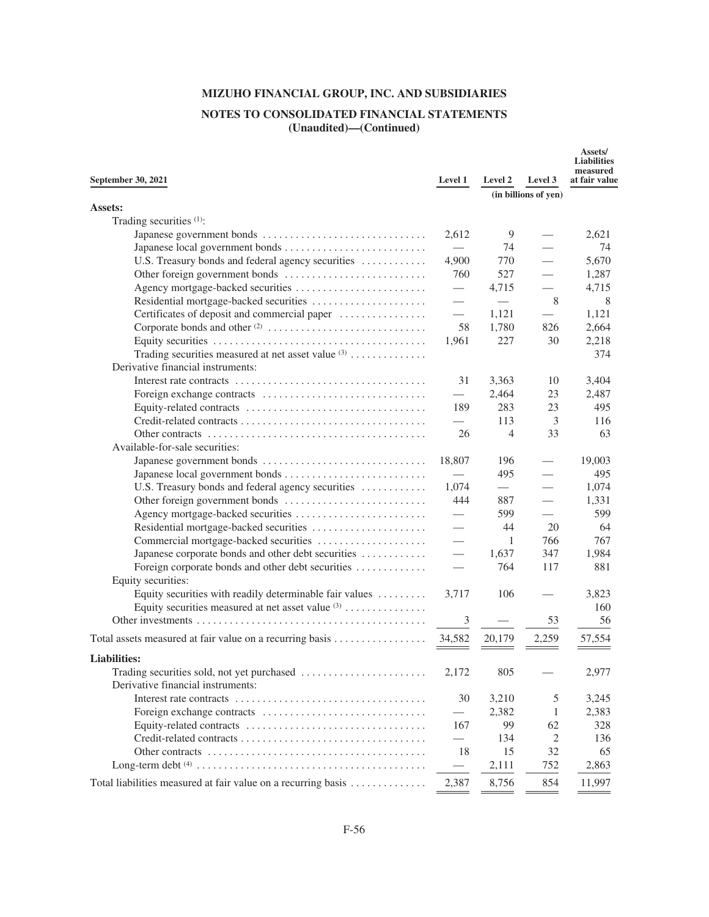**MIZUHO FINANCIAL GROUP, INC. AND SUBSIDIARIES**

**NOTES TO CONSOLIDATED FINANCIAL STATEMENTS (Unaudited)—(Continued)**

| September 30, 2021 | Level 1 | Level 2 | Level 3 | Assets/ Liabilities measured at fair value |
|---|---|---|---|---|
| | (in billions of yen) | | | |
| **Assets:** | | | | |
| Trading securities (1): | | | | |
| Japanese government bonds | 2,612 | 9 | — | 2,621 |
| Japanese local government bonds | — | 74 | — | 74 |
| U.S. Treasury bonds and federal agency securities | 4,900 | 770 | — | 5,670 |
| Other foreign government bonds | 760 | 527 | — | 1,287 |
| Agency mortgage-backed securities | — | 4,715 | — | 4,715 |
| Residential mortgage-backed securities | — | — | 8 | 8 |
| Certificates of deposit and commercial paper | — | 1,121 | — | 1,121 |
| Corporate bonds and other (2) | 58 | 1,780 | 826 | 2,664 |
| Equity securities | 1,961 | 227 | 30 | 2,218 |
| Trading securities measured at net asset value (3) | | | | 374 |
| Derivative financial instruments: | | | | |
| Interest rate contracts | 31 | 3,363 | 10 | 3,404 |
| Foreign exchange contracts | — | 2,464 | 23 | 2,487 |
| Equity-related contracts | 189 | 283 | 23 | 495 |
| Credit-related contracts | — | 113 | 3 | 116 |
| Other contracts | 26 | 4 | 33 | 63 |
| Available-for-sale securities: | | | | |
| Japanese government bonds | 18,807 | 196 | — | 19,003 |
| Japanese local government bonds | — | 495 | — | 495 |
| U.S. Treasury bonds and federal agency securities | 1,074 | — | — | 1,074 |
| Other foreign government bonds | 444 | 887 | — | 1,331 |
| Agency mortgage-backed securities | — | 599 | — | 599 |
| Residential mortgage-backed securities | — | 44 | 20 | 64 |
| Commercial mortgage-backed securities | — | 1 | 766 | 767 |
| Japanese corporate bonds and other debt securities | — | 1,637 | 347 | 1,984 |
| Foreign corporate bonds and other debt securities | — | 764 | 117 | 881 |
| Equity securities: | | | | |
| Equity securities with readily determinable fair values | 3,717 | 106 | — | 3,823 |
| Equity securities measured at net asset value (3) | | | | 160 |
| Other investments | 3 | — | 53 | 56 |
| Total assets measured at fair value on a recurring basis | 34,582 | 20,179 | 2,259 | 57,554 |
| **Liabilities:** | | | | |
| Trading securities sold, not yet purchased | 2,172 | 805 | — | 2,977 |
| Derivative financial instruments: | | | | |
| Interest rate contracts | 30 | 3,210 | 5 | 3,245 |
| Foreign exchange contracts | — | 2,382 | 1 | 2,383 |
| Equity-related contracts | 167 | 99 | 62 | 328 |
| Credit-related contracts | — | 134 | 2 | 136 |
| Other contracts | 18 | 15 | 32 | 65 |
| Long-term debt (4) | — | 2,111 | 752 | 2,863 |
| Total liabilities measured at fair value on a recurring basis | 2,387 | 8,756 | 854 | 11,997 |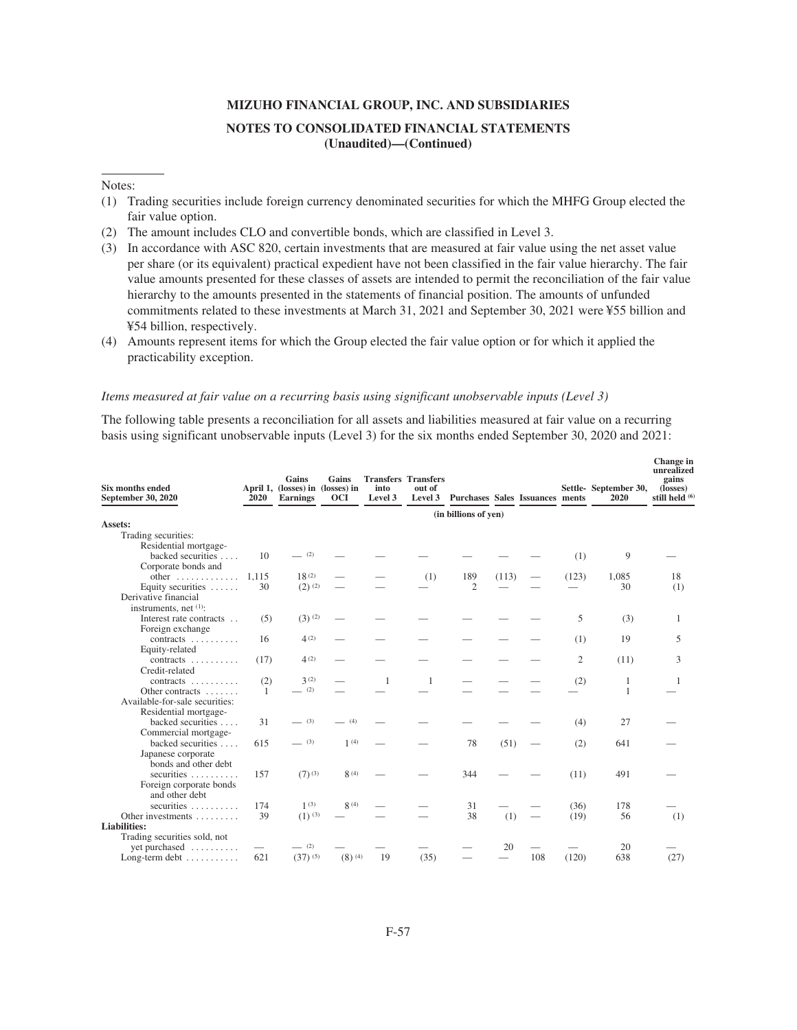Notes:

(1) Trading securities include foreign currency denominated securities for which the MHFG Group elected the fair value option.
(2) The amount includes CLO and convertible bonds, which are classified in Level 3.
(3) In accordance with ASC 820, certain investments that are measured at fair value using the net asset value per share (or its equivalent) practical expedient have not been classified in the fair value hierarchy. The fair value amounts presented for these classes of assets are intended to permit the reconciliation of the fair value hierarchy to the amounts presented in the statements of financial position. The amounts of unfunded commitments related to these investments at March 31, 2021 and September 30, 2021 were ¥55 billion and ¥54 billion, respectively.
(4) Amounts represent items for which the Group elected the fair value option or for which it applied the practicability exception.

*Items measured at fair value on a recurring basis using significant unobservable inputs (Level 3)*

The following table presents a reconciliation for all assets and liabilities measured at fair value on a recurring basis using significant unobservable inputs (Level 3) for the six months ended September 30, 2020 and 2021:

| Six months ended September 30, 2020 | April 1, 2020 | Gains (losses) in Earnings | Gains (losses) in OCI | Transfers into Level 3 | Transfers out of Level 3 | Purchases | Sales | Issuances | Settle- ments | September 30, 2020 | Change in unrealized gains (losses) still held (6) |
|---|---|---|---|---|---|---|---|---|---|---|---|
| | (in billions of yen) | | | | | | | | | | |
| **Assets:** | | | | | | | | | | | |
| Trading securities: | | | | | | | | | | | |
| Residential mortgage-backed securities | 10 | — (2) | — | — | — | — | — | — | (1) | 9 | — |
| Corporate bonds and other | 1,115 | 18 (2) | — | — | (1) | 189 | (113) | — | (123) | 1,085 | 18 |
| Equity securities | 30 | (2) (2) | — | — | — | 2 | — | — | — | 30 | (1) |
| Derivative financial instruments, net (1): | | | | | | | | | | | |
| Interest rate contracts | (5) | (3) (2) | — | — | — | — | — | — | 5 | (3) | 1 |
| Foreign exchange contracts | 16 | 4 (2) | — | — | — | — | — | — | (1) | 19 | 5 |
| Equity-related contracts | (17) | 4 (2) | — | — | — | — | — | — | 2 | (11) | 3 |
| Credit-related contracts | (2) | 3 (2) | — | 1 | 1 | — | — | — | (2) | 1 | 1 |
| Other contracts | 1 | — (2) | — | — | — | — | — | — | — | 1 | — |
| Available-for-sale securities: | | | | | | | | | | | |
| Residential mortgage-backed securities | 31 | — (3) | — (4) | — | — | — | — | — | (4) | 27 | — |
| Commercial mortgage-backed securities | 615 | — (3) | 1 (4) | — | — | 78 | (51) | — | (2) | 641 | — |
| Japanese corporate bonds and other debt securities | 157 | (7) (3) | 8 (4) | — | — | 344 | — | — | (11) | 491 | — |
| Foreign corporate bonds and other debt securities | 174 | 1 (3) | 8 (4) | — | — | 31 | — | — | (36) | 178 | — |
| Other investments | 39 | (1) (3) | — | — | — | 38 | (1) | — | (19) | 56 | (1) |
| **Liabilities:** | | | | | | | | | | | |
| Trading securities sold, not yet purchased | — | — (2) | — | — | — | — | 20 | — | — | 20 | — |
| Long-term debt | 621 | (37) (5) | (8) (4) | 19 | (35) | — | — | 108 | (120) | 638 | (27) |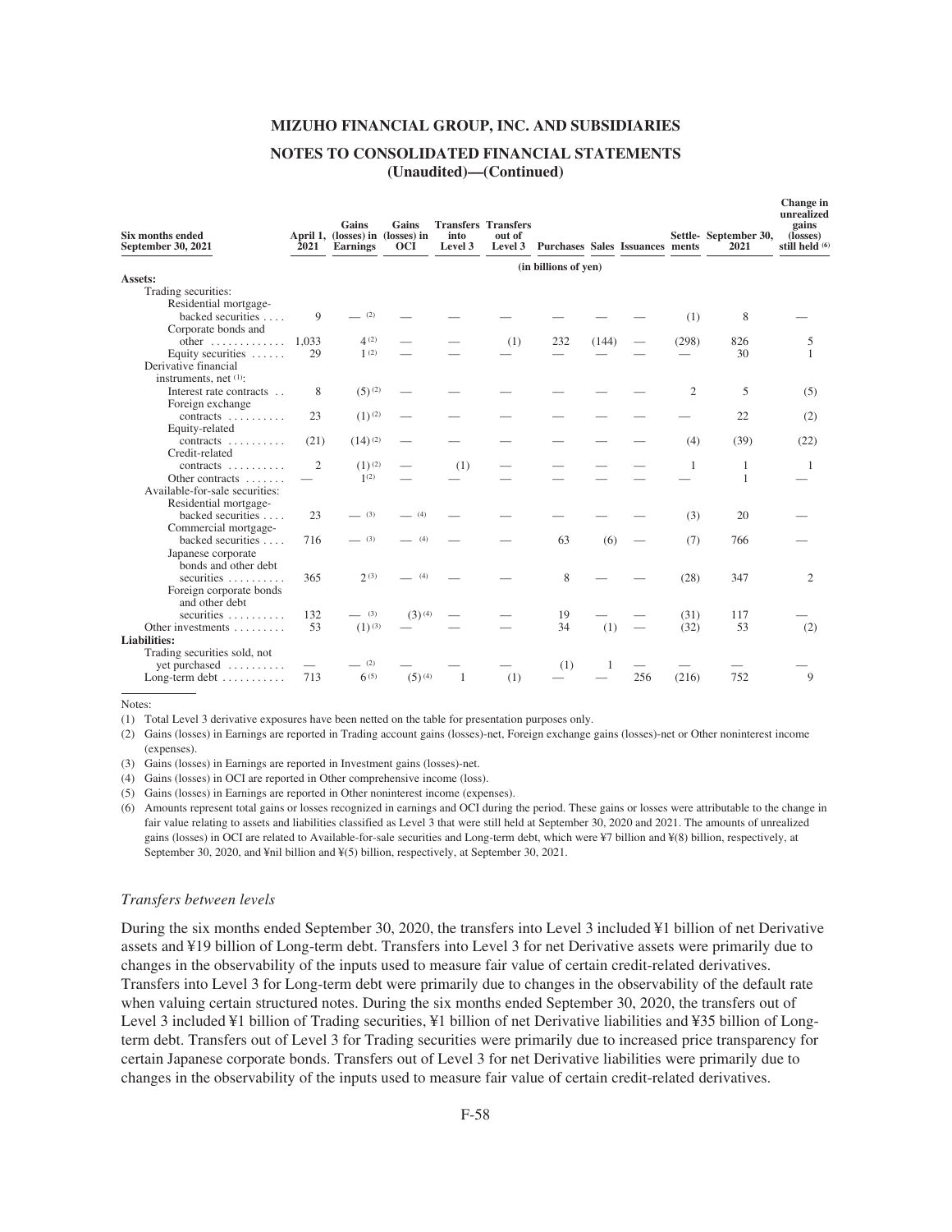MIZUHO FINANCIAL GROUP, INC. AND SUBSIDIARIES

NOTES TO CONSOLIDATED FINANCIAL STATEMENTS (Unaudited)—(Continued)

| Six months ended September 30, 2021 | April 1, 2021 | Gains (losses) in Earnings | Gains (losses) in OCI | Transfers into Level 3 | Transfers out of Level 3 | Purchases | Sales | Issuances | Settle-ments | September 30, 2021 | Change in unrealized gains (losses) still held (6) |
|---|---|---|---|---|---|---|---|---|---|---|---|
| | (in billions of yen) | | | | | | | | | | |
| **Assets:** | | | | | | | | | | | |
| Trading securities: | | | | | | | | | | | |
| Residential mortgage-backed securities | 9 | — (2) | — | — | — | — | — | — | (1) | 8 | — |
| Corporate bonds and other | 1,033 | 4 (2) | — | — | (1) | 232 | (144) | — | (298) | 826 | 5 |
| Equity securities | 29 | 1 (2) | — | — | — | — | — | — | — | 30 | 1 |
| Derivative financial instruments, net (1): | | | | | | | | | | | |
| Interest rate contracts | 8 | (5) (2) | — | — | — | — | — | — | 2 | 5 | (5) |
| Foreign exchange contracts | 23 | (1) (2) | — | — | — | — | — | — | — | 22 | (2) |
| Equity-related contracts | (21) | (14) (2) | — | — | — | — | — | — | (4) | (39) | (22) |
| Credit-related contracts | 2 | (1) (2) | — | (1) | — | — | — | — | 1 | 1 | 1 |
| Other contracts | — | 1 (2) | — | — | — | — | — | — | — | 1 | — |
| Available-for-sale securities: | | | | | | | | | | | |
| Residential mortgage-backed securities | 23 | — (3) | — (4) | — | — | — | — | — | (3) | 20 | — |
| Commercial mortgage-backed securities | 716 | — (3) | — (4) | — | — | 63 | (6) | — | (7) | 766 | — |
| Japanese corporate bonds and other debt securities | 365 | 2 (3) | — (4) | — | — | 8 | — | — | (28) | 347 | 2 |
| Foreign corporate bonds and other debt securities | 132 | — (3) | (3) (4) | — | — | 19 | — | — | (31) | 117 | — |
| Other investments | 53 | (1) (3) | — | — | — | 34 | (1) | — | (32) | 53 | (2) |
| **Liabilities:** | | | | | | | | | | | |
| Trading securities sold, not yet purchased | — | — (2) | — | — | — | (1) | 1 | — | — | — | — |
| Long-term debt | 713 | 6 (5) | (5) (4) | 1 | (1) | — | — | 256 | (216) | 752 | 9 |

Notes:

(1) Total Level 3 derivative exposures have been netted on the table for presentation purposes only.

(2) Gains (losses) in Earnings are reported in Trading account gains (losses)-net, Foreign exchange gains (losses)-net or Other noninterest income (expenses).

(3) Gains (losses) in Earnings are reported in Investment gains (losses)-net.

(4) Gains (losses) in OCI are reported in Other comprehensive income (loss).

(5) Gains (losses) in Earnings are reported in Other noninterest income (expenses).

(6) Amounts represent total gains or losses recognized in earnings and OCI during the period. These gains or losses were attributable to the change in fair value relating to assets and liabilities classified as Level 3 that were still held at September 30, 2020 and 2021. The amounts of unrealized gains (losses) in OCI are related to Available-for-sale securities and Long-term debt, which were ¥7 billion and ¥(8) billion, respectively, at September 30, 2020, and ¥nil billion and ¥(5) billion, respectively, at September 30, 2021.

*Transfers between levels*

During the six months ended September 30, 2020, the transfers into Level 3 included ¥1 billion of net Derivative assets and ¥19 billion of Long-term debt. Transfers into Level 3 for net Derivative assets were primarily due to changes in the observability of the inputs used to measure fair value of certain credit-related derivatives. Transfers into Level 3 for Long-term debt were primarily due to changes in the observability of the default rate when valuing certain structured notes. During the six months ended September 30, 2020, the transfers out of Level 3 included ¥1 billion of Trading securities, ¥1 billion of net Derivative liabilities and ¥35 billion of Long-term debt. Transfers out of Level 3 for Trading securities were primarily due to increased price transparency for certain Japanese corporate bonds. Transfers out of Level 3 for net Derivative liabilities were primarily due to changes in the observability of the inputs used to measure fair value of certain credit-related derivatives.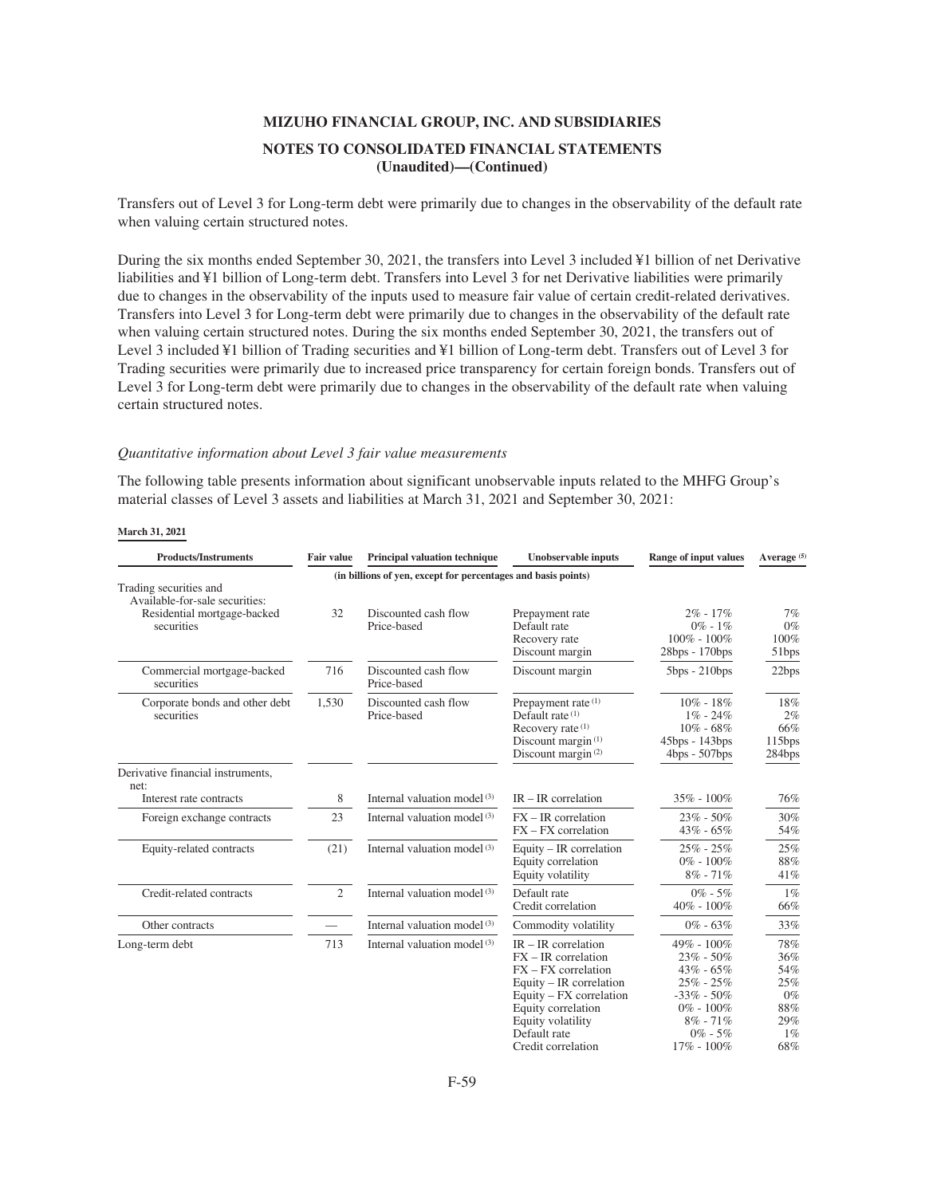Transfers out of Level 3 for Long-term debt were primarily due to changes in the observability of the default rate when valuing certain structured notes.

During the six months ended September 30, 2021, the transfers into Level 3 included ¥1 billion of net Derivative liabilities and ¥1 billion of Long-term debt. Transfers into Level 3 for net Derivative liabilities were primarily due to changes in the observability of the inputs used to measure fair value of certain credit-related derivatives. Transfers into Level 3 for Long-term debt were primarily due to changes in the observability of the default rate when valuing certain structured notes. During the six months ended September 30, 2021, the transfers out of Level 3 included ¥1 billion of Trading securities and ¥1 billion of Long-term debt. Transfers out of Level 3 for Trading securities were primarily due to increased price transparency for certain foreign bonds. Transfers out of Level 3 for Long-term debt were primarily due to changes in the observability of the default rate when valuing certain structured notes.

*Quantitative information about Level 3 fair value measurements*

The following table presents information about significant unobservable inputs related to the MHFG Group's material classes of Level 3 assets and liabilities at March 31, 2021 and September 30, 2021:

**March 31, 2021**

| Products/Instruments | Fair value | Principal valuation technique | Unobservable inputs | Range of input values | Average (5) |
|---|---|---|---|---|---|
| | (in billions of yen, except for percentages and basis points) | | | | |
| Trading securities and Available-for-sale securities: | | | | | |
| Residential mortgage-backed securities | 32 | Discounted cash flow<br>Price-based | Prepayment rate<br>Default rate<br>Recovery rate<br>Discount margin | 2% - 17%<br>0% - 1%<br>100% - 100%<br>28bps - 170bps | 7%<br>0%<br>100%<br>51bps |
| Commercial mortgage-backed securities | 716 | Discounted cash flow<br>Price-based | Discount margin | 5bps - 210bps | 22bps |
| Corporate bonds and other debt securities | 1,530 | Discounted cash flow<br>Price-based | Prepayment rate (1)<br>Default rate (1)<br>Recovery rate (1)<br>Discount margin (1)<br>Discount margin (2) | 10% - 18%<br>1% - 24%<br>10% - 68%<br>45bps - 143bps<br>4bps - 507bps | 18%<br>2%<br>66%<br>115bps<br>284bps |
| Derivative financial instruments, net: | | | | | |
| Interest rate contracts | 8 | Internal valuation model (3) | IR – IR correlation | 35% - 100% | 76% |
| Foreign exchange contracts | 23 | Internal valuation model (3) | FX – IR correlation<br>FX – FX correlation | 23% - 50%<br>43% - 65% | 30%<br>54% |
| Equity-related contracts | (21) | Internal valuation model (3) | Equity – IR correlation<br>Equity correlation<br>Equity volatility | 25% - 25%<br>0% - 100%<br>8% - 71% | 25%<br>88%<br>41% |
| Credit-related contracts | 2 | Internal valuation model (3) | Default rate<br>Credit correlation | 0% - 5%<br>40% - 100% | 1%<br>66% |
| Other contracts | — | Internal valuation model (3) | Commodity volatility | 0% - 63% | 33% |
| Long-term debt | 713 | Internal valuation model (3) | IR – IR correlation<br>FX – IR correlation<br>FX – FX correlation<br>Equity – IR correlation<br>Equity – FX correlation<br>Equity correlation<br>Equity volatility<br>Default rate<br>Credit correlation | 49% - 100%<br>23% - 50%<br>43% - 65%<br>25% - 25%<br>-33% - 50%<br>0% - 100%<br>8% - 71%<br>0% - 5%<br>17% - 100% | 78%<br>36%<br>54%<br>25%<br>0%<br>88%<br>29%<br>1%<br>68% |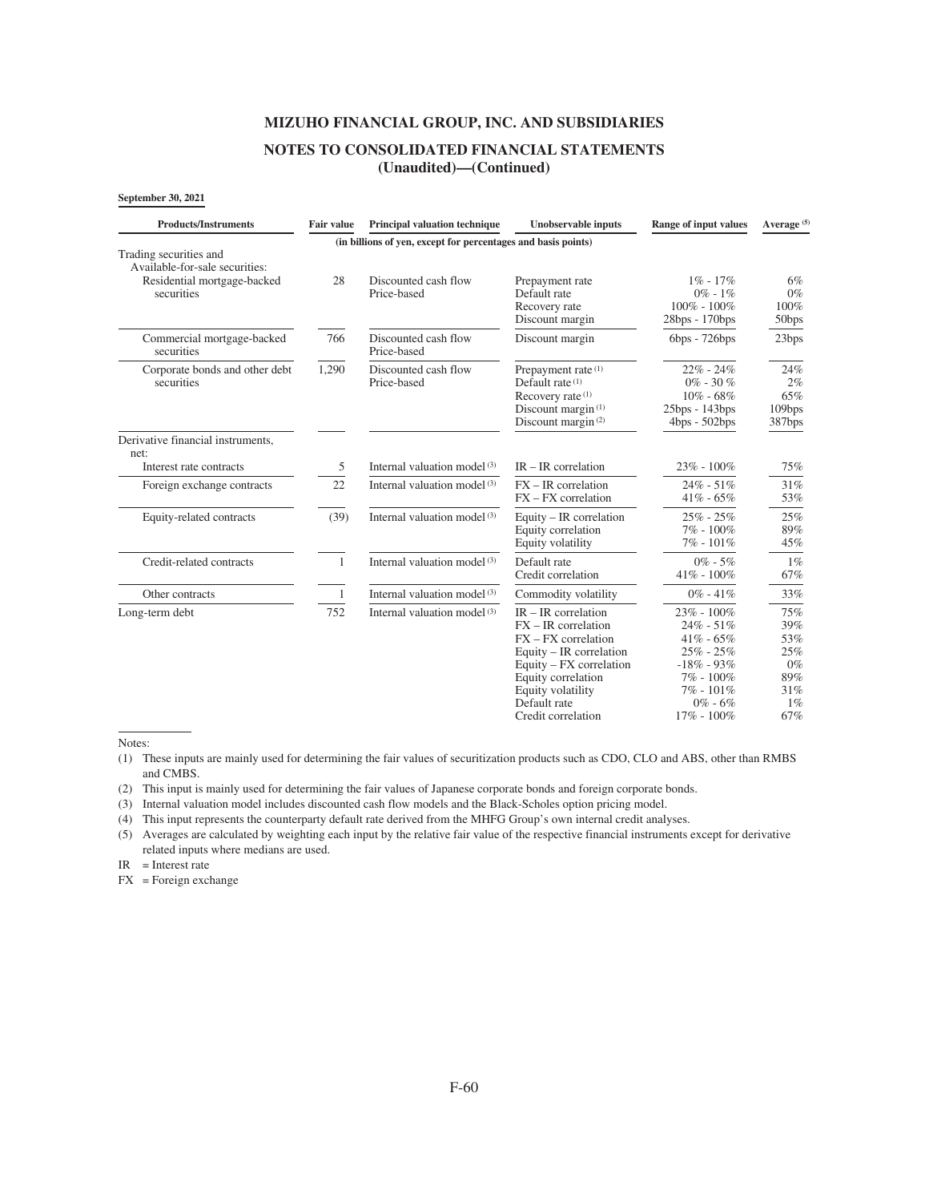# MIZUHO FINANCIAL GROUP, INC. AND SUBSIDIARIES

## NOTES TO CONSOLIDATED FINANCIAL STATEMENTS
## (Unaudited)—(Continued)

**September 30, 2021**

| Products/Instruments | Fair value | Principal valuation technique | Unobservable inputs | Range of input values | Average [5] |
|---|---|---|---|---|---|
| | (in billions of yen, except for percentages and basis points) | | | | |
| Trading securities and Available-for-sale securities: | | | | | |
| Residential mortgage-backed securities | 28 | Discounted cash flow<br>Price-based | Prepayment rate<br>Default rate<br>Recovery rate<br>Discount margin | 1% - 17%<br>0% - 1%<br>100% - 100%<br>28bps - 170bps | 6%<br>0%<br>100%<br>50bps |
| Commercial mortgage-backed securities | 766 | Discounted cash flow<br>Price-based | Discount margin | 6bps - 726bps | 23bps |
| Corporate bonds and other debt securities | 1,290 | Discounted cash flow<br>Price-based | Prepayment rate [1]<br>Default rate [1]<br>Recovery rate [1]<br>Discount margin [1]<br>Discount margin [2] | 22% - 24%<br>0% - 30 %<br>10% - 68%<br>25bps - 143bps<br>4bps - 502bps | 24%<br>2%<br>65%<br>109bps<br>387bps |
| Derivative financial instruments, net: | | | | | |
| Interest rate contracts | 5 | Internal valuation model [3] | IR – IR correlation | 23% - 100% | 75% |
| Foreign exchange contracts | 22 | Internal valuation model [3] | FX – IR correlation<br>FX – FX correlation | 24% - 51%<br>41% - 65% | 31%<br>53% |
| Equity-related contracts | (39) | Internal valuation model [3] | Equity – IR correlation<br>Equity correlation<br>Equity volatility | 25% - 25%<br>7% - 100%<br>7% - 101% | 25%<br>89%<br>45% |
| Credit-related contracts | 1 | Internal valuation model [3] | Default rate<br>Credit correlation | 0% - 5%<br>41% - 100% | 1%<br>67% |
| Other contracts | 1 | Internal valuation model [3] | Commodity volatility | 0% - 41% | 33% |
| Long-term debt | 752 | Internal valuation model [3] | IR – IR correlation<br>FX – IR correlation<br>FX – FX correlation<br>Equity – IR correlation<br>Equity – FX correlation<br>Equity correlation<br>Equity volatility<br>Default rate<br>Credit correlation | 23% - 100%<br>24% - 51%<br>41% - 65%<br>25% - 25%<br>-18% - 93%<br>7% - 100%<br>7% - 101%<br>0% - 6%<br>17% - 100% | 75%<br>39%<br>53%<br>25%<br>0%<br>89%<br>31%<br>1%<br>67% |

Notes:

(1) These inputs are mainly used for determining the fair values of securitization products such as CDO, CLO and ABS, other than RMBS and CMBS.

(2) This input is mainly used for determining the fair values of Japanese corporate bonds and foreign corporate bonds.

(3) Internal valuation model includes discounted cash flow models and the Black-Scholes option pricing model.

(4) This input represents the counterparty default rate derived from the MHFG Group's own internal credit analyses.

(5) Averages are calculated by weighting each input by the relative fair value of the respective financial instruments except for derivative related inputs where medians are used.

IR = Interest rate

FX = Foreign exchange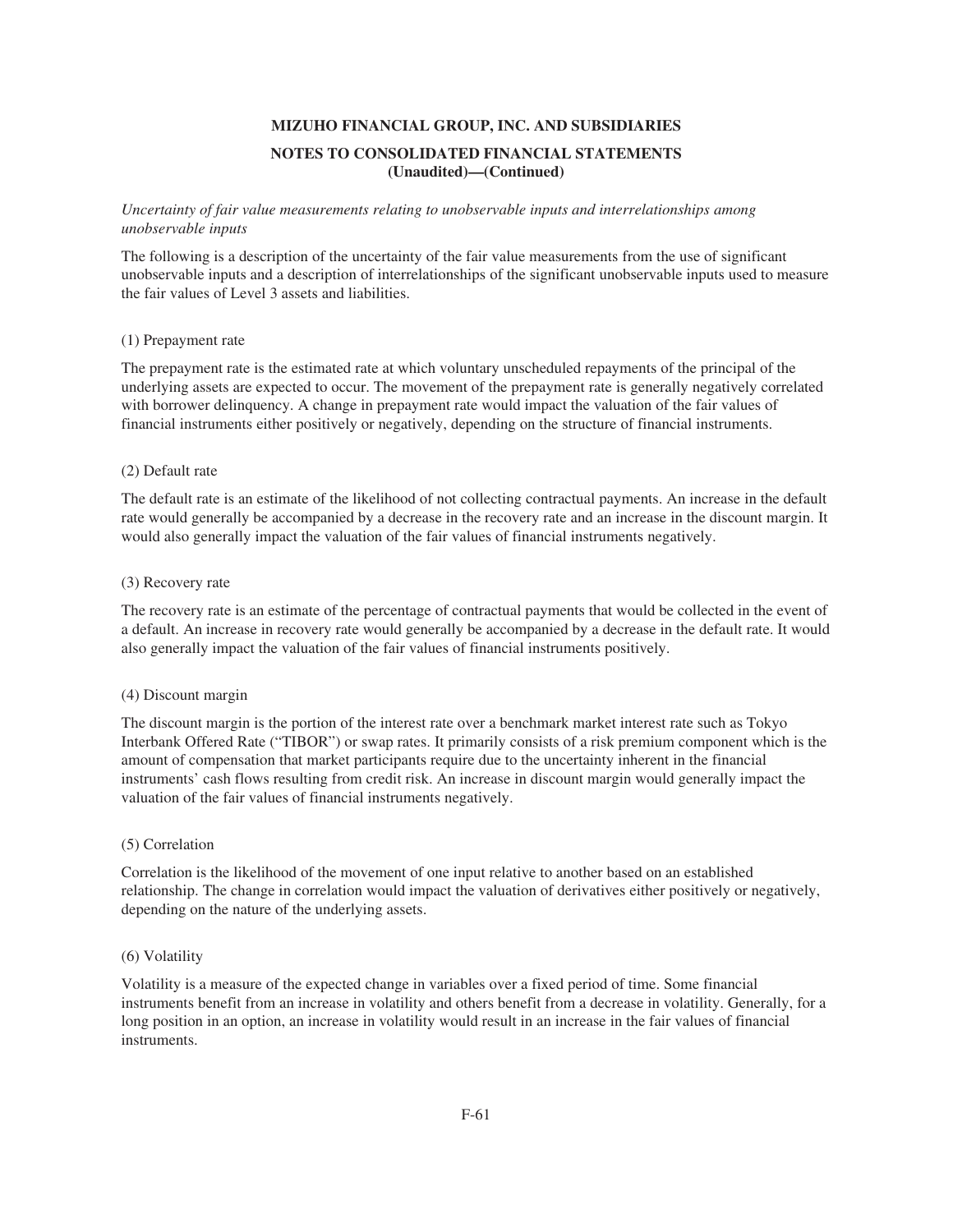**MIZUHO FINANCIAL GROUP, INC. AND SUBSIDIARIES**

**NOTES TO CONSOLIDATED FINANCIAL STATEMENTS (Unaudited)—(Continued)**

*Uncertainty of fair value measurements relating to unobservable inputs and interrelationships among unobservable inputs*

The following is a description of the uncertainty of the fair value measurements from the use of significant unobservable inputs and a description of interrelationships of the significant unobservable inputs used to measure the fair values of Level 3 assets and liabilities.

(1) Prepayment rate

The prepayment rate is the estimated rate at which voluntary unscheduled repayments of the principal of the underlying assets are expected to occur. The movement of the prepayment rate is generally negatively correlated with borrower delinquency. A change in prepayment rate would impact the valuation of the fair values of financial instruments either positively or negatively, depending on the structure of financial instruments.

(2) Default rate

The default rate is an estimate of the likelihood of not collecting contractual payments. An increase in the default rate would generally be accompanied by a decrease in the recovery rate and an increase in the discount margin. It would also generally impact the valuation of the fair values of financial instruments negatively.

(3) Recovery rate

The recovery rate is an estimate of the percentage of contractual payments that would be collected in the event of a default. An increase in recovery rate would generally be accompanied by a decrease in the default rate. It would also generally impact the valuation of the fair values of financial instruments positively.

(4) Discount margin

The discount margin is the portion of the interest rate over a benchmark market interest rate such as Tokyo Interbank Offered Rate (“TIBOR”) or swap rates. It primarily consists of a risk premium component which is the amount of compensation that market participants require due to the uncertainty inherent in the financial instruments’ cash flows resulting from credit risk. An increase in discount margin would generally impact the valuation of the fair values of financial instruments negatively.

(5) Correlation

Correlation is the likelihood of the movement of one input relative to another based on an established relationship. The change in correlation would impact the valuation of derivatives either positively or negatively, depending on the nature of the underlying assets.

(6) Volatility

Volatility is a measure of the expected change in variables over a fixed period of time. Some financial instruments benefit from an increase in volatility and others benefit from a decrease in volatility. Generally, for a long position in an option, an increase in volatility would result in an increase in the fair values of financial instruments.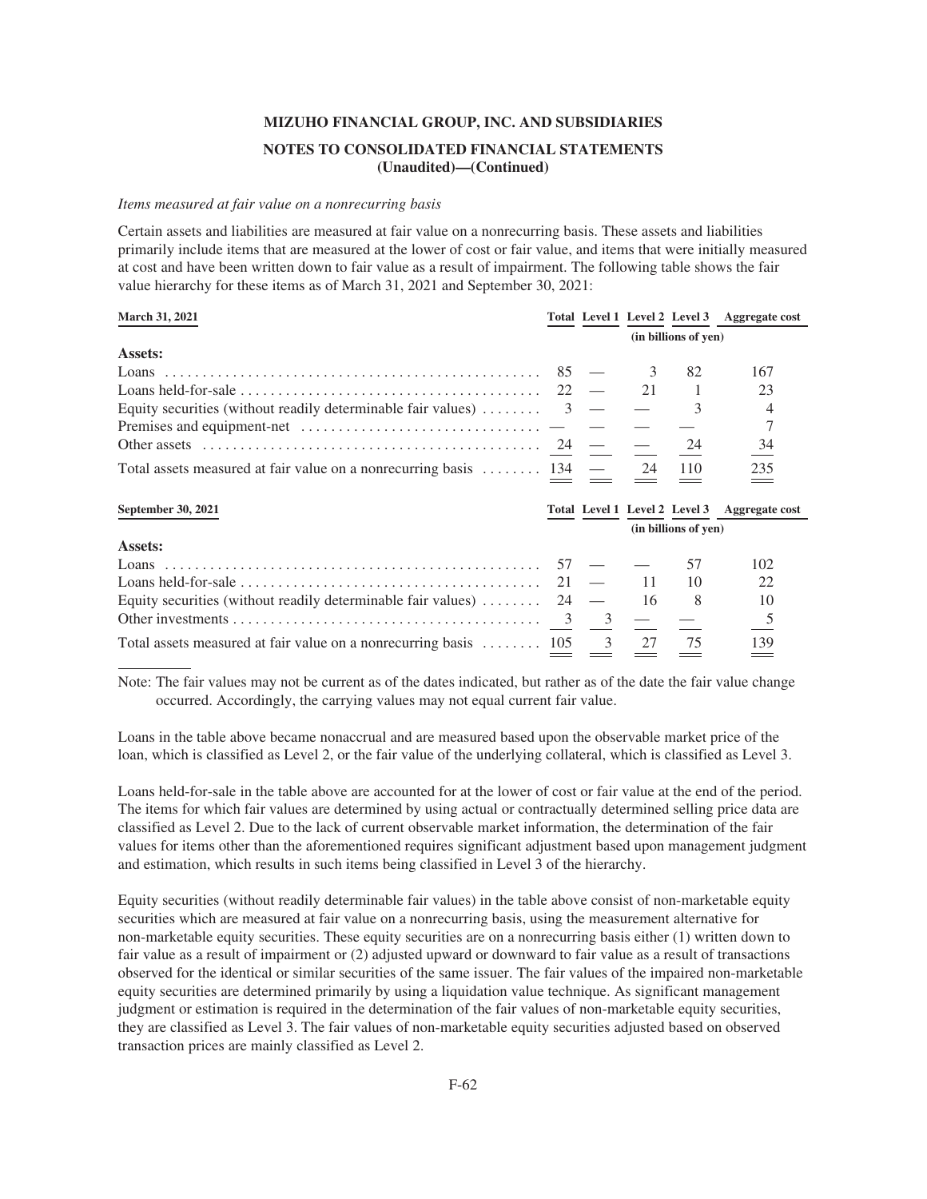*Items measured at fair value on a nonrecurring basis*

Certain assets and liabilities are measured at fair value on a nonrecurring basis. These assets and liabilities primarily include items that are measured at the lower of cost or fair value, and items that were initially measured at cost and have been written down to fair value as a result of impairment. The following table shows the fair value hierarchy for these items as of March 31, 2021 and September 30, 2021:

| March 31, 2021 | Total | Level 1 | Level 2 | Level 3 | Aggregate cost |
|---|---|---|---|---|---|
| | (in billions of yen) | | | | |
| **Assets:** | | | | | |
| Loans | 85 | — | 3 | 82 | 167 |
| Loans held-for-sale | 22 | — | 21 | 1 | 23 |
| Equity securities (without readily determinable fair values) | 3 | — | — | 3 | 4 |
| Premises and equipment-net | — | — | — | — | 7 |
| Other assets | 24 | — | — | 24 | 34 |
| Total assets measured at fair value on a nonrecurring basis | 134 | — | 24 | 110 | 235 |

| September 30, 2021 | Total | Level 1 | Level 2 | Level 3 | Aggregate cost |
|---|---|---|---|---|---|
| | (in billions of yen) | | | | |
| **Assets:** | | | | | |
| Loans | 57 | — | — | 57 | 102 |
| Loans held-for-sale | 21 | — | 11 | 10 | 22 |
| Equity securities (without readily determinable fair values) | 24 | — | 16 | 8 | 10 |
| Other investments | 3 | 3 | — | — | 5 |
| Total assets measured at fair value on a nonrecurring basis | 105 | 3 | 27 | 75 | 139 |

Note: The fair values may not be current as of the dates indicated, but rather as of the date the fair value change occurred. Accordingly, the carrying values may not equal current fair value.

Loans in the table above became nonaccrual and are measured based upon the observable market price of the loan, which is classified as Level 2, or the fair value of the underlying collateral, which is classified as Level 3.

Loans held-for-sale in the table above are accounted for at the lower of cost or fair value at the end of the period. The items for which fair values are determined by using actual or contractually determined selling price data are classified as Level 2. Due to the lack of current observable market information, the determination of the fair values for items other than the aforementioned requires significant adjustment based upon management judgment and estimation, which results in such items being classified in Level 3 of the hierarchy.

Equity securities (without readily determinable fair values) in the table above consist of non-marketable equity securities which are measured at fair value on a nonrecurring basis, using the measurement alternative for non-marketable equity securities. These equity securities are on a nonrecurring basis either (1) written down to fair value as a result of impairment or (2) adjusted upward or downward to fair value as a result of transactions observed for the identical or similar securities of the same issuer. The fair values of the impaired non-marketable equity securities are determined primarily by using a liquidation value technique. As significant management judgment or estimation is required in the determination of the fair values of non-marketable equity securities, they are classified as Level 3. The fair values of non-marketable equity securities adjusted based on observed transaction prices are mainly classified as Level 2.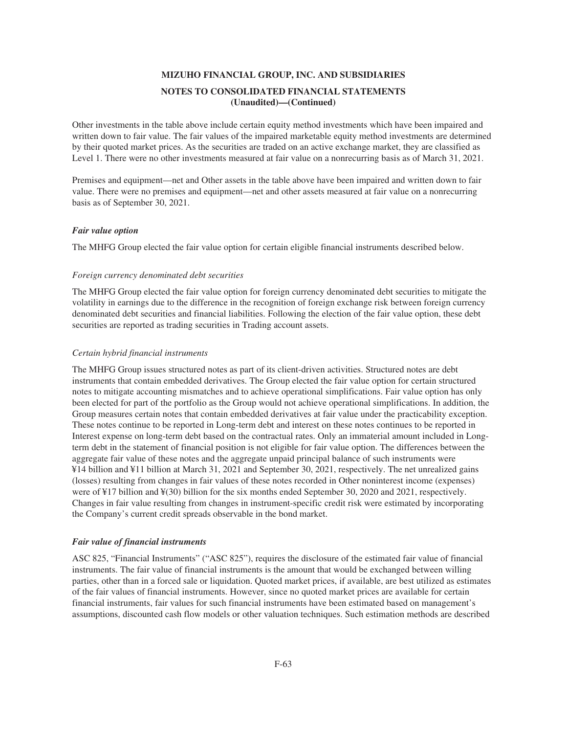Other investments in the table above include certain equity method investments which have been impaired and written down to fair value. The fair values of the impaired marketable equity method investments are determined by their quoted market prices. As the securities are traded on an active exchange market, they are classified as Level 1. There were no other investments measured at fair value on a nonrecurring basis as of March 31, 2021.

Premises and equipment—net and Other assets in the table above have been impaired and written down to fair value. There were no premises and equipment—net and other assets measured at fair value on a nonrecurring basis as of September 30, 2021.

***Fair value option***

The MHFG Group elected the fair value option for certain eligible financial instruments described below.

*Foreign currency denominated debt securities*

The MHFG Group elected the fair value option for foreign currency denominated debt securities to mitigate the volatility in earnings due to the difference in the recognition of foreign exchange risk between foreign currency denominated debt securities and financial liabilities. Following the election of the fair value option, these debt securities are reported as trading securities in Trading account assets.

*Certain hybrid financial instruments*

The MHFG Group issues structured notes as part of its client-driven activities. Structured notes are debt instruments that contain embedded derivatives. The Group elected the fair value option for certain structured notes to mitigate accounting mismatches and to achieve operational simplifications. Fair value option has only been elected for part of the portfolio as the Group would not achieve operational simplifications. In addition, the Group measures certain notes that contain embedded derivatives at fair value under the practicability exception. These notes continue to be reported in Long-term debt and interest on these notes continues to be reported in Interest expense on long-term debt based on the contractual rates. Only an immaterial amount included in Long-term debt in the statement of financial position is not eligible for fair value option. The differences between the aggregate fair value of these notes and the aggregate unpaid principal balance of such instruments were ¥14 billion and ¥11 billion at March 31, 2021 and September 30, 2021, respectively. The net unrealized gains (losses) resulting from changes in fair values of these notes recorded in Other noninterest income (expenses) were of ¥17 billion and ¥(30) billion for the six months ended September 30, 2020 and 2021, respectively. Changes in fair value resulting from changes in instrument-specific credit risk were estimated by incorporating the Company's current credit spreads observable in the bond market.

***Fair value of financial instruments***

ASC 825, "Financial Instruments" ("ASC 825"), requires the disclosure of the estimated fair value of financial instruments. The fair value of financial instruments is the amount that would be exchanged between willing parties, other than in a forced sale or liquidation. Quoted market prices, if available, are best utilized as estimates of the fair values of financial instruments. However, since no quoted market prices are available for certain financial instruments, fair values for such financial instruments have been estimated based on management's assumptions, discounted cash flow models or other valuation techniques. Such estimation methods are described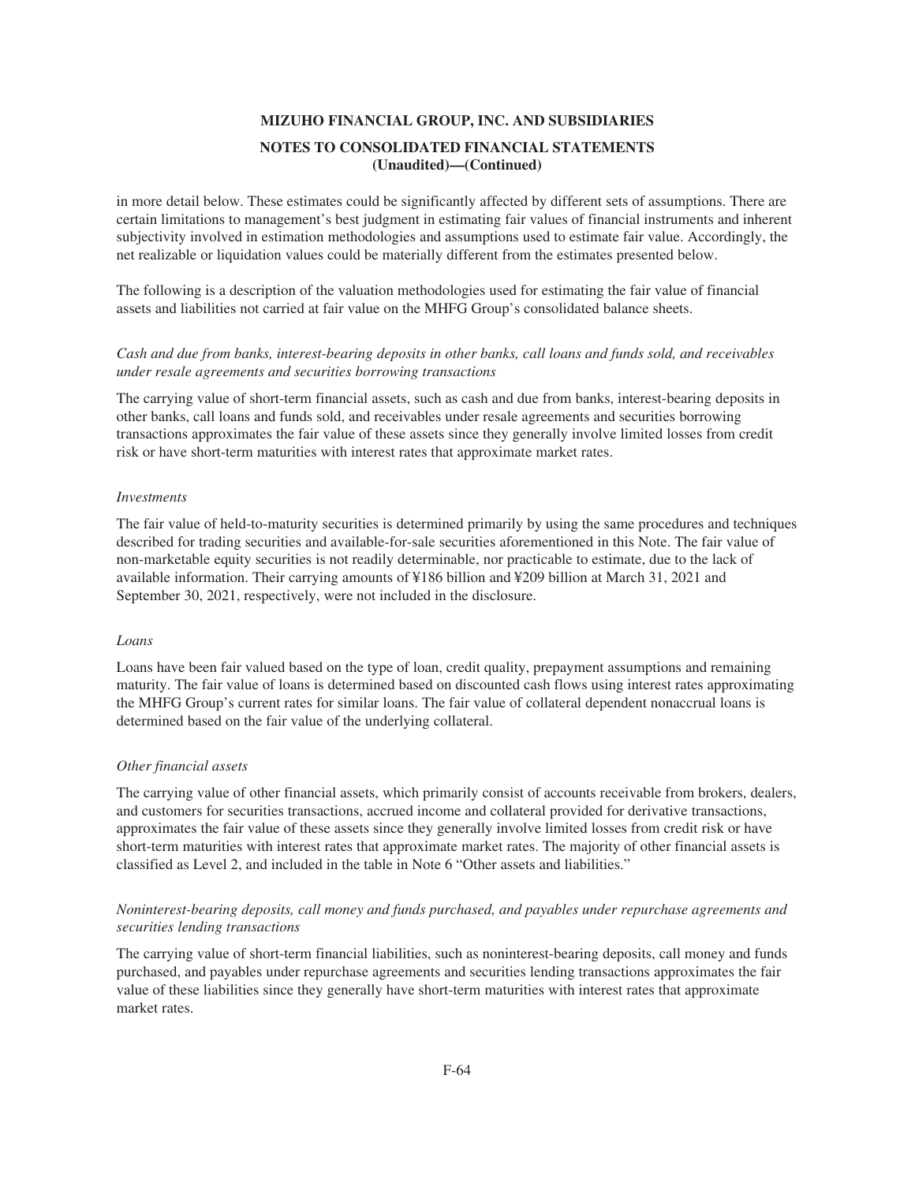in more detail below. These estimates could be significantly affected by different sets of assumptions. There are certain limitations to management's best judgment in estimating fair values of financial instruments and inherent subjectivity involved in estimation methodologies and assumptions used to estimate fair value. Accordingly, the net realizable or liquidation values could be materially different from the estimates presented below.

The following is a description of the valuation methodologies used for estimating the fair value of financial assets and liabilities not carried at fair value on the MHFG Group's consolidated balance sheets.

*Cash and due from banks, interest-bearing deposits in other banks, call loans and funds sold, and receivables under resale agreements and securities borrowing transactions*

The carrying value of short-term financial assets, such as cash and due from banks, interest-bearing deposits in other banks, call loans and funds sold, and receivables under resale agreements and securities borrowing transactions approximates the fair value of these assets since they generally involve limited losses from credit risk or have short-term maturities with interest rates that approximate market rates.

*Investments*

The fair value of held-to-maturity securities is determined primarily by using the same procedures and techniques described for trading securities and available-for-sale securities aforementioned in this Note. The fair value of non-marketable equity securities is not readily determinable, nor practicable to estimate, due to the lack of available information. Their carrying amounts of ¥186 billion and ¥209 billion at March 31, 2021 and September 30, 2021, respectively, were not included in the disclosure.

*Loans*

Loans have been fair valued based on the type of loan, credit quality, prepayment assumptions and remaining maturity. The fair value of loans is determined based on discounted cash flows using interest rates approximating the MHFG Group's current rates for similar loans. The fair value of collateral dependent nonaccrual loans is determined based on the fair value of the underlying collateral.

*Other financial assets*

The carrying value of other financial assets, which primarily consist of accounts receivable from brokers, dealers, and customers for securities transactions, accrued income and collateral provided for derivative transactions, approximates the fair value of these assets since they generally involve limited losses from credit risk or have short-term maturities with interest rates that approximate market rates. The majority of other financial assets is classified as Level 2, and included in the table in Note 6 "Other assets and liabilities."

*Noninterest-bearing deposits, call money and funds purchased, and payables under repurchase agreements and securities lending transactions*

The carrying value of short-term financial liabilities, such as noninterest-bearing deposits, call money and funds purchased, and payables under repurchase agreements and securities lending transactions approximates the fair value of these liabilities since they generally have short-term maturities with interest rates that approximate market rates.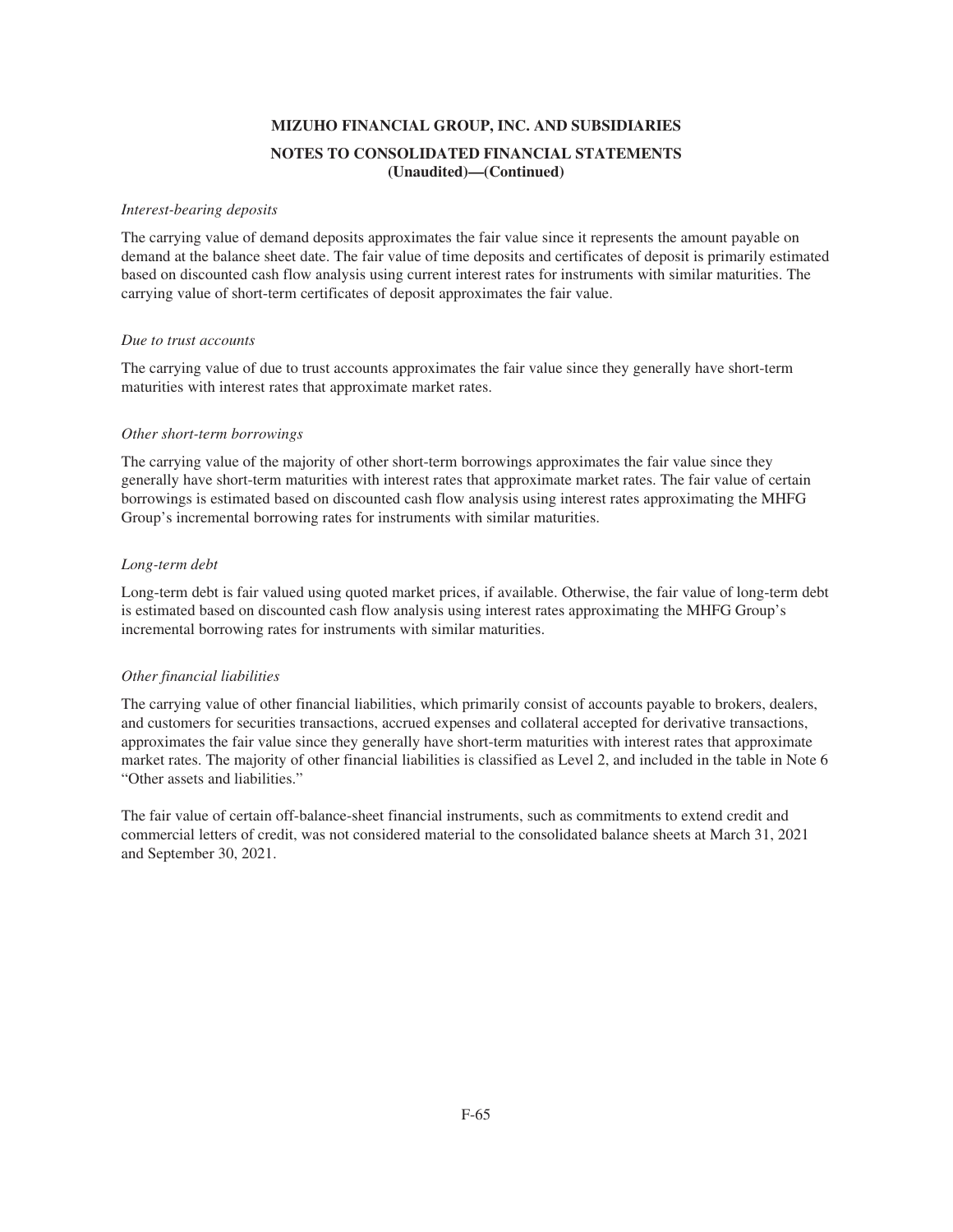*Interest-bearing deposits*

The carrying value of demand deposits approximates the fair value since it represents the amount payable on demand at the balance sheet date. The fair value of time deposits and certificates of deposit is primarily estimated based on discounted cash flow analysis using current interest rates for instruments with similar maturities. The carrying value of short-term certificates of deposit approximates the fair value.

*Due to trust accounts*

The carrying value of due to trust accounts approximates the fair value since they generally have short-term maturities with interest rates that approximate market rates.

*Other short-term borrowings*

The carrying value of the majority of other short-term borrowings approximates the fair value since they generally have short-term maturities with interest rates that approximate market rates. The fair value of certain borrowings is estimated based on discounted cash flow analysis using interest rates approximating the MHFG Group's incremental borrowing rates for instruments with similar maturities.

*Long-term debt*

Long-term debt is fair valued using quoted market prices, if available. Otherwise, the fair value of long-term debt is estimated based on discounted cash flow analysis using interest rates approximating the MHFG Group's incremental borrowing rates for instruments with similar maturities.

*Other financial liabilities*

The carrying value of other financial liabilities, which primarily consist of accounts payable to brokers, dealers, and customers for securities transactions, accrued expenses and collateral accepted for derivative transactions, approximates the fair value since they generally have short-term maturities with interest rates that approximate market rates. The majority of other financial liabilities is classified as Level 2, and included in the table in Note 6 "Other assets and liabilities."

The fair value of certain off-balance-sheet financial instruments, such as commitments to extend credit and commercial letters of credit, was not considered material to the consolidated balance sheets at March 31, 2021 and September 30, 2021.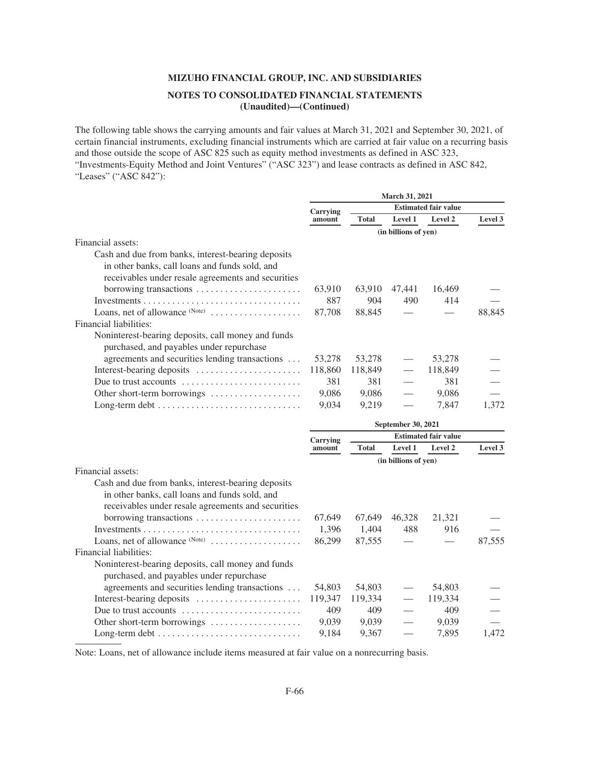**MIZUHO FINANCIAL GROUP, INC. AND SUBSIDIARIES**

**NOTES TO CONSOLIDATED FINANCIAL STATEMENTS (Unaudited)—(Continued)**

The following table shows the carrying amounts and fair values at March 31, 2021 and September 30, 2021, of certain financial instruments, excluding financial instruments which are carried at fair value on a recurring basis and those outside the scope of ASC 825 such as equity method investments as defined in ASC 323, "Investments-Equity Method and Joint Ventures" ("ASC 323") and lease contracts as defined in ASC 842, "Leases" ("ASC 842"):

| | March 31, 2021 | | | | |
|---|---|---|---|---|---|
| | Carrying amount | Estimated fair value | | | |
| | | Total | Level 1 | Level 2 | Level 3 |
| | (in billions of yen) | | | | |
| Financial assets: | | | | | |
| Cash and due from banks, interest-bearing deposits in other banks, call loans and funds sold, and receivables under resale agreements and securities borrowing transactions | 63,910 | 63,910 | 47,441 | 16,469 | — |
| Investments | 887 | 904 | 490 | 414 | — |
| Loans, net of allowance (Note) | 87,708 | 88,845 | — | — | 88,845 |
| Financial liabilities: | | | | | |
| Noninterest-bearing deposits, call money and funds purchased, and payables under repurchase agreements and securities lending transactions | 53,278 | 53,278 | — | 53,278 | — |
| Interest-bearing deposits | 118,860 | 118,849 | — | 118,849 | — |
| Due to trust accounts | 381 | 381 | — | 381 | — |
| Other short-term borrowings | 9,086 | 9,086 | — | 9,086 | — |
| Long-term debt | 9,034 | 9,219 | — | 7,847 | 1,372 |

| | September 30, 2021 | | | | |
|---|---|---|---|---|---|
| | Carrying amount | Estimated fair value | | | |
| | | Total | Level 1 | Level 2 | Level 3 |
| | (in billions of yen) | | | | |
| Financial assets: | | | | | |
| Cash and due from banks, interest-bearing deposits in other banks, call loans and funds sold, and receivables under resale agreements and securities borrowing transactions | 67,649 | 67,649 | 46,328 | 21,321 | — |
| Investments | 1,396 | 1,404 | 488 | 916 | — |
| Loans, net of allowance (Note) | 86,299 | 87,555 | — | — | 87,555 |
| Financial liabilities: | | | | | |
| Noninterest-bearing deposits, call money and funds purchased, and payables under repurchase agreements and securities lending transactions | 54,803 | 54,803 | — | 54,803 | — |
| Interest-bearing deposits | 119,347 | 119,334 | — | 119,334 | — |
| Due to trust accounts | 409 | 409 | — | 409 | — |
| Other short-term borrowings | 9,039 | 9,039 | — | 9,039 | — |
| Long-term debt | 9,184 | 9,367 | — | 7,895 | 1,472 |

Note: Loans, net of allowance include items measured at fair value on a nonrecurring basis.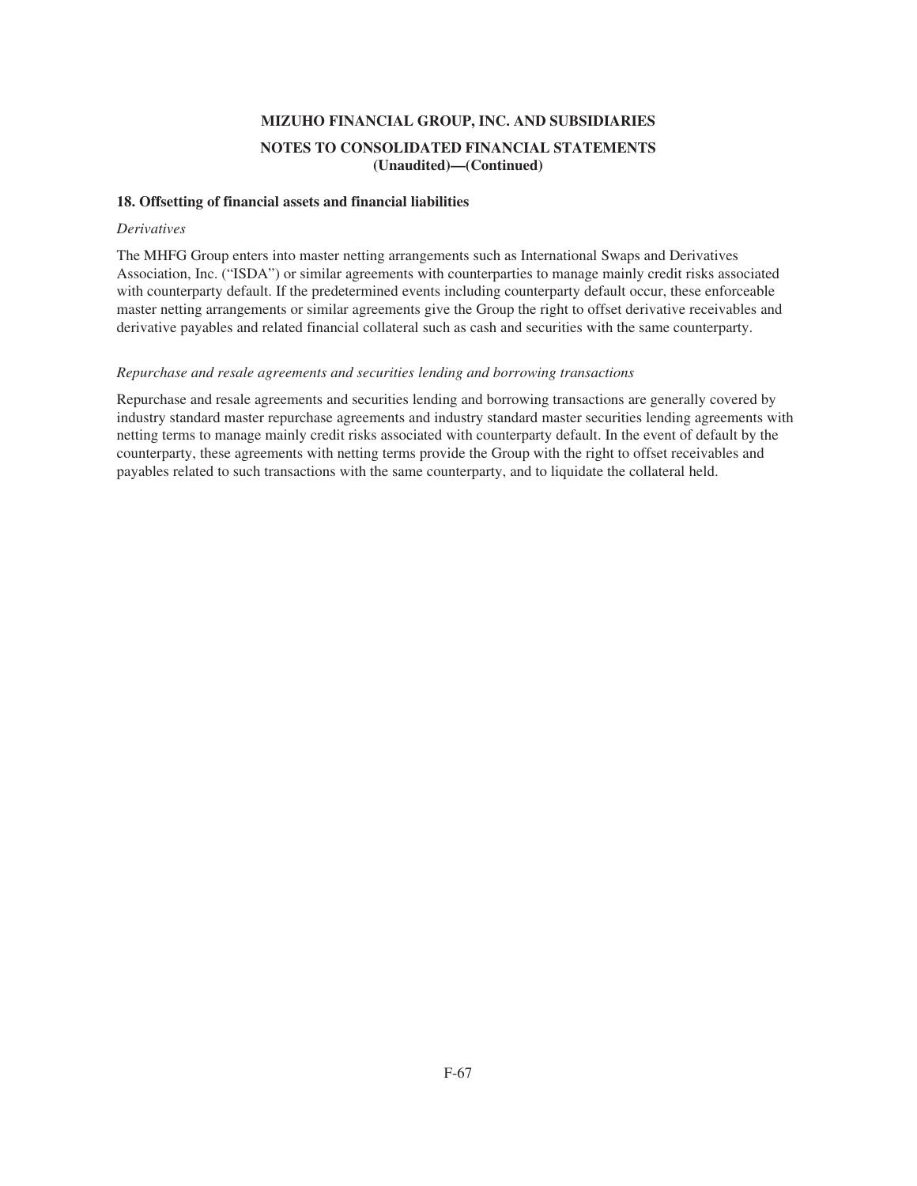### 18. Offsetting of financial assets and financial liabilities

*Derivatives*

The MHFG Group enters into master netting arrangements such as International Swaps and Derivatives Association, Inc. ("ISDA") or similar agreements with counterparties to manage mainly credit risks associated with counterparty default. If the predetermined events including counterparty default occur, these enforceable master netting arrangements or similar agreements give the Group the right to offset derivative receivables and derivative payables and related financial collateral such as cash and securities with the same counterparty.

*Repurchase and resale agreements and securities lending and borrowing transactions*

Repurchase and resale agreements and securities lending and borrowing transactions are generally covered by industry standard master repurchase agreements and industry standard master securities lending agreements with netting terms to manage mainly credit risks associated with counterparty default. In the event of default by the counterparty, these agreements with netting terms provide the Group with the right to offset receivables and payables related to such transactions with the same counterparty, and to liquidate the collateral held.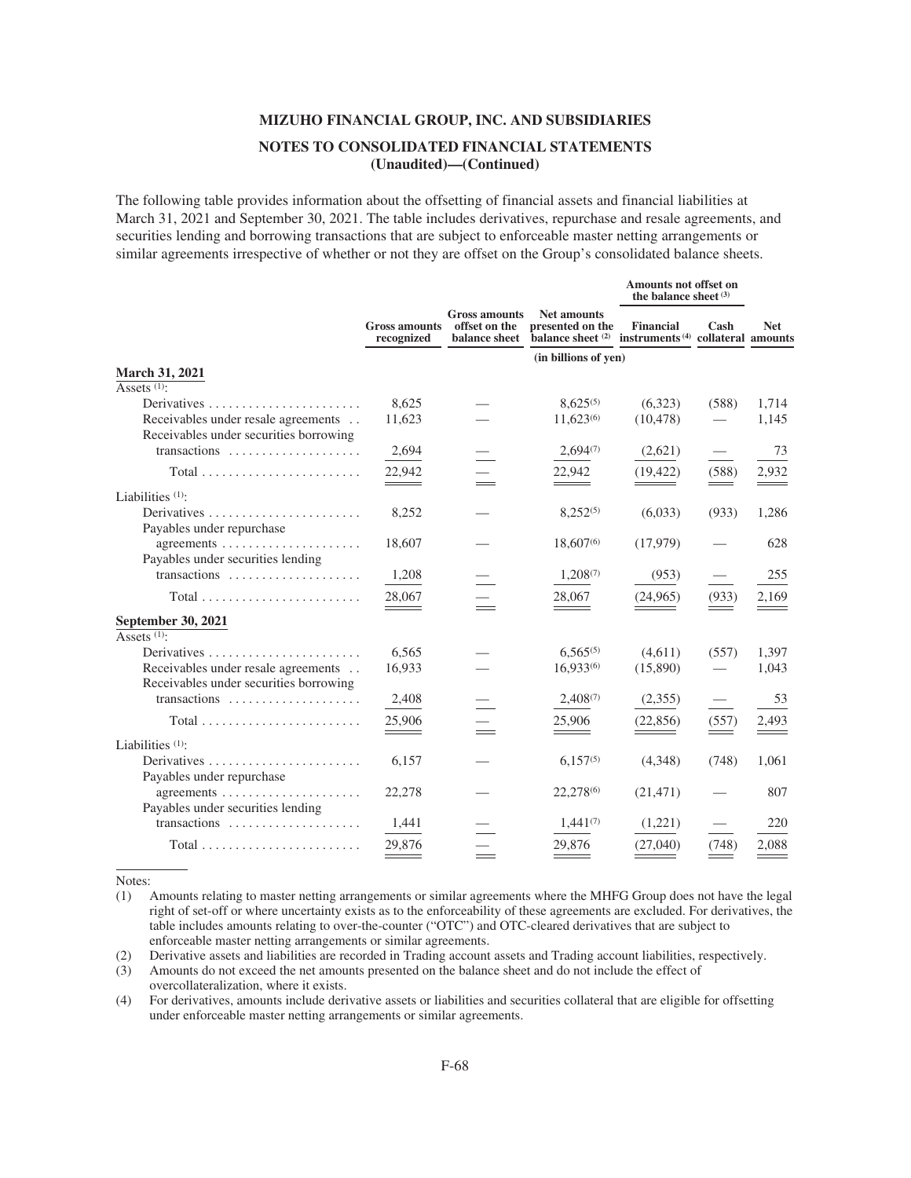**MIZUHO FINANCIAL GROUP, INC. AND SUBSIDIARIES**

**NOTES TO CONSOLIDATED FINANCIAL STATEMENTS**
**(Unaudited)—(Continued)**

The following table provides information about the offsetting of financial assets and financial liabilities at March 31, 2021 and September 30, 2021. The table includes derivatives, repurchase and resale agreements, and securities lending and borrowing transactions that are subject to enforceable master netting arrangements or similar agreements irrespective of whether or not they are offset on the Group's consolidated balance sheets.

| | Gross amounts recognized | Gross amounts offset on the balance sheet | Net amounts presented on the balance sheet [2] | Amounts not offset on the balance sheet [3] | | |
|---|---|---|---|---|---|---|
| | | | | Financial instruments [4] | Cash collateral | Net amounts |
| | | | (in billions of yen) | | | |
| **March 31, 2021** | | | | | | |
| Assets [1]: | | | | | | |
| Derivatives | 8,625 | — | 8,625[5] | (6,323) | (588) | 1,714 |
| Receivables under resale agreements | 11,623 | — | 11,623[6] | (10,478) | — | 1,145 |
| Receivables under securities borrowing transactions | 2,694 | — | 2,694[7] | (2,621) | — | 73 |
| Total | 22,942 | — | 22,942 | (19,422) | (588) | 2,932 |
| Liabilities [1]: | | | | | | |
| Derivatives | 8,252 | — | 8,252[5] | (6,033) | (933) | 1,286 |
| Payables under repurchase agreements | 18,607 | — | 18,607[6] | (17,979) | — | 628 |
| Payables under securities lending transactions | 1,208 | — | 1,208[7] | (953) | — | 255 |
| Total | 28,067 | — | 28,067 | (24,965) | (933) | 2,169 |
| **September 30, 2021** | | | | | | |
| Assets [1]: | | | | | | |
| Derivatives | 6,565 | — | 6,565[5] | (4,611) | (557) | 1,397 |
| Receivables under resale agreements | 16,933 | — | 16,933[6] | (15,890) | — | 1,043 |
| Receivables under securities borrowing transactions | 2,408 | — | 2,408[7] | (2,355) | — | 53 |
| Total | 25,906 | — | 25,906 | (22,856) | (557) | 2,493 |
| Liabilities [1]: | | | | | | |
| Derivatives | 6,157 | — | 6,157[5] | (4,348) | (748) | 1,061 |
| Payables under repurchase agreements | 22,278 | — | 22,278[6] | (21,471) | — | 807 |
| Payables under securities lending transactions | 1,441 | — | 1,441[7] | (1,221) | — | 220 |
| Total | 29,876 | — | 29,876 | (27,040) | (748) | 2,088 |

Notes:

(1) Amounts relating to master netting arrangements or similar agreements where the MHFG Group does not have the legal right of set-off or where uncertainty exists as to the enforceability of these agreements are excluded. For derivatives, the table includes amounts relating to over-the-counter ("OTC") and OTC-cleared derivatives that are subject to enforceable master netting arrangements or similar agreements.

(2) Derivative assets and liabilities are recorded in Trading account assets and Trading account liabilities, respectively.

(3) Amounts do not exceed the net amounts presented on the balance sheet and do not include the effect of overcollateralization, where it exists.

(4) For derivatives, amounts include derivative assets or liabilities and securities collateral that are eligible for offsetting under enforceable master netting arrangements or similar agreements.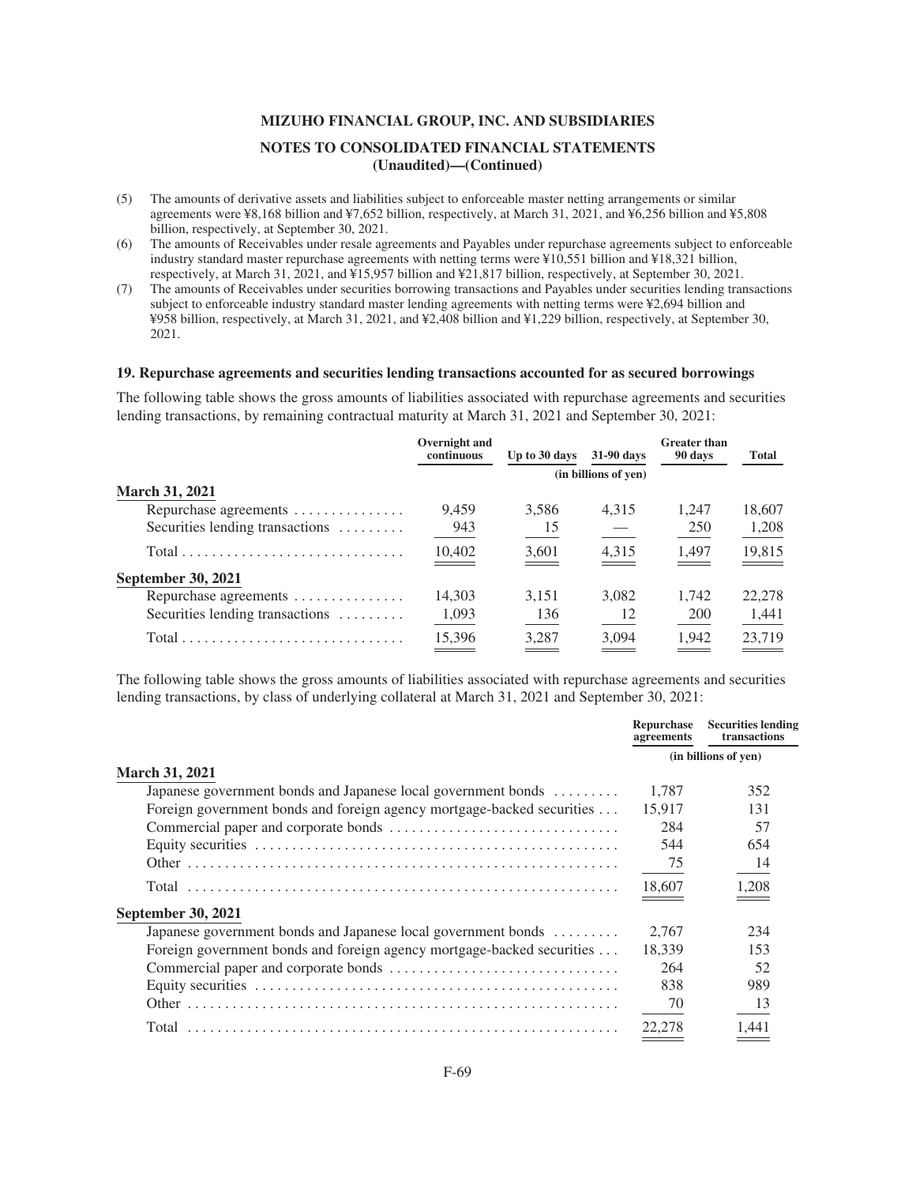(5) The amounts of derivative assets and liabilities subject to enforceable master netting arrangements or similar agreements were ¥8,168 billion and ¥7,652 billion, respectively, at March 31, 2021, and ¥6,256 billion and ¥5,808 billion, respectively, at September 30, 2021.

(6) The amounts of Receivables under resale agreements and Payables under repurchase agreements subject to enforceable industry standard master repurchase agreements with netting terms were ¥10,551 billion and ¥18,321 billion, respectively, at March 31, 2021, and ¥15,957 billion and ¥21,817 billion, respectively, at September 30, 2021.

(7) The amounts of Receivables under securities borrowing transactions and Payables under securities lending transactions subject to enforceable industry standard master lending agreements with netting terms were ¥2,694 billion and ¥958 billion, respectively, at March 31, 2021, and ¥2,408 billion and ¥1,229 billion, respectively, at September 30, 2021.

### 19. Repurchase agreements and securities lending transactions accounted for as secured borrowings

The following table shows the gross amounts of liabilities associated with repurchase agreements and securities lending transactions, by remaining contractual maturity at March 31, 2021 and September 30, 2021:

| | Overnight and continuous | Up to 30 days | 31-90 days | Greater than 90 days | Total |
|---|---|---|---|---|---|
| | | | (in billions of yen) | | |
| **March 31, 2021** | | | | | |
| Repurchase agreements | 9,459 | 3,586 | 4,315 | 1,247 | 18,607 |
| Securities lending transactions | 943 | 15 | — | 250 | 1,208 |
| Total | 10,402 | 3,601 | 4,315 | 1,497 | 19,815 |
| **September 30, 2021** | | | | | |
| Repurchase agreements | 14,303 | 3,151 | 3,082 | 1,742 | 22,278 |
| Securities lending transactions | 1,093 | 136 | 12 | 200 | 1,441 |
| Total | 15,396 | 3,287 | 3,094 | 1,942 | 23,719 |

The following table shows the gross amounts of liabilities associated with repurchase agreements and securities lending transactions, by class of underlying collateral at March 31, 2021 and September 30, 2021:

| | Repurchase agreements | Securities lending transactions |
|---|---|---|
| | (in billions of yen) | |
| **March 31, 2021** | | |
| Japanese government bonds and Japanese local government bonds | 1,787 | 352 |
| Foreign government bonds and foreign agency mortgage-backed securities | 15,917 | 131 |
| Commercial paper and corporate bonds | 284 | 57 |
| Equity securities | 544 | 654 |
| Other | 75 | 14 |
| Total | 18,607 | 1,208 |
| **September 30, 2021** | | |
| Japanese government bonds and Japanese local government bonds | 2,767 | 234 |
| Foreign government bonds and foreign agency mortgage-backed securities | 18,339 | 153 |
| Commercial paper and corporate bonds | 264 | 52 |
| Equity securities | 838 | 989 |
| Other | 70 | 13 |
| Total | 22,278 | 1,441 |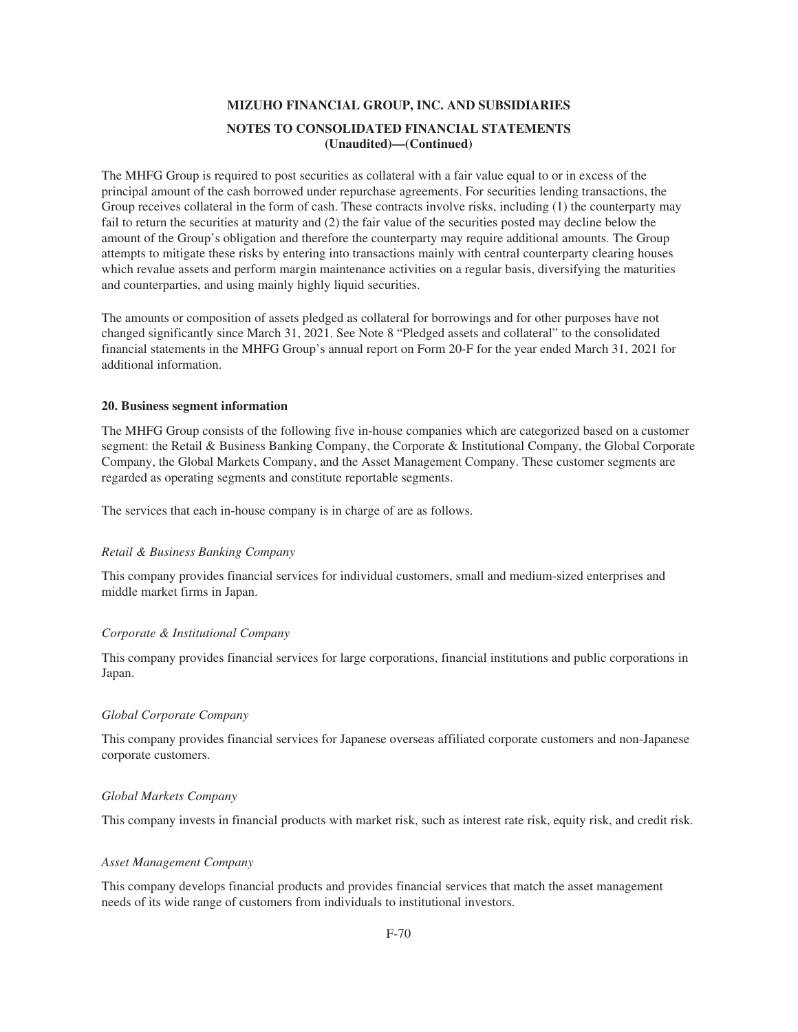The MHFG Group is required to post securities as collateral with a fair value equal to or in excess of the principal amount of the cash borrowed under repurchase agreements. For securities lending transactions, the Group receives collateral in the form of cash. These contracts involve risks, including (1) the counterparty may fail to return the securities at maturity and (2) the fair value of the securities posted may decline below the amount of the Group's obligation and therefore the counterparty may require additional amounts. The Group attempts to mitigate these risks by entering into transactions mainly with central counterparty clearing houses which revalue assets and perform margin maintenance activities on a regular basis, diversifying the maturities and counterparties, and using mainly highly liquid securities.

The amounts or composition of assets pledged as collateral for borrowings and for other purposes have not changed significantly since March 31, 2021. See Note 8 "Pledged assets and collateral" to the consolidated financial statements in the MHFG Group's annual report on Form 20-F for the year ended March 31, 2021 for additional information.

## 20. Business segment information

The MHFG Group consists of the following five in-house companies which are categorized based on a customer segment: the Retail & Business Banking Company, the Corporate & Institutional Company, the Global Corporate Company, the Global Markets Company, and the Asset Management Company. These customer segments are regarded as operating segments and constitute reportable segments.

The services that each in-house company is in charge of are as follows.

*Retail & Business Banking Company*

This company provides financial services for individual customers, small and medium-sized enterprises and middle market firms in Japan.

*Corporate & Institutional Company*

This company provides financial services for large corporations, financial institutions and public corporations in Japan.

*Global Corporate Company*

This company provides financial services for Japanese overseas affiliated corporate customers and non-Japanese corporate customers.

*Global Markets Company*

This company invests in financial products with market risk, such as interest rate risk, equity risk, and credit risk.

*Asset Management Company*

This company develops financial products and provides financial services that match the asset management needs of its wide range of customers from individuals to institutional investors.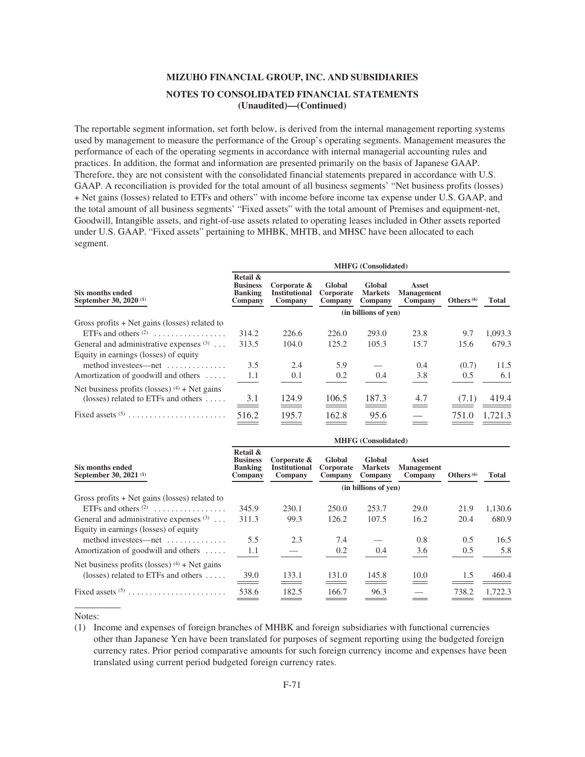**MIZUHO FINANCIAL GROUP, INC. AND SUBSIDIARIES**

**NOTES TO CONSOLIDATED FINANCIAL STATEMENTS (Unaudited)—(Continued)**

The reportable segment information, set forth below, is derived from the internal management reporting systems used by management to measure the performance of the Group's operating segments. Management measures the performance of each of the operating segments in accordance with internal managerial accounting rules and practices. In addition, the format and information are presented primarily on the basis of Japanese GAAP. Therefore, they are not consistent with the consolidated financial statements prepared in accordance with U.S. GAAP. A reconciliation is provided for the total amount of all business segments' "Net business profits (losses) + Net gains (losses) related to ETFs and others" with income before income tax expense under U.S. GAAP, and the total amount of all business segments' "Fixed assets" with the total amount of Premises and equipment-net, Goodwill, Intangible assets, and right-of-use assets related to operating leases included in Other assets reported under U.S. GAAP. "Fixed assets" pertaining to MHBK, MHTB, and MHSC have been allocated to each segment.

| Six months ended September 30, 2020 (1) | MHFG (Consolidated) | | | | | | |
|---|---|---|---|---|---|---|---|
| | Retail & Business Banking Company | Corporate & Institutional Company | Global Corporate Company | Global Markets Company | Asset Management Company | Others (6) | Total |
| | (in billions of yen) | | | | | | |
| Gross profits + Net gains (losses) related to ETFs and others (2) | 314.2 | 226.6 | 226.0 | 293.0 | 23.8 | 9.7 | 1,093.3 |
| General and administrative expenses (3) | 313.5 | 104.0 | 125.2 | 105.3 | 15.7 | 15.6 | 679.3 |
| Equity in earnings (losses) of equity method investees—net | 3.5 | 2.4 | 5.9 | — | 0.4 | (0.7) | 11.5 |
| Amortization of goodwill and others | 1.1 | 0.1 | 0.2 | 0.4 | 3.8 | 0.5 | 6.1 |
| Net business profits (losses) (4) + Net gains (losses) related to ETFs and others | 3.1 | 124.9 | 106.5 | 187.3 | 4.7 | (7.1) | 419.4 |
| Fixed assets (5) | 516.2 | 195.7 | 162.8 | 95.6 | — | 751.0 | 1,721.3 |

| Six months ended September 30, 2021 (1) | MHFG (Consolidated) | | | | | | |
|---|---|---|---|---|---|---|---|
| | Retail & Business Banking Company | Corporate & Institutional Company | Global Corporate Company | Global Markets Company | Asset Management Company | Others (6) | Total |
| | (in billions of yen) | | | | | | |
| Gross profits + Net gains (losses) related to ETFs and others (2) | 345.9 | 230.1 | 250.0 | 253.7 | 29.0 | 21.9 | 1,130.6 |
| General and administrative expenses (3) | 311.3 | 99.3 | 126.2 | 107.5 | 16.2 | 20.4 | 680.9 |
| Equity in earnings (losses) of equity method investees—net | 5.5 | 2.3 | 7.4 | — | 0.8 | 0.5 | 16.5 |
| Amortization of goodwill and others | 1.1 | — | 0.2 | 0.4 | 3.6 | 0.5 | 5.8 |
| Net business profits (losses) (4) + Net gains (losses) related to ETFs and others | 39.0 | 133.1 | 131.0 | 145.8 | 10.0 | 1.5 | 460.4 |
| Fixed assets (5) | 538.6 | 182.5 | 166.7 | 96.3 | — | 738.2 | 1,722.3 |

Notes:

(1) Income and expenses of foreign branches of MHBK and foreign subsidiaries with functional currencies other than Japanese Yen have been translated for purposes of segment reporting using the budgeted foreign currency rates. Prior period comparative amounts for such foreign currency income and expenses have been translated using current period budgeted foreign currency rates.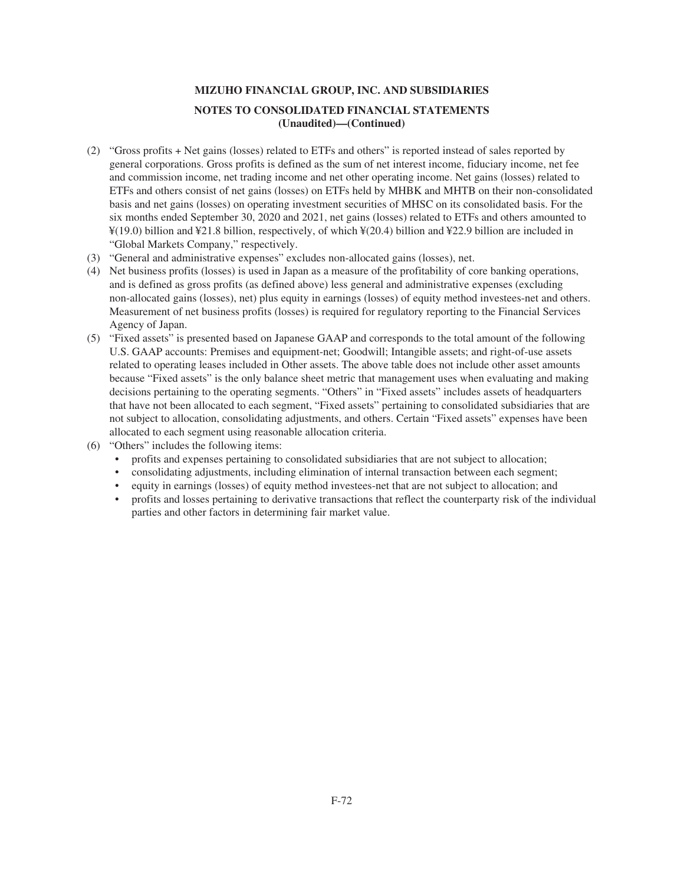**MIZUHO FINANCIAL GROUP, INC. AND SUBSIDIARIES**

**NOTES TO CONSOLIDATED FINANCIAL STATEMENTS**
**(Unaudited)—(Continued)**

(2) "Gross profits + Net gains (losses) related to ETFs and others" is reported instead of sales reported by general corporations. Gross profits is defined as the sum of net interest income, fiduciary income, net fee and commission income, net trading income and net other operating income. Net gains (losses) related to ETFs and others consist of net gains (losses) on ETFs held by MHBK and MHTB on their non-consolidated basis and net gains (losses) on operating investment securities of MHSC on its consolidated basis. For the six months ended September 30, 2020 and 2021, net gains (losses) related to ETFs and others amounted to ¥(19.0) billion and ¥21.8 billion, respectively, of which ¥(20.4) billion and ¥22.9 billion are included in "Global Markets Company," respectively.

(3) "General and administrative expenses" excludes non-allocated gains (losses), net.

(4) Net business profits (losses) is used in Japan as a measure of the profitability of core banking operations, and is defined as gross profits (as defined above) less general and administrative expenses (excluding non-allocated gains (losses), net) plus equity in earnings (losses) of equity method investees-net and others. Measurement of net business profits (losses) is required for regulatory reporting to the Financial Services Agency of Japan.

(5) "Fixed assets" is presented based on Japanese GAAP and corresponds to the total amount of the following U.S. GAAP accounts: Premises and equipment-net; Goodwill; Intangible assets; and right-of-use assets related to operating leases included in Other assets. The above table does not include other asset amounts because "Fixed assets" is the only balance sheet metric that management uses when evaluating and making decisions pertaining to the operating segments. "Others" in "Fixed assets" includes assets of headquarters that have not been allocated to each segment, "Fixed assets" pertaining to consolidated subsidiaries that are not subject to allocation, consolidating adjustments, and others. Certain "Fixed assets" expenses have been allocated to each segment using reasonable allocation criteria.

(6) "Others" includes the following items:
   - profits and expenses pertaining to consolidated subsidiaries that are not subject to allocation;
   - consolidating adjustments, including elimination of internal transaction between each segment;
   - equity in earnings (losses) of equity method investees-net that are not subject to allocation; and
   - profits and losses pertaining to derivative transactions that reflect the counterparty risk of the individual parties and other factors in determining fair market value.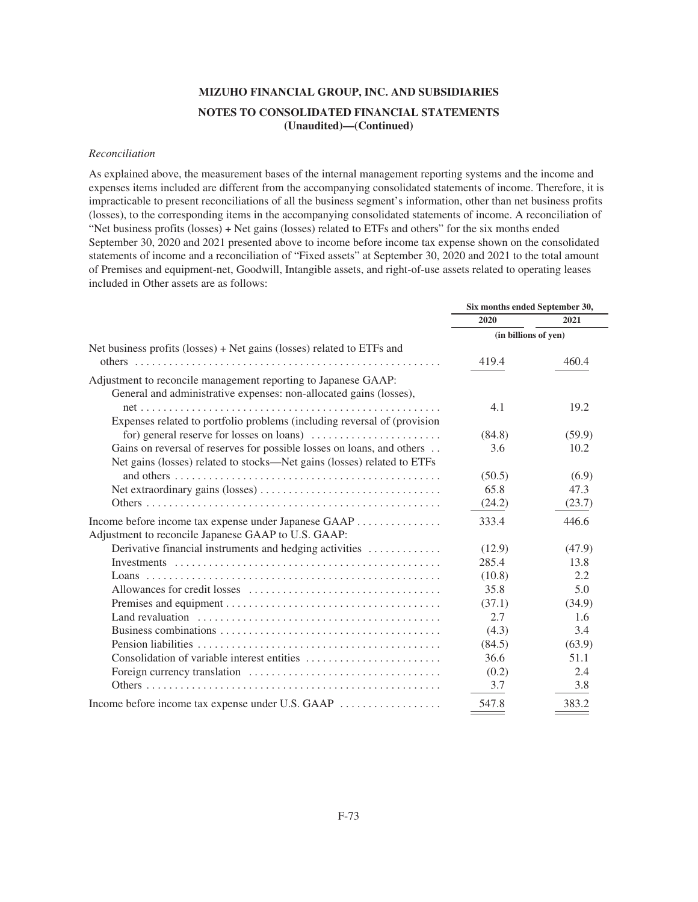**MIZUHO FINANCIAL GROUP, INC. AND SUBSIDIARIES**

**NOTES TO CONSOLIDATED FINANCIAL STATEMENTS**
**(Unaudited)—(Continued)**

*Reconciliation*

As explained above, the measurement bases of the internal management reporting systems and the income and expenses items included are different from the accompanying consolidated statements of income. Therefore, it is impracticable to present reconciliations of all the business segment's information, other than net business profits (losses), to the corresponding items in the accompanying consolidated statements of income. A reconciliation of "Net business profits (losses) + Net gains (losses) related to ETFs and others" for the six months ended September 30, 2020 and 2021 presented above to income before income tax expense shown on the consolidated statements of income and a reconciliation of "Fixed assets" at September 30, 2020 and 2021 to the total amount of Premises and equipment-net, Goodwill, Intangible assets, and right-of-use assets related to operating leases included in Other assets are as follows:

| | Six months ended September 30, | |
|---|---|---|
| | 2020 | 2021 |
| | (in billions of yen) | |
| Net business profits (losses) + Net gains (losses) related to ETFs and others | 419.4 | 460.4 |
| Adjustment to reconcile management reporting to Japanese GAAP: | | |
| General and administrative expenses: non-allocated gains (losses), net | 4.1 | 19.2 |
| Expenses related to portfolio problems (including reversal of (provision for) general reserve for losses on loans) | (84.8) | (59.9) |
| Gains on reversal of reserves for possible losses on loans, and others | 3.6 | 10.2 |
| Net gains (losses) related to stocks—Net gains (losses) related to ETFs and others | (50.5) | (6.9) |
| Net extraordinary gains (losses) | 65.8 | 47.3 |
| Others | (24.2) | (23.7) |
| Income before income tax expense under Japanese GAAP | 333.4 | 446.6 |
| Adjustment to reconcile Japanese GAAP to U.S. GAAP: | | |
| Derivative financial instruments and hedging activities | (12.9) | (47.9) |
| Investments | 285.4 | 13.8 |
| Loans | (10.8) | 2.2 |
| Allowances for credit losses | 35.8 | 5.0 |
| Premises and equipment | (37.1) | (34.9) |
| Land revaluation | 2.7 | 1.6 |
| Business combinations | (4.3) | 3.4 |
| Pension liabilities | (84.5) | (63.9) |
| Consolidation of variable interest entities | 36.6 | 51.1 |
| Foreign currency translation | (0.2) | 2.4 |
| Others | 3.7 | 3.8 |
| Income before income tax expense under U.S. GAAP | 547.8 | 383.2 |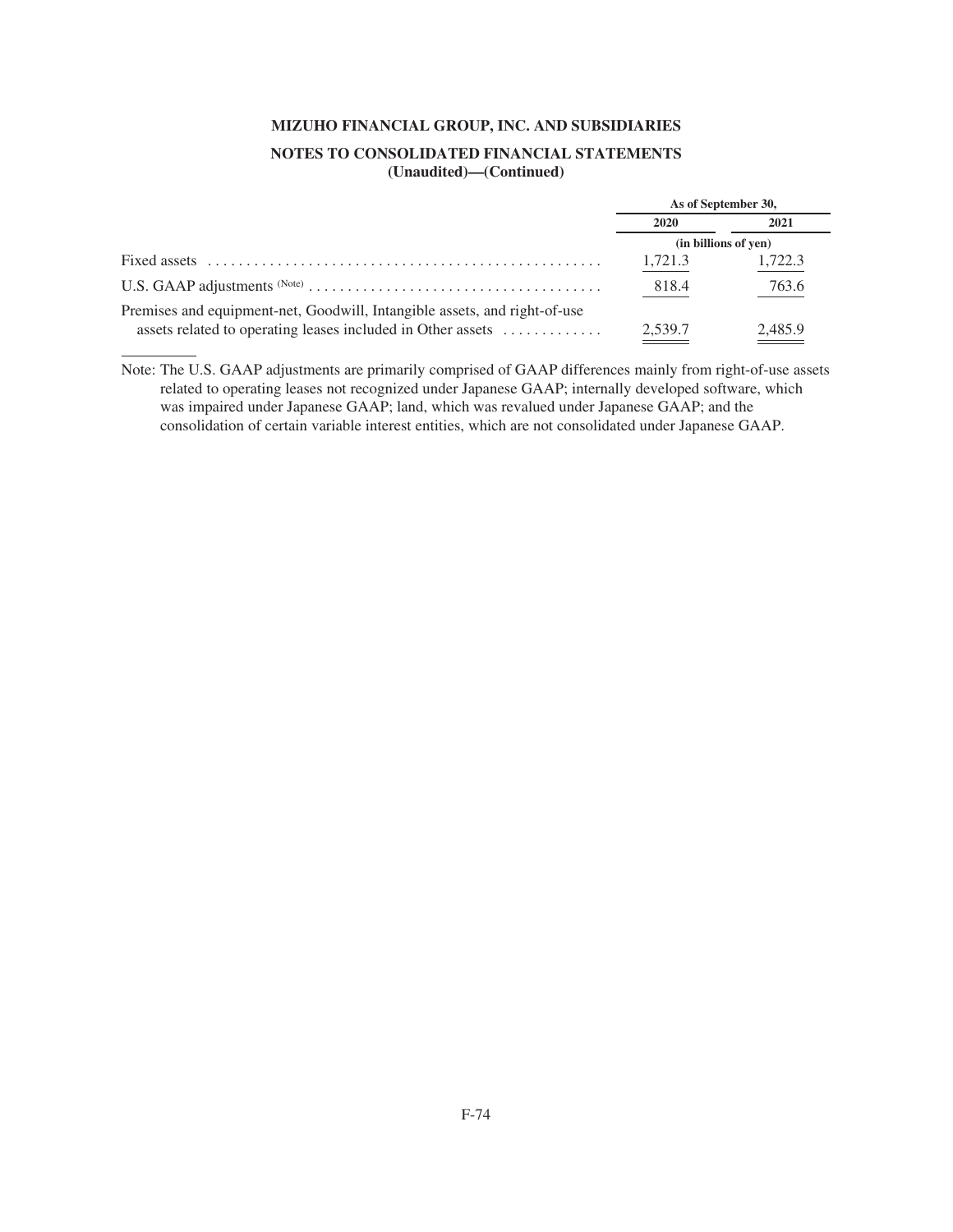**MIZUHO FINANCIAL GROUP, INC. AND SUBSIDIARIES**

**NOTES TO CONSOLIDATED FINANCIAL STATEMENTS (Unaudited)—(Continued)**

| | As of September 30, | |
|---|---|---|
| | 2020 | 2021 |
| | (in billions of yen) | |
| Fixed assets | 1,721.3 | 1,722.3 |
| U.S. GAAP adjustments (Note) | 818.4 | 763.6 |
| Premises and equipment-net, Goodwill, Intangible assets, and right-of-use assets related to operating leases included in Other assets | 2,539.7 | 2,485.9 |

Note: The U.S. GAAP adjustments are primarily comprised of GAAP differences mainly from right-of-use assets related to operating leases not recognized under Japanese GAAP; internally developed software, which was impaired under Japanese GAAP; land, which was revalued under Japanese GAAP; and the consolidation of certain variable interest entities, which are not consolidated under Japanese GAAP.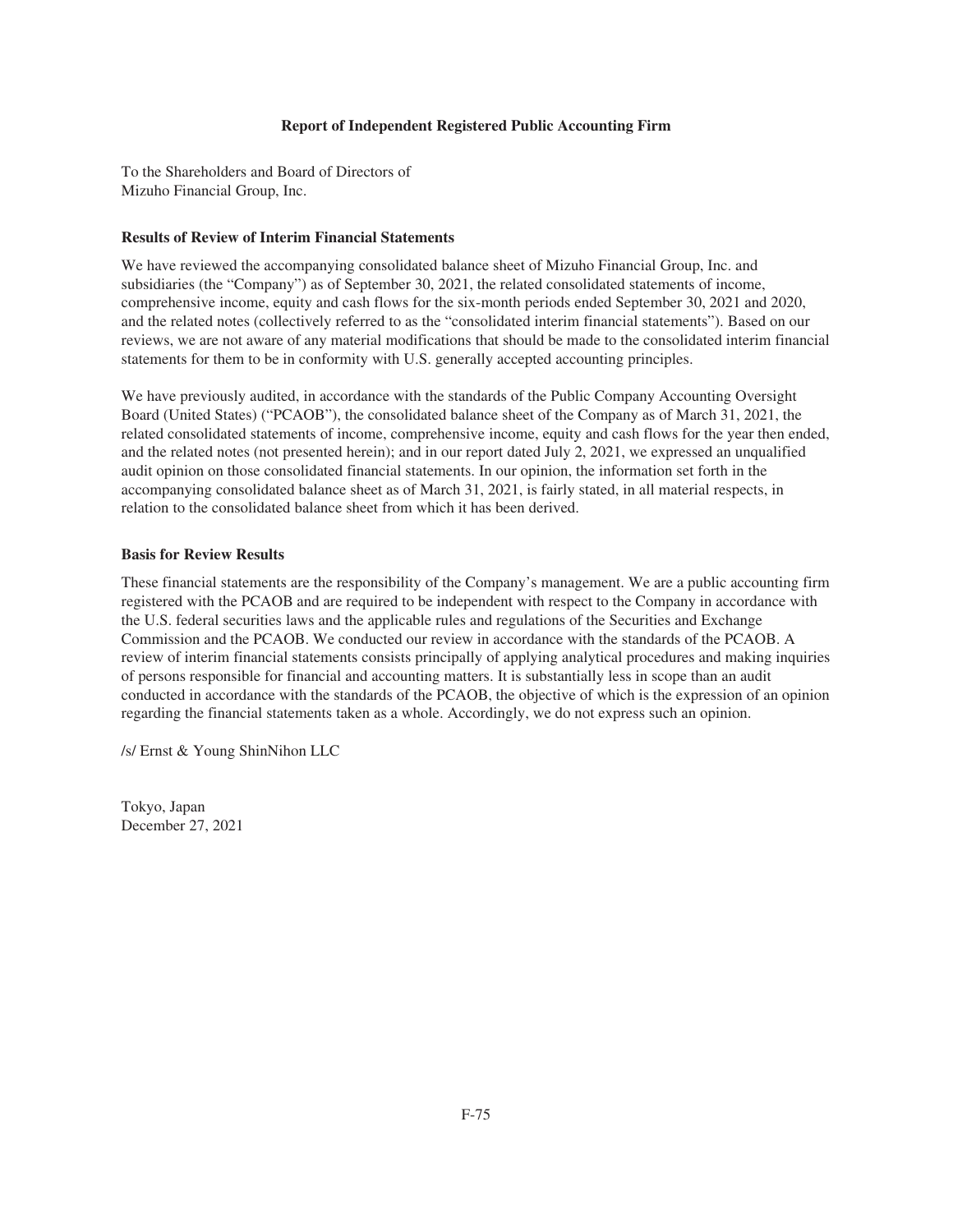## Report of Independent Registered Public Accounting Firm

To the Shareholders and Board of Directors of
Mizuho Financial Group, Inc.

### Results of Review of Interim Financial Statements

We have reviewed the accompanying consolidated balance sheet of Mizuho Financial Group, Inc. and subsidiaries (the "Company") as of September 30, 2021, the related consolidated statements of income, comprehensive income, equity and cash flows for the six-month periods ended September 30, 2021 and 2020, and the related notes (collectively referred to as the "consolidated interim financial statements"). Based on our reviews, we are not aware of any material modifications that should be made to the consolidated interim financial statements for them to be in conformity with U.S. generally accepted accounting principles.

We have previously audited, in accordance with the standards of the Public Company Accounting Oversight Board (United States) ("PCAOB"), the consolidated balance sheet of the Company as of March 31, 2021, the related consolidated statements of income, comprehensive income, equity and cash flows for the year then ended, and the related notes (not presented herein); and in our report dated July 2, 2021, we expressed an unqualified audit opinion on those consolidated financial statements. In our opinion, the information set forth in the accompanying consolidated balance sheet as of March 31, 2021, is fairly stated, in all material respects, in relation to the consolidated balance sheet from which it has been derived.

### Basis for Review Results

These financial statements are the responsibility of the Company's management. We are a public accounting firm registered with the PCAOB and are required to be independent with respect to the Company in accordance with the U.S. federal securities laws and the applicable rules and regulations of the Securities and Exchange Commission and the PCAOB. We conducted our review in accordance with the standards of the PCAOB. A review of interim financial statements consists principally of applying analytical procedures and making inquiries of persons responsible for financial and accounting matters. It is substantially less in scope than an audit conducted in accordance with the standards of the PCAOB, the objective of which is the expression of an opinion regarding the financial statements taken as a whole. Accordingly, we do not express such an opinion.

/s/ Ernst & Young ShinNihon LLC

Tokyo, Japan
December 27, 2021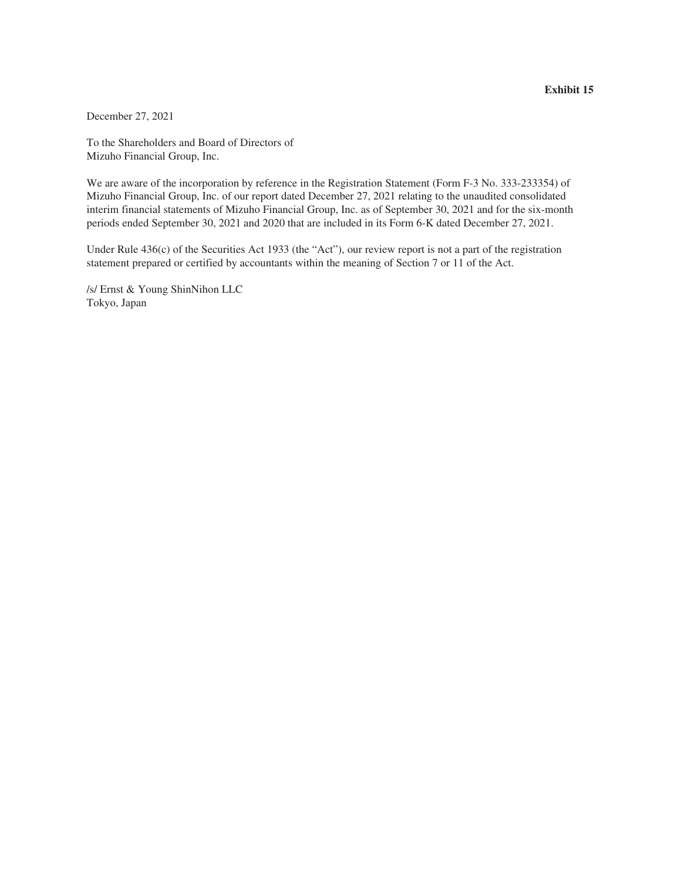**Exhibit 15**

December 27, 2021

To the Shareholders and Board of Directors of
Mizuho Financial Group, Inc.

We are aware of the incorporation by reference in the Registration Statement (Form F-3 No. 333-233354) of Mizuho Financial Group, Inc. of our report dated December 27, 2021 relating to the unaudited consolidated interim financial statements of Mizuho Financial Group, Inc. as of September 30, 2021 and for the six-month periods ended September 30, 2021 and 2020 that are included in its Form 6-K dated December 27, 2021.

Under Rule 436(c) of the Securities Act 1933 (the "Act"), our review report is not a part of the registration statement prepared or certified by accountants within the meaning of Section 7 or 11 of the Act.

/s/ Ernst & Young ShinNihon LLC
Tokyo, Japan